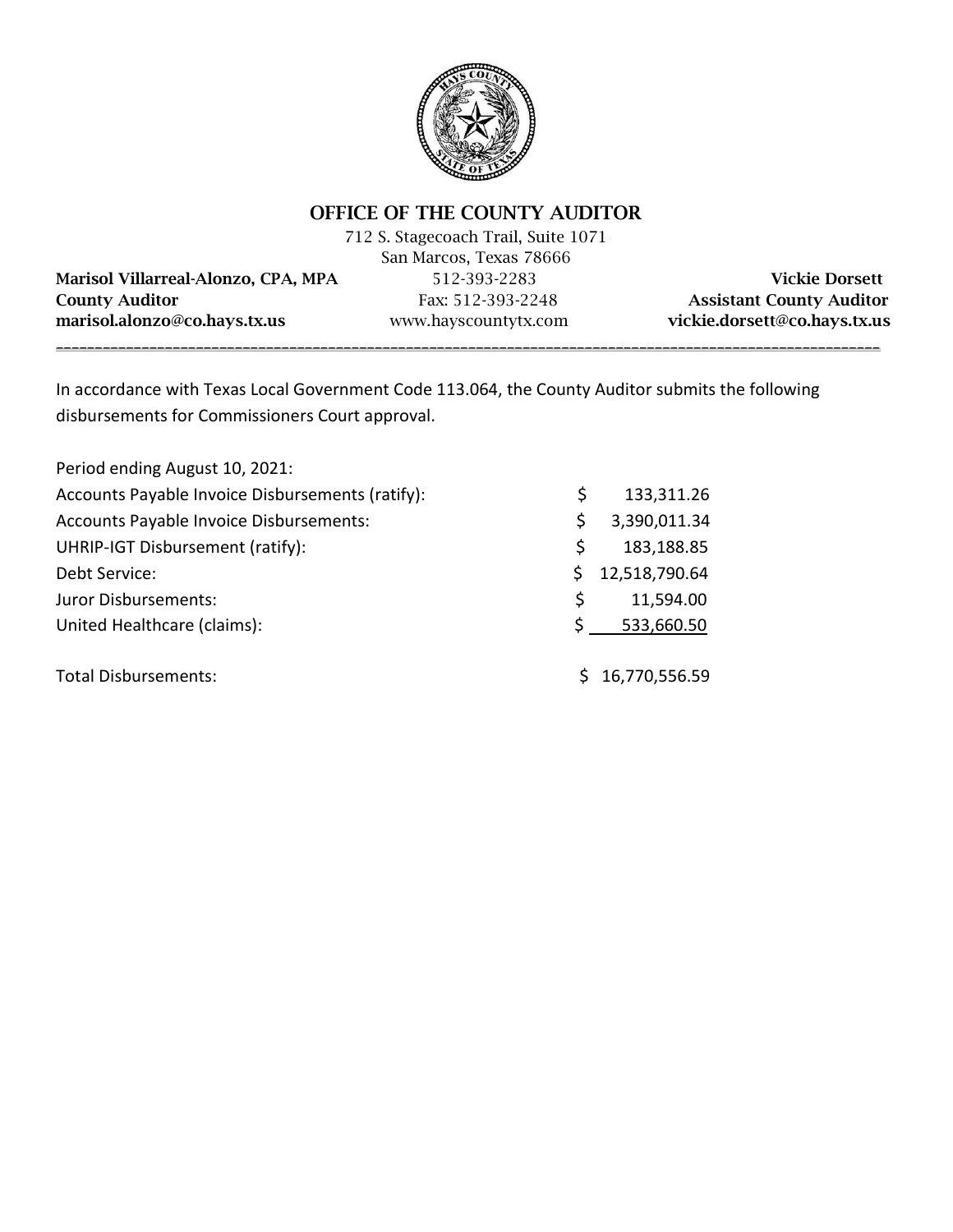# OFFICE OF THE COUNTY AUDITOR

712 S. Stagecoach Trail, Suite 1071
San Marcos, Texas 78666

| | | |
|---|---|---|
| **Marisol Villarreal-Alonzo, CPA, MPA** | 512-393-2283 | **Vickie Dorsett** |
| **County Auditor** | Fax: 512-393-2248 | **Assistant County Auditor** |
| **marisol.alonzo@co.hays.tx.us** | www.hayscountytx.com | **vickie.dorsett@co.hays.tx.us** |

---

In accordance with Texas Local Government Code 113.064, the County Auditor submits the following disbursements for Commissioners Court approval.

| Period ending August 10, 2021: | | |
|---|---|---|
| Accounts Payable Invoice Disbursements (ratify): | $ | 133,311.26 |
| Accounts Payable Invoice Disbursements: | $ | 3,390,011.34 |
| UHRIP-IGT Disbursement (ratify): | $ | 183,188.85 |
| Debt Service: | $ | 12,518,790.64 |
| Juror Disbursements: | $ | 11,594.00 |
| United Healthcare (claims): | $ | 533,660.50 |
| | | |
| Total Disbursements: | $ | 16,770,556.59 |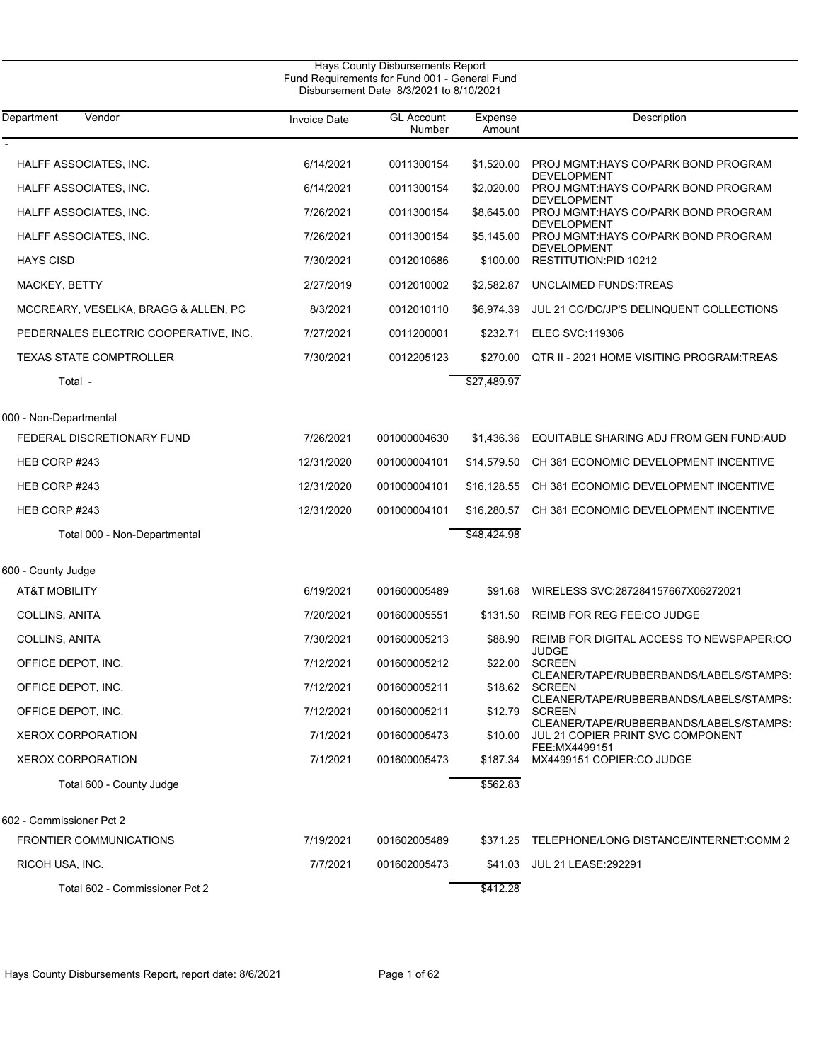Hays County Disbursements Report
Fund Requirements for Fund 001 - General Fund
Disbursement Date 8/3/2021 to 8/10/2021

| Department | Vendor | Invoice Date | GL Account Number | Expense Amount | Description |
|---|---|---|---|---|---|
| - | | | | | |
| | HALFF ASSOCIATES, INC. | 6/14/2021 | 0011300154 | $1,520.00 | PROJ MGMT:HAYS CO/PARK BOND PROGRAM DEVELOPMENT |
| | HALFF ASSOCIATES, INC. | 6/14/2021 | 0011300154 | $2,020.00 | PROJ MGMT:HAYS CO/PARK BOND PROGRAM DEVELOPMENT |
| | HALFF ASSOCIATES, INC. | 7/26/2021 | 0011300154 | $8,645.00 | PROJ MGMT:HAYS CO/PARK BOND PROGRAM DEVELOPMENT |
| | HALFF ASSOCIATES, INC. | 7/26/2021 | 0011300154 | $5,145.00 | PROJ MGMT:HAYS CO/PARK BOND PROGRAM DEVELOPMENT |
| | HAYS CISD | 7/30/2021 | 0012010686 | $100.00 | RESTITUTION:PID 10212 |
| | MACKEY, BETTY | 2/27/2019 | 0012010002 | $2,582.87 | UNCLAIMED FUNDS:TREAS |
| | MCCREARY, VESELKA, BRAGG & ALLEN, PC | 8/3/2021 | 0012010110 | $6,974.39 | JUL 21 CC/DC/JP'S DELINQUENT COLLECTIONS |
| | PEDERNALES ELECTRIC COOPERATIVE, INC. | 7/27/2021 | 0011200001 | $232.71 | ELEC SVC:119306 |
| | TEXAS STATE COMPTROLLER | 7/30/2021 | 0012205123 | $270.00 | QTR II - 2021 HOME VISITING PROGRAM:TREAS |
| | Total - | | | $27,489.97 | |
| 000 - Non-Departmental | | | | | |
| | FEDERAL DISCRETIONARY FUND | 7/26/2021 | 001000004630 | $1,436.36 | EQUITABLE SHARING ADJ FROM GEN FUND:AUD |
| | HEB CORP #243 | 12/31/2020 | 001000004101 | $14,579.50 | CH 381 ECONOMIC DEVELOPMENT INCENTIVE |
| | HEB CORP #243 | 12/31/2020 | 001000004101 | $16,128.55 | CH 381 ECONOMIC DEVELOPMENT INCENTIVE |
| | HEB CORP #243 | 12/31/2020 | 001000004101 | $16,280.57 | CH 381 ECONOMIC DEVELOPMENT INCENTIVE |
| | Total 000 - Non-Departmental | | | $48,424.98 | |
| 600 - County Judge | | | | | |
| | AT&T MOBILITY | 6/19/2021 | 001600005489 | $91.68 | WIRELESS SVC:287284157667X06272021 |
| | COLLINS, ANITA | 7/20/2021 | 001600005551 | $131.50 | REIMB FOR REG FEE:CO JUDGE |
| | COLLINS, ANITA | 7/30/2021 | 001600005213 | $88.90 | REIMB FOR DIGITAL ACCESS TO NEWSPAPER:CO JUDGE |
| | OFFICE DEPOT, INC. | 7/12/2021 | 001600005212 | $22.00 | SCREEN CLEANER/TAPE/RUBBERBANDS/LABELS/STAMPS: |
| | OFFICE DEPOT, INC. | 7/12/2021 | 001600005211 | $18.62 | SCREEN CLEANER/TAPE/RUBBERBANDS/LABELS/STAMPS: |
| | OFFICE DEPOT, INC. | 7/12/2021 | 001600005211 | $12.79 | SCREEN CLEANER/TAPE/RUBBERBANDS/LABELS/STAMPS: |
| | XEROX CORPORATION | 7/1/2021 | 001600005473 | $10.00 | JUL 21 COPIER PRINT SVC COMPONENT FEE:MX4499151 |
| | XEROX CORPORATION | 7/1/2021 | 001600005473 | $187.34 | MX4499151 COPIER:CO JUDGE |
| | Total 600 - County Judge | | | $562.83 | |
| 602 - Commissioner Pct 2 | | | | | |
| | FRONTIER COMMUNICATIONS | 7/19/2021 | 001602005489 | $371.25 | TELEPHONE/LONG DISTANCE/INTERNET:COMM 2 |
| | RICOH USA, INC. | 7/7/2021 | 001602005473 | $41.03 | JUL 21 LEASE:292291 |
| | Total 602 - Commissioner Pct 2 | | | $412.28 | |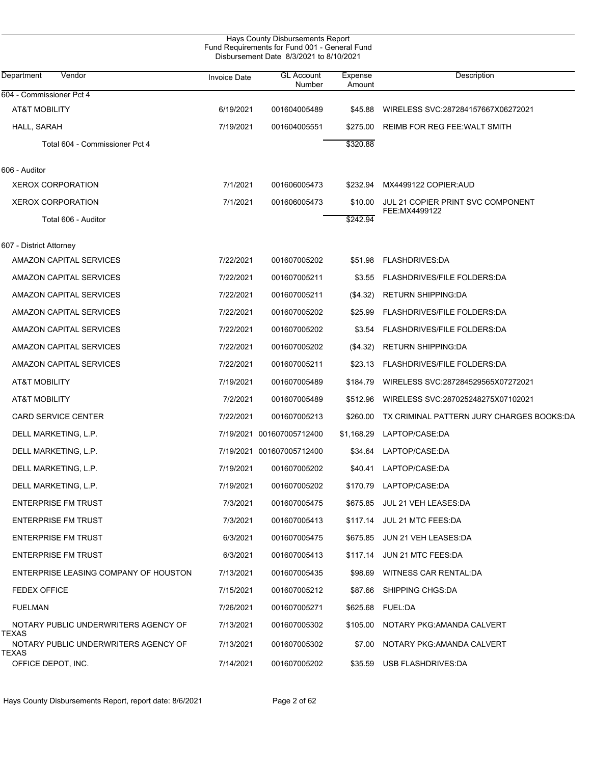Hays County Disbursements Report
Fund Requirements for Fund 001 - General Fund
Disbursement Date 8/3/2021 to 8/10/2021

| Department | Vendor | Invoice Date | GL Account Number | Expense Amount | Description |
|---|---|---|---|---|---|
| 604 - Commissioner Pct 4 | | | | | |
| | AT&T MOBILITY | 6/19/2021 | 001604005489 | $45.88 | WIRELESS SVC:287284157667X06272021 |
| | HALL, SARAH | 7/19/2021 | 001604005551 | $275.00 | REIMB FOR REG FEE:WALT SMITH |
| | Total 604 - Commissioner Pct 4 | | | $320.88 | |
| 606 - Auditor | | | | | |
| | XEROX CORPORATION | 7/1/2021 | 001606005473 | $232.94 | MX4499122 COPIER:AUD |
| | XEROX CORPORATION | 7/1/2021 | 001606005473 | $10.00 | JUL 21 COPIER PRINT SVC COMPONENT FEE:MX4499122 |
| | Total 606 - Auditor | | | $242.94 | |
| 607 - District Attorney | | | | | |
| | AMAZON CAPITAL SERVICES | 7/22/2021 | 001607005202 | $51.98 | FLASHDRIVES:DA |
| | AMAZON CAPITAL SERVICES | 7/22/2021 | 001607005211 | $3.55 | FLASHDRIVES/FILE FOLDERS:DA |
| | AMAZON CAPITAL SERVICES | 7/22/2021 | 001607005211 | ($4.32) | RETURN SHIPPING:DA |
| | AMAZON CAPITAL SERVICES | 7/22/2021 | 001607005202 | $25.99 | FLASHDRIVES/FILE FOLDERS:DA |
| | AMAZON CAPITAL SERVICES | 7/22/2021 | 001607005202 | $3.54 | FLASHDRIVES/FILE FOLDERS:DA |
| | AMAZON CAPITAL SERVICES | 7/22/2021 | 001607005202 | ($4.32) | RETURN SHIPPING:DA |
| | AMAZON CAPITAL SERVICES | 7/22/2021 | 001607005211 | $23.13 | FLASHDRIVES/FILE FOLDERS:DA |
| | AT&T MOBILITY | 7/19/2021 | 001607005489 | $184.79 | WIRELESS SVC:287284529565X07272021 |
| | AT&T MOBILITY | 7/2/2021 | 001607005489 | $512.96 | WIRELESS SVC:287025248275X07102021 |
| | CARD SERVICE CENTER | 7/22/2021 | 001607005213 | $260.00 | TX CRIMINAL PATTERN JURY CHARGES BOOKS:DA |
| | DELL MARKETING, L.P. | 7/19/2021 | 001607005712400 | $1,168.29 | LAPTOP/CASE:DA |
| | DELL MARKETING, L.P. | 7/19/2021 | 001607005712400 | $34.64 | LAPTOP/CASE:DA |
| | DELL MARKETING, L.P. | 7/19/2021 | 001607005202 | $40.41 | LAPTOP/CASE:DA |
| | DELL MARKETING, L.P. | 7/19/2021 | 001607005202 | $170.79 | LAPTOP/CASE:DA |
| | ENTERPRISE FM TRUST | 7/3/2021 | 001607005475 | $675.85 | JUL 21 VEH LEASES:DA |
| | ENTERPRISE FM TRUST | 7/3/2021 | 001607005413 | $117.14 | JUL 21 MTC FEES:DA |
| | ENTERPRISE FM TRUST | 6/3/2021 | 001607005475 | $675.85 | JUN 21 VEH LEASES:DA |
| | ENTERPRISE FM TRUST | 6/3/2021 | 001607005413 | $117.14 | JUN 21 MTC FEES:DA |
| | ENTERPRISE LEASING COMPANY OF HOUSTON | 7/13/2021 | 001607005435 | $98.69 | WITNESS CAR RENTAL:DA |
| | FEDEX OFFICE | 7/15/2021 | 001607005212 | $87.66 | SHIPPING CHGS:DA |
| | FUELMAN | 7/26/2021 | 001607005271 | $625.68 | FUEL:DA |
| | NOTARY PUBLIC UNDERWRITERS AGENCY OF TEXAS | 7/13/2021 | 001607005302 | $105.00 | NOTARY PKG:AMANDA CALVERT |
| | NOTARY PUBLIC UNDERWRITERS AGENCY OF TEXAS | 7/13/2021 | 001607005302 | $7.00 | NOTARY PKG:AMANDA CALVERT |
| | OFFICE DEPOT, INC. | 7/14/2021 | 001607005202 | $35.59 | USB FLASHDRIVES:DA |

Hays County Disbursements Report, report date: 8/6/2021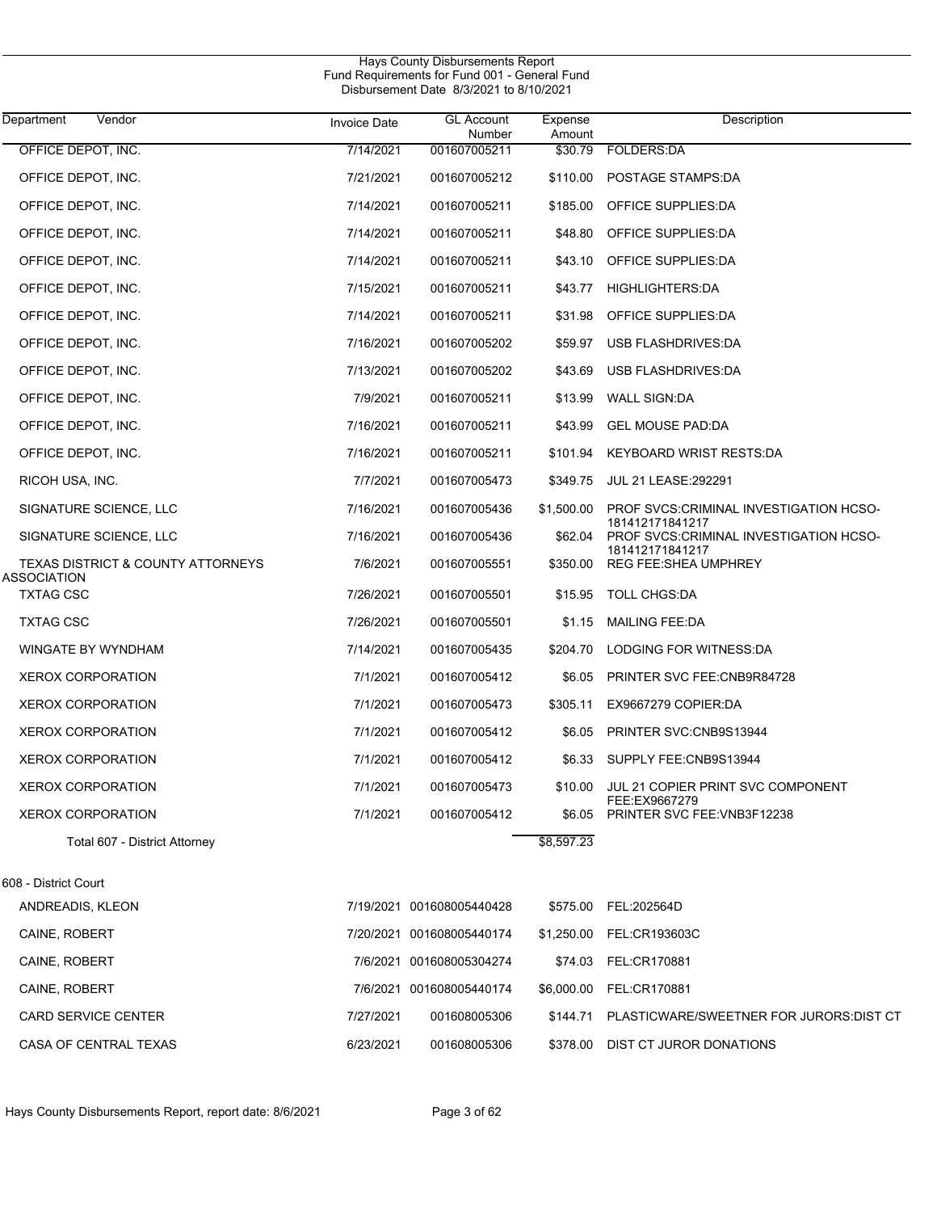# Hays County Disbursements Report
## Fund Requirements for Fund 001 - General Fund
### Disbursement Date 8/3/2021 to 8/10/2021

| Department Vendor | Invoice Date | GL Account Number | Expense Amount | Description |
|---|---|---|---|---|
| OFFICE DEPOT, INC. | 7/14/2021 | 001607005211 | $30.79 | FOLDERS:DA |
| OFFICE DEPOT, INC. | 7/21/2021 | 001607005212 | $110.00 | POSTAGE STAMPS:DA |
| OFFICE DEPOT, INC. | 7/14/2021 | 001607005211 | $185.00 | OFFICE SUPPLIES:DA |
| OFFICE DEPOT, INC. | 7/14/2021 | 001607005211 | $48.80 | OFFICE SUPPLIES:DA |
| OFFICE DEPOT, INC. | 7/14/2021 | 001607005211 | $43.10 | OFFICE SUPPLIES:DA |
| OFFICE DEPOT, INC. | 7/15/2021 | 001607005211 | $43.77 | HIGHLIGHTERS:DA |
| OFFICE DEPOT, INC. | 7/14/2021 | 001607005211 | $31.98 | OFFICE SUPPLIES:DA |
| OFFICE DEPOT, INC. | 7/16/2021 | 001607005202 | $59.97 | USB FLASHDRIVES:DA |
| OFFICE DEPOT, INC. | 7/13/2021 | 001607005202 | $43.69 | USB FLASHDRIVES:DA |
| OFFICE DEPOT, INC. | 7/9/2021 | 001607005211 | $13.99 | WALL SIGN:DA |
| OFFICE DEPOT, INC. | 7/16/2021 | 001607005211 | $43.99 | GEL MOUSE PAD:DA |
| OFFICE DEPOT, INC. | 7/16/2021 | 001607005211 | $101.94 | KEYBOARD WRIST RESTS:DA |
| RICOH USA, INC. | 7/7/2021 | 001607005473 | $349.75 | JUL 21 LEASE:292291 |
| SIGNATURE SCIENCE, LLC | 7/16/2021 | 001607005436 | $1,500.00 | PROF SVCS:CRIMINAL INVESTIGATION HCSO-181412171841217 |
| SIGNATURE SCIENCE, LLC | 7/16/2021 | 001607005436 | $62.04 | PROF SVCS:CRIMINAL INVESTIGATION HCSO-181412171841217 |
| TEXAS DISTRICT & COUNTY ATTORNEYS ASSOCIATION | 7/6/2021 | 001607005551 | $350.00 | REG FEE:SHEA UMPHREY |
| TXTAG CSC | 7/26/2021 | 001607005501 | $15.95 | TOLL CHGS:DA |
| TXTAG CSC | 7/26/2021 | 001607005501 | $1.15 | MAILING FEE:DA |
| WINGATE BY WYNDHAM | 7/14/2021 | 001607005435 | $204.70 | LODGING FOR WITNESS:DA |
| XEROX CORPORATION | 7/1/2021 | 001607005412 | $6.05 | PRINTER SVC FEE:CNB9R84728 |
| XEROX CORPORATION | 7/1/2021 | 001607005473 | $305.11 | EX9667279 COPIER:DA |
| XEROX CORPORATION | 7/1/2021 | 001607005412 | $6.05 | PRINTER SVC:CNB9S13944 |
| XEROX CORPORATION | 7/1/2021 | 001607005412 | $6.33 | SUPPLY FEE:CNB9S13944 |
| XEROX CORPORATION | 7/1/2021 | 001607005473 | $10.00 | JUL 21 COPIER PRINT SVC COMPONENT FEE:EX9667279 |
| XEROX CORPORATION | 7/1/2021 | 001607005412 | $6.05 | PRINTER SVC FEE:VNB3F12238 |
| Total 607 - District Attorney | | | $8,597.23 | |
| **608 - District Court** | | | | |
| ANDREADIS, KLEON | 7/19/2021 | 001608005440428 | $575.00 | FEL:202564D |
| CAINE, ROBERT | 7/20/2021 | 001608005440174 | $1,250.00 | FEL:CR193603C |
| CAINE, ROBERT | 7/6/2021 | 001608005304274 | $74.03 | FEL:CR170881 |
| CAINE, ROBERT | 7/6/2021 | 001608005440174 | $6,000.00 | FEL:CR170881 |
| CARD SERVICE CENTER | 7/27/2021 | 001608005306 | $144.71 | PLASTICWARE/SWEETNER FOR JURORS:DIST CT |
| CASA OF CENTRAL TEXAS | 6/23/2021 | 001608005306 | $378.00 | DIST CT JUROR DONATIONS |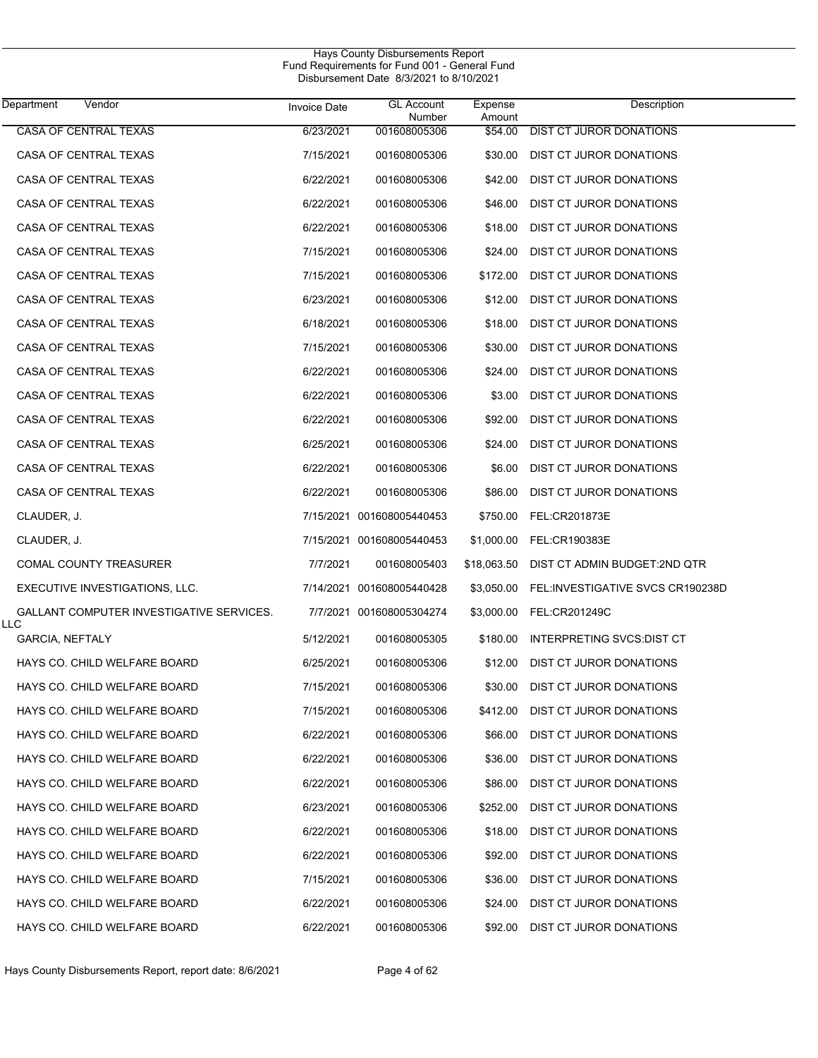Hays County Disbursements Report
Fund Requirements for Fund 001 - General Fund
Disbursement Date 8/3/2021 to 8/10/2021

| Department | Vendor | Invoice Date | GL Account Number | Expense Amount | Description |
|---|---|---|---|---|---|
| | CASA OF CENTRAL TEXAS | 6/23/2021 | 001608005306 | $54.00 | DIST CT JUROR DONATIONS |
| | CASA OF CENTRAL TEXAS | 7/15/2021 | 001608005306 | $30.00 | DIST CT JUROR DONATIONS |
| | CASA OF CENTRAL TEXAS | 6/22/2021 | 001608005306 | $42.00 | DIST CT JUROR DONATIONS |
| | CASA OF CENTRAL TEXAS | 6/22/2021 | 001608005306 | $46.00 | DIST CT JUROR DONATIONS |
| | CASA OF CENTRAL TEXAS | 6/22/2021 | 001608005306 | $18.00 | DIST CT JUROR DONATIONS |
| | CASA OF CENTRAL TEXAS | 7/15/2021 | 001608005306 | $24.00 | DIST CT JUROR DONATIONS |
| | CASA OF CENTRAL TEXAS | 7/15/2021 | 001608005306 | $172.00 | DIST CT JUROR DONATIONS |
| | CASA OF CENTRAL TEXAS | 6/23/2021 | 001608005306 | $12.00 | DIST CT JUROR DONATIONS |
| | CASA OF CENTRAL TEXAS | 6/18/2021 | 001608005306 | $18.00 | DIST CT JUROR DONATIONS |
| | CASA OF CENTRAL TEXAS | 7/15/2021 | 001608005306 | $30.00 | DIST CT JUROR DONATIONS |
| | CASA OF CENTRAL TEXAS | 6/22/2021 | 001608005306 | $24.00 | DIST CT JUROR DONATIONS |
| | CASA OF CENTRAL TEXAS | 6/22/2021 | 001608005306 | $3.00 | DIST CT JUROR DONATIONS |
| | CASA OF CENTRAL TEXAS | 6/22/2021 | 001608005306 | $92.00 | DIST CT JUROR DONATIONS |
| | CASA OF CENTRAL TEXAS | 6/25/2021 | 001608005306 | $24.00 | DIST CT JUROR DONATIONS |
| | CASA OF CENTRAL TEXAS | 6/22/2021 | 001608005306 | $6.00 | DIST CT JUROR DONATIONS |
| | CASA OF CENTRAL TEXAS | 6/22/2021 | 001608005306 | $86.00 | DIST CT JUROR DONATIONS |
| | CLAUDER, J. | 7/15/2021 | 001608005440453 | $750.00 | FEL:CR201873E |
| | CLAUDER, J. | 7/15/2021 | 001608005440453 | $1,000.00 | FEL:CR190383E |
| | COMAL COUNTY TREASURER | 7/7/2021 | 001608005403 | $18,063.50 | DIST CT ADMIN BUDGET:2ND QTR |
| | EXECUTIVE INVESTIGATIONS, LLC. | 7/14/2021 | 001608005440428 | $3,050.00 | FEL:INVESTIGATIVE SVCS CR190238D |
| | GALLANT COMPUTER INVESTIGATIVE SERVICES. LLC | 7/7/2021 | 001608005304274 | $3,000.00 | FEL:CR201249C |
| | GARCIA, NEFTALY | 5/12/2021 | 001608005305 | $180.00 | INTERPRETING SVCS:DIST CT |
| | HAYS CO. CHILD WELFARE BOARD | 6/25/2021 | 001608005306 | $12.00 | DIST CT JUROR DONATIONS |
| | HAYS CO. CHILD WELFARE BOARD | 7/15/2021 | 001608005306 | $30.00 | DIST CT JUROR DONATIONS |
| | HAYS CO. CHILD WELFARE BOARD | 7/15/2021 | 001608005306 | $412.00 | DIST CT JUROR DONATIONS |
| | HAYS CO. CHILD WELFARE BOARD | 6/22/2021 | 001608005306 | $66.00 | DIST CT JUROR DONATIONS |
| | HAYS CO. CHILD WELFARE BOARD | 6/22/2021 | 001608005306 | $36.00 | DIST CT JUROR DONATIONS |
| | HAYS CO. CHILD WELFARE BOARD | 6/22/2021 | 001608005306 | $86.00 | DIST CT JUROR DONATIONS |
| | HAYS CO. CHILD WELFARE BOARD | 6/23/2021 | 001608005306 | $252.00 | DIST CT JUROR DONATIONS |
| | HAYS CO. CHILD WELFARE BOARD | 6/22/2021 | 001608005306 | $18.00 | DIST CT JUROR DONATIONS |
| | HAYS CO. CHILD WELFARE BOARD | 6/22/2021 | 001608005306 | $92.00 | DIST CT JUROR DONATIONS |
| | HAYS CO. CHILD WELFARE BOARD | 7/15/2021 | 001608005306 | $36.00 | DIST CT JUROR DONATIONS |
| | HAYS CO. CHILD WELFARE BOARD | 6/22/2021 | 001608005306 | $24.00 | DIST CT JUROR DONATIONS |
| | HAYS CO. CHILD WELFARE BOARD | 6/22/2021 | 001608005306 | $92.00 | DIST CT JUROR DONATIONS |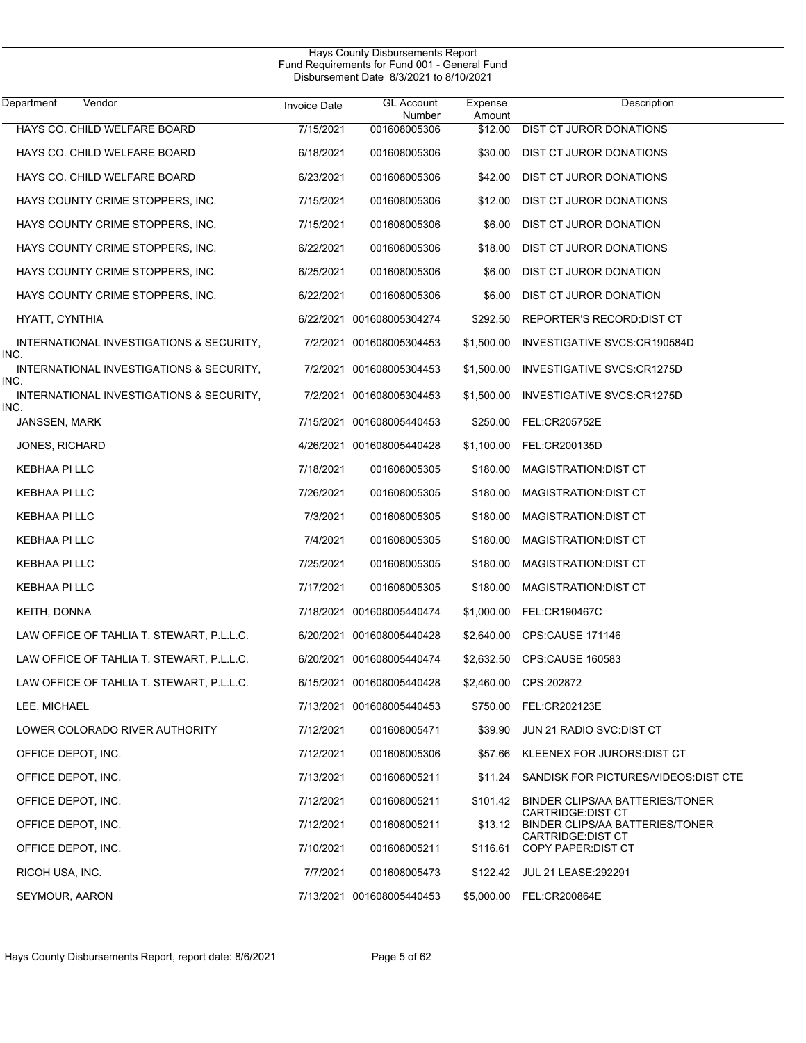# Hays County Disbursements Report
## Fund Requirements for Fund 001 - General Fund
### Disbursement Date 8/3/2021 to 8/10/2021

| Department Vendor | Invoice Date | GL Account Number | Expense Amount | Description |
|---|---|---|---|---|
| HAYS CO. CHILD WELFARE BOARD | 7/15/2021 | 001608005306 | $12.00 | DIST CT JUROR DONATIONS |
| HAYS CO. CHILD WELFARE BOARD | 6/18/2021 | 001608005306 | $30.00 | DIST CT JUROR DONATIONS |
| HAYS CO. CHILD WELFARE BOARD | 6/23/2021 | 001608005306 | $42.00 | DIST CT JUROR DONATIONS |
| HAYS COUNTY CRIME STOPPERS, INC. | 7/15/2021 | 001608005306 | $12.00 | DIST CT JUROR DONATIONS |
| HAYS COUNTY CRIME STOPPERS, INC. | 7/15/2021 | 001608005306 | $6.00 | DIST CT JUROR DONATION |
| HAYS COUNTY CRIME STOPPERS, INC. | 6/22/2021 | 001608005306 | $18.00 | DIST CT JUROR DONATIONS |
| HAYS COUNTY CRIME STOPPERS, INC. | 6/25/2021 | 001608005306 | $6.00 | DIST CT JUROR DONATION |
| HAYS COUNTY CRIME STOPPERS, INC. | 6/22/2021 | 001608005306 | $6.00 | DIST CT JUROR DONATION |
| HYATT, CYNTHIA | 6/22/2021 | 001608005304274 | $292.50 | REPORTER'S RECORD:DIST CT |
| INTERNATIONAL INVESTIGATIONS & SECURITY, INC. | 7/2/2021 | 001608005304453 | $1,500.00 | INVESTIGATIVE SVCS:CR190584D |
| INTERNATIONAL INVESTIGATIONS & SECURITY, INC. | 7/2/2021 | 001608005304453 | $1,500.00 | INVESTIGATIVE SVCS:CR1275D |
| INTERNATIONAL INVESTIGATIONS & SECURITY, INC. | 7/2/2021 | 001608005304453 | $1,500.00 | INVESTIGATIVE SVCS:CR1275D |
| JANSSEN, MARK | 7/15/2021 | 001608005440453 | $250.00 | FEL:CR205752E |
| JONES, RICHARD | 4/26/2021 | 001608005440428 | $1,100.00 | FEL:CR200135D |
| KEBHAA PI LLC | 7/18/2021 | 001608005305 | $180.00 | MAGISTRATION:DIST CT |
| KEBHAA PI LLC | 7/26/2021 | 001608005305 | $180.00 | MAGISTRATION:DIST CT |
| KEBHAA PI LLC | 7/3/2021 | 001608005305 | $180.00 | MAGISTRATION:DIST CT |
| KEBHAA PI LLC | 7/4/2021 | 001608005305 | $180.00 | MAGISTRATION:DIST CT |
| KEBHAA PI LLC | 7/25/2021 | 001608005305 | $180.00 | MAGISTRATION:DIST CT |
| KEBHAA PI LLC | 7/17/2021 | 001608005305 | $180.00 | MAGISTRATION:DIST CT |
| KEITH, DONNA | 7/18/2021 | 001608005440474 | $1,000.00 | FEL:CR190467C |
| LAW OFFICE OF TAHLIA T. STEWART, P.L.L.C. | 6/20/2021 | 001608005440428 | $2,640.00 | CPS:CAUSE 171146 |
| LAW OFFICE OF TAHLIA T. STEWART, P.L.L.C. | 6/20/2021 | 001608005440474 | $2,632.50 | CPS:CAUSE 160583 |
| LAW OFFICE OF TAHLIA T. STEWART, P.L.L.C. | 6/15/2021 | 001608005440428 | $2,460.00 | CPS:202872 |
| LEE, MICHAEL | 7/13/2021 | 001608005440453 | $750.00 | FEL:CR202123E |
| LOWER COLORADO RIVER AUTHORITY | 7/12/2021 | 001608005471 | $39.90 | JUN 21 RADIO SVC:DIST CT |
| OFFICE DEPOT, INC. | 7/12/2021 | 001608005306 | $57.66 | KLEENEX FOR JURORS:DIST CT |
| OFFICE DEPOT, INC. | 7/13/2021 | 001608005211 | $11.24 | SANDISK FOR PICTURES/VIDEOS:DIST CTE |
| OFFICE DEPOT, INC. | 7/12/2021 | 001608005211 | $101.42 | BINDER CLIPS/AA BATTERIES/TONER CARTRIDGE:DIST CT |
| OFFICE DEPOT, INC. | 7/12/2021 | 001608005211 | $13.12 | BINDER CLIPS/AA BATTERIES/TONER CARTRIDGE:DIST CT |
| OFFICE DEPOT, INC. | 7/10/2021 | 001608005211 | $116.61 | COPY PAPER:DIST CT |
| RICOH USA, INC. | 7/7/2021 | 001608005473 | $122.42 | JUL 21 LEASE:292291 |
| SEYMOUR, AARON | 7/13/2021 | 001608005440453 | $5,000.00 | FEL:CR200864E |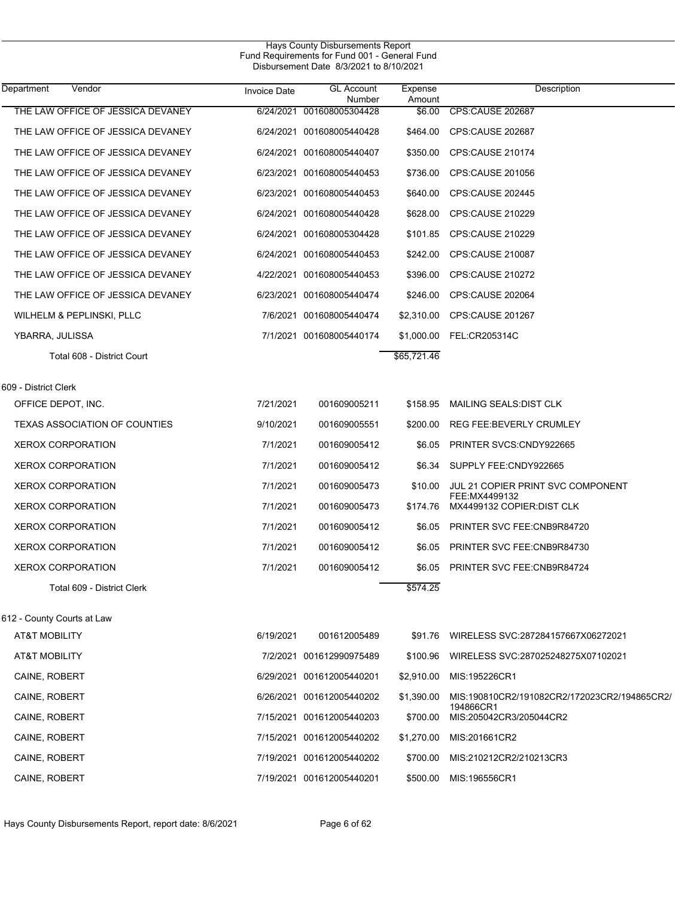Hays County Disbursements Report
Fund Requirements for Fund 001 - General Fund
Disbursement Date 8/3/2021 to 8/10/2021

| Department | Vendor | Invoice Date | GL Account Number | Expense Amount | Description |
|---|---|---|---|---|---|
| | THE LAW OFFICE OF JESSICA DEVANEY | 6/24/2021 | 001608005304428 | $6.00 | CPS:CAUSE 202687 |
| | THE LAW OFFICE OF JESSICA DEVANEY | 6/24/2021 | 001608005440428 | $464.00 | CPS:CAUSE 202687 |
| | THE LAW OFFICE OF JESSICA DEVANEY | 6/24/2021 | 001608005440407 | $350.00 | CPS:CAUSE 210174 |
| | THE LAW OFFICE OF JESSICA DEVANEY | 6/23/2021 | 001608005440453 | $736.00 | CPS:CAUSE 201056 |
| | THE LAW OFFICE OF JESSICA DEVANEY | 6/23/2021 | 001608005440453 | $640.00 | CPS:CAUSE 202445 |
| | THE LAW OFFICE OF JESSICA DEVANEY | 6/24/2021 | 001608005440428 | $628.00 | CPS:CAUSE 210229 |
| | THE LAW OFFICE OF JESSICA DEVANEY | 6/24/2021 | 001608005304428 | $101.85 | CPS:CAUSE 210229 |
| | THE LAW OFFICE OF JESSICA DEVANEY | 6/24/2021 | 001608005440453 | $242.00 | CPS:CAUSE 210087 |
| | THE LAW OFFICE OF JESSICA DEVANEY | 4/22/2021 | 001608005440453 | $396.00 | CPS:CAUSE 210272 |
| | THE LAW OFFICE OF JESSICA DEVANEY | 6/23/2021 | 001608005440474 | $246.00 | CPS:CAUSE 202064 |
| | WILHELM & PEPLINSKI, PLLC | 7/6/2021 | 001608005440474 | $2,310.00 | CPS:CAUSE 201267 |
| | YBARRA, JULISSA | 7/1/2021 | 001608005440174 | $1,000.00 | FEL:CR205314C |
| | Total 608 - District Court | | | $65,721.46 | |
| 609 - District Clerk | | | | | |
| | OFFICE DEPOT, INC. | 7/21/2021 | 001609005211 | $158.95 | MAILING SEALS:DIST CLK |
| | TEXAS ASSOCIATION OF COUNTIES | 9/10/2021 | 001609005551 | $200.00 | REG FEE:BEVERLY CRUMLEY |
| | XEROX CORPORATION | 7/1/2021 | 001609005412 | $6.05 | PRINTER SVCS:CNDY922665 |
| | XEROX CORPORATION | 7/1/2021 | 001609005412 | $6.34 | SUPPLY FEE:CNDY922665 |
| | XEROX CORPORATION | 7/1/2021 | 001609005473 | $10.00 | JUL 21 COPIER PRINT SVC COMPONENT FEE:MX4499132 |
| | XEROX CORPORATION | 7/1/2021 | 001609005473 | $174.76 | MX4499132 COPIER:DIST CLK |
| | XEROX CORPORATION | 7/1/2021 | 001609005412 | $6.05 | PRINTER SVC FEE:CNB9R84720 |
| | XEROX CORPORATION | 7/1/2021 | 001609005412 | $6.05 | PRINTER SVC FEE:CNB9R84730 |
| | XEROX CORPORATION | 7/1/2021 | 001609005412 | $6.05 | PRINTER SVC FEE:CNB9R84724 |
| | Total 609 - District Clerk | | | $574.25 | |
| 612 - County Courts at Law | | | | | |
| | AT&T MOBILITY | 6/19/2021 | 001612005489 | $91.76 | WIRELESS SVC:287284157667X06272021 |
| | AT&T MOBILITY | 7/2/2021 | 001612990975489 | $100.96 | WIRELESS SVC:287025248275X07102021 |
| | CAINE, ROBERT | 6/29/2021 | 001612005440201 | $2,910.00 | MIS:195226CR1 |
| | CAINE, ROBERT | 6/26/2021 | 001612005440202 | $1,390.00 | MIS:190810CR2/191082CR2/172023CR2/194865CR2/194866CR1 |
| | CAINE, ROBERT | 7/15/2021 | 001612005440203 | $700.00 | MIS:205042CR3/205044CR2 |
| | CAINE, ROBERT | 7/15/2021 | 001612005440202 | $1,270.00 | MIS:201661CR2 |
| | CAINE, ROBERT | 7/19/2021 | 001612005440202 | $700.00 | MIS:210212CR2/210213CR3 |
| | CAINE, ROBERT | 7/19/2021 | 001612005440201 | $500.00 | MIS:196556CR1 |

Hays County Disbursements Report, report date: 8/6/2021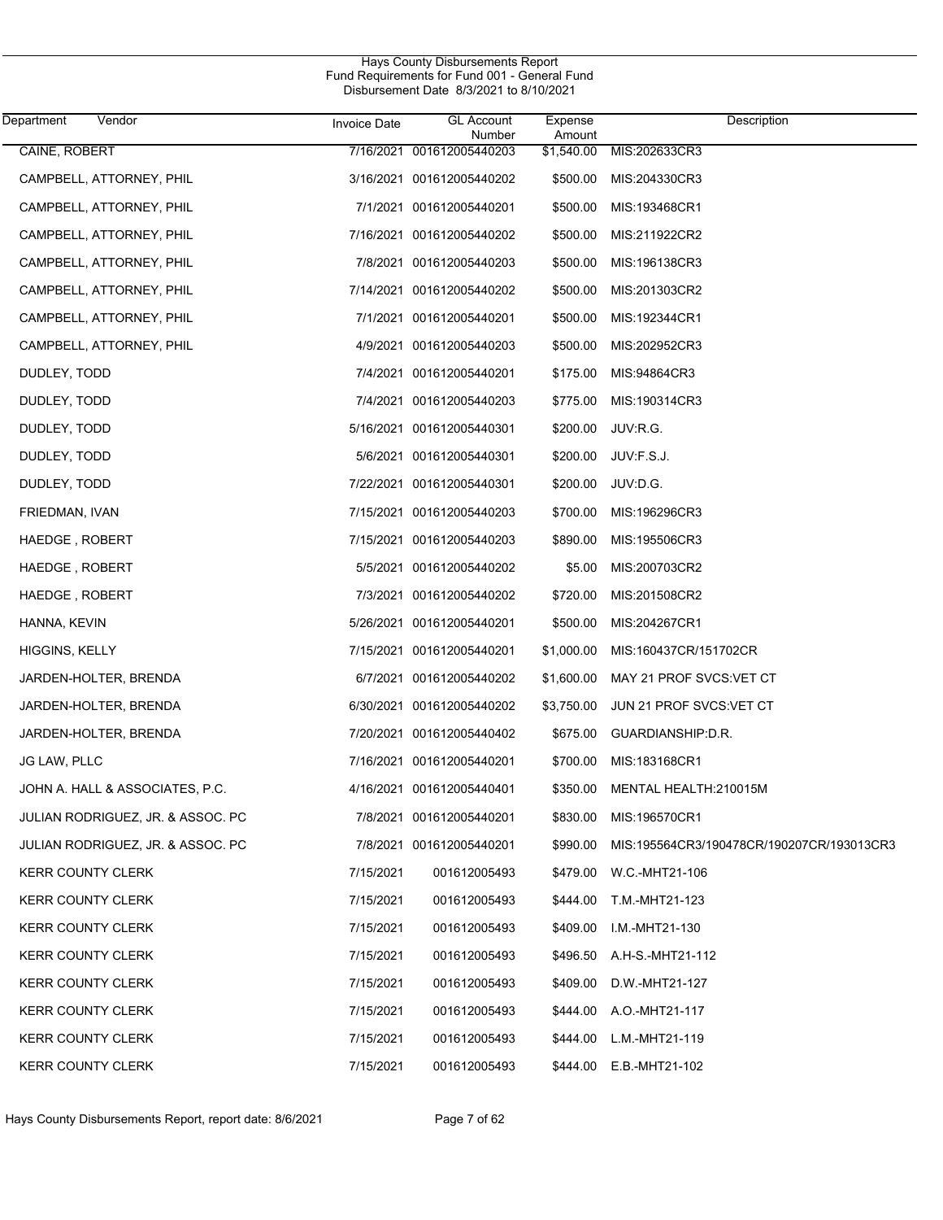Hays County Disbursements Report
Fund Requirements for Fund 001 - General Fund
Disbursement Date 8/3/2021 to 8/10/2021

| Department Vendor | Invoice Date | GL Account Number | Expense Amount | Description |
|---|---|---|---|---|
| CAINE, ROBERT | 7/16/2021 | 001612005440203 | $1,540.00 | MIS:202633CR3 |
| CAMPBELL, ATTORNEY, PHIL | 3/16/2021 | 001612005440202 | $500.00 | MIS:204330CR3 |
| CAMPBELL, ATTORNEY, PHIL | 7/1/2021 | 001612005440201 | $500.00 | MIS:193468CR1 |
| CAMPBELL, ATTORNEY, PHIL | 7/16/2021 | 001612005440202 | $500.00 | MIS:211922CR2 |
| CAMPBELL, ATTORNEY, PHIL | 7/8/2021 | 001612005440203 | $500.00 | MIS:196138CR3 |
| CAMPBELL, ATTORNEY, PHIL | 7/14/2021 | 001612005440202 | $500.00 | MIS:201303CR2 |
| CAMPBELL, ATTORNEY, PHIL | 7/1/2021 | 001612005440201 | $500.00 | MIS:192344CR1 |
| CAMPBELL, ATTORNEY, PHIL | 4/9/2021 | 001612005440203 | $500.00 | MIS:202952CR3 |
| DUDLEY, TODD | 7/4/2021 | 001612005440201 | $175.00 | MIS:94864CR3 |
| DUDLEY, TODD | 7/4/2021 | 001612005440203 | $775.00 | MIS:190314CR3 |
| DUDLEY, TODD | 5/16/2021 | 001612005440301 | $200.00 | JUV:R.G. |
| DUDLEY, TODD | 5/6/2021 | 001612005440301 | $200.00 | JUV:F.S.J. |
| DUDLEY, TODD | 7/22/2021 | 001612005440301 | $200.00 | JUV:D.G. |
| FRIEDMAN, IVAN | 7/15/2021 | 001612005440203 | $700.00 | MIS:196296CR3 |
| HAEDGE , ROBERT | 7/15/2021 | 001612005440203 | $890.00 | MIS:195506CR3 |
| HAEDGE , ROBERT | 5/5/2021 | 001612005440202 | $5.00 | MIS:200703CR2 |
| HAEDGE , ROBERT | 7/3/2021 | 001612005440202 | $720.00 | MIS:201508CR2 |
| HANNA, KEVIN | 5/26/2021 | 001612005440201 | $500.00 | MIS:204267CR1 |
| HIGGINS, KELLY | 7/15/2021 | 001612005440201 | $1,000.00 | MIS:160437CR/151702CR |
| JARDEN-HOLTER, BRENDA | 6/7/2021 | 001612005440202 | $1,600.00 | MAY 21 PROF SVCS:VET CT |
| JARDEN-HOLTER, BRENDA | 6/30/2021 | 001612005440202 | $3,750.00 | JUN 21 PROF SVCS:VET CT |
| JARDEN-HOLTER, BRENDA | 7/20/2021 | 001612005440402 | $675.00 | GUARDIANSHIP:D.R. |
| JG LAW, PLLC | 7/16/2021 | 001612005440201 | $700.00 | MIS:183168CR1 |
| JOHN A. HALL & ASSOCIATES, P.C. | 4/16/2021 | 001612005440401 | $350.00 | MENTAL HEALTH:210015M |
| JULIAN RODRIGUEZ, JR. & ASSOC. PC | 7/8/2021 | 001612005440201 | $830.00 | MIS:196570CR1 |
| JULIAN RODRIGUEZ, JR. & ASSOC. PC | 7/8/2021 | 001612005440201 | $990.00 | MIS:195564CR3/190478CR/190207CR/193013CR3 |
| KERR COUNTY CLERK | 7/15/2021 | 001612005493 | $479.00 | W.C.-MHT21-106 |
| KERR COUNTY CLERK | 7/15/2021 | 001612005493 | $444.00 | T.M.-MHT21-123 |
| KERR COUNTY CLERK | 7/15/2021 | 001612005493 | $409.00 | I.M.-MHT21-130 |
| KERR COUNTY CLERK | 7/15/2021 | 001612005493 | $496.50 | A.H-S.-MHT21-112 |
| KERR COUNTY CLERK | 7/15/2021 | 001612005493 | $409.00 | D.W.-MHT21-127 |
| KERR COUNTY CLERK | 7/15/2021 | 001612005493 | $444.00 | A.O.-MHT21-117 |
| KERR COUNTY CLERK | 7/15/2021 | 001612005493 | $444.00 | L.M.-MHT21-119 |
| KERR COUNTY CLERK | 7/15/2021 | 001612005493 | $444.00 | E.B.-MHT21-102 |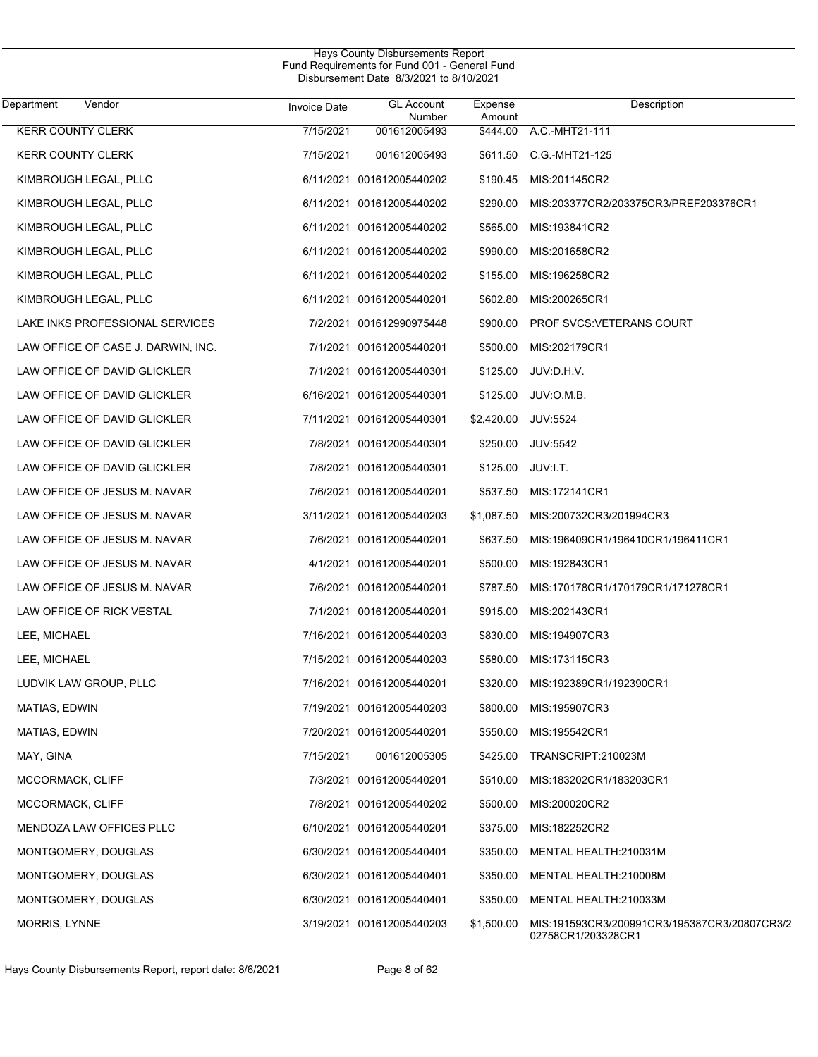Hays County Disbursements Report
Fund Requirements for Fund 001 - General Fund
Disbursement Date 8/3/2021 to 8/10/2021

| Department Vendor | Invoice Date | GL Account Number | Expense Amount | Description |
|---|---|---|---|---|
| KERR COUNTY CLERK | 7/15/2021 | 001612005493 | $444.00 | A.C.-MHT21-111 |
| KERR COUNTY CLERK | 7/15/2021 | 001612005493 | $611.50 | C.G.-MHT21-125 |
| KIMBROUGH LEGAL, PLLC | 6/11/2021 | 001612005440202 | $190.45 | MIS:201145CR2 |
| KIMBROUGH LEGAL, PLLC | 6/11/2021 | 001612005440202 | $290.00 | MIS:203377CR2/203375CR3/PREF203376CR1 |
| KIMBROUGH LEGAL, PLLC | 6/11/2021 | 001612005440202 | $565.00 | MIS:193841CR2 |
| KIMBROUGH LEGAL, PLLC | 6/11/2021 | 001612005440202 | $990.00 | MIS:201658CR2 |
| KIMBROUGH LEGAL, PLLC | 6/11/2021 | 001612005440202 | $155.00 | MIS:196258CR2 |
| KIMBROUGH LEGAL, PLLC | 6/11/2021 | 001612005440201 | $602.80 | MIS:200265CR1 |
| LAKE INKS PROFESSIONAL SERVICES | 7/2/2021 | 001612990975448 | $900.00 | PROF SVCS:VETERANS COURT |
| LAW OFFICE OF CASE J. DARWIN, INC. | 7/1/2021 | 001612005440201 | $500.00 | MIS:202179CR1 |
| LAW OFFICE OF DAVID GLICKLER | 7/1/2021 | 001612005440301 | $125.00 | JUV:D.H.V. |
| LAW OFFICE OF DAVID GLICKLER | 6/16/2021 | 001612005440301 | $125.00 | JUV:O.M.B. |
| LAW OFFICE OF DAVID GLICKLER | 7/11/2021 | 001612005440301 | $2,420.00 | JUV:5524 |
| LAW OFFICE OF DAVID GLICKLER | 7/8/2021 | 001612005440301 | $250.00 | JUV:5542 |
| LAW OFFICE OF DAVID GLICKLER | 7/8/2021 | 001612005440301 | $125.00 | JUV:I.T. |
| LAW OFFICE OF JESUS M. NAVAR | 7/6/2021 | 001612005440201 | $537.50 | MIS:172141CR1 |
| LAW OFFICE OF JESUS M. NAVAR | 3/11/2021 | 001612005440203 | $1,087.50 | MIS:200732CR3/201994CR3 |
| LAW OFFICE OF JESUS M. NAVAR | 7/6/2021 | 001612005440201 | $637.50 | MIS:196409CR1/196410CR1/196411CR1 |
| LAW OFFICE OF JESUS M. NAVAR | 4/1/2021 | 001612005440201 | $500.00 | MIS:192843CR1 |
| LAW OFFICE OF JESUS M. NAVAR | 7/6/2021 | 001612005440201 | $787.50 | MIS:170178CR1/170179CR1/171278CR1 |
| LAW OFFICE OF RICK VESTAL | 7/1/2021 | 001612005440201 | $915.00 | MIS:202143CR1 |
| LEE, MICHAEL | 7/16/2021 | 001612005440203 | $830.00 | MIS:194907CR3 |
| LEE, MICHAEL | 7/15/2021 | 001612005440203 | $580.00 | MIS:173115CR3 |
| LUDVIK LAW GROUP, PLLC | 7/16/2021 | 001612005440201 | $320.00 | MIS:192389CR1/192390CR1 |
| MATIAS, EDWIN | 7/19/2021 | 001612005440203 | $800.00 | MIS:195907CR3 |
| MATIAS, EDWIN | 7/20/2021 | 001612005440201 | $550.00 | MIS:195542CR1 |
| MAY, GINA | 7/15/2021 | 001612005305 | $425.00 | TRANSCRIPT:210023M |
| MCCORMACK, CLIFF | 7/3/2021 | 001612005440201 | $510.00 | MIS:183202CR1/183203CR1 |
| MCCORMACK, CLIFF | 7/8/2021 | 001612005440202 | $500.00 | MIS:200020CR2 |
| MENDOZA LAW OFFICES PLLC | 6/10/2021 | 001612005440201 | $375.00 | MIS:182252CR2 |
| MONTGOMERY, DOUGLAS | 6/30/2021 | 001612005440401 | $350.00 | MENTAL HEALTH:210031M |
| MONTGOMERY, DOUGLAS | 6/30/2021 | 001612005440401 | $350.00 | MENTAL HEALTH:210008M |
| MONTGOMERY, DOUGLAS | 6/30/2021 | 001612005440401 | $350.00 | MENTAL HEALTH:210033M |
| MORRIS, LYNNE | 3/19/2021 | 001612005440203 | $1,500.00 | MIS:191593CR3/200991CR3/195387CR3/20807CR3/202758CR1/203328CR1 |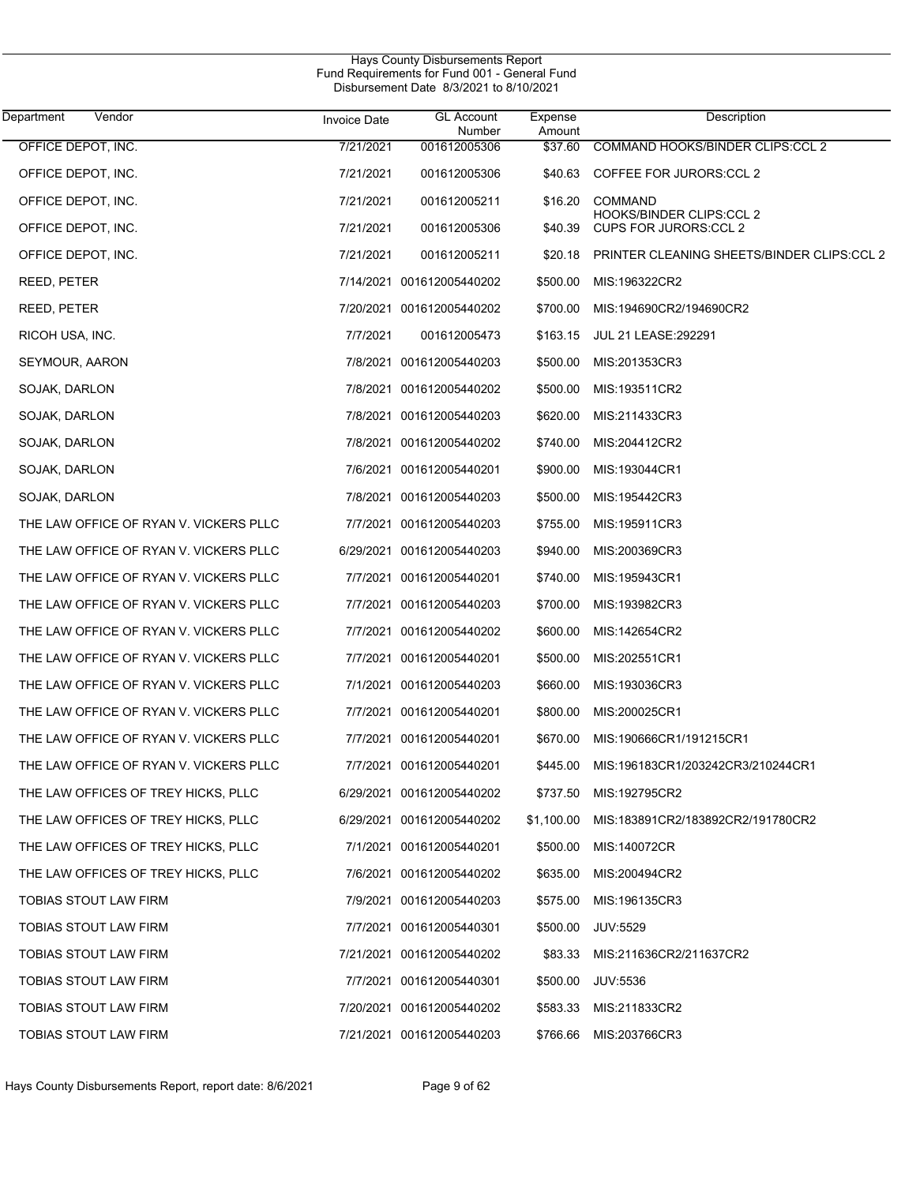Hays County Disbursements Report
Fund Requirements for Fund 001 - General Fund
Disbursement Date 8/3/2021 to 8/10/2021

| Department Vendor | Invoice Date | GL Account Number | Expense Amount | Description |
|---|---|---|---|---|
| OFFICE DEPOT, INC. | 7/21/2021 | 001612005306 | $37.60 | COMMAND HOOKS/BINDER CLIPS:CCL 2 |
| OFFICE DEPOT, INC. | 7/21/2021 | 001612005306 | $40.63 | COFFEE FOR JURORS:CCL 2 |
| OFFICE DEPOT, INC. | 7/21/2021 | 001612005211 | $16.20 | COMMAND HOOKS/BINDER CLIPS:CCL 2 |
| OFFICE DEPOT, INC. | 7/21/2021 | 001612005306 | $40.39 | CUPS FOR JURORS:CCL 2 |
| OFFICE DEPOT, INC. | 7/21/2021 | 001612005211 | $20.18 | PRINTER CLEANING SHEETS/BINDER CLIPS:CCL 2 |
| REED, PETER | 7/14/2021 | 001612005440202 | $500.00 | MIS:196322CR2 |
| REED, PETER | 7/20/2021 | 001612005440202 | $700.00 | MIS:194690CR2/194690CR2 |
| RICOH USA, INC. | 7/7/2021 | 001612005473 | $163.15 | JUL 21 LEASE:292291 |
| SEYMOUR, AARON | 7/8/2021 | 001612005440203 | $500.00 | MIS:201353CR3 |
| SOJAK, DARLON | 7/8/2021 | 001612005440202 | $500.00 | MIS:193511CR2 |
| SOJAK, DARLON | 7/8/2021 | 001612005440203 | $620.00 | MIS:211433CR3 |
| SOJAK, DARLON | 7/8/2021 | 001612005440202 | $740.00 | MIS:204412CR2 |
| SOJAK, DARLON | 7/6/2021 | 001612005440201 | $900.00 | MIS:193044CR1 |
| SOJAK, DARLON | 7/8/2021 | 001612005440203 | $500.00 | MIS:195442CR3 |
| THE LAW OFFICE OF RYAN V. VICKERS PLLC | 7/7/2021 | 001612005440203 | $755.00 | MIS:195911CR3 |
| THE LAW OFFICE OF RYAN V. VICKERS PLLC | 6/29/2021 | 001612005440203 | $940.00 | MIS:200369CR3 |
| THE LAW OFFICE OF RYAN V. VICKERS PLLC | 7/7/2021 | 001612005440201 | $740.00 | MIS:195943CR1 |
| THE LAW OFFICE OF RYAN V. VICKERS PLLC | 7/7/2021 | 001612005440203 | $700.00 | MIS:193982CR3 |
| THE LAW OFFICE OF RYAN V. VICKERS PLLC | 7/7/2021 | 001612005440202 | $600.00 | MIS:142654CR2 |
| THE LAW OFFICE OF RYAN V. VICKERS PLLC | 7/7/2021 | 001612005440201 | $500.00 | MIS:202551CR1 |
| THE LAW OFFICE OF RYAN V. VICKERS PLLC | 7/1/2021 | 001612005440203 | $660.00 | MIS:193036CR3 |
| THE LAW OFFICE OF RYAN V. VICKERS PLLC | 7/7/2021 | 001612005440201 | $800.00 | MIS:200025CR1 |
| THE LAW OFFICE OF RYAN V. VICKERS PLLC | 7/7/2021 | 001612005440201 | $670.00 | MIS:190666CR1/191215CR1 |
| THE LAW OFFICE OF RYAN V. VICKERS PLLC | 7/7/2021 | 001612005440201 | $445.00 | MIS:196183CR1/203242CR3/210244CR1 |
| THE LAW OFFICES OF TREY HICKS, PLLC | 6/29/2021 | 001612005440202 | $737.50 | MIS:192795CR2 |
| THE LAW OFFICES OF TREY HICKS, PLLC | 6/29/2021 | 001612005440202 | $1,100.00 | MIS:183891CR2/183892CR2/191780CR2 |
| THE LAW OFFICES OF TREY HICKS, PLLC | 7/1/2021 | 001612005440201 | $500.00 | MIS:140072CR |
| THE LAW OFFICES OF TREY HICKS, PLLC | 7/6/2021 | 001612005440202 | $635.00 | MIS:200494CR2 |
| TOBIAS STOUT LAW FIRM | 7/9/2021 | 001612005440203 | $575.00 | MIS:196135CR3 |
| TOBIAS STOUT LAW FIRM | 7/7/2021 | 001612005440301 | $500.00 | JUV:5529 |
| TOBIAS STOUT LAW FIRM | 7/21/2021 | 001612005440202 | $83.33 | MIS:211636CR2/211637CR2 |
| TOBIAS STOUT LAW FIRM | 7/7/2021 | 001612005440301 | $500.00 | JUV:5536 |
| TOBIAS STOUT LAW FIRM | 7/20/2021 | 001612005440202 | $583.33 | MIS:211833CR2 |
| TOBIAS STOUT LAW FIRM | 7/21/2021 | 001612005440203 | $766.66 | MIS:203766CR3 |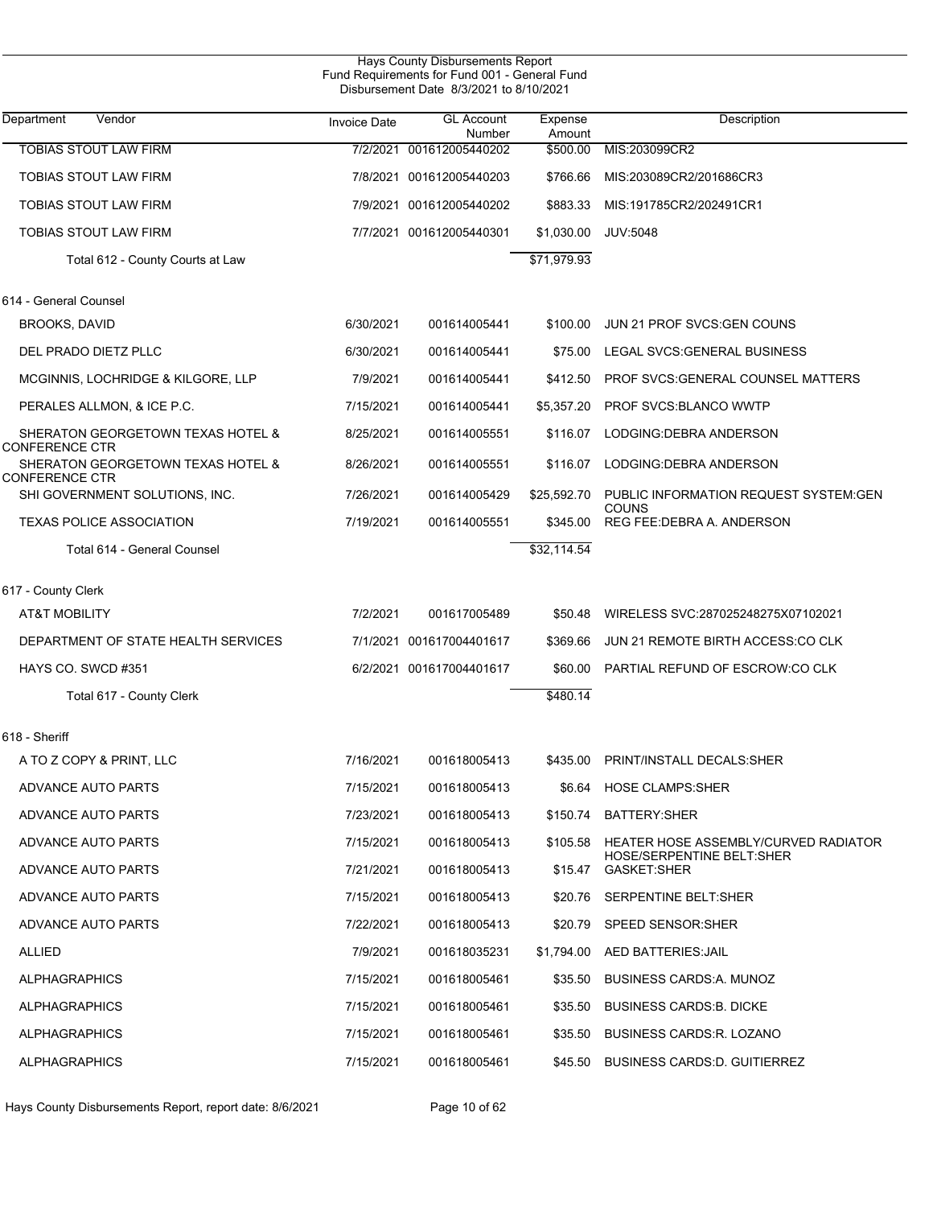Hays County Disbursements Report
Fund Requirements for Fund 001 - General Fund
Disbursement Date 8/3/2021 to 8/10/2021

| Department Vendor | Invoice Date | GL Account Number | Expense Amount | Description |
|---|---|---|---|---|
| TOBIAS STOUT LAW FIRM | 7/2/2021 | 001612005440202 | $500.00 | MIS:203099CR2 |
| TOBIAS STOUT LAW FIRM | 7/8/2021 | 001612005440203 | $766.66 | MIS:203089CR2/201686CR3 |
| TOBIAS STOUT LAW FIRM | 7/9/2021 | 001612005440202 | $883.33 | MIS:191785CR2/202491CR1 |
| TOBIAS STOUT LAW FIRM | 7/7/2021 | 001612005440301 | $1,030.00 | JUV:5048 |
| Total 612 - County Courts at Law | | | $71,979.93 | |
| **614 - General Counsel** | | | | |
| BROOKS, DAVID | 6/30/2021 | 001614005441 | $100.00 | JUN 21 PROF SVCS:GEN COUNS |
| DEL PRADO DIETZ PLLC | 6/30/2021 | 001614005441 | $75.00 | LEGAL SVCS:GENERAL BUSINESS |
| MCGINNIS, LOCHRIDGE & KILGORE, LLP | 7/9/2021 | 001614005441 | $412.50 | PROF SVCS:GENERAL COUNSEL MATTERS |
| PERALES ALLMON, & ICE P.C. | 7/15/2021 | 001614005441 | $5,357.20 | PROF SVCS:BLANCO WWTP |
| SHERATON GEORGETOWN TEXAS HOTEL & CONFERENCE CTR | 8/25/2021 | 001614005551 | $116.07 | LODGING:DEBRA ANDERSON |
| SHERATON GEORGETOWN TEXAS HOTEL & CONFERENCE CTR | 8/26/2021 | 001614005551 | $116.07 | LODGING:DEBRA ANDERSON |
| SHI GOVERNMENT SOLUTIONS, INC. | 7/26/2021 | 001614005429 | $25,592.70 | PUBLIC INFORMATION REQUEST SYSTEM:GEN COUNS |
| TEXAS POLICE ASSOCIATION | 7/19/2021 | 001614005551 | $345.00 | REG FEE:DEBRA A. ANDERSON |
| Total 614 - General Counsel | | | $32,114.54 | |
| **617 - County Clerk** | | | | |
| AT&T MOBILITY | 7/2/2021 | 001617005489 | $50.48 | WIRELESS SVC:287025248275X07102021 |
| DEPARTMENT OF STATE HEALTH SERVICES | 7/1/2021 | 001617004401617 | $369.66 | JUN 21 REMOTE BIRTH ACCESS:CO CLK |
| HAYS CO. SWCD #351 | 6/2/2021 | 001617004401617 | $60.00 | PARTIAL REFUND OF ESCROW:CO CLK |
| Total 617 - County Clerk | | | $480.14 | |
| **618 - Sheriff** | | | | |
| A TO Z COPY & PRINT, LLC | 7/16/2021 | 001618005413 | $435.00 | PRINT/INSTALL DECALS:SHER |
| ADVANCE AUTO PARTS | 7/15/2021 | 001618005413 | $6.64 | HOSE CLAMPS:SHER |
| ADVANCE AUTO PARTS | 7/23/2021 | 001618005413 | $150.74 | BATTERY:SHER |
| ADVANCE AUTO PARTS | 7/15/2021 | 001618005413 | $105.58 | HEATER HOSE ASSEMBLY/CURVED RADIATOR HOSE/SERPENTINE BELT:SHER |
| ADVANCE AUTO PARTS | 7/21/2021 | 001618005413 | $15.47 | GASKET:SHER |
| ADVANCE AUTO PARTS | 7/15/2021 | 001618005413 | $20.76 | SERPENTINE BELT:SHER |
| ADVANCE AUTO PARTS | 7/22/2021 | 001618005413 | $20.79 | SPEED SENSOR:SHER |
| ALLIED | 7/9/2021 | 001618035231 | $1,794.00 | AED BATTERIES:JAIL |
| ALPHAGRAPHICS | 7/15/2021 | 001618005461 | $35.50 | BUSINESS CARDS:A. MUNOZ |
| ALPHAGRAPHICS | 7/15/2021 | 001618005461 | $35.50 | BUSINESS CARDS:B. DICKE |
| ALPHAGRAPHICS | 7/15/2021 | 001618005461 | $35.50 | BUSINESS CARDS:R. LOZANO |
| ALPHAGRAPHICS | 7/15/2021 | 001618005461 | $45.50 | BUSINESS CARDS:D. GUITIERREZ |

Hays County Disbursements Report, report date: 8/6/2021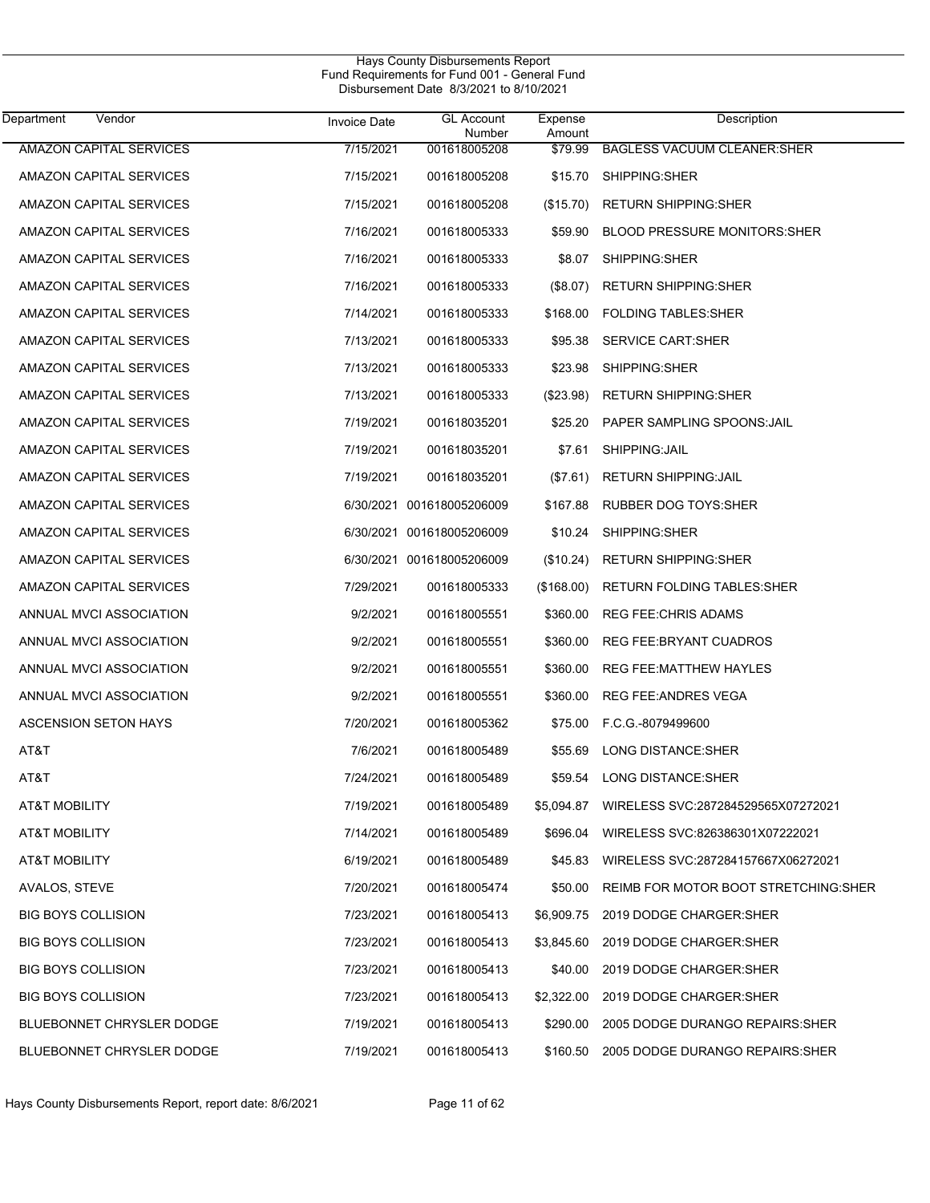Hays County Disbursements Report
Fund Requirements for Fund 001 - General Fund
Disbursement Date 8/3/2021 to 8/10/2021

| Department | Vendor | Invoice Date | GL Account Number | Expense Amount | Description |
|---|---|---|---|---|---|
| | AMAZON CAPITAL SERVICES | 7/15/2021 | 001618005208 | $79.99 | BAGLESS VACUUM CLEANER:SHER |
| | AMAZON CAPITAL SERVICES | 7/15/2021 | 001618005208 | $15.70 | SHIPPING:SHER |
| | AMAZON CAPITAL SERVICES | 7/15/2021 | 001618005208 | ($15.70) | RETURN SHIPPING:SHER |
| | AMAZON CAPITAL SERVICES | 7/16/2021 | 001618005333 | $59.90 | BLOOD PRESSURE MONITORS:SHER |
| | AMAZON CAPITAL SERVICES | 7/16/2021 | 001618005333 | $8.07 | SHIPPING:SHER |
| | AMAZON CAPITAL SERVICES | 7/16/2021 | 001618005333 | ($8.07) | RETURN SHIPPING:SHER |
| | AMAZON CAPITAL SERVICES | 7/14/2021 | 001618005333 | $168.00 | FOLDING TABLES:SHER |
| | AMAZON CAPITAL SERVICES | 7/13/2021 | 001618005333 | $95.38 | SERVICE CART:SHER |
| | AMAZON CAPITAL SERVICES | 7/13/2021 | 001618005333 | $23.98 | SHIPPING:SHER |
| | AMAZON CAPITAL SERVICES | 7/13/2021 | 001618005333 | ($23.98) | RETURN SHIPPING:SHER |
| | AMAZON CAPITAL SERVICES | 7/19/2021 | 001618035201 | $25.20 | PAPER SAMPLING SPOONS:JAIL |
| | AMAZON CAPITAL SERVICES | 7/19/2021 | 001618035201 | $7.61 | SHIPPING:JAIL |
| | AMAZON CAPITAL SERVICES | 7/19/2021 | 001618035201 | ($7.61) | RETURN SHIPPING:JAIL |
| | AMAZON CAPITAL SERVICES | 6/30/2021 | 001618005206009 | $167.88 | RUBBER DOG TOYS:SHER |
| | AMAZON CAPITAL SERVICES | 6/30/2021 | 001618005206009 | $10.24 | SHIPPING:SHER |
| | AMAZON CAPITAL SERVICES | 6/30/2021 | 001618005206009 | ($10.24) | RETURN SHIPPING:SHER |
| | AMAZON CAPITAL SERVICES | 7/29/2021 | 001618005333 | ($168.00) | RETURN FOLDING TABLES:SHER |
| | ANNUAL MVCI ASSOCIATION | 9/2/2021 | 001618005551 | $360.00 | REG FEE:CHRIS ADAMS |
| | ANNUAL MVCI ASSOCIATION | 9/2/2021 | 001618005551 | $360.00 | REG FEE:BRYANT CUADROS |
| | ANNUAL MVCI ASSOCIATION | 9/2/2021 | 001618005551 | $360.00 | REG FEE:MATTHEW HAYLES |
| | ANNUAL MVCI ASSOCIATION | 9/2/2021 | 001618005551 | $360.00 | REG FEE:ANDRES VEGA |
| | ASCENSION SETON HAYS | 7/20/2021 | 001618005362 | $75.00 | F.C.G.-8079499600 |
| | AT&T | 7/6/2021 | 001618005489 | $55.69 | LONG DISTANCE:SHER |
| | AT&T | 7/24/2021 | 001618005489 | $59.54 | LONG DISTANCE:SHER |
| | AT&T MOBILITY | 7/19/2021 | 001618005489 | $5,094.87 | WIRELESS SVC:287284529565X07272021 |
| | AT&T MOBILITY | 7/14/2021 | 001618005489 | $696.04 | WIRELESS SVC:826386301X07222021 |
| | AT&T MOBILITY | 6/19/2021 | 001618005489 | $45.83 | WIRELESS SVC:287284157667X06272021 |
| | AVALOS, STEVE | 7/20/2021 | 001618005474 | $50.00 | REIMB FOR MOTOR BOOT STRETCHING:SHER |
| | BIG BOYS COLLISION | 7/23/2021 | 001618005413 | $6,909.75 | 2019 DODGE CHARGER:SHER |
| | BIG BOYS COLLISION | 7/23/2021 | 001618005413 | $3,845.60 | 2019 DODGE CHARGER:SHER |
| | BIG BOYS COLLISION | 7/23/2021 | 001618005413 | $40.00 | 2019 DODGE CHARGER:SHER |
| | BIG BOYS COLLISION | 7/23/2021 | 001618005413 | $2,322.00 | 2019 DODGE CHARGER:SHER |
| | BLUEBONNET CHRYSLER DODGE | 7/19/2021 | 001618005413 | $290.00 | 2005 DODGE DURANGO REPAIRS:SHER |
| | BLUEBONNET CHRYSLER DODGE | 7/19/2021 | 001618005413 | $160.50 | 2005 DODGE DURANGO REPAIRS:SHER |

Hays County Disbursements Report, report date: 8/6/2021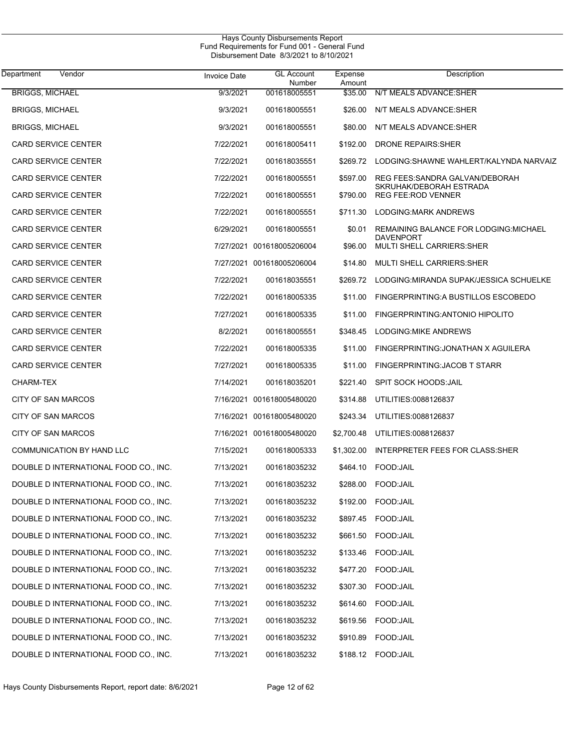Hays County Disbursements Report
Fund Requirements for Fund 001 - General Fund
Disbursement Date 8/3/2021 to 8/10/2021

| Department Vendor | Invoice Date | GL Account Number | Expense Amount | Description |
|---|---|---|---|---|
| BRIGGS, MICHAEL | 9/3/2021 | 001618005551 | $35.00 | N/T MEALS ADVANCE:SHER |
| BRIGGS, MICHAEL | 9/3/2021 | 001618005551 | $26.00 | N/T MEALS ADVANCE:SHER |
| BRIGGS, MICHAEL | 9/3/2021 | 001618005551 | $80.00 | N/T MEALS ADVANCE:SHER |
| CARD SERVICE CENTER | 7/22/2021 | 001618005411 | $192.00 | DRONE REPAIRS:SHER |
| CARD SERVICE CENTER | 7/22/2021 | 001618035551 | $269.72 | LODGING:SHAWNE WAHLERT/KALYNDA NARVAIZ |
| CARD SERVICE CENTER | 7/22/2021 | 001618005551 | $597.00 | REG FEES:SANDRA GALVAN/DEBORAH SKRUHAK/DEBORAH ESTRADA |
| CARD SERVICE CENTER | 7/22/2021 | 001618005551 | $790.00 | REG FEE:ROD VENNER |
| CARD SERVICE CENTER | 7/22/2021 | 001618005551 | $711.30 | LODGING:MARK ANDREWS |
| CARD SERVICE CENTER | 6/29/2021 | 001618005551 | $0.01 | REMAINING BALANCE FOR LODGING:MICHAEL DAVENPORT |
| CARD SERVICE CENTER | 7/27/2021 | 001618005206004 | $96.00 | MULTI SHELL CARRIERS:SHER |
| CARD SERVICE CENTER | 7/27/2021 | 001618005206004 | $14.80 | MULTI SHELL CARRIERS:SHER |
| CARD SERVICE CENTER | 7/22/2021 | 001618035551 | $269.72 | LODGING:MIRANDA SUPAK/JESSICA SCHUELKE |
| CARD SERVICE CENTER | 7/22/2021 | 001618005335 | $11.00 | FINGERPRINTING:A BUSTILLOS ESCOBEDO |
| CARD SERVICE CENTER | 7/27/2021 | 001618005335 | $11.00 | FINGERPRINTING:ANTONIO HIPOLITO |
| CARD SERVICE CENTER | 8/2/2021 | 001618005551 | $348.45 | LODGING:MIKE ANDREWS |
| CARD SERVICE CENTER | 7/22/2021 | 001618005335 | $11.00 | FINGERPRINTING:JONATHAN X AGUILERA |
| CARD SERVICE CENTER | 7/27/2021 | 001618005335 | $11.00 | FINGERPRINTING:JACOB T STARR |
| CHARM-TEX | 7/14/2021 | 001618035201 | $221.40 | SPIT SOCK HOODS:JAIL |
| CITY OF SAN MARCOS | 7/16/2021 | 001618005480020 | $314.88 | UTILITIES:0088126837 |
| CITY OF SAN MARCOS | 7/16/2021 | 001618005480020 | $243.34 | UTILITIES:0088126837 |
| CITY OF SAN MARCOS | 7/16/2021 | 001618005480020 | $2,700.48 | UTILITIES:0088126837 |
| COMMUNICATION BY HAND LLC | 7/15/2021 | 001618005333 | $1,302.00 | INTERPRETER FEES FOR CLASS:SHER |
| DOUBLE D INTERNATIONAL FOOD CO., INC. | 7/13/2021 | 001618035232 | $464.10 | FOOD:JAIL |
| DOUBLE D INTERNATIONAL FOOD CO., INC. | 7/13/2021 | 001618035232 | $288.00 | FOOD:JAIL |
| DOUBLE D INTERNATIONAL FOOD CO., INC. | 7/13/2021 | 001618035232 | $192.00 | FOOD:JAIL |
| DOUBLE D INTERNATIONAL FOOD CO., INC. | 7/13/2021 | 001618035232 | $897.45 | FOOD:JAIL |
| DOUBLE D INTERNATIONAL FOOD CO., INC. | 7/13/2021 | 001618035232 | $661.50 | FOOD:JAIL |
| DOUBLE D INTERNATIONAL FOOD CO., INC. | 7/13/2021 | 001618035232 | $133.46 | FOOD:JAIL |
| DOUBLE D INTERNATIONAL FOOD CO., INC. | 7/13/2021 | 001618035232 | $477.20 | FOOD:JAIL |
| DOUBLE D INTERNATIONAL FOOD CO., INC. | 7/13/2021 | 001618035232 | $307.30 | FOOD:JAIL |
| DOUBLE D INTERNATIONAL FOOD CO., INC. | 7/13/2021 | 001618035232 | $614.60 | FOOD:JAIL |
| DOUBLE D INTERNATIONAL FOOD CO., INC. | 7/13/2021 | 001618035232 | $619.56 | FOOD:JAIL |
| DOUBLE D INTERNATIONAL FOOD CO., INC. | 7/13/2021 | 001618035232 | $910.89 | FOOD:JAIL |
| DOUBLE D INTERNATIONAL FOOD CO., INC. | 7/13/2021 | 001618035232 | $188.12 | FOOD:JAIL |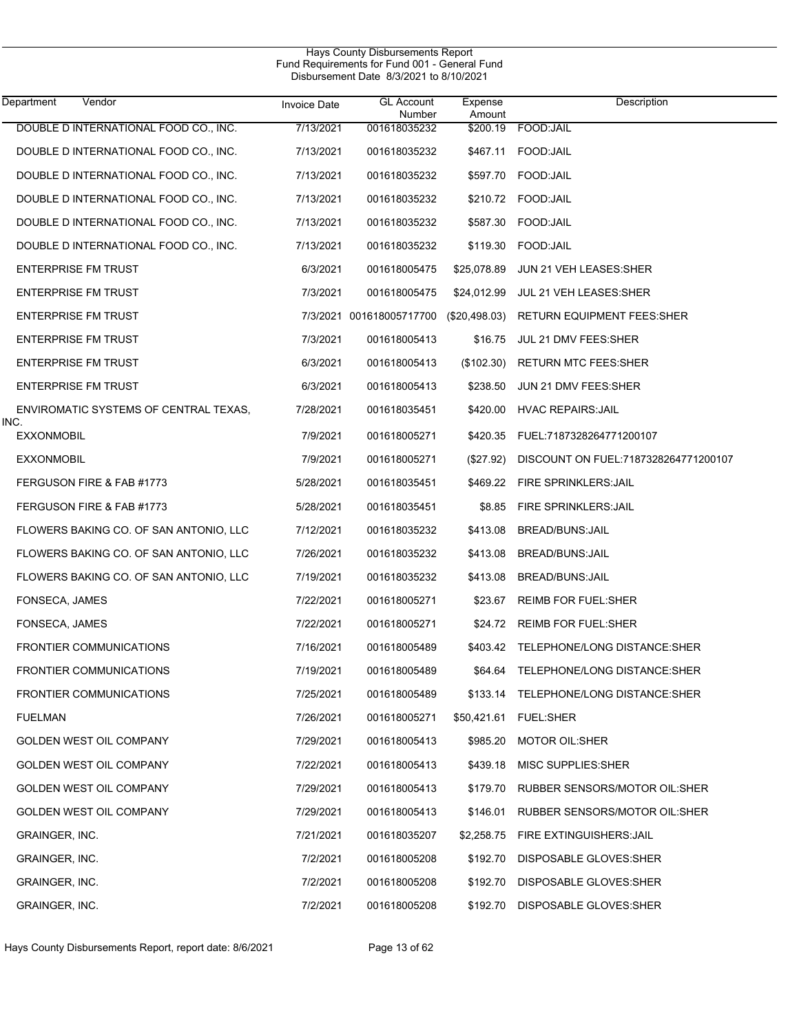Hays County Disbursements Report
Fund Requirements for Fund 001 - General Fund
Disbursement Date 8/3/2021 to 8/10/2021

| Department Vendor | Invoice Date | GL Account Number | Expense Amount | Description |
|---|---|---|---|---|
| DOUBLE D INTERNATIONAL FOOD CO., INC. | 7/13/2021 | 001618035232 | $200.19 | FOOD:JAIL |
| DOUBLE D INTERNATIONAL FOOD CO., INC. | 7/13/2021 | 001618035232 | $467.11 | FOOD:JAIL |
| DOUBLE D INTERNATIONAL FOOD CO., INC. | 7/13/2021 | 001618035232 | $597.70 | FOOD:JAIL |
| DOUBLE D INTERNATIONAL FOOD CO., INC. | 7/13/2021 | 001618035232 | $210.72 | FOOD:JAIL |
| DOUBLE D INTERNATIONAL FOOD CO., INC. | 7/13/2021 | 001618035232 | $587.30 | FOOD:JAIL |
| DOUBLE D INTERNATIONAL FOOD CO., INC. | 7/13/2021 | 001618035232 | $119.30 | FOOD:JAIL |
| ENTERPRISE FM TRUST | 6/3/2021 | 001618005475 | $25,078.89 | JUN 21 VEH LEASES:SHER |
| ENTERPRISE FM TRUST | 7/3/2021 | 001618005475 | $24,012.99 | JUL 21 VEH LEASES:SHER |
| ENTERPRISE FM TRUST | 7/3/2021 | 001618005717700 | ($20,498.03) | RETURN EQUIPMENT FEES:SHER |
| ENTERPRISE FM TRUST | 7/3/2021 | 001618005413 | $16.75 | JUL 21 DMV FEES:SHER |
| ENTERPRISE FM TRUST | 6/3/2021 | 001618005413 | ($102.30) | RETURN MTC FEES:SHER |
| ENTERPRISE FM TRUST | 6/3/2021 | 001618005413 | $238.50 | JUN 21 DMV FEES:SHER |
| ENVIROMATIC SYSTEMS OF CENTRAL TEXAS, INC. | 7/28/2021 | 001618035451 | $420.00 | HVAC REPAIRS:JAIL |
| EXXONMOBIL | 7/9/2021 | 001618005271 | $420.35 | FUEL:7187328264771200107 |
| EXXONMOBIL | 7/9/2021 | 001618005271 | ($27.92) | DISCOUNT ON FUEL:7187328264771200107 |
| FERGUSON FIRE & FAB #1773 | 5/28/2021 | 001618035451 | $469.22 | FIRE SPRINKLERS:JAIL |
| FERGUSON FIRE & FAB #1773 | 5/28/2021 | 001618035451 | $8.85 | FIRE SPRINKLERS:JAIL |
| FLOWERS BAKING CO. OF SAN ANTONIO, LLC | 7/12/2021 | 001618035232 | $413.08 | BREAD/BUNS:JAIL |
| FLOWERS BAKING CO. OF SAN ANTONIO, LLC | 7/26/2021 | 001618035232 | $413.08 | BREAD/BUNS:JAIL |
| FLOWERS BAKING CO. OF SAN ANTONIO, LLC | 7/19/2021 | 001618035232 | $413.08 | BREAD/BUNS:JAIL |
| FONSECA, JAMES | 7/22/2021 | 001618005271 | $23.67 | REIMB FOR FUEL:SHER |
| FONSECA, JAMES | 7/22/2021 | 001618005271 | $24.72 | REIMB FOR FUEL:SHER |
| FRONTIER COMMUNICATIONS | 7/16/2021 | 001618005489 | $403.42 | TELEPHONE/LONG DISTANCE:SHER |
| FRONTIER COMMUNICATIONS | 7/19/2021 | 001618005489 | $64.64 | TELEPHONE/LONG DISTANCE:SHER |
| FRONTIER COMMUNICATIONS | 7/25/2021 | 001618005489 | $133.14 | TELEPHONE/LONG DISTANCE:SHER |
| FUELMAN | 7/26/2021 | 001618005271 | $50,421.61 | FUEL:SHER |
| GOLDEN WEST OIL COMPANY | 7/29/2021 | 001618005413 | $985.20 | MOTOR OIL:SHER |
| GOLDEN WEST OIL COMPANY | 7/22/2021 | 001618005413 | $439.18 | MISC SUPPLIES:SHER |
| GOLDEN WEST OIL COMPANY | 7/29/2021 | 001618005413 | $179.70 | RUBBER SENSORS/MOTOR OIL:SHER |
| GOLDEN WEST OIL COMPANY | 7/29/2021 | 001618005413 | $146.01 | RUBBER SENSORS/MOTOR OIL:SHER |
| GRAINGER, INC. | 7/21/2021 | 001618035207 | $2,258.75 | FIRE EXTINGUISHERS:JAIL |
| GRAINGER, INC. | 7/2/2021 | 001618005208 | $192.70 | DISPOSABLE GLOVES:SHER |
| GRAINGER, INC. | 7/2/2021 | 001618005208 | $192.70 | DISPOSABLE GLOVES:SHER |
| GRAINGER, INC. | 7/2/2021 | 001618005208 | $192.70 | DISPOSABLE GLOVES:SHER |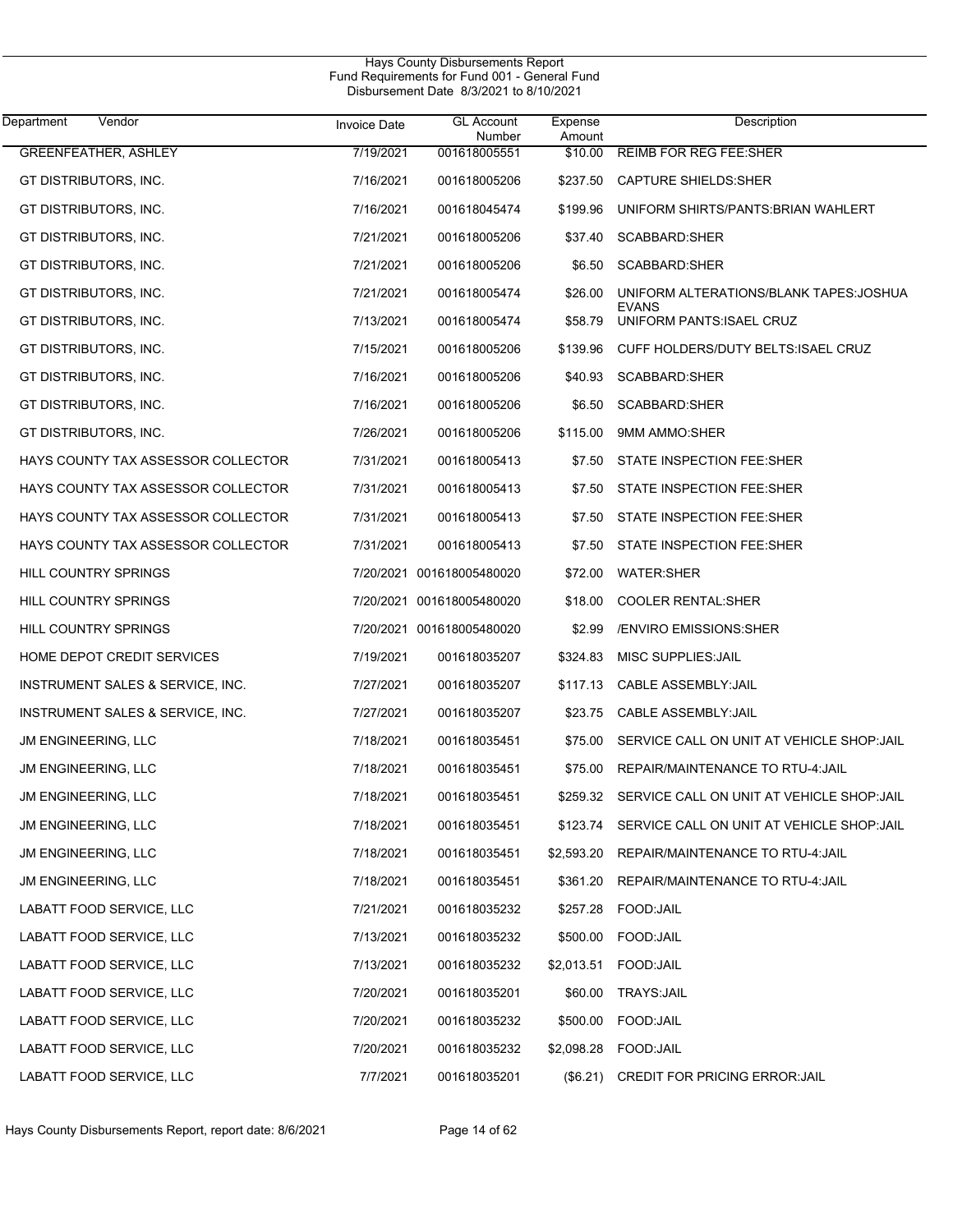Hays County Disbursements Report
Fund Requirements for Fund 001 - General Fund
Disbursement Date 8/3/2021 to 8/10/2021

| Department | Vendor | Invoice Date | GL Account Number | Expense Amount | Description |
|---|---|---|---|---|---|
| GREENFEATHER, ASHLEY | | 7/19/2021 | 001618005551 | $10.00 | REIMB FOR REG FEE:SHER |
| GT DISTRIBUTORS, INC. | | 7/16/2021 | 001618005206 | $237.50 | CAPTURE SHIELDS:SHER |
| GT DISTRIBUTORS, INC. | | 7/16/2021 | 001618045474 | $199.96 | UNIFORM SHIRTS/PANTS:BRIAN WAHLERT |
| GT DISTRIBUTORS, INC. | | 7/21/2021 | 001618005206 | $37.40 | SCABBARD:SHER |
| GT DISTRIBUTORS, INC. | | 7/21/2021 | 001618005206 | $6.50 | SCABBARD:SHER |
| GT DISTRIBUTORS, INC. | | 7/21/2021 | 001618005474 | $26.00 | UNIFORM ALTERATIONS/BLANK TAPES:JOSHUA EVANS |
| GT DISTRIBUTORS, INC. | | 7/13/2021 | 001618005474 | $58.79 | UNIFORM PANTS:ISAEL CRUZ |
| GT DISTRIBUTORS, INC. | | 7/15/2021 | 001618005206 | $139.96 | CUFF HOLDERS/DUTY BELTS:ISAEL CRUZ |
| GT DISTRIBUTORS, INC. | | 7/16/2021 | 001618005206 | $40.93 | SCABBARD:SHER |
| GT DISTRIBUTORS, INC. | | 7/16/2021 | 001618005206 | $6.50 | SCABBARD:SHER |
| GT DISTRIBUTORS, INC. | | 7/26/2021 | 001618005206 | $115.00 | 9MM AMMO:SHER |
| HAYS COUNTY TAX ASSESSOR COLLECTOR | | 7/31/2021 | 001618005413 | $7.50 | STATE INSPECTION FEE:SHER |
| HAYS COUNTY TAX ASSESSOR COLLECTOR | | 7/31/2021 | 001618005413 | $7.50 | STATE INSPECTION FEE:SHER |
| HAYS COUNTY TAX ASSESSOR COLLECTOR | | 7/31/2021 | 001618005413 | $7.50 | STATE INSPECTION FEE:SHER |
| HAYS COUNTY TAX ASSESSOR COLLECTOR | | 7/31/2021 | 001618005413 | $7.50 | STATE INSPECTION FEE:SHER |
| HILL COUNTRY SPRINGS | | 7/20/2021 | 001618005480020 | $72.00 | WATER:SHER |
| HILL COUNTRY SPRINGS | | 7/20/2021 | 001618005480020 | $18.00 | COOLER RENTAL:SHER |
| HILL COUNTRY SPRINGS | | 7/20/2021 | 001618005480020 | $2.99 | /ENVIRO EMISSIONS:SHER |
| HOME DEPOT CREDIT SERVICES | | 7/19/2021 | 001618035207 | $324.83 | MISC SUPPLIES:JAIL |
| INSTRUMENT SALES & SERVICE, INC. | | 7/27/2021 | 001618035207 | $117.13 | CABLE ASSEMBLY:JAIL |
| INSTRUMENT SALES & SERVICE, INC. | | 7/27/2021 | 001618035207 | $23.75 | CABLE ASSEMBLY:JAIL |
| JM ENGINEERING, LLC | | 7/18/2021 | 001618035451 | $75.00 | SERVICE CALL ON UNIT AT VEHICLE SHOP:JAIL |
| JM ENGINEERING, LLC | | 7/18/2021 | 001618035451 | $75.00 | REPAIR/MAINTENANCE TO RTU-4:JAIL |
| JM ENGINEERING, LLC | | 7/18/2021 | 001618035451 | $259.32 | SERVICE CALL ON UNIT AT VEHICLE SHOP:JAIL |
| JM ENGINEERING, LLC | | 7/18/2021 | 001618035451 | $123.74 | SERVICE CALL ON UNIT AT VEHICLE SHOP:JAIL |
| JM ENGINEERING, LLC | | 7/18/2021 | 001618035451 | $2,593.20 | REPAIR/MAINTENANCE TO RTU-4:JAIL |
| JM ENGINEERING, LLC | | 7/18/2021 | 001618035451 | $361.20 | REPAIR/MAINTENANCE TO RTU-4:JAIL |
| LABATT FOOD SERVICE, LLC | | 7/21/2021 | 001618035232 | $257.28 | FOOD:JAIL |
| LABATT FOOD SERVICE, LLC | | 7/13/2021 | 001618035232 | $500.00 | FOOD:JAIL |
| LABATT FOOD SERVICE, LLC | | 7/13/2021 | 001618035232 | $2,013.51 | FOOD:JAIL |
| LABATT FOOD SERVICE, LLC | | 7/20/2021 | 001618035201 | $60.00 | TRAYS:JAIL |
| LABATT FOOD SERVICE, LLC | | 7/20/2021 | 001618035232 | $500.00 | FOOD:JAIL |
| LABATT FOOD SERVICE, LLC | | 7/20/2021 | 001618035232 | $2,098.28 | FOOD:JAIL |
| LABATT FOOD SERVICE, LLC | | 7/7/2021 | 001618035201 | ($6.21) | CREDIT FOR PRICING ERROR:JAIL |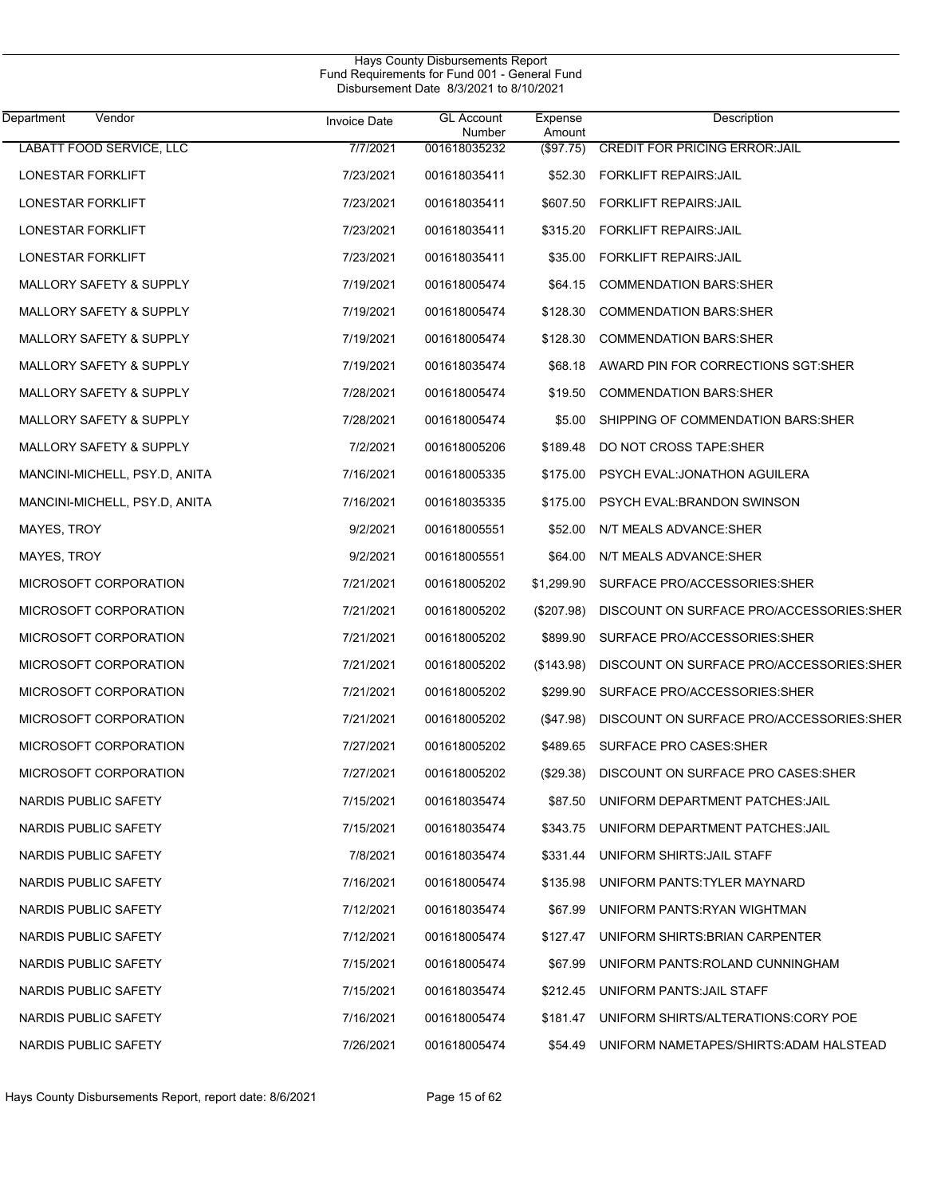Hays County Disbursements Report
Fund Requirements for Fund 001 - General Fund
Disbursement Date 8/3/2021 to 8/10/2021

| Department | Vendor | Invoice Date | GL Account Number | Expense Amount | Description |
|---|---|---|---|---|---|
| | LABATT FOOD SERVICE, LLC | 7/7/2021 | 001618035232 | ($97.75) | CREDIT FOR PRICING ERROR:JAIL |
| | LONESTAR FORKLIFT | 7/23/2021 | 001618035411 | $52.30 | FORKLIFT REPAIRS:JAIL |
| | LONESTAR FORKLIFT | 7/23/2021 | 001618035411 | $607.50 | FORKLIFT REPAIRS:JAIL |
| | LONESTAR FORKLIFT | 7/23/2021 | 001618035411 | $315.20 | FORKLIFT REPAIRS:JAIL |
| | LONESTAR FORKLIFT | 7/23/2021 | 001618035411 | $35.00 | FORKLIFT REPAIRS:JAIL |
| | MALLORY SAFETY & SUPPLY | 7/19/2021 | 001618005474 | $64.15 | COMMENDATION BARS:SHER |
| | MALLORY SAFETY & SUPPLY | 7/19/2021 | 001618005474 | $128.30 | COMMENDATION BARS:SHER |
| | MALLORY SAFETY & SUPPLY | 7/19/2021 | 001618005474 | $128.30 | COMMENDATION BARS:SHER |
| | MALLORY SAFETY & SUPPLY | 7/19/2021 | 001618035474 | $68.18 | AWARD PIN FOR CORRECTIONS SGT:SHER |
| | MALLORY SAFETY & SUPPLY | 7/28/2021 | 001618005474 | $19.50 | COMMENDATION BARS:SHER |
| | MALLORY SAFETY & SUPPLY | 7/28/2021 | 001618005474 | $5.00 | SHIPPING OF COMMENDATION BARS:SHER |
| | MALLORY SAFETY & SUPPLY | 7/2/2021 | 001618005206 | $189.48 | DO NOT CROSS TAPE:SHER |
| | MANCINI-MICHELL, PSY.D, ANITA | 7/16/2021 | 001618005335 | $175.00 | PSYCH EVAL:JONATHON AGUILERA |
| | MANCINI-MICHELL, PSY.D, ANITA | 7/16/2021 | 001618035335 | $175.00 | PSYCH EVAL:BRANDON SWINSON |
| | MAYES, TROY | 9/2/2021 | 001618005551 | $52.00 | N/T MEALS ADVANCE:SHER |
| | MAYES, TROY | 9/2/2021 | 001618005551 | $64.00 | N/T MEALS ADVANCE:SHER |
| | MICROSOFT CORPORATION | 7/21/2021 | 001618005202 | $1,299.90 | SURFACE PRO/ACCESSORIES:SHER |
| | MICROSOFT CORPORATION | 7/21/2021 | 001618005202 | ($207.98) | DISCOUNT ON SURFACE PRO/ACCESSORIES:SHER |
| | MICROSOFT CORPORATION | 7/21/2021 | 001618005202 | $899.90 | SURFACE PRO/ACCESSORIES:SHER |
| | MICROSOFT CORPORATION | 7/21/2021 | 001618005202 | ($143.98) | DISCOUNT ON SURFACE PRO/ACCESSORIES:SHER |
| | MICROSOFT CORPORATION | 7/21/2021 | 001618005202 | $299.90 | SURFACE PRO/ACCESSORIES:SHER |
| | MICROSOFT CORPORATION | 7/21/2021 | 001618005202 | ($47.98) | DISCOUNT ON SURFACE PRO/ACCESSORIES:SHER |
| | MICROSOFT CORPORATION | 7/27/2021 | 001618005202 | $489.65 | SURFACE PRO CASES:SHER |
| | MICROSOFT CORPORATION | 7/27/2021 | 001618005202 | ($29.38) | DISCOUNT ON SURFACE PRO CASES:SHER |
| | NARDIS PUBLIC SAFETY | 7/15/2021 | 001618035474 | $87.50 | UNIFORM DEPARTMENT PATCHES:JAIL |
| | NARDIS PUBLIC SAFETY | 7/15/2021 | 001618035474 | $343.75 | UNIFORM DEPARTMENT PATCHES:JAIL |
| | NARDIS PUBLIC SAFETY | 7/8/2021 | 001618035474 | $331.44 | UNIFORM SHIRTS:JAIL STAFF |
| | NARDIS PUBLIC SAFETY | 7/16/2021 | 001618005474 | $135.98 | UNIFORM PANTS:TYLER MAYNARD |
| | NARDIS PUBLIC SAFETY | 7/12/2021 | 001618035474 | $67.99 | UNIFORM PANTS:RYAN WIGHTMAN |
| | NARDIS PUBLIC SAFETY | 7/12/2021 | 001618005474 | $127.47 | UNIFORM SHIRTS:BRIAN CARPENTER |
| | NARDIS PUBLIC SAFETY | 7/15/2021 | 001618005474 | $67.99 | UNIFORM PANTS:ROLAND CUNNINGHAM |
| | NARDIS PUBLIC SAFETY | 7/15/2021 | 001618035474 | $212.45 | UNIFORM PANTS:JAIL STAFF |
| | NARDIS PUBLIC SAFETY | 7/16/2021 | 001618005474 | $181.47 | UNIFORM SHIRTS/ALTERATIONS:CORY POE |
| | NARDIS PUBLIC SAFETY | 7/26/2021 | 001618005474 | $54.49 | UNIFORM NAMETAPES/SHIRTS:ADAM HALSTEAD |

Hays County Disbursements Report, report date: 8/6/2021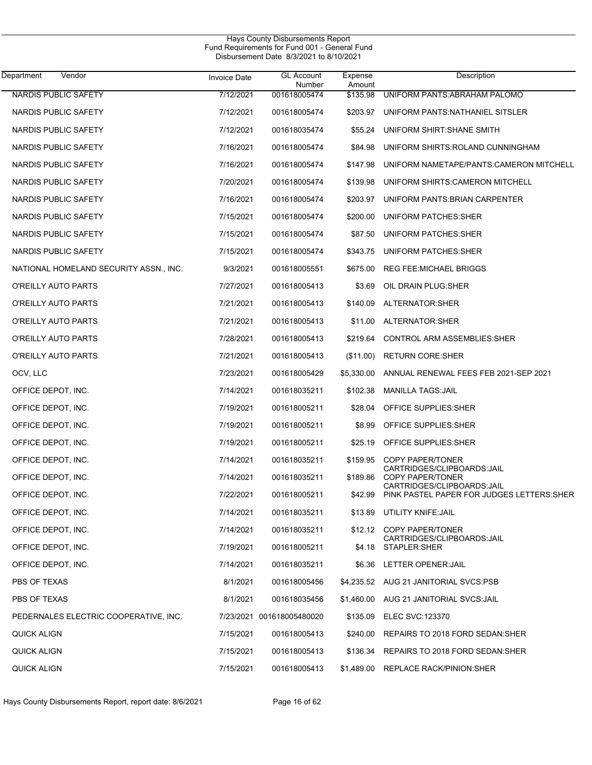Hays County Disbursements Report
Fund Requirements for Fund 001 - General Fund
Disbursement Date 8/3/2021 to 8/10/2021

| Department Vendor | Invoice Date | GL Account Number | Expense Amount | Description |
|---|---|---|---|---|
| NARDIS PUBLIC SAFETY | 7/12/2021 | 001618005474 | $135.98 | UNIFORM PANTS:ABRAHAM PALOMO |
| NARDIS PUBLIC SAFETY | 7/12/2021 | 001618005474 | $203.97 | UNIFORM PANTS:NATHANIEL SITSLER |
| NARDIS PUBLIC SAFETY | 7/12/2021 | 001618035474 | $55.24 | UNIFORM SHIRT:SHANE SMITH |
| NARDIS PUBLIC SAFETY | 7/16/2021 | 001618005474 | $84.98 | UNIFORM SHIRTS:ROLAND CUNNINGHAM |
| NARDIS PUBLIC SAFETY | 7/16/2021 | 001618005474 | $147.98 | UNIFORM NAMETAPE/PANTS:CAMERON MITCHELL |
| NARDIS PUBLIC SAFETY | 7/20/2021 | 001618005474 | $139.98 | UNIFORM SHIRTS:CAMERON MITCHELL |
| NARDIS PUBLIC SAFETY | 7/16/2021 | 001618005474 | $203.97 | UNIFORM PANTS:BRIAN CARPENTER |
| NARDIS PUBLIC SAFETY | 7/15/2021 | 001618005474 | $200.00 | UNIFORM PATCHES:SHER |
| NARDIS PUBLIC SAFETY | 7/15/2021 | 001618005474 | $87.50 | UNIFORM PATCHES:SHER |
| NARDIS PUBLIC SAFETY | 7/15/2021 | 001618005474 | $343.75 | UNIFORM PATCHES:SHER |
| NATIONAL HOMELAND SECURITY ASSN., INC. | 9/3/2021 | 001618005551 | $675.00 | REG FEE:MICHAEL BRIGGS |
| O'REILLY AUTO PARTS | 7/27/2021 | 001618005413 | $3.69 | OIL DRAIN PLUG:SHER |
| O'REILLY AUTO PARTS | 7/21/2021 | 001618005413 | $140.09 | ALTERNATOR:SHER |
| O'REILLY AUTO PARTS | 7/21/2021 | 001618005413 | $11.00 | ALTERNATOR:SHER |
| O'REILLY AUTO PARTS | 7/28/2021 | 001618005413 | $219.64 | CONTROL ARM ASSEMBLIES:SHER |
| O'REILLY AUTO PARTS | 7/21/2021 | 001618005413 | ($11.00) | RETURN CORE:SHER |
| OCV, LLC | 7/23/2021 | 001618005429 | $5,330.00 | ANNUAL RENEWAL FEES FEB 2021-SEP 2021 |
| OFFICE DEPOT, INC. | 7/14/2021 | 001618035211 | $102.38 | MANILLA TAGS:JAIL |
| OFFICE DEPOT, INC. | 7/19/2021 | 001618005211 | $28.04 | OFFICE SUPPLIES:SHER |
| OFFICE DEPOT, INC. | 7/19/2021 | 001618005211 | $8.99 | OFFICE SUPPLIES:SHER |
| OFFICE DEPOT, INC. | 7/19/2021 | 001618005211 | $25.19 | OFFICE SUPPLIES:SHER |
| OFFICE DEPOT, INC. | 7/14/2021 | 001618035211 | $159.95 | COPY PAPER/TONER CARTRIDGES/CLIPBOARDS:JAIL |
| OFFICE DEPOT, INC. | 7/14/2021 | 001618035211 | $189.86 | COPY PAPER/TONER CARTRIDGES/CLIPBOARDS:JAIL |
| OFFICE DEPOT, INC. | 7/22/2021 | 001618005211 | $42.99 | PINK PASTEL PAPER FOR JUDGES LETTERS:SHER |
| OFFICE DEPOT, INC. | 7/14/2021 | 001618035211 | $13.89 | UTILITY KNIFE:JAIL |
| OFFICE DEPOT, INC. | 7/14/2021 | 001618035211 | $12.12 | COPY PAPER/TONER CARTRIDGES/CLIPBOARDS:JAIL |
| OFFICE DEPOT, INC. | 7/19/2021 | 001618005211 | $4.18 | STAPLER:SHER |
| OFFICE DEPOT, INC. | 7/14/2021 | 001618035211 | $6.36 | LETTER OPENER:JAIL |
| PBS OF TEXAS | 8/1/2021 | 001618005456 | $4,235.52 | AUG 21 JANITORIAL SVCS:PSB |
| PBS OF TEXAS | 8/1/2021 | 001618035456 | $1,460.00 | AUG 21 JANITORIAL SVCS:JAIL |
| PEDERNALES ELECTRIC COOPERATIVE, INC. | 7/23/2021 | 001618005480020 | $135.09 | ELEC SVC:123370 |
| QUICK ALIGN | 7/15/2021 | 001618005413 | $240.00 | REPAIRS TO 2018 FORD SEDAN:SHER |
| QUICK ALIGN | 7/15/2021 | 001618005413 | $136.34 | REPAIRS TO 2018 FORD SEDAN:SHER |
| QUICK ALIGN | 7/15/2021 | 001618005413 | $1,489.00 | REPLACE RACK/PINION:SHER |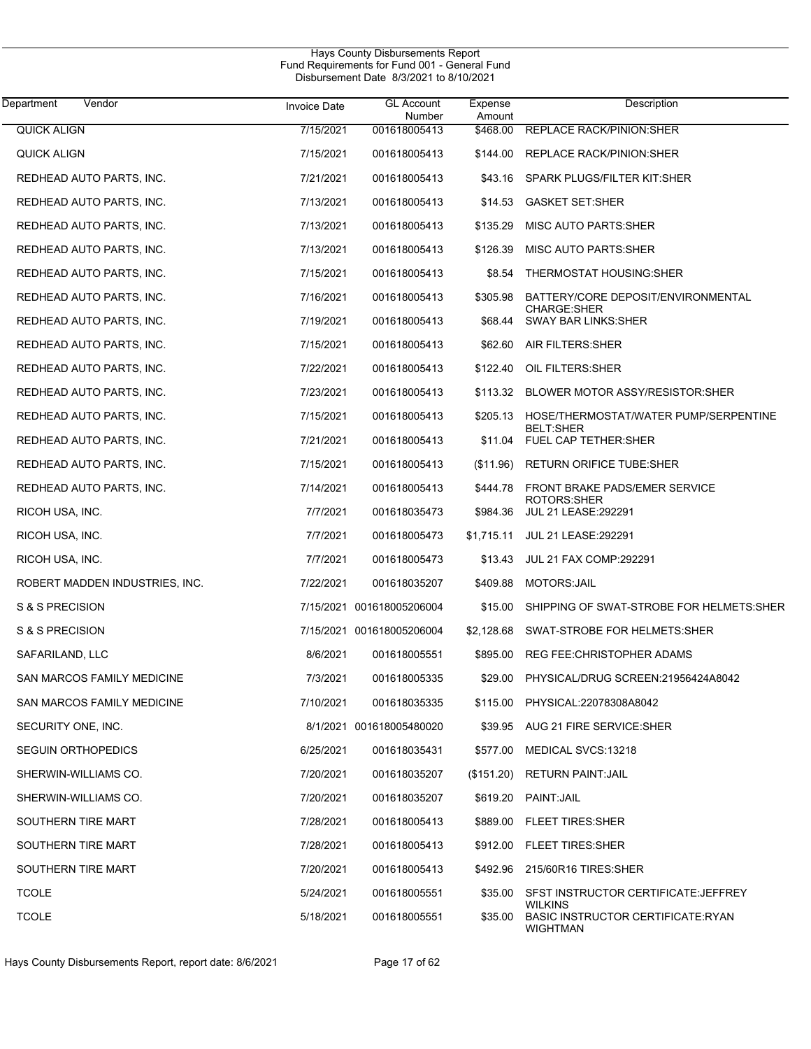Hays County Disbursements Report
Fund Requirements for Fund 001 - General Fund
Disbursement Date 8/3/2021 to 8/10/2021

| Department Vendor | Invoice Date | GL Account Number | Expense Amount | Description |
|---|---|---|---|---|
| QUICK ALIGN | 7/15/2021 | 001618005413 | $468.00 | REPLACE RACK/PINION:SHER |
| QUICK ALIGN | 7/15/2021 | 001618005413 | $144.00 | REPLACE RACK/PINION:SHER |
| REDHEAD AUTO PARTS, INC. | 7/21/2021 | 001618005413 | $43.16 | SPARK PLUGS/FILTER KIT:SHER |
| REDHEAD AUTO PARTS, INC. | 7/13/2021 | 001618005413 | $14.53 | GASKET SET:SHER |
| REDHEAD AUTO PARTS, INC. | 7/13/2021 | 001618005413 | $135.29 | MISC AUTO PARTS:SHER |
| REDHEAD AUTO PARTS, INC. | 7/13/2021 | 001618005413 | $126.39 | MISC AUTO PARTS:SHER |
| REDHEAD AUTO PARTS, INC. | 7/15/2021 | 001618005413 | $8.54 | THERMOSTAT HOUSING:SHER |
| REDHEAD AUTO PARTS, INC. | 7/16/2021 | 001618005413 | $305.98 | BATTERY/CORE DEPOSIT/ENVIRONMENTAL CHARGE:SHER |
| REDHEAD AUTO PARTS, INC. | 7/19/2021 | 001618005413 | $68.44 | SWAY BAR LINKS:SHER |
| REDHEAD AUTO PARTS, INC. | 7/15/2021 | 001618005413 | $62.60 | AIR FILTERS:SHER |
| REDHEAD AUTO PARTS, INC. | 7/22/2021 | 001618005413 | $122.40 | OIL FILTERS:SHER |
| REDHEAD AUTO PARTS, INC. | 7/23/2021 | 001618005413 | $113.32 | BLOWER MOTOR ASSY/RESISTOR:SHER |
| REDHEAD AUTO PARTS, INC. | 7/15/2021 | 001618005413 | $205.13 | HOSE/THERMOSTAT/WATER PUMP/SERPENTINE BELT:SHER |
| REDHEAD AUTO PARTS, INC. | 7/21/2021 | 001618005413 | $11.04 | FUEL CAP TETHER:SHER |
| REDHEAD AUTO PARTS, INC. | 7/15/2021 | 001618005413 | ($11.96) | RETURN ORIFICE TUBE:SHER |
| REDHEAD AUTO PARTS, INC. | 7/14/2021 | 001618005413 | $444.78 | FRONT BRAKE PADS/EMER SERVICE ROTORS:SHER |
| RICOH USA, INC. | 7/7/2021 | 001618035473 | $984.36 | JUL 21 LEASE:292291 |
| RICOH USA, INC. | 7/7/2021 | 001618005473 | $1,715.11 | JUL 21 LEASE:292291 |
| RICOH USA, INC. | 7/7/2021 | 001618005473 | $13.43 | JUL 21 FAX COMP:292291 |
| ROBERT MADDEN INDUSTRIES, INC. | 7/22/2021 | 001618035207 | $409.88 | MOTORS:JAIL |
| S & S PRECISION | 7/15/2021 | 001618005206004 | $15.00 | SHIPPING OF SWAT-STROBE FOR HELMETS:SHER |
| S & S PRECISION | 7/15/2021 | 001618005206004 | $2,128.68 | SWAT-STROBE FOR HELMETS:SHER |
| SAFARILAND, LLC | 8/6/2021 | 001618005551 | $895.00 | REG FEE:CHRISTOPHER ADAMS |
| SAN MARCOS FAMILY MEDICINE | 7/3/2021 | 001618005335 | $29.00 | PHYSICAL/DRUG SCREEN:21956424A8042 |
| SAN MARCOS FAMILY MEDICINE | 7/10/2021 | 001618035335 | $115.00 | PHYSICAL:22078308A8042 |
| SECURITY ONE, INC. | 8/1/2021 | 001618005480020 | $39.95 | AUG 21 FIRE SERVICE:SHER |
| SEGUIN ORTHOPEDICS | 6/25/2021 | 001618035431 | $577.00 | MEDICAL SVCS:13218 |
| SHERWIN-WILLIAMS CO. | 7/20/2021 | 001618035207 | ($151.20) | RETURN PAINT:JAIL |
| SHERWIN-WILLIAMS CO. | 7/20/2021 | 001618035207 | $619.20 | PAINT:JAIL |
| SOUTHERN TIRE MART | 7/28/2021 | 001618005413 | $889.00 | FLEET TIRES:SHER |
| SOUTHERN TIRE MART | 7/28/2021 | 001618005413 | $912.00 | FLEET TIRES:SHER |
| SOUTHERN TIRE MART | 7/20/2021 | 001618005413 | $492.96 | 215/60R16 TIRES:SHER |
| TCOLE | 5/24/2021 | 001618005551 | $35.00 | SFST INSTRUCTOR CERTIFICATE:JEFFREY WILKINS |
| TCOLE | 5/18/2021 | 001618005551 | $35.00 | BASIC INSTRUCTOR CERTIFICATE:RYAN WIGHTMAN |

Hays County Disbursements Report, report date: 8/6/2021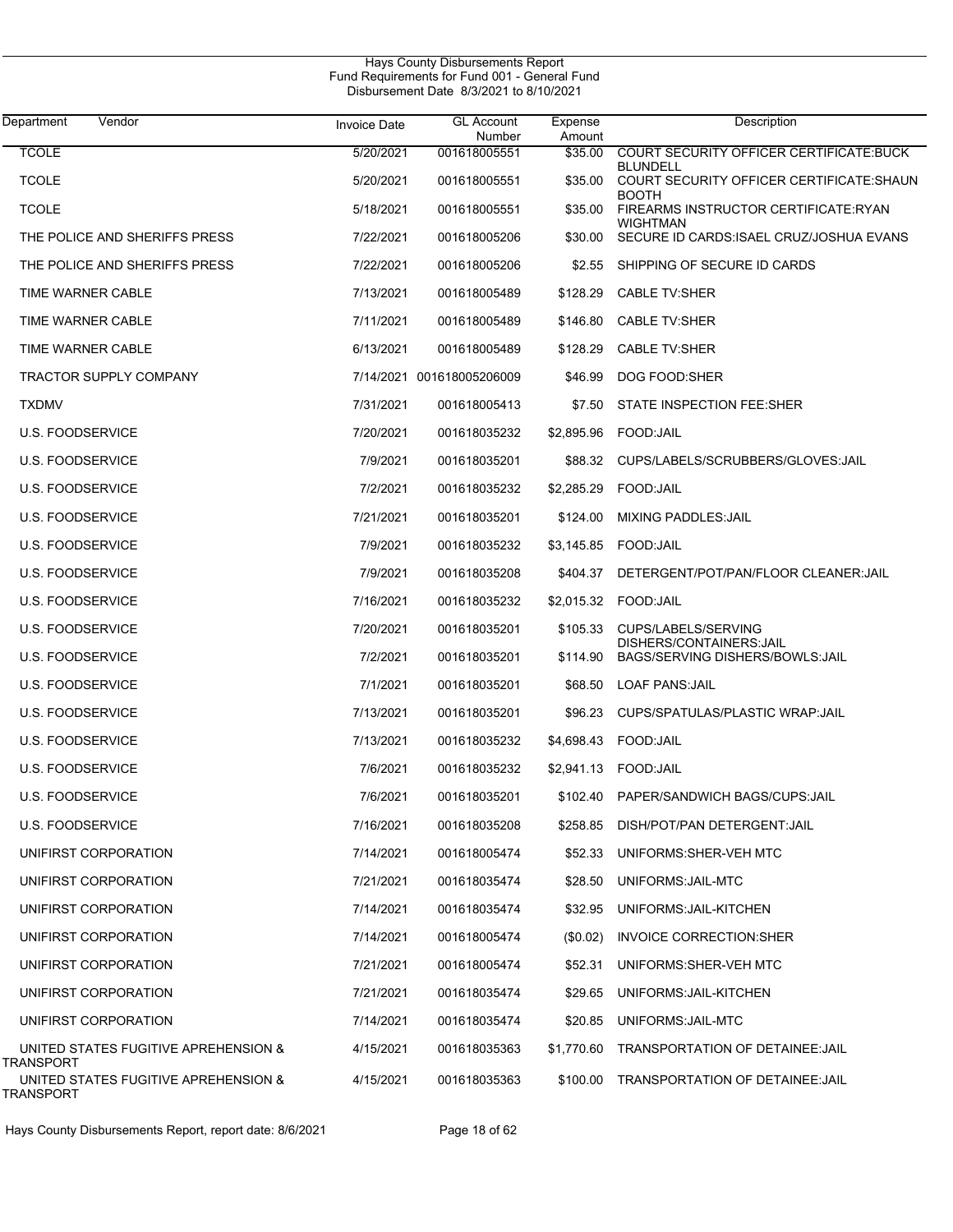Hays County Disbursements Report
Fund Requirements for Fund 001 - General Fund
Disbursement Date 8/3/2021 to 8/10/2021

| Department | Vendor | Invoice Date | GL Account Number | Expense Amount | Description |
|---|---|---|---|---|---|
| | TCOLE | 5/20/2021 | 001618005551 | $35.00 | COURT SECURITY OFFICER CERTIFICATE:BUCK BLUNDELL |
| | TCOLE | 5/20/2021 | 001618005551 | $35.00 | COURT SECURITY OFFICER CERTIFICATE:SHAUN BOOTH |
| | TCOLE | 5/18/2021 | 001618005551 | $35.00 | FIREARMS INSTRUCTOR CERTIFICATE:RYAN WIGHTMAN |
| | THE POLICE AND SHERIFFS PRESS | 7/22/2021 | 001618005206 | $30.00 | SECURE ID CARDS:ISAEL CRUZ/JOSHUA EVANS |
| | THE POLICE AND SHERIFFS PRESS | 7/22/2021 | 001618005206 | $2.55 | SHIPPING OF SECURE ID CARDS |
| | TIME WARNER CABLE | 7/13/2021 | 001618005489 | $128.29 | CABLE TV:SHER |
| | TIME WARNER CABLE | 7/11/2021 | 001618005489 | $146.80 | CABLE TV:SHER |
| | TIME WARNER CABLE | 6/13/2021 | 001618005489 | $128.29 | CABLE TV:SHER |
| | TRACTOR SUPPLY COMPANY | 7/14/2021 | 001618005206009 | $46.99 | DOG FOOD:SHER |
| | TXDMV | 7/31/2021 | 001618005413 | $7.50 | STATE INSPECTION FEE:SHER |
| | U.S. FOODSERVICE | 7/20/2021 | 001618035232 | $2,895.96 | FOOD:JAIL |
| | U.S. FOODSERVICE | 7/9/2021 | 001618035201 | $88.32 | CUPS/LABELS/SCRUBBERS/GLOVES:JAIL |
| | U.S. FOODSERVICE | 7/2/2021 | 001618035232 | $2,285.29 | FOOD:JAIL |
| | U.S. FOODSERVICE | 7/21/2021 | 001618035201 | $124.00 | MIXING PADDLES:JAIL |
| | U.S. FOODSERVICE | 7/9/2021 | 001618035232 | $3,145.85 | FOOD:JAIL |
| | U.S. FOODSERVICE | 7/9/2021 | 001618035208 | $404.37 | DETERGENT/POT/PAN/FLOOR CLEANER:JAIL |
| | U.S. FOODSERVICE | 7/16/2021 | 001618035232 | $2,015.32 | FOOD:JAIL |
| | U.S. FOODSERVICE | 7/20/2021 | 001618035201 | $105.33 | CUPS/LABELS/SERVING DISHERS/CONTAINERS:JAIL |
| | U.S. FOODSERVICE | 7/2/2021 | 001618035201 | $114.90 | BAGS/SERVING DISHERS/BOWLS:JAIL |
| | U.S. FOODSERVICE | 7/1/2021 | 001618035201 | $68.50 | LOAF PANS:JAIL |
| | U.S. FOODSERVICE | 7/13/2021 | 001618035201 | $96.23 | CUPS/SPATULAS/PLASTIC WRAP:JAIL |
| | U.S. FOODSERVICE | 7/13/2021 | 001618035232 | $4,698.43 | FOOD:JAIL |
| | U.S. FOODSERVICE | 7/6/2021 | 001618035232 | $2,941.13 | FOOD:JAIL |
| | U.S. FOODSERVICE | 7/6/2021 | 001618035201 | $102.40 | PAPER/SANDWICH BAGS/CUPS:JAIL |
| | U.S. FOODSERVICE | 7/16/2021 | 001618035208 | $258.85 | DISH/POT/PAN DETERGENT:JAIL |
| | UNIFIRST CORPORATION | 7/14/2021 | 001618005474 | $52.33 | UNIFORMS:SHER-VEH MTC |
| | UNIFIRST CORPORATION | 7/21/2021 | 001618035474 | $28.50 | UNIFORMS:JAIL-MTC |
| | UNIFIRST CORPORATION | 7/14/2021 | 001618035474 | $32.95 | UNIFORMS:JAIL-KITCHEN |
| | UNIFIRST CORPORATION | 7/14/2021 | 001618005474 | ($0.02) | INVOICE CORRECTION:SHER |
| | UNIFIRST CORPORATION | 7/21/2021 | 001618005474 | $52.31 | UNIFORMS:SHER-VEH MTC |
| | UNIFIRST CORPORATION | 7/21/2021 | 001618035474 | $29.65 | UNIFORMS:JAIL-KITCHEN |
| | UNIFIRST CORPORATION | 7/14/2021 | 001618035474 | $20.85 | UNIFORMS:JAIL-MTC |
| | UNITED STATES FUGITIVE APREHENSION & TRANSPORT | 4/15/2021 | 001618035363 | $1,770.60 | TRANSPORTATION OF DETAINEE:JAIL |
| | UNITED STATES FUGITIVE APREHENSION & TRANSPORT | 4/15/2021 | 001618035363 | $100.00 | TRANSPORTATION OF DETAINEE:JAIL |

Hays County Disbursements Report, report date: 8/6/2021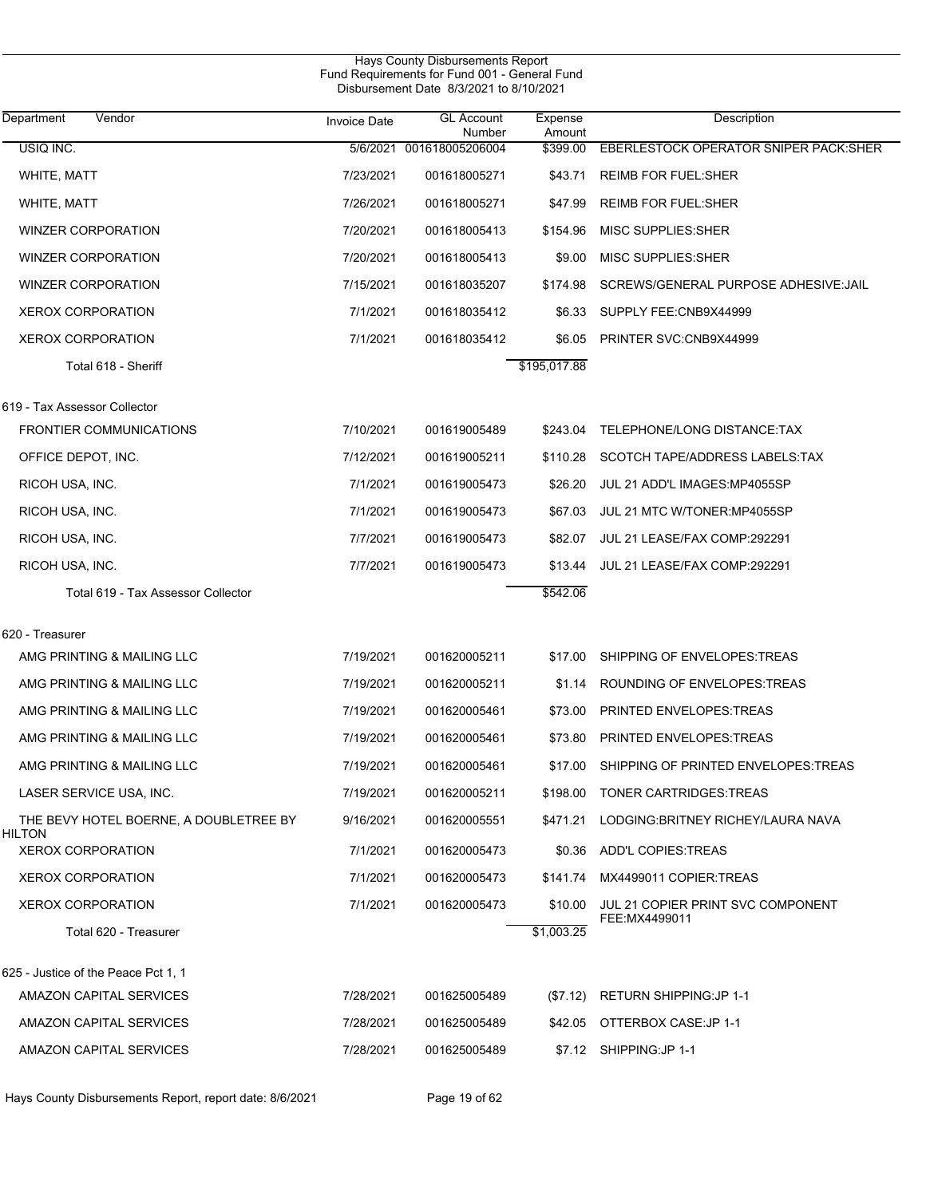# Hays County Disbursements Report
## Fund Requirements for Fund 001 - General Fund
### Disbursement Date 8/3/2021 to 8/10/2021

| Department Vendor | Invoice Date | GL Account Number | Expense Amount | Description |
|---|---|---|---|---|
| USIQ INC. | 5/6/2021 | 001618005206004 | $399.00 | EBERLESTOCK OPERATOR SNIPER PACK:SHER |
| WHITE, MATT | 7/23/2021 | 001618005271 | $43.71 | REIMB FOR FUEL:SHER |
| WHITE, MATT | 7/26/2021 | 001618005271 | $47.99 | REIMB FOR FUEL:SHER |
| WINZER CORPORATION | 7/20/2021 | 001618005413 | $154.96 | MISC SUPPLIES:SHER |
| WINZER CORPORATION | 7/20/2021 | 001618005413 | $9.00 | MISC SUPPLIES:SHER |
| WINZER CORPORATION | 7/15/2021 | 001618035207 | $174.98 | SCREWS/GENERAL PURPOSE ADHESIVE:JAIL |
| XEROX CORPORATION | 7/1/2021 | 001618035412 | $6.33 | SUPPLY FEE:CNB9X44999 |
| XEROX CORPORATION | 7/1/2021 | 001618035412 | $6.05 | PRINTER SVC:CNB9X44999 |
| Total 618 - Sheriff | | | $195,017.88 | |
| **619 - Tax Assessor Collector** | | | | |
| FRONTIER COMMUNICATIONS | 7/10/2021 | 001619005489 | $243.04 | TELEPHONE/LONG DISTANCE:TAX |
| OFFICE DEPOT, INC. | 7/12/2021 | 001619005211 | $110.28 | SCOTCH TAPE/ADDRESS LABELS:TAX |
| RICOH USA, INC. | 7/1/2021 | 001619005473 | $26.20 | JUL 21 ADD'L IMAGES:MP4055SP |
| RICOH USA, INC. | 7/1/2021 | 001619005473 | $67.03 | JUL 21 MTC W/TONER:MP4055SP |
| RICOH USA, INC. | 7/7/2021 | 001619005473 | $82.07 | JUL 21 LEASE/FAX COMP:292291 |
| RICOH USA, INC. | 7/7/2021 | 001619005473 | $13.44 | JUL 21 LEASE/FAX COMP:292291 |
| Total 619 - Tax Assessor Collector | | | $542.06 | |
| **620 - Treasurer** | | | | |
| AMG PRINTING & MAILING LLC | 7/19/2021 | 001620005211 | $17.00 | SHIPPING OF ENVELOPES:TREAS |
| AMG PRINTING & MAILING LLC | 7/19/2021 | 001620005211 | $1.14 | ROUNDING OF ENVELOPES:TREAS |
| AMG PRINTING & MAILING LLC | 7/19/2021 | 001620005461 | $73.00 | PRINTED ENVELOPES:TREAS |
| AMG PRINTING & MAILING LLC | 7/19/2021 | 001620005461 | $73.80 | PRINTED ENVELOPES:TREAS |
| AMG PRINTING & MAILING LLC | 7/19/2021 | 001620005461 | $17.00 | SHIPPING OF PRINTED ENVELOPES:TREAS |
| LASER SERVICE USA, INC. | 7/19/2021 | 001620005211 | $198.00 | TONER CARTRIDGES:TREAS |
| THE BEVY HOTEL BOERNE, A DOUBLETREE BY HILTON | 9/16/2021 | 001620005551 | $471.21 | LODGING:BRITNEY RICHEY/LAURA NAVA |
| XEROX CORPORATION | 7/1/2021 | 001620005473 | $0.36 | ADD'L COPIES:TREAS |
| XEROX CORPORATION | 7/1/2021 | 001620005473 | $141.74 | MX4499011 COPIER:TREAS |
| XEROX CORPORATION | 7/1/2021 | 001620005473 | $10.00 | JUL 21 COPIER PRINT SVC COMPONENT FEE:MX4499011 |
| Total 620 - Treasurer | | | $1,003.25 | |
| **625 - Justice of the Peace Pct 1, 1** | | | | |
| AMAZON CAPITAL SERVICES | 7/28/2021 | 001625005489 | ($7.12) | RETURN SHIPPING:JP 1-1 |
| AMAZON CAPITAL SERVICES | 7/28/2021 | 001625005489 | $42.05 | OTTERBOX CASE:JP 1-1 |
| AMAZON CAPITAL SERVICES | 7/28/2021 | 001625005489 | $7.12 | SHIPPING:JP 1-1 |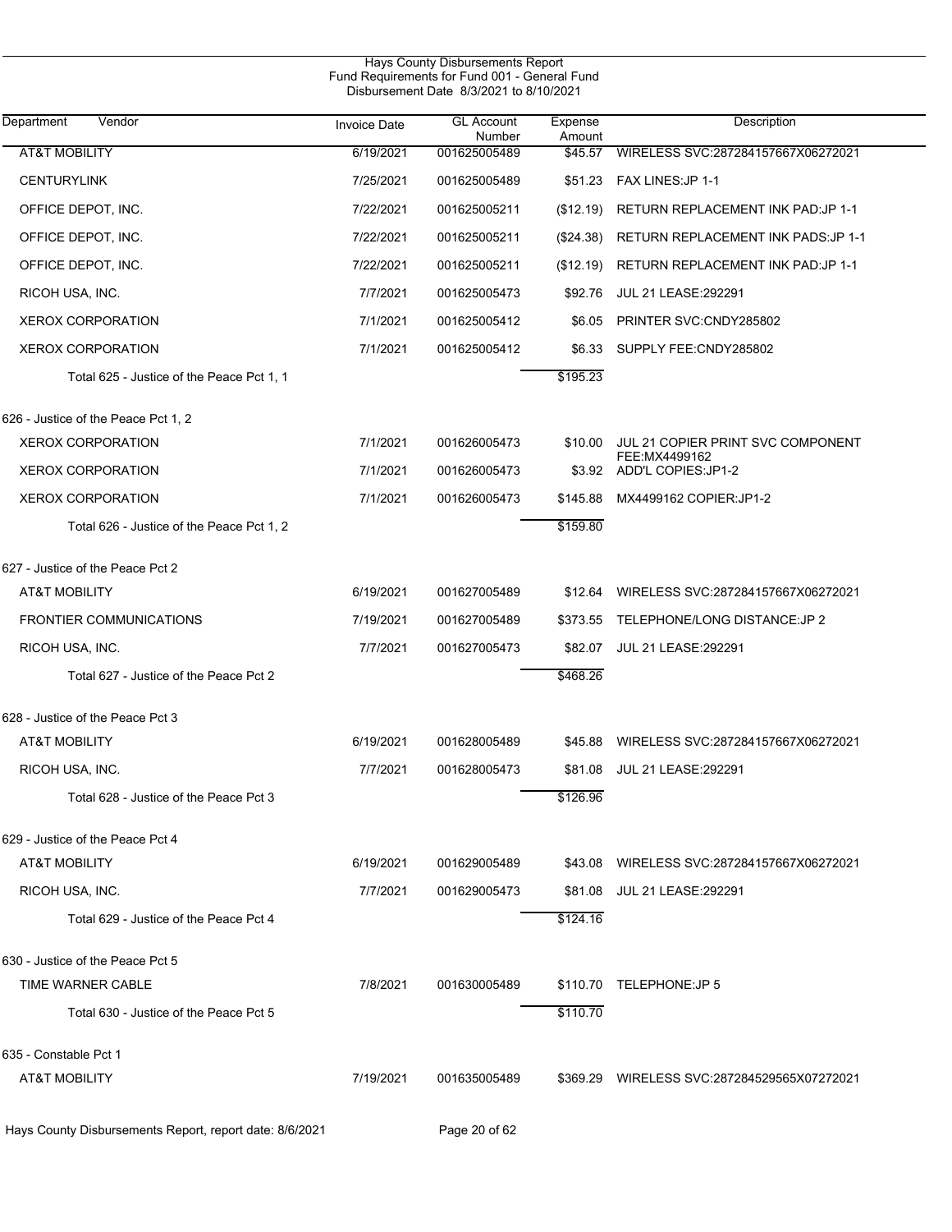Hays County Disbursements Report
Fund Requirements for Fund 001 - General Fund
Disbursement Date 8/3/2021 to 8/10/2021

| Department | Vendor | Invoice Date | GL Account Number | Expense Amount | Description |
|---|---|---|---|---|---|
| | AT&T MOBILITY | 6/19/2021 | 001625005489 | $45.57 | WIRELESS SVC:287284157667X06272021 |
| | CENTURYLINK | 7/25/2021 | 001625005489 | $51.23 | FAX LINES:JP 1-1 |
| | OFFICE DEPOT, INC. | 7/22/2021 | 001625005211 | ($12.19) | RETURN REPLACEMENT INK PAD:JP 1-1 |
| | OFFICE DEPOT, INC. | 7/22/2021 | 001625005211 | ($24.38) | RETURN REPLACEMENT INK PADS:JP 1-1 |
| | OFFICE DEPOT, INC. | 7/22/2021 | 001625005211 | ($12.19) | RETURN REPLACEMENT INK PAD:JP 1-1 |
| | RICOH USA, INC. | 7/7/2021 | 001625005473 | $92.76 | JUL 21 LEASE:292291 |
| | XEROX CORPORATION | 7/1/2021 | 001625005412 | $6.05 | PRINTER SVC:CNDY285802 |
| | XEROX CORPORATION | 7/1/2021 | 001625005412 | $6.33 | SUPPLY FEE:CNDY285802 |
| | Total 625 - Justice of the Peace Pct 1, 1 | | | $195.23 | |
| 626 - Justice of the Peace Pct 1, 2 | | | | | |
| | XEROX CORPORATION | 7/1/2021 | 001626005473 | $10.00 | JUL 21 COPIER PRINT SVC COMPONENT FEE:MX4499162 |
| | XEROX CORPORATION | 7/1/2021 | 001626005473 | $3.92 | ADD'L COPIES:JP1-2 |
| | XEROX CORPORATION | 7/1/2021 | 001626005473 | $145.88 | MX4499162 COPIER:JP1-2 |
| | Total 626 - Justice of the Peace Pct 1, 2 | | | $159.80 | |
| 627 - Justice of the Peace Pct 2 | | | | | |
| | AT&T MOBILITY | 6/19/2021 | 001627005489 | $12.64 | WIRELESS SVC:287284157667X06272021 |
| | FRONTIER COMMUNICATIONS | 7/19/2021 | 001627005489 | $373.55 | TELEPHONE/LONG DISTANCE:JP 2 |
| | RICOH USA, INC. | 7/7/2021 | 001627005473 | $82.07 | JUL 21 LEASE:292291 |
| | Total 627 - Justice of the Peace Pct 2 | | | $468.26 | |
| 628 - Justice of the Peace Pct 3 | | | | | |
| | AT&T MOBILITY | 6/19/2021 | 001628005489 | $45.88 | WIRELESS SVC:287284157667X06272021 |
| | RICOH USA, INC. | 7/7/2021 | 001628005473 | $81.08 | JUL 21 LEASE:292291 |
| | Total 628 - Justice of the Peace Pct 3 | | | $126.96 | |
| 629 - Justice of the Peace Pct 4 | | | | | |
| | AT&T MOBILITY | 6/19/2021 | 001629005489 | $43.08 | WIRELESS SVC:287284157667X06272021 |
| | RICOH USA, INC. | 7/7/2021 | 001629005473 | $81.08 | JUL 21 LEASE:292291 |
| | Total 629 - Justice of the Peace Pct 4 | | | $124.16 | |
| 630 - Justice of the Peace Pct 5 | | | | | |
| | TIME WARNER CABLE | 7/8/2021 | 001630005489 | $110.70 | TELEPHONE:JP 5 |
| | Total 630 - Justice of the Peace Pct 5 | | | $110.70 | |
| 635 - Constable Pct 1 | | | | | |
| | AT&T MOBILITY | 7/19/2021 | 001635005489 | $369.29 | WIRELESS SVC:287284529565X07272021 |

Hays County Disbursements Report, report date: 8/6/2021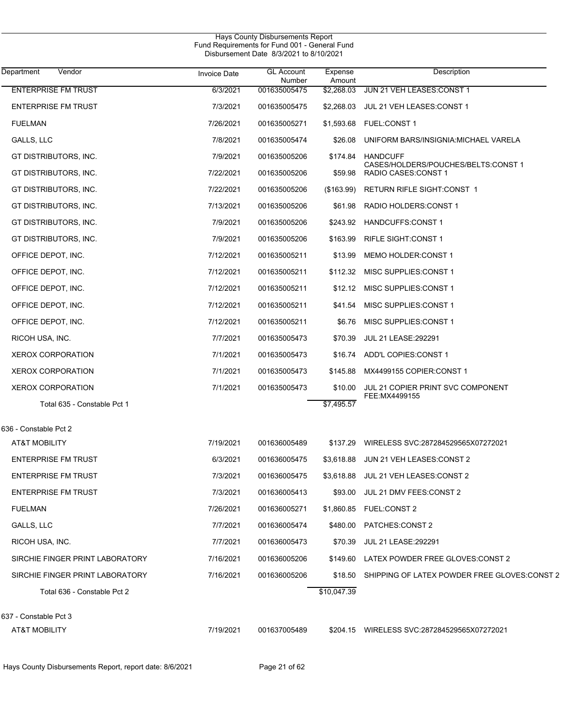Hays County Disbursements Report
Fund Requirements for Fund 001 - General Fund
Disbursement Date 8/3/2021 to 8/10/2021

| Department Vendor | Invoice Date | GL Account Number | Expense Amount | Description |
|---|---|---|---|---|
| ENTERPRISE FM TRUST | 6/3/2021 | 001635005475 | $2,268.03 | JUN 21 VEH LEASES:CONST 1 |
| ENTERPRISE FM TRUST | 7/3/2021 | 001635005475 | $2,268.03 | JUL 21 VEH LEASES:CONST 1 |
| FUELMAN | 7/26/2021 | 001635005271 | $1,593.68 | FUEL:CONST 1 |
| GALLS, LLC | 7/8/2021 | 001635005474 | $26.08 | UNIFORM BARS/INSIGNIA:MICHAEL VARELA |
| GT DISTRIBUTORS, INC. | 7/9/2021 | 001635005206 | $174.84 | HANDCUFF CASES/HOLDERS/POUCHES/BELTS:CONST 1 |
| GT DISTRIBUTORS, INC. | 7/22/2021 | 001635005206 | $59.98 | RADIO CASES:CONST 1 |
| GT DISTRIBUTORS, INC. | 7/22/2021 | 001635005206 | ($163.99) | RETURN RIFLE SIGHT:CONST 1 |
| GT DISTRIBUTORS, INC. | 7/13/2021 | 001635005206 | $61.98 | RADIO HOLDERS:CONST 1 |
| GT DISTRIBUTORS, INC. | 7/9/2021 | 001635005206 | $243.92 | HANDCUFFS:CONST 1 |
| GT DISTRIBUTORS, INC. | 7/9/2021 | 001635005206 | $163.99 | RIFLE SIGHT:CONST 1 |
| OFFICE DEPOT, INC. | 7/12/2021 | 001635005211 | $13.99 | MEMO HOLDER:CONST 1 |
| OFFICE DEPOT, INC. | 7/12/2021 | 001635005211 | $112.32 | MISC SUPPLIES:CONST 1 |
| OFFICE DEPOT, INC. | 7/12/2021 | 001635005211 | $12.12 | MISC SUPPLIES:CONST 1 |
| OFFICE DEPOT, INC. | 7/12/2021 | 001635005211 | $41.54 | MISC SUPPLIES:CONST 1 |
| OFFICE DEPOT, INC. | 7/12/2021 | 001635005211 | $6.76 | MISC SUPPLIES:CONST 1 |
| RICOH USA, INC. | 7/7/2021 | 001635005473 | $70.39 | JUL 21 LEASE:292291 |
| XEROX CORPORATION | 7/1/2021 | 001635005473 | $16.74 | ADD'L COPIES:CONST 1 |
| XEROX CORPORATION | 7/1/2021 | 001635005473 | $145.88 | MX4499155 COPIER:CONST 1 |
| XEROX CORPORATION | 7/1/2021 | 001635005473 | $10.00 | JUL 21 COPIER PRINT SVC COMPONENT FEE:MX4499155 |
| Total 635 - Constable Pct 1 | | | $7,495.57 | |
| **636 - Constable Pct 2** | | | | |
| AT&T MOBILITY | 7/19/2021 | 001636005489 | $137.29 | WIRELESS SVC:287284529565X07272021 |
| ENTERPRISE FM TRUST | 6/3/2021 | 001636005475 | $3,618.88 | JUN 21 VEH LEASES:CONST 2 |
| ENTERPRISE FM TRUST | 7/3/2021 | 001636005475 | $3,618.88 | JUL 21 VEH LEASES:CONST 2 |
| ENTERPRISE FM TRUST | 7/3/2021 | 001636005413 | $93.00 | JUL 21 DMV FEES:CONST 2 |
| FUELMAN | 7/26/2021 | 001636005271 | $1,860.85 | FUEL:CONST 2 |
| GALLS, LLC | 7/7/2021 | 001636005474 | $480.00 | PATCHES:CONST 2 |
| RICOH USA, INC. | 7/7/2021 | 001636005473 | $70.39 | JUL 21 LEASE:292291 |
| SIRCHIE FINGER PRINT LABORATORY | 7/16/2021 | 001636005206 | $149.60 | LATEX POWDER FREE GLOVES:CONST 2 |
| SIRCHIE FINGER PRINT LABORATORY | 7/16/2021 | 001636005206 | $18.50 | SHIPPING OF LATEX POWDER FREE GLOVES:CONST 2 |
| Total 636 - Constable Pct 2 | | | $10,047.39 | |
| **637 - Constable Pct 3** | | | | |
| AT&T MOBILITY | 7/19/2021 | 001637005489 | $204.15 | WIRELESS SVC:287284529565X07272021 |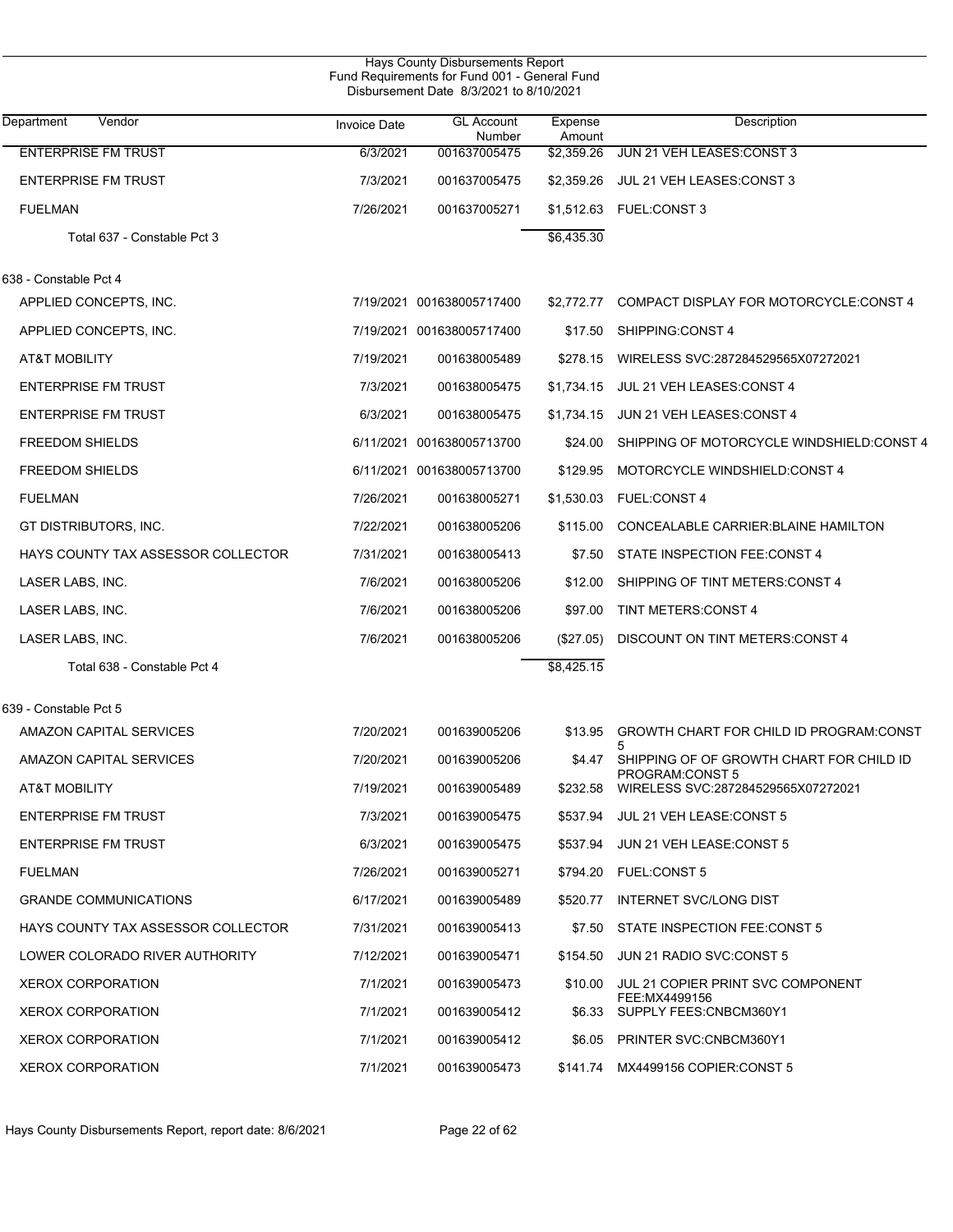# Hays County Disbursements Report
## Fund Requirements for Fund 001 - General Fund
### Disbursement Date 8/3/2021 to 8/10/2021

| Department Vendor | Invoice Date | GL Account Number | Expense Amount | Description |
|---|---|---|---|---|
| ENTERPRISE FM TRUST | 6/3/2021 | 001637005475 | $2,359.26 | JUN 21 VEH LEASES:CONST 3 |
| ENTERPRISE FM TRUST | 7/3/2021 | 001637005475 | $2,359.26 | JUL 21 VEH LEASES:CONST 3 |
| FUELMAN | 7/26/2021 | 001637005271 | $1,512.63 | FUEL:CONST 3 |
| Total 637 - Constable Pct 3 | | | $6,435.30 | |
| **638 - Constable Pct 4** | | | | |
| APPLIED CONCEPTS, INC. | 7/19/2021 | 001638005717400 | $2,772.77 | COMPACT DISPLAY FOR MOTORCYCLE:CONST 4 |
| APPLIED CONCEPTS, INC. | 7/19/2021 | 001638005717400 | $17.50 | SHIPPING:CONST 4 |
| AT&T MOBILITY | 7/19/2021 | 001638005489 | $278.15 | WIRELESS SVC:287284529565X07272021 |
| ENTERPRISE FM TRUST | 7/3/2021 | 001638005475 | $1,734.15 | JUL 21 VEH LEASES:CONST 4 |
| ENTERPRISE FM TRUST | 6/3/2021 | 001638005475 | $1,734.15 | JUN 21 VEH LEASES:CONST 4 |
| FREEDOM SHIELDS | 6/11/2021 | 001638005713700 | $24.00 | SHIPPING OF MOTORCYCLE WINDSHIELD:CONST 4 |
| FREEDOM SHIELDS | 6/11/2021 | 001638005713700 | $129.95 | MOTORCYCLE WINDSHIELD:CONST 4 |
| FUELMAN | 7/26/2021 | 001638005271 | $1,530.03 | FUEL:CONST 4 |
| GT DISTRIBUTORS, INC. | 7/22/2021 | 001638005206 | $115.00 | CONCEALABLE CARRIER:BLAINE HAMILTON |
| HAYS COUNTY TAX ASSESSOR COLLECTOR | 7/31/2021 | 001638005413 | $7.50 | STATE INSPECTION FEE:CONST 4 |
| LASER LABS, INC. | 7/6/2021 | 001638005206 | $12.00 | SHIPPING OF TINT METERS:CONST 4 |
| LASER LABS, INC. | 7/6/2021 | 001638005206 | $97.00 | TINT METERS:CONST 4 |
| LASER LABS, INC. | 7/6/2021 | 001638005206 | ($27.05) | DISCOUNT ON TINT METERS:CONST 4 |
| Total 638 - Constable Pct 4 | | | $8,425.15 | |
| **639 - Constable Pct 5** | | | | |
| AMAZON CAPITAL SERVICES | 7/20/2021 | 001639005206 | $13.95 | GROWTH CHART FOR CHILD ID PROGRAM:CONST 5 |
| AMAZON CAPITAL SERVICES | 7/20/2021 | 001639005206 | $4.47 | SHIPPING OF OF GROWTH CHART FOR CHILD ID PROGRAM:CONST 5 |
| AT&T MOBILITY | 7/19/2021 | 001639005489 | $232.58 | WIRELESS SVC:287284529565X07272021 |
| ENTERPRISE FM TRUST | 7/3/2021 | 001639005475 | $537.94 | JUL 21 VEH LEASE:CONST 5 |
| ENTERPRISE FM TRUST | 6/3/2021 | 001639005475 | $537.94 | JUN 21 VEH LEASE:CONST 5 |
| FUELMAN | 7/26/2021 | 001639005271 | $794.20 | FUEL:CONST 5 |
| GRANDE COMMUNICATIONS | 6/17/2021 | 001639005489 | $520.77 | INTERNET SVC/LONG DIST |
| HAYS COUNTY TAX ASSESSOR COLLECTOR | 7/31/2021 | 001639005413 | $7.50 | STATE INSPECTION FEE:CONST 5 |
| LOWER COLORADO RIVER AUTHORITY | 7/12/2021 | 001639005471 | $154.50 | JUN 21 RADIO SVC:CONST 5 |
| XEROX CORPORATION | 7/1/2021 | 001639005473 | $10.00 | JUL 21 COPIER PRINT SVC COMPONENT FEE:MX4499156 |
| XEROX CORPORATION | 7/1/2021 | 001639005412 | $6.33 | SUPPLY FEES:CNBCM360Y1 |
| XEROX CORPORATION | 7/1/2021 | 001639005412 | $6.05 | PRINTER SVC:CNBCM360Y1 |
| XEROX CORPORATION | 7/1/2021 | 001639005473 | $141.74 | MX4499156 COPIER:CONST 5 |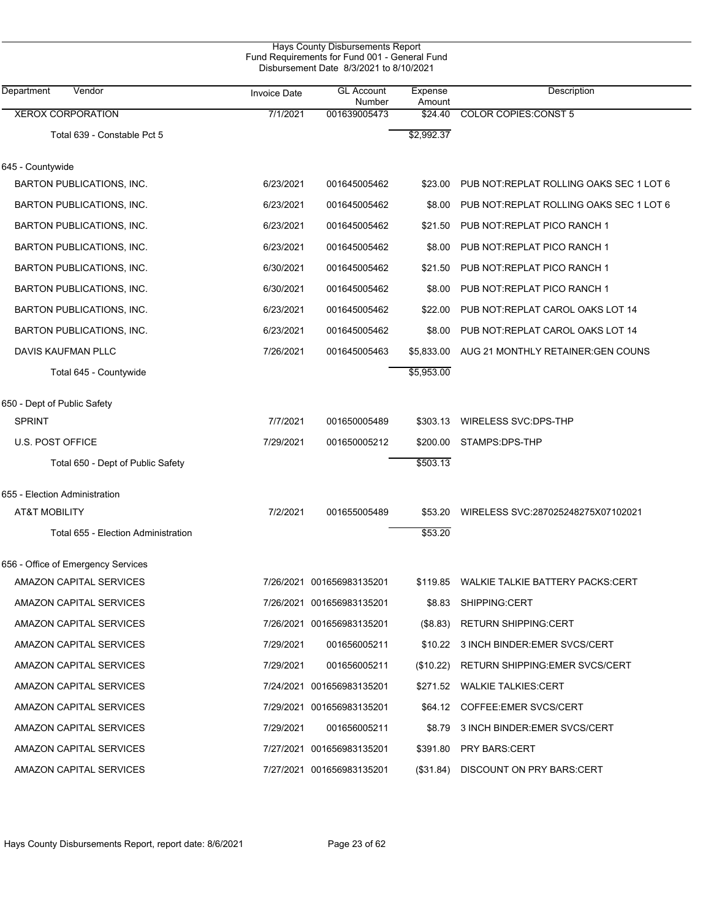Hays County Disbursements Report
Fund Requirements for Fund 001 - General Fund
Disbursement Date 8/3/2021 to 8/10/2021

| Department | Vendor | Invoice Date | GL Account Number | Expense Amount | Description |
|---|---|---|---|---|---|
| | XEROX CORPORATION | 7/1/2021 | 001639005473 | $24.40 | COLOR COPIES:CONST 5 |
| | Total 639 - Constable Pct 5 | | | $2,992.37 | |
| 645 - Countywide | | | | | |
| | BARTON PUBLICATIONS, INC. | 6/23/2021 | 001645005462 | $23.00 | PUB NOT:REPLAT ROLLING OAKS SEC 1 LOT 6 |
| | BARTON PUBLICATIONS, INC. | 6/23/2021 | 001645005462 | $8.00 | PUB NOT:REPLAT ROLLING OAKS SEC 1 LOT 6 |
| | BARTON PUBLICATIONS, INC. | 6/23/2021 | 001645005462 | $21.50 | PUB NOT:REPLAT PICO RANCH 1 |
| | BARTON PUBLICATIONS, INC. | 6/23/2021 | 001645005462 | $8.00 | PUB NOT:REPLAT PICO RANCH 1 |
| | BARTON PUBLICATIONS, INC. | 6/30/2021 | 001645005462 | $21.50 | PUB NOT:REPLAT PICO RANCH 1 |
| | BARTON PUBLICATIONS, INC. | 6/30/2021 | 001645005462 | $8.00 | PUB NOT:REPLAT PICO RANCH 1 |
| | BARTON PUBLICATIONS, INC. | 6/23/2021 | 001645005462 | $22.00 | PUB NOT:REPLAT CAROL OAKS LOT 14 |
| | BARTON PUBLICATIONS, INC. | 6/23/2021 | 001645005462 | $8.00 | PUB NOT:REPLAT CAROL OAKS LOT 14 |
| | DAVIS KAUFMAN PLLC | 7/26/2021 | 001645005463 | $5,833.00 | AUG 21 MONTHLY RETAINER:GEN COUNS |
| | Total 645 - Countywide | | | $5,953.00 | |
| 650 - Dept of Public Safety | | | | | |
| | SPRINT | 7/7/2021 | 001650005489 | $303.13 | WIRELESS SVC:DPS-THP |
| | U.S. POST OFFICE | 7/29/2021 | 001650005212 | $200.00 | STAMPS:DPS-THP |
| | Total 650 - Dept of Public Safety | | | $503.13 | |
| 655 - Election Administration | | | | | |
| | AT&T MOBILITY | 7/2/2021 | 001655005489 | $53.20 | WIRELESS SVC:287025248275X07102021 |
| | Total 655 - Election Administration | | | $53.20 | |
| 656 - Office of Emergency Services | | | | | |
| | AMAZON CAPITAL SERVICES | 7/26/2021 | 001656983135201 | $119.85 | WALKIE TALKIE BATTERY PACKS:CERT |
| | AMAZON CAPITAL SERVICES | 7/26/2021 | 001656983135201 | $8.83 | SHIPPING:CERT |
| | AMAZON CAPITAL SERVICES | 7/26/2021 | 001656983135201 | ($8.83) | RETURN SHIPPING:CERT |
| | AMAZON CAPITAL SERVICES | 7/29/2021 | 001656005211 | $10.22 | 3 INCH BINDER:EMER SVCS/CERT |
| | AMAZON CAPITAL SERVICES | 7/29/2021 | 001656005211 | ($10.22) | RETURN SHIPPING:EMER SVCS/CERT |
| | AMAZON CAPITAL SERVICES | 7/24/2021 | 001656983135201 | $271.52 | WALKIE TALKIES:CERT |
| | AMAZON CAPITAL SERVICES | 7/29/2021 | 001656983135201 | $64.12 | COFFEE:EMER SVCS/CERT |
| | AMAZON CAPITAL SERVICES | 7/29/2021 | 001656005211 | $8.79 | 3 INCH BINDER:EMER SVCS/CERT |
| | AMAZON CAPITAL SERVICES | 7/27/2021 | 001656983135201 | $391.80 | PRY BARS:CERT |
| | AMAZON CAPITAL SERVICES | 7/27/2021 | 001656983135201 | ($31.84) | DISCOUNT ON PRY BARS:CERT |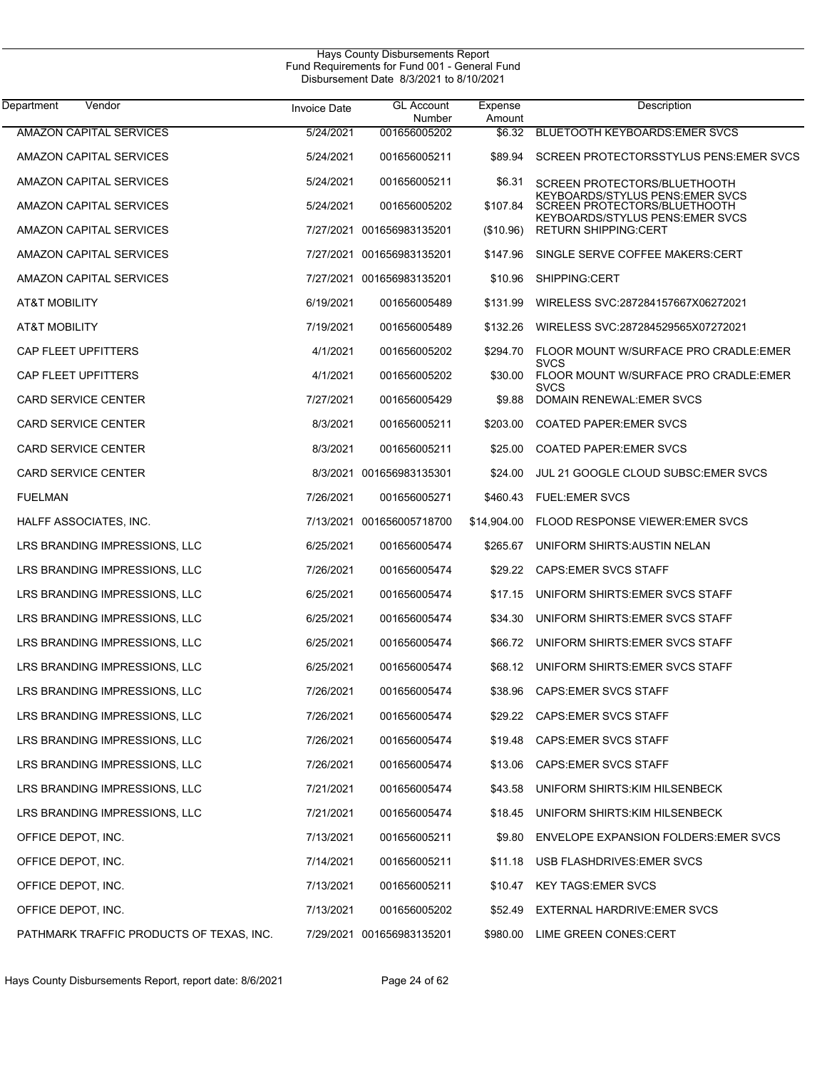Hays County Disbursements Report
Fund Requirements for Fund 001 - General Fund
Disbursement Date 8/3/2021 to 8/10/2021

| Department Vendor | Invoice Date | GL Account Number | Expense Amount | Description |
|---|---|---|---|---|
| AMAZON CAPITAL SERVICES | 5/24/2021 | 001656005202 | $6.32 | BLUETOOTH KEYBOARDS:EMER SVCS |
| AMAZON CAPITAL SERVICES | 5/24/2021 | 001656005211 | $89.94 | SCREEN PROTECTORSSTYLUS PENS:EMER SVCS |
| AMAZON CAPITAL SERVICES | 5/24/2021 | 001656005211 | $6.31 | SCREEN PROTECTORS/BLUETHOOTH KEYBOARDS/STYLUS PENS:EMER SVCS |
| AMAZON CAPITAL SERVICES | 5/24/2021 | 001656005202 | $107.84 | SCREEN PROTECTORS/BLUETHOOTH KEYBOARDS/STYLUS PENS:EMER SVCS |
| AMAZON CAPITAL SERVICES | 7/27/2021 | 001656983135201 | ($10.96) | RETURN SHIPPING:CERT |
| AMAZON CAPITAL SERVICES | 7/27/2021 | 001656983135201 | $147.96 | SINGLE SERVE COFFEE MAKERS:CERT |
| AMAZON CAPITAL SERVICES | 7/27/2021 | 001656983135201 | $10.96 | SHIPPING:CERT |
| AT&T MOBILITY | 6/19/2021 | 001656005489 | $131.99 | WIRELESS SVC:287284157667X06272021 |
| AT&T MOBILITY | 7/19/2021 | 001656005489 | $132.26 | WIRELESS SVC:287284529565X07272021 |
| CAP FLEET UPFITTERS | 4/1/2021 | 001656005202 | $294.70 | FLOOR MOUNT W/SURFACE PRO CRADLE:EMER SVCS |
| CAP FLEET UPFITTERS | 4/1/2021 | 001656005202 | $30.00 | FLOOR MOUNT W/SURFACE PRO CRADLE:EMER SVCS |
| CARD SERVICE CENTER | 7/27/2021 | 001656005429 | $9.88 | DOMAIN RENEWAL:EMER SVCS |
| CARD SERVICE CENTER | 8/3/2021 | 001656005211 | $203.00 | COATED PAPER:EMER SVCS |
| CARD SERVICE CENTER | 8/3/2021 | 001656005211 | $25.00 | COATED PAPER:EMER SVCS |
| CARD SERVICE CENTER | 8/3/2021 | 001656983135301 | $24.00 | JUL 21 GOOGLE CLOUD SUBSC:EMER SVCS |
| FUELMAN | 7/26/2021 | 001656005271 | $460.43 | FUEL:EMER SVCS |
| HALFF ASSOCIATES, INC. | 7/13/2021 | 001656005718700 | $14,904.00 | FLOOD RESPONSE VIEWER:EMER SVCS |
| LRS BRANDING IMPRESSIONS, LLC | 6/25/2021 | 001656005474 | $265.67 | UNIFORM SHIRTS:AUSTIN NELAN |
| LRS BRANDING IMPRESSIONS, LLC | 7/26/2021 | 001656005474 | $29.22 | CAPS:EMER SVCS STAFF |
| LRS BRANDING IMPRESSIONS, LLC | 6/25/2021 | 001656005474 | $17.15 | UNIFORM SHIRTS:EMER SVCS STAFF |
| LRS BRANDING IMPRESSIONS, LLC | 6/25/2021 | 001656005474 | $34.30 | UNIFORM SHIRTS:EMER SVCS STAFF |
| LRS BRANDING IMPRESSIONS, LLC | 6/25/2021 | 001656005474 | $66.72 | UNIFORM SHIRTS:EMER SVCS STAFF |
| LRS BRANDING IMPRESSIONS, LLC | 6/25/2021 | 001656005474 | $68.12 | UNIFORM SHIRTS:EMER SVCS STAFF |
| LRS BRANDING IMPRESSIONS, LLC | 7/26/2021 | 001656005474 | $38.96 | CAPS:EMER SVCS STAFF |
| LRS BRANDING IMPRESSIONS, LLC | 7/26/2021 | 001656005474 | $29.22 | CAPS:EMER SVCS STAFF |
| LRS BRANDING IMPRESSIONS, LLC | 7/26/2021 | 001656005474 | $19.48 | CAPS:EMER SVCS STAFF |
| LRS BRANDING IMPRESSIONS, LLC | 7/26/2021 | 001656005474 | $13.06 | CAPS:EMER SVCS STAFF |
| LRS BRANDING IMPRESSIONS, LLC | 7/21/2021 | 001656005474 | $43.58 | UNIFORM SHIRTS:KIM HILSENBECK |
| LRS BRANDING IMPRESSIONS, LLC | 7/21/2021 | 001656005474 | $18.45 | UNIFORM SHIRTS:KIM HILSENBECK |
| OFFICE DEPOT, INC. | 7/13/2021 | 001656005211 | $9.80 | ENVELOPE EXPANSION FOLDERS:EMER SVCS |
| OFFICE DEPOT, INC. | 7/14/2021 | 001656005211 | $11.18 | USB FLASHDRIVES:EMER SVCS |
| OFFICE DEPOT, INC. | 7/13/2021 | 001656005211 | $10.47 | KEY TAGS:EMER SVCS |
| OFFICE DEPOT, INC. | 7/13/2021 | 001656005202 | $52.49 | EXTERNAL HARDRIVE:EMER SVCS |
| PATHMARK TRAFFIC PRODUCTS OF TEXAS, INC. | 7/29/2021 | 001656983135201 | $980.00 | LIME GREEN CONES:CERT |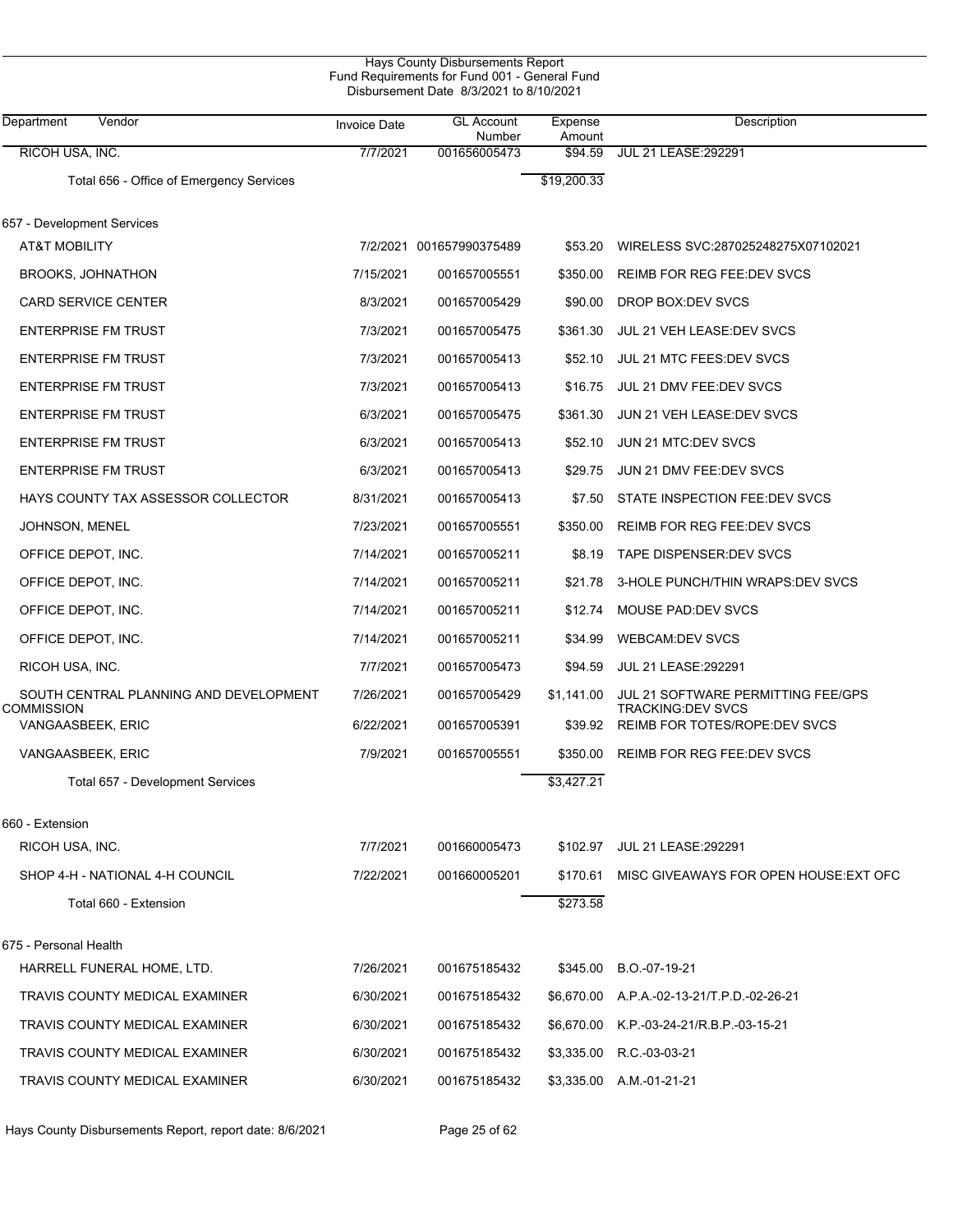Hays County Disbursements Report
Fund Requirements for Fund 001 - General Fund
Disbursement Date 8/3/2021 to 8/10/2021

| Department Vendor | Invoice Date | GL Account Number | Expense Amount | Description |
|---|---|---|---|---|
| RICOH USA, INC. | 7/7/2021 | 001656005473 | $94.59 | JUL 21 LEASE:292291 |
| Total 656 - Office of Emergency Services | | | $19,200.33 | |
| 657 - Development Services | | | | |
| AT&T MOBILITY | 7/2/2021 | 001657990375489 | $53.20 | WIRELESS SVC:287025248275X07102021 |
| BROOKS, JOHNATHON | 7/15/2021 | 001657005551 | $350.00 | REIMB FOR REG FEE:DEV SVCS |
| CARD SERVICE CENTER | 8/3/2021 | 001657005429 | $90.00 | DROP BOX:DEV SVCS |
| ENTERPRISE FM TRUST | 7/3/2021 | 001657005475 | $361.30 | JUL 21 VEH LEASE:DEV SVCS |
| ENTERPRISE FM TRUST | 7/3/2021 | 001657005413 | $52.10 | JUL 21 MTC FEES:DEV SVCS |
| ENTERPRISE FM TRUST | 7/3/2021 | 001657005413 | $16.75 | JUL 21 DMV FEE:DEV SVCS |
| ENTERPRISE FM TRUST | 6/3/2021 | 001657005475 | $361.30 | JUN 21 VEH LEASE:DEV SVCS |
| ENTERPRISE FM TRUST | 6/3/2021 | 001657005413 | $52.10 | JUN 21 MTC:DEV SVCS |
| ENTERPRISE FM TRUST | 6/3/2021 | 001657005413 | $29.75 | JUN 21 DMV FEE:DEV SVCS |
| HAYS COUNTY TAX ASSESSOR COLLECTOR | 8/31/2021 | 001657005413 | $7.50 | STATE INSPECTION FEE:DEV SVCS |
| JOHNSON, MENEL | 7/23/2021 | 001657005551 | $350.00 | REIMB FOR REG FEE:DEV SVCS |
| OFFICE DEPOT, INC. | 7/14/2021 | 001657005211 | $8.19 | TAPE DISPENSER:DEV SVCS |
| OFFICE DEPOT, INC. | 7/14/2021 | 001657005211 | $21.78 | 3-HOLE PUNCH/THIN WRAPS:DEV SVCS |
| OFFICE DEPOT, INC. | 7/14/2021 | 001657005211 | $12.74 | MOUSE PAD:DEV SVCS |
| OFFICE DEPOT, INC. | 7/14/2021 | 001657005211 | $34.99 | WEBCAM:DEV SVCS |
| RICOH USA, INC. | 7/7/2021 | 001657005473 | $94.59 | JUL 21 LEASE:292291 |
| SOUTH CENTRAL PLANNING AND DEVELOPMENT COMMISSION | 7/26/2021 | 001657005429 | $1,141.00 | JUL 21 SOFTWARE PERMITTING FEE/GPS TRACKING:DEV SVCS |
| VANGAASBEEK, ERIC | 6/22/2021 | 001657005391 | $39.92 | REIMB FOR TOTES/ROPE:DEV SVCS |
| VANGAASBEEK, ERIC | 7/9/2021 | 001657005551 | $350.00 | REIMB FOR REG FEE:DEV SVCS |
| Total 657 - Development Services | | | $3,427.21 | |
| 660 - Extension | | | | |
| RICOH USA, INC. | 7/7/2021 | 001660005473 | $102.97 | JUL 21 LEASE:292291 |
| SHOP 4-H - NATIONAL 4-H COUNCIL | 7/22/2021 | 001660005201 | $170.61 | MISC GIVEAWAYS FOR OPEN HOUSE:EXT OFC |
| Total 660 - Extension | | | $273.58 | |
| 675 - Personal Health | | | | |
| HARRELL FUNERAL HOME, LTD. | 7/26/2021 | 001675185432 | $345.00 | B.O.-07-19-21 |
| TRAVIS COUNTY MEDICAL EXAMINER | 6/30/2021 | 001675185432 | $6,670.00 | A.P.A.-02-13-21/T.P.D.-02-26-21 |
| TRAVIS COUNTY MEDICAL EXAMINER | 6/30/2021 | 001675185432 | $6,670.00 | K.P.-03-24-21/R.B.P.-03-15-21 |
| TRAVIS COUNTY MEDICAL EXAMINER | 6/30/2021 | 001675185432 | $3,335.00 | R.C.-03-03-21 |
| TRAVIS COUNTY MEDICAL EXAMINER | 6/30/2021 | 001675185432 | $3,335.00 | A.M.-01-21-21 |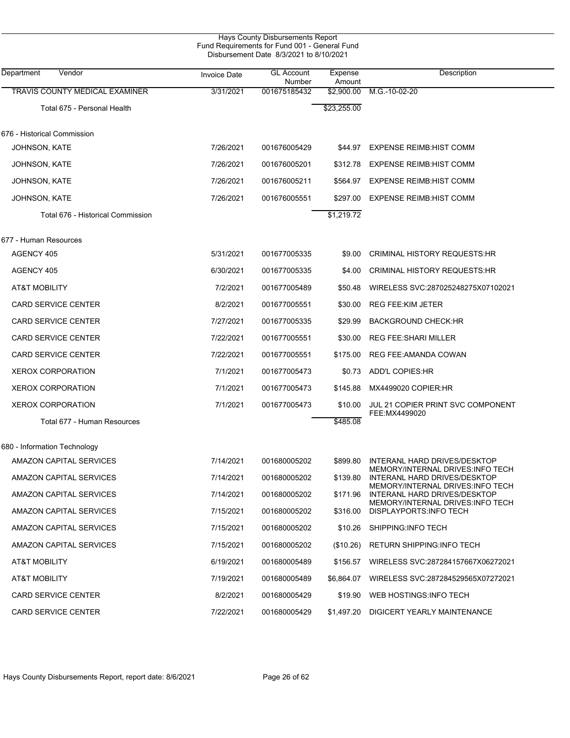Hays County Disbursements Report
Fund Requirements for Fund 001 - General Fund
Disbursement Date 8/3/2021 to 8/10/2021

| Department Vendor | Invoice Date | GL Account Number | Expense Amount | Description |
|---|---|---|---|---|
| TRAVIS COUNTY MEDICAL EXAMINER | 3/31/2021 | 001675185432 | $2,900.00 | M.G.-10-02-20 |
| Total 675 - Personal Health | | | $23,255.00 | |
| **676 - Historical Commission** | | | | |
| JOHNSON, KATE | 7/26/2021 | 001676005429 | $44.97 | EXPENSE REIMB:HIST COMM |
| JOHNSON, KATE | 7/26/2021 | 001676005201 | $312.78 | EXPENSE REIMB:HIST COMM |
| JOHNSON, KATE | 7/26/2021 | 001676005211 | $564.97 | EXPENSE REIMB:HIST COMM |
| JOHNSON, KATE | 7/26/2021 | 001676005551 | $297.00 | EXPENSE REIMB:HIST COMM |
| Total 676 - Historical Commission | | | $1,219.72 | |
| **677 - Human Resources** | | | | |
| AGENCY 405 | 5/31/2021 | 001677005335 | $9.00 | CRIMINAL HISTORY REQUESTS:HR |
| AGENCY 405 | 6/30/2021 | 001677005335 | $4.00 | CRIMINAL HISTORY REQUESTS:HR |
| AT&T MOBILITY | 7/2/2021 | 001677005489 | $50.48 | WIRELESS SVC:287025248275X07102021 |
| CARD SERVICE CENTER | 8/2/2021 | 001677005551 | $30.00 | REG FEE:KIM JETER |
| CARD SERVICE CENTER | 7/27/2021 | 001677005335 | $29.99 | BACKGROUND CHECK:HR |
| CARD SERVICE CENTER | 7/22/2021 | 001677005551 | $30.00 | REG FEE:SHARI MILLER |
| CARD SERVICE CENTER | 7/22/2021 | 001677005551 | $175.00 | REG FEE:AMANDA COWAN |
| XEROX CORPORATION | 7/1/2021 | 001677005473 | $0.73 | ADD'L COPIES:HR |
| XEROX CORPORATION | 7/1/2021 | 001677005473 | $145.88 | MX4499020 COPIER:HR |
| XEROX CORPORATION | 7/1/2021 | 001677005473 | $10.00 | JUL 21 COPIER PRINT SVC COMPONENT FEE:MX4499020 |
| Total 677 - Human Resources | | | $485.08 | |
| **680 - Information Technology** | | | | |
| AMAZON CAPITAL SERVICES | 7/14/2021 | 001680005202 | $899.80 | INTERANL HARD DRIVES/DESKTOP MEMORY/INTERNAL DRIVES:INFO TECH |
| AMAZON CAPITAL SERVICES | 7/14/2021 | 001680005202 | $139.80 | INTERANL HARD DRIVES/DESKTOP MEMORY/INTERNAL DRIVES:INFO TECH |
| AMAZON CAPITAL SERVICES | 7/14/2021 | 001680005202 | $171.96 | INTERANL HARD DRIVES/DESKTOP MEMORY/INTERNAL DRIVES:INFO TECH |
| AMAZON CAPITAL SERVICES | 7/15/2021 | 001680005202 | $316.00 | DISPLAYPORTS:INFO TECH |
| AMAZON CAPITAL SERVICES | 7/15/2021 | 001680005202 | $10.26 | SHIPPING:INFO TECH |
| AMAZON CAPITAL SERVICES | 7/15/2021 | 001680005202 | ($10.26) | RETURN SHIPPING:INFO TECH |
| AT&T MOBILITY | 6/19/2021 | 001680005489 | $156.57 | WIRELESS SVC:287284157667X06272021 |
| AT&T MOBILITY | 7/19/2021 | 001680005489 | $6,864.07 | WIRELESS SVC:287284529565X07272021 |
| CARD SERVICE CENTER | 8/2/2021 | 001680005429 | $19.90 | WEB HOSTINGS:INFO TECH |
| CARD SERVICE CENTER | 7/22/2021 | 001680005429 | $1,497.20 | DIGICERT YEARLY MAINTENANCE |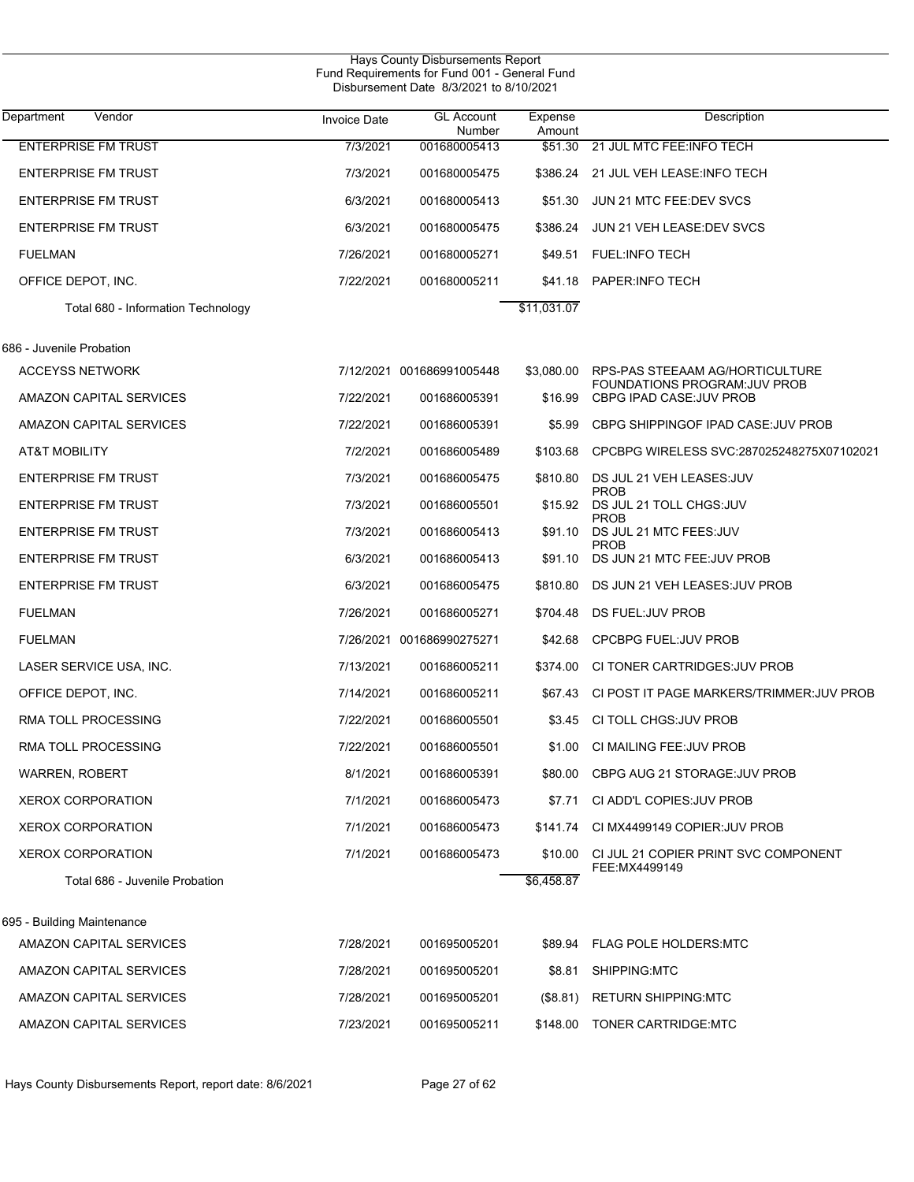Hays County Disbursements Report
Fund Requirements for Fund 001 - General Fund
Disbursement Date 8/3/2021 to 8/10/2021

| Department Vendor | Invoice Date | GL Account Number | Expense Amount | Description |
|---|---|---|---|---|
| ENTERPRISE FM TRUST | 7/3/2021 | 001680005413 | $51.30 | 21 JUL MTC FEE:INFO TECH |
| ENTERPRISE FM TRUST | 7/3/2021 | 001680005475 | $386.24 | 21 JUL VEH LEASE:INFO TECH |
| ENTERPRISE FM TRUST | 6/3/2021 | 001680005413 | $51.30 | JUN 21 MTC FEE:DEV SVCS |
| ENTERPRISE FM TRUST | 6/3/2021 | 001680005475 | $386.24 | JUN 21 VEH LEASE:DEV SVCS |
| FUELMAN | 7/26/2021 | 001680005271 | $49.51 | FUEL:INFO TECH |
| OFFICE DEPOT, INC. | 7/22/2021 | 001680005211 | $41.18 | PAPER:INFO TECH |
| Total 680 - Information Technology | | | $11,031.07 | |
| **686 - Juvenile Probation** | | | | |
| ACCEYSS NETWORK | 7/12/2021 | 001686991005448 | $3,080.00 | RPS-PAS STEEAAM AG/HORTICULTURE FOUNDATIONS PROGRAM:JUV PROB |
| AMAZON CAPITAL SERVICES | 7/22/2021 | 001686005391 | $16.99 | CBPG IPAD CASE:JUV PROB |
| AMAZON CAPITAL SERVICES | 7/22/2021 | 001686005391 | $5.99 | CBPG SHIPPINGOF IPAD CASE:JUV PROB |
| AT&T MOBILITY | 7/2/2021 | 001686005489 | $103.68 | CPCBPG WIRELESS SVC:287025248275X07102021 |
| ENTERPRISE FM TRUST | 7/3/2021 | 001686005475 | $810.80 | DS JUL 21 VEH LEASES:JUV PROB |
| ENTERPRISE FM TRUST | 7/3/2021 | 001686005501 | $15.92 | DS JUL 21 TOLL CHGS:JUV PROB |
| ENTERPRISE FM TRUST | 7/3/2021 | 001686005413 | $91.10 | DS JUL 21 MTC FEES:JUV PROB |
| ENTERPRISE FM TRUST | 6/3/2021 | 001686005413 | $91.10 | DS JUN 21 MTC FEE:JUV PROB |
| ENTERPRISE FM TRUST | 6/3/2021 | 001686005475 | $810.80 | DS JUN 21 VEH LEASES:JUV PROB |
| FUELMAN | 7/26/2021 | 001686005271 | $704.48 | DS FUEL:JUV PROB |
| FUELMAN | 7/26/2021 | 001686990275271 | $42.68 | CPCBPG FUEL:JUV PROB |
| LASER SERVICE USA, INC. | 7/13/2021 | 001686005211 | $374.00 | CI TONER CARTRIDGES:JUV PROB |
| OFFICE DEPOT, INC. | 7/14/2021 | 001686005211 | $67.43 | CI POST IT PAGE MARKERS/TRIMMER:JUV PROB |
| RMA TOLL PROCESSING | 7/22/2021 | 001686005501 | $3.45 | CI TOLL CHGS:JUV PROB |
| RMA TOLL PROCESSING | 7/22/2021 | 001686005501 | $1.00 | CI MAILING FEE:JUV PROB |
| WARREN, ROBERT | 8/1/2021 | 001686005391 | $80.00 | CBPG AUG 21 STORAGE:JUV PROB |
| XEROX CORPORATION | 7/1/2021 | 001686005473 | $7.71 | CI ADD'L COPIES:JUV PROB |
| XEROX CORPORATION | 7/1/2021 | 001686005473 | $141.74 | CI MX4499149 COPIER:JUV PROB |
| XEROX CORPORATION | 7/1/2021 | 001686005473 | $10.00 | CI JUL 21 COPIER PRINT SVC COMPONENT FEE:MX4499149 |
| Total 686 - Juvenile Probation | | | $6,458.87 | |
| **695 - Building Maintenance** | | | | |
| AMAZON CAPITAL SERVICES | 7/28/2021 | 001695005201 | $89.94 | FLAG POLE HOLDERS:MTC |
| AMAZON CAPITAL SERVICES | 7/28/2021 | 001695005201 | $8.81 | SHIPPING:MTC |
| AMAZON CAPITAL SERVICES | 7/28/2021 | 001695005201 | ($8.81) | RETURN SHIPPING:MTC |
| AMAZON CAPITAL SERVICES | 7/23/2021 | 001695005211 | $148.00 | TONER CARTRIDGE:MTC |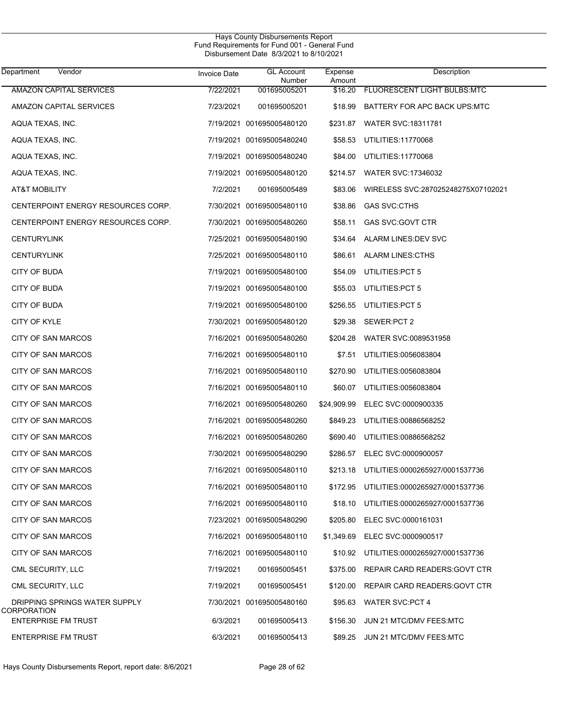Hays County Disbursements Report
Fund Requirements for Fund 001 - General Fund
Disbursement Date 8/3/2021 to 8/10/2021

| Department Vendor | Invoice Date | GL Account Number | Expense Amount | Description |
|---|---|---|---|---|
| AMAZON CAPITAL SERVICES | 7/22/2021 | 001695005201 | $16.20 | FLUORESCENT LIGHT BULBS:MTC |
| AMAZON CAPITAL SERVICES | 7/23/2021 | 001695005201 | $18.99 | BATTERY FOR APC BACK UPS:MTC |
| AQUA TEXAS, INC. | 7/19/2021 | 001695005480120 | $231.87 | WATER SVC:18311781 |
| AQUA TEXAS, INC. | 7/19/2021 | 001695005480240 | $58.53 | UTILITIES:11770068 |
| AQUA TEXAS, INC. | 7/19/2021 | 001695005480240 | $84.00 | UTILITIES:11770068 |
| AQUA TEXAS, INC. | 7/19/2021 | 001695005480120 | $214.57 | WATER SVC:17346032 |
| AT&T MOBILITY | 7/2/2021 | 001695005489 | $83.06 | WIRELESS SVC:287025248275X07102021 |
| CENTERPOINT ENERGY RESOURCES CORP. | 7/30/2021 | 001695005480110 | $38.86 | GAS SVC:CTHS |
| CENTERPOINT ENERGY RESOURCES CORP. | 7/30/2021 | 001695005480260 | $58.11 | GAS SVC:GOVT CTR |
| CENTURYLINK | 7/25/2021 | 001695005480190 | $34.64 | ALARM LINES:DEV SVC |
| CENTURYLINK | 7/25/2021 | 001695005480110 | $86.61 | ALARM LINES:CTHS |
| CITY OF BUDA | 7/19/2021 | 001695005480100 | $54.09 | UTILITIES:PCT 5 |
| CITY OF BUDA | 7/19/2021 | 001695005480100 | $55.03 | UTILITIES:PCT 5 |
| CITY OF BUDA | 7/19/2021 | 001695005480100 | $256.55 | UTILITIES:PCT 5 |
| CITY OF KYLE | 7/30/2021 | 001695005480120 | $29.38 | SEWER:PCT 2 |
| CITY OF SAN MARCOS | 7/16/2021 | 001695005480260 | $204.28 | WATER SVC:0089531958 |
| CITY OF SAN MARCOS | 7/16/2021 | 001695005480110 | $7.51 | UTILITIES:0056083804 |
| CITY OF SAN MARCOS | 7/16/2021 | 001695005480110 | $270.90 | UTILITIES:0056083804 |
| CITY OF SAN MARCOS | 7/16/2021 | 001695005480110 | $60.07 | UTILITIES:0056083804 |
| CITY OF SAN MARCOS | 7/16/2021 | 001695005480260 | $24,909.99 | ELEC SVC:0000900335 |
| CITY OF SAN MARCOS | 7/16/2021 | 001695005480260 | $849.23 | UTILITIES:00886568252 |
| CITY OF SAN MARCOS | 7/16/2021 | 001695005480260 | $690.40 | UTILITIES:00886568252 |
| CITY OF SAN MARCOS | 7/30/2021 | 001695005480290 | $286.57 | ELEC SVC:0000900057 |
| CITY OF SAN MARCOS | 7/16/2021 | 001695005480110 | $213.18 | UTILITIES:0000265927/0001537736 |
| CITY OF SAN MARCOS | 7/16/2021 | 001695005480110 | $172.95 | UTILITIES:0000265927/0001537736 |
| CITY OF SAN MARCOS | 7/16/2021 | 001695005480110 | $18.10 | UTILITIES:0000265927/0001537736 |
| CITY OF SAN MARCOS | 7/23/2021 | 001695005480290 | $205.80 | ELEC SVC:0000161031 |
| CITY OF SAN MARCOS | 7/16/2021 | 001695005480110 | $1,349.69 | ELEC SVC:0000900517 |
| CITY OF SAN MARCOS | 7/16/2021 | 001695005480110 | $10.92 | UTILITIES:0000265927/0001537736 |
| CML SECURITY, LLC | 7/19/2021 | 001695005451 | $375.00 | REPAIR CARD READERS:GOVT CTR |
| CML SECURITY, LLC | 7/19/2021 | 001695005451 | $120.00 | REPAIR CARD READERS:GOVT CTR |
| DRIPPING SPRINGS WATER SUPPLY CORPORATION | 7/30/2021 | 001695005480160 | $95.63 | WATER SVC:PCT 4 |
| ENTERPRISE FM TRUST | 6/3/2021 | 001695005413 | $156.30 | JUN 21 MTC/DMV FEES:MTC |
| ENTERPRISE FM TRUST | 6/3/2021 | 001695005413 | $89.25 | JUN 21 MTC/DMV FEES:MTC |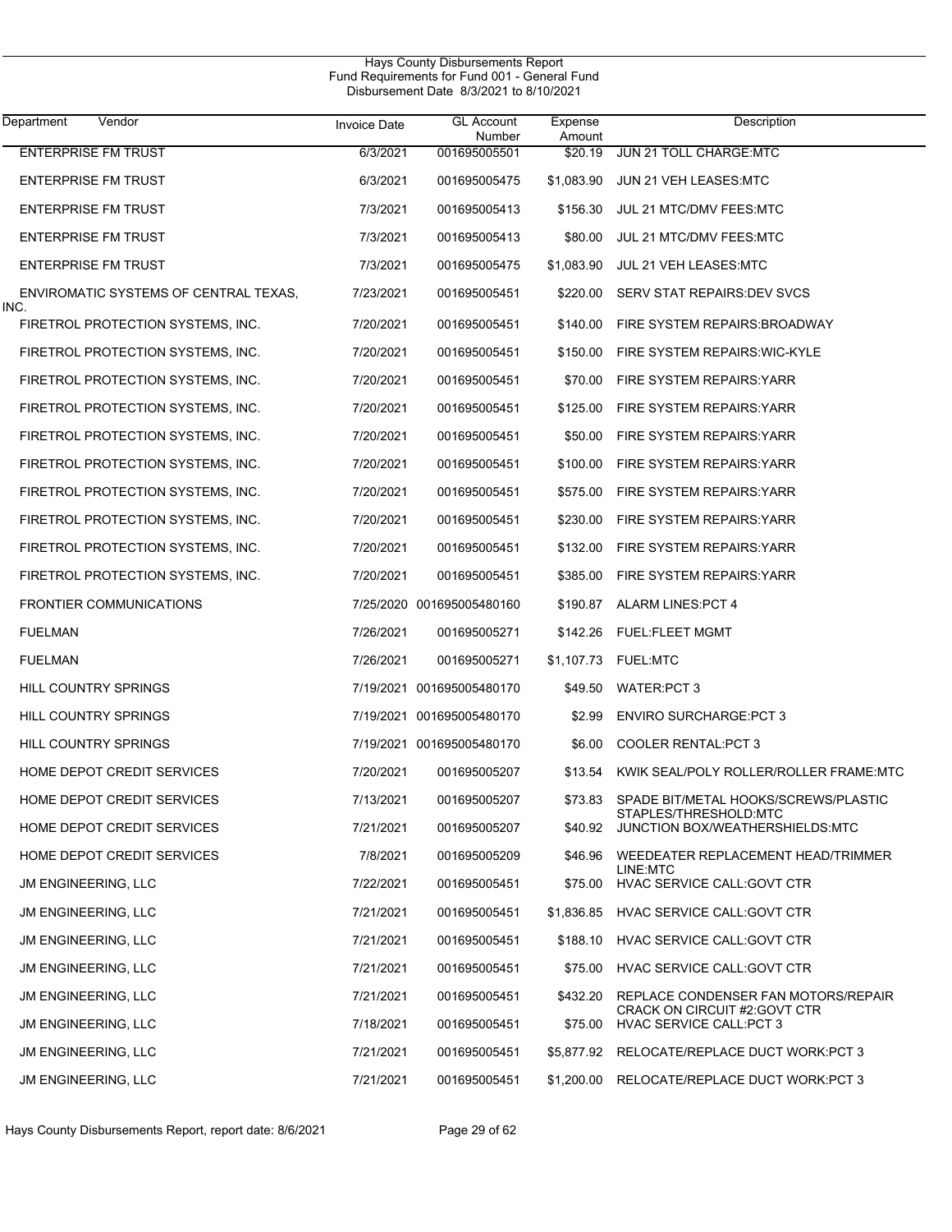Hays County Disbursements Report
Fund Requirements for Fund 001 - General Fund
Disbursement Date 8/3/2021 to 8/10/2021

| Department Vendor | Invoice Date | GL Account Number | Expense Amount | Description |
|---|---|---|---|---|
| ENTERPRISE FM TRUST | 6/3/2021 | 001695005501 | $20.19 | JUN 21 TOLL CHARGE:MTC |
| ENTERPRISE FM TRUST | 6/3/2021 | 001695005475 | $1,083.90 | JUN 21 VEH LEASES:MTC |
| ENTERPRISE FM TRUST | 7/3/2021 | 001695005413 | $156.30 | JUL 21 MTC/DMV FEES:MTC |
| ENTERPRISE FM TRUST | 7/3/2021 | 001695005413 | $80.00 | JUL 21 MTC/DMV FEES:MTC |
| ENTERPRISE FM TRUST | 7/3/2021 | 001695005475 | $1,083.90 | JUL 21 VEH LEASES:MTC |
| ENVIROMATIC SYSTEMS OF CENTRAL TEXAS, INC. | 7/23/2021 | 001695005451 | $220.00 | SERV STAT REPAIRS:DEV SVCS |
| FIRETROL PROTECTION SYSTEMS, INC. | 7/20/2021 | 001695005451 | $140.00 | FIRE SYSTEM REPAIRS:BROADWAY |
| FIRETROL PROTECTION SYSTEMS, INC. | 7/20/2021 | 001695005451 | $150.00 | FIRE SYSTEM REPAIRS:WIC-KYLE |
| FIRETROL PROTECTION SYSTEMS, INC. | 7/20/2021 | 001695005451 | $70.00 | FIRE SYSTEM REPAIRS:YARR |
| FIRETROL PROTECTION SYSTEMS, INC. | 7/20/2021 | 001695005451 | $125.00 | FIRE SYSTEM REPAIRS:YARR |
| FIRETROL PROTECTION SYSTEMS, INC. | 7/20/2021 | 001695005451 | $50.00 | FIRE SYSTEM REPAIRS:YARR |
| FIRETROL PROTECTION SYSTEMS, INC. | 7/20/2021 | 001695005451 | $100.00 | FIRE SYSTEM REPAIRS:YARR |
| FIRETROL PROTECTION SYSTEMS, INC. | 7/20/2021 | 001695005451 | $575.00 | FIRE SYSTEM REPAIRS:YARR |
| FIRETROL PROTECTION SYSTEMS, INC. | 7/20/2021 | 001695005451 | $230.00 | FIRE SYSTEM REPAIRS:YARR |
| FIRETROL PROTECTION SYSTEMS, INC. | 7/20/2021 | 001695005451 | $132.00 | FIRE SYSTEM REPAIRS:YARR |
| FIRETROL PROTECTION SYSTEMS, INC. | 7/20/2021 | 001695005451 | $385.00 | FIRE SYSTEM REPAIRS:YARR |
| FRONTIER COMMUNICATIONS | 7/25/2020 | 001695005480160 | $190.87 | ALARM LINES:PCT 4 |
| FUELMAN | 7/26/2021 | 001695005271 | $142.26 | FUEL:FLEET MGMT |
| FUELMAN | 7/26/2021 | 001695005271 | $1,107.73 | FUEL:MTC |
| HILL COUNTRY SPRINGS | 7/19/2021 | 001695005480170 | $49.50 | WATER:PCT 3 |
| HILL COUNTRY SPRINGS | 7/19/2021 | 001695005480170 | $2.99 | ENVIRO SURCHARGE:PCT 3 |
| HILL COUNTRY SPRINGS | 7/19/2021 | 001695005480170 | $6.00 | COOLER RENTAL:PCT 3 |
| HOME DEPOT CREDIT SERVICES | 7/20/2021 | 001695005207 | $13.54 | KWIK SEAL/POLY ROLLER/ROLLER FRAME:MTC |
| HOME DEPOT CREDIT SERVICES | 7/13/2021 | 001695005207 | $73.83 | SPADE BIT/METAL HOOKS/SCREWS/PLASTIC STAPLES/THRESHOLD:MTC |
| HOME DEPOT CREDIT SERVICES | 7/21/2021 | 001695005207 | $40.92 | JUNCTION BOX/WEATHERSHIELDS:MTC |
| HOME DEPOT CREDIT SERVICES | 7/8/2021 | 001695005209 | $46.96 | WEEDEATER REPLACEMENT HEAD/TRIMMER LINE:MTC |
| JM ENGINEERING, LLC | 7/22/2021 | 001695005451 | $75.00 | HVAC SERVICE CALL:GOVT CTR |
| JM ENGINEERING, LLC | 7/21/2021 | 001695005451 | $1,836.85 | HVAC SERVICE CALL:GOVT CTR |
| JM ENGINEERING, LLC | 7/21/2021 | 001695005451 | $188.10 | HVAC SERVICE CALL:GOVT CTR |
| JM ENGINEERING, LLC | 7/21/2021 | 001695005451 | $75.00 | HVAC SERVICE CALL:GOVT CTR |
| JM ENGINEERING, LLC | 7/21/2021 | 001695005451 | $432.20 | REPLACE CONDENSER FAN MOTORS/REPAIR CRACK ON CIRCUIT #2:GOVT CTR |
| JM ENGINEERING, LLC | 7/18/2021 | 001695005451 | $75.00 | HVAC SERVICE CALL:PCT 3 |
| JM ENGINEERING, LLC | 7/21/2021 | 001695005451 | $5,877.92 | RELOCATE/REPLACE DUCT WORK:PCT 3 |
| JM ENGINEERING, LLC | 7/21/2021 | 001695005451 | $1,200.00 | RELOCATE/REPLACE DUCT WORK:PCT 3 |

Hays County Disbursements Report, report date: 8/6/2021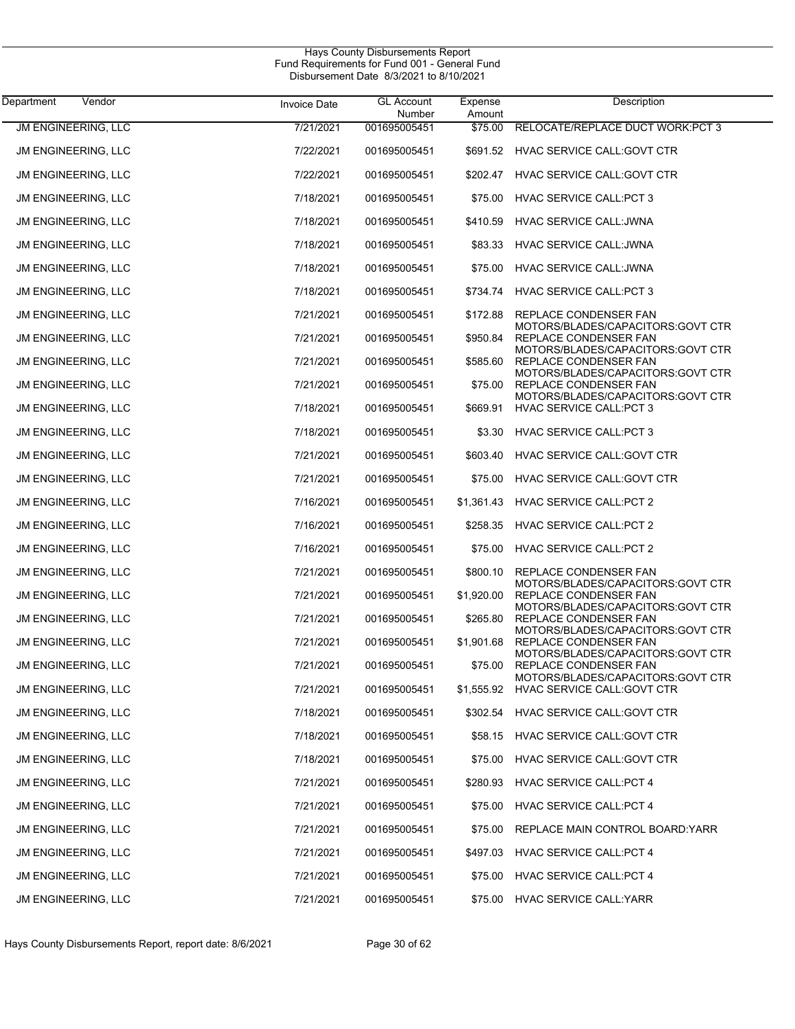Hays County Disbursements Report
Fund Requirements for Fund 001 - General Fund
Disbursement Date 8/3/2021 to 8/10/2021

| Department | Vendor | Invoice Date | GL Account Number | Expense Amount | Description |
|---|---|---|---|---|---|
| JM ENGINEERING, LLC | | 7/21/2021 | 001695005451 | $75.00 | RELOCATE/REPLACE DUCT WORK:PCT 3 |
| JM ENGINEERING, LLC | | 7/22/2021 | 001695005451 | $691.52 | HVAC SERVICE CALL:GOVT CTR |
| JM ENGINEERING, LLC | | 7/22/2021 | 001695005451 | $202.47 | HVAC SERVICE CALL:GOVT CTR |
| JM ENGINEERING, LLC | | 7/18/2021 | 001695005451 | $75.00 | HVAC SERVICE CALL:PCT 3 |
| JM ENGINEERING, LLC | | 7/18/2021 | 001695005451 | $410.59 | HVAC SERVICE CALL:JWNA |
| JM ENGINEERING, LLC | | 7/18/2021 | 001695005451 | $83.33 | HVAC SERVICE CALL:JWNA |
| JM ENGINEERING, LLC | | 7/18/2021 | 001695005451 | $75.00 | HVAC SERVICE CALL:JWNA |
| JM ENGINEERING, LLC | | 7/18/2021 | 001695005451 | $734.74 | HVAC SERVICE CALL:PCT 3 |
| JM ENGINEERING, LLC | | 7/21/2021 | 001695005451 | $172.88 | REPLACE CONDENSER FAN MOTORS/BLADES/CAPACITORS:GOVT CTR |
| JM ENGINEERING, LLC | | 7/21/2021 | 001695005451 | $950.84 | REPLACE CONDENSER FAN MOTORS/BLADES/CAPACITORS:GOVT CTR |
| JM ENGINEERING, LLC | | 7/21/2021 | 001695005451 | $585.60 | REPLACE CONDENSER FAN MOTORS/BLADES/CAPACITORS:GOVT CTR |
| JM ENGINEERING, LLC | | 7/21/2021 | 001695005451 | $75.00 | REPLACE CONDENSER FAN MOTORS/BLADES/CAPACITORS:GOVT CTR |
| JM ENGINEERING, LLC | | 7/18/2021 | 001695005451 | $669.91 | HVAC SERVICE CALL:PCT 3 |
| JM ENGINEERING, LLC | | 7/18/2021 | 001695005451 | $3.30 | HVAC SERVICE CALL:PCT 3 |
| JM ENGINEERING, LLC | | 7/21/2021 | 001695005451 | $603.40 | HVAC SERVICE CALL:GOVT CTR |
| JM ENGINEERING, LLC | | 7/21/2021 | 001695005451 | $75.00 | HVAC SERVICE CALL:GOVT CTR |
| JM ENGINEERING, LLC | | 7/16/2021 | 001695005451 | $1,361.43 | HVAC SERVICE CALL:PCT 2 |
| JM ENGINEERING, LLC | | 7/16/2021 | 001695005451 | $258.35 | HVAC SERVICE CALL:PCT 2 |
| JM ENGINEERING, LLC | | 7/16/2021 | 001695005451 | $75.00 | HVAC SERVICE CALL:PCT 2 |
| JM ENGINEERING, LLC | | 7/21/2021 | 001695005451 | $800.10 | REPLACE CONDENSER FAN MOTORS/BLADES/CAPACITORS:GOVT CTR |
| JM ENGINEERING, LLC | | 7/21/2021 | 001695005451 | $1,920.00 | REPLACE CONDENSER FAN MOTORS/BLADES/CAPACITORS:GOVT CTR |
| JM ENGINEERING, LLC | | 7/21/2021 | 001695005451 | $265.80 | REPLACE CONDENSER FAN MOTORS/BLADES/CAPACITORS:GOVT CTR |
| JM ENGINEERING, LLC | | 7/21/2021 | 001695005451 | $1,901.68 | REPLACE CONDENSER FAN MOTORS/BLADES/CAPACITORS:GOVT CTR |
| JM ENGINEERING, LLC | | 7/21/2021 | 001695005451 | $75.00 | REPLACE CONDENSER FAN MOTORS/BLADES/CAPACITORS:GOVT CTR |
| JM ENGINEERING, LLC | | 7/21/2021 | 001695005451 | $1,555.92 | HVAC SERVICE CALL:GOVT CTR |
| JM ENGINEERING, LLC | | 7/18/2021 | 001695005451 | $302.54 | HVAC SERVICE CALL:GOVT CTR |
| JM ENGINEERING, LLC | | 7/18/2021 | 001695005451 | $58.15 | HVAC SERVICE CALL:GOVT CTR |
| JM ENGINEERING, LLC | | 7/18/2021 | 001695005451 | $75.00 | HVAC SERVICE CALL:GOVT CTR |
| JM ENGINEERING, LLC | | 7/21/2021 | 001695005451 | $280.93 | HVAC SERVICE CALL:PCT 4 |
| JM ENGINEERING, LLC | | 7/21/2021 | 001695005451 | $75.00 | HVAC SERVICE CALL:PCT 4 |
| JM ENGINEERING, LLC | | 7/21/2021 | 001695005451 | $75.00 | REPLACE MAIN CONTROL BOARD:YARR |
| JM ENGINEERING, LLC | | 7/21/2021 | 001695005451 | $497.03 | HVAC SERVICE CALL:PCT 4 |
| JM ENGINEERING, LLC | | 7/21/2021 | 001695005451 | $75.00 | HVAC SERVICE CALL:PCT 4 |
| JM ENGINEERING, LLC | | 7/21/2021 | 001695005451 | $75.00 | HVAC SERVICE CALL:YARR |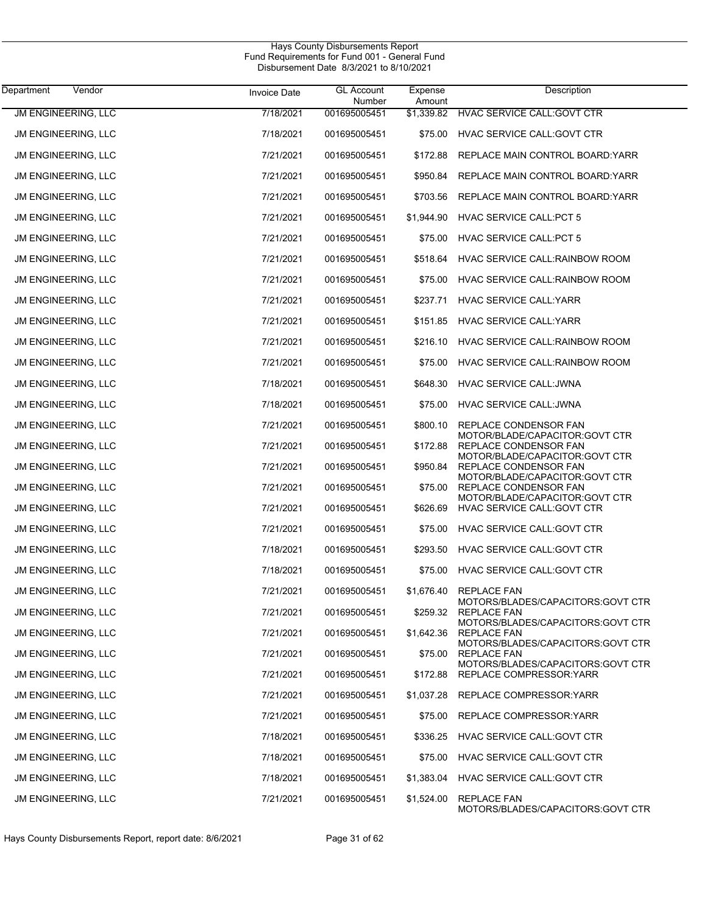Hays County Disbursements Report
Fund Requirements for Fund 001 - General Fund
Disbursement Date 8/3/2021 to 8/10/2021

| Department | Vendor | Invoice Date | GL Account Number | Expense Amount | Description |
|---|---|---|---|---|---|
| JM ENGINEERING, LLC | | 7/18/2021 | 001695005451 | $1,339.82 | HVAC SERVICE CALL:GOVT CTR |
| JM ENGINEERING, LLC | | 7/18/2021 | 001695005451 | $75.00 | HVAC SERVICE CALL:GOVT CTR |
| JM ENGINEERING, LLC | | 7/21/2021 | 001695005451 | $172.88 | REPLACE MAIN CONTROL BOARD:YARR |
| JM ENGINEERING, LLC | | 7/21/2021 | 001695005451 | $950.84 | REPLACE MAIN CONTROL BOARD:YARR |
| JM ENGINEERING, LLC | | 7/21/2021 | 001695005451 | $703.56 | REPLACE MAIN CONTROL BOARD:YARR |
| JM ENGINEERING, LLC | | 7/21/2021 | 001695005451 | $1,944.90 | HVAC SERVICE CALL:PCT 5 |
| JM ENGINEERING, LLC | | 7/21/2021 | 001695005451 | $75.00 | HVAC SERVICE CALL:PCT 5 |
| JM ENGINEERING, LLC | | 7/21/2021 | 001695005451 | $518.64 | HVAC SERVICE CALL:RAINBOW ROOM |
| JM ENGINEERING, LLC | | 7/21/2021 | 001695005451 | $75.00 | HVAC SERVICE CALL:RAINBOW ROOM |
| JM ENGINEERING, LLC | | 7/21/2021 | 001695005451 | $237.71 | HVAC SERVICE CALL:YARR |
| JM ENGINEERING, LLC | | 7/21/2021 | 001695005451 | $151.85 | HVAC SERVICE CALL:YARR |
| JM ENGINEERING, LLC | | 7/21/2021 | 001695005451 | $216.10 | HVAC SERVICE CALL:RAINBOW ROOM |
| JM ENGINEERING, LLC | | 7/21/2021 | 001695005451 | $75.00 | HVAC SERVICE CALL:RAINBOW ROOM |
| JM ENGINEERING, LLC | | 7/18/2021 | 001695005451 | $648.30 | HVAC SERVICE CALL:JWNA |
| JM ENGINEERING, LLC | | 7/18/2021 | 001695005451 | $75.00 | HVAC SERVICE CALL:JWNA |
| JM ENGINEERING, LLC | | 7/21/2021 | 001695005451 | $800.10 | REPLACE CONDENSOR FAN MOTOR/BLADE/CAPACITOR:GOVT CTR |
| JM ENGINEERING, LLC | | 7/21/2021 | 001695005451 | $172.88 | REPLACE CONDENSOR FAN MOTOR/BLADE/CAPACITOR:GOVT CTR |
| JM ENGINEERING, LLC | | 7/21/2021 | 001695005451 | $950.84 | REPLACE CONDENSOR FAN MOTOR/BLADE/CAPACITOR:GOVT CTR |
| JM ENGINEERING, LLC | | 7/21/2021 | 001695005451 | $75.00 | REPLACE CONDENSOR FAN MOTOR/BLADE/CAPACITOR:GOVT CTR |
| JM ENGINEERING, LLC | | 7/21/2021 | 001695005451 | $626.69 | HVAC SERVICE CALL:GOVT CTR |
| JM ENGINEERING, LLC | | 7/21/2021 | 001695005451 | $75.00 | HVAC SERVICE CALL:GOVT CTR |
| JM ENGINEERING, LLC | | 7/18/2021 | 001695005451 | $293.50 | HVAC SERVICE CALL:GOVT CTR |
| JM ENGINEERING, LLC | | 7/18/2021 | 001695005451 | $75.00 | HVAC SERVICE CALL:GOVT CTR |
| JM ENGINEERING, LLC | | 7/21/2021 | 001695005451 | $1,676.40 | REPLACE FAN MOTORS/BLADES/CAPACITORS:GOVT CTR |
| JM ENGINEERING, LLC | | 7/21/2021 | 001695005451 | $259.32 | REPLACE FAN MOTORS/BLADES/CAPACITORS:GOVT CTR |
| JM ENGINEERING, LLC | | 7/21/2021 | 001695005451 | $1,642.36 | REPLACE FAN MOTORS/BLADES/CAPACITORS:GOVT CTR |
| JM ENGINEERING, LLC | | 7/21/2021 | 001695005451 | $75.00 | REPLACE FAN MOTORS/BLADES/CAPACITORS:GOVT CTR |
| JM ENGINEERING, LLC | | 7/21/2021 | 001695005451 | $172.88 | REPLACE COMPRESSOR:YARR |
| JM ENGINEERING, LLC | | 7/21/2021 | 001695005451 | $1,037.28 | REPLACE COMPRESSOR:YARR |
| JM ENGINEERING, LLC | | 7/21/2021 | 001695005451 | $75.00 | REPLACE COMPRESSOR:YARR |
| JM ENGINEERING, LLC | | 7/18/2021 | 001695005451 | $336.25 | HVAC SERVICE CALL:GOVT CTR |
| JM ENGINEERING, LLC | | 7/18/2021 | 001695005451 | $75.00 | HVAC SERVICE CALL:GOVT CTR |
| JM ENGINEERING, LLC | | 7/18/2021 | 001695005451 | $1,383.04 | HVAC SERVICE CALL:GOVT CTR |
| JM ENGINEERING, LLC | | 7/21/2021 | 001695005451 | $1,524.00 | REPLACE FAN MOTORS/BLADES/CAPACITORS:GOVT CTR |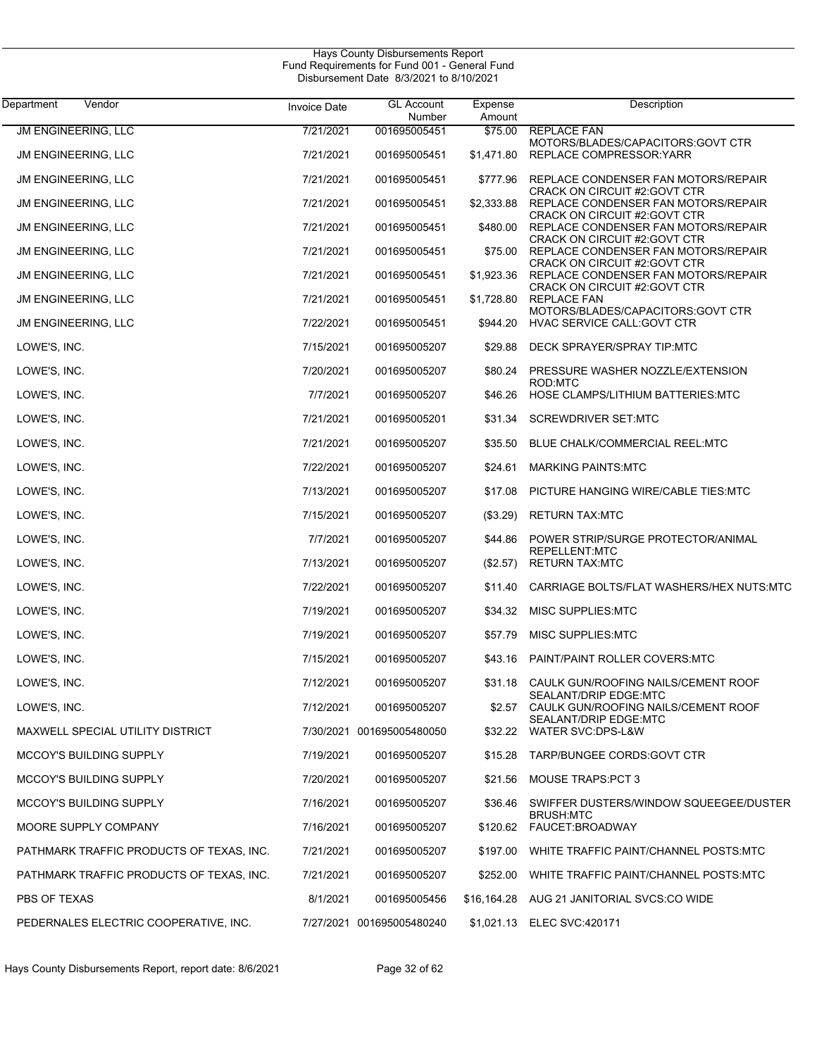Hays County Disbursements Report
Fund Requirements for Fund 001 - General Fund
Disbursement Date 8/3/2021 to 8/10/2021

| Department Vendor | Invoice Date | GL Account Number | Expense Amount | Description |
|---|---|---|---|---|
| JM ENGINEERING, LLC | 7/21/2021 | 001695005451 | $75.00 | REPLACE FAN MOTORS/BLADES/CAPACITORS:GOVT CTR |
| JM ENGINEERING, LLC | 7/21/2021 | 001695005451 | $1,471.80 | REPLACE COMPRESSOR:YARR |
| JM ENGINEERING, LLC | 7/21/2021 | 001695005451 | $777.96 | REPLACE CONDENSER FAN MOTORS/REPAIR CRACK ON CIRCUIT #2:GOVT CTR |
| JM ENGINEERING, LLC | 7/21/2021 | 001695005451 | $2,333.88 | REPLACE CONDENSER FAN MOTORS/REPAIR CRACK ON CIRCUIT #2:GOVT CTR |
| JM ENGINEERING, LLC | 7/21/2021 | 001695005451 | $480.00 | REPLACE CONDENSER FAN MOTORS/REPAIR CRACK ON CIRCUIT #2:GOVT CTR |
| JM ENGINEERING, LLC | 7/21/2021 | 001695005451 | $75.00 | REPLACE CONDENSER FAN MOTORS/REPAIR CRACK ON CIRCUIT #2:GOVT CTR |
| JM ENGINEERING, LLC | 7/21/2021 | 001695005451 | $1,923.36 | REPLACE CONDENSER FAN MOTORS/REPAIR CRACK ON CIRCUIT #2:GOVT CTR |
| JM ENGINEERING, LLC | 7/21/2021 | 001695005451 | $1,728.80 | REPLACE FAN MOTORS/BLADES/CAPACITORS:GOVT CTR |
| JM ENGINEERING, LLC | 7/22/2021 | 001695005451 | $944.20 | HVAC SERVICE CALL:GOVT CTR |
| LOWE'S, INC. | 7/15/2021 | 001695005207 | $29.88 | DECK SPRAYER/SPRAY TIP:MTC |
| LOWE'S, INC. | 7/20/2021 | 001695005207 | $80.24 | PRESSURE WASHER NOZZLE/EXTENSION ROD:MTC |
| LOWE'S, INC. | 7/7/2021 | 001695005207 | $46.26 | HOSE CLAMPS/LITHIUM BATTERIES:MTC |
| LOWE'S, INC. | 7/21/2021 | 001695005201 | $31.34 | SCREWDRIVER SET:MTC |
| LOWE'S, INC. | 7/21/2021 | 001695005207 | $35.50 | BLUE CHALK/COMMERCIAL REEL:MTC |
| LOWE'S, INC. | 7/22/2021 | 001695005207 | $24.61 | MARKING PAINTS:MTC |
| LOWE'S, INC. | 7/13/2021 | 001695005207 | $17.08 | PICTURE HANGING WIRE/CABLE TIES:MTC |
| LOWE'S, INC. | 7/15/2021 | 001695005207 | ($3.29) | RETURN TAX:MTC |
| LOWE'S, INC. | 7/7/2021 | 001695005207 | $44.86 | POWER STRIP/SURGE PROTECTOR/ANIMAL REPELLENT:MTC |
| LOWE'S, INC. | 7/13/2021 | 001695005207 | ($2.57) | RETURN TAX:MTC |
| LOWE'S, INC. | 7/22/2021 | 001695005207 | $11.40 | CARRIAGE BOLTS/FLAT WASHERS/HEX NUTS:MTC |
| LOWE'S, INC. | 7/19/2021 | 001695005207 | $34.32 | MISC SUPPLIES:MTC |
| LOWE'S, INC. | 7/19/2021 | 001695005207 | $57.79 | MISC SUPPLIES:MTC |
| LOWE'S, INC. | 7/15/2021 | 001695005207 | $43.16 | PAINT/PAINT ROLLER COVERS:MTC |
| LOWE'S, INC. | 7/12/2021 | 001695005207 | $31.18 | CAULK GUN/ROOFING NAILS/CEMENT ROOF SEALANT/DRIP EDGE:MTC |
| LOWE'S, INC. | 7/12/2021 | 001695005207 | $2.57 | CAULK GUN/ROOFING NAILS/CEMENT ROOF SEALANT/DRIP EDGE:MTC |
| MAXWELL SPECIAL UTILITY DISTRICT | 7/30/2021 | 001695005480050 | $32.22 | WATER SVC:DPS-L&W |
| MCCOY'S BUILDING SUPPLY | 7/19/2021 | 001695005207 | $15.28 | TARP/BUNGEE CORDS:GOVT CTR |
| MCCOY'S BUILDING SUPPLY | 7/20/2021 | 001695005207 | $21.56 | MOUSE TRAPS:PCT 3 |
| MCCOY'S BUILDING SUPPLY | 7/16/2021 | 001695005207 | $36.46 | SWIFFER DUSTERS/WINDOW SQUEEGEE/DUSTER BRUSH:MTC |
| MOORE SUPPLY COMPANY | 7/16/2021 | 001695005207 | $120.62 | FAUCET:BROADWAY |
| PATHMARK TRAFFIC PRODUCTS OF TEXAS, INC. | 7/21/2021 | 001695005207 | $197.00 | WHITE TRAFFIC PAINT/CHANNEL POSTS:MTC |
| PATHMARK TRAFFIC PRODUCTS OF TEXAS, INC. | 7/21/2021 | 001695005207 | $252.00 | WHITE TRAFFIC PAINT/CHANNEL POSTS:MTC |
| PBS OF TEXAS | 8/1/2021 | 001695005456 | $16,164.28 | AUG 21 JANITORIAL SVCS:CO WIDE |
| PEDERNALES ELECTRIC COOPERATIVE, INC. | 7/27/2021 | 001695005480240 | $1,021.13 | ELEC SVC:420171 |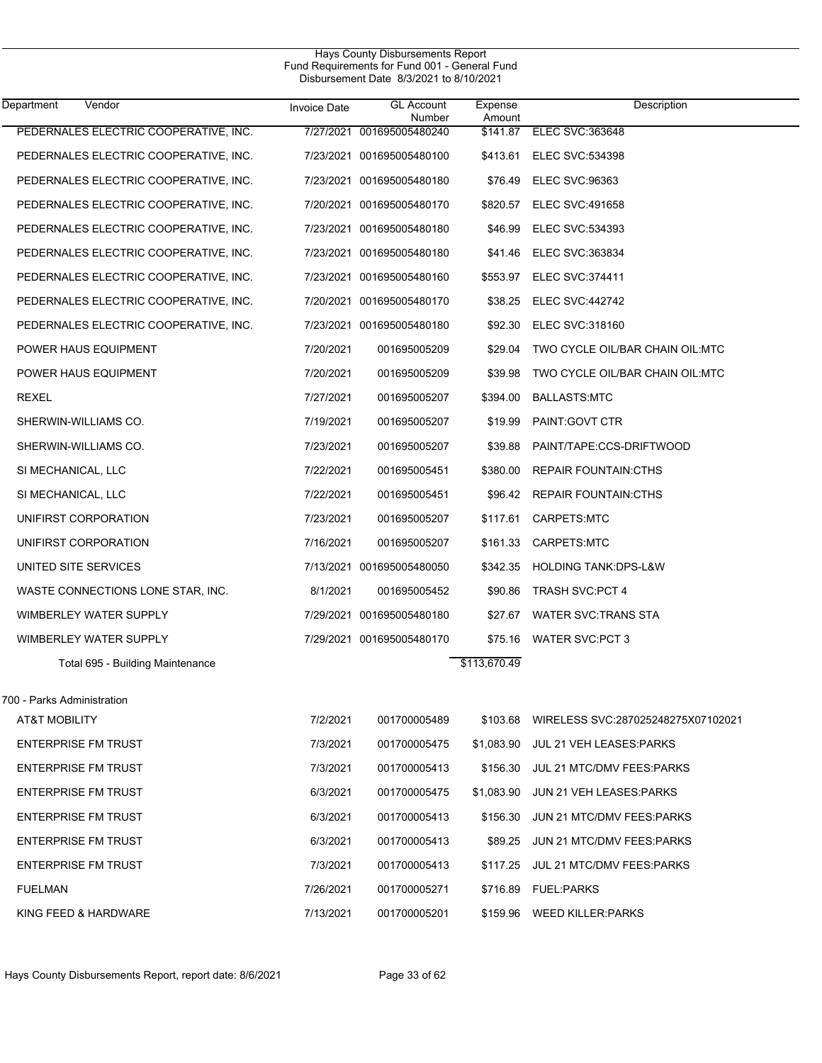Hays County Disbursements Report
Fund Requirements for Fund 001 - General Fund
Disbursement Date 8/3/2021 to 8/10/2021

| Department Vendor | Invoice Date | GL Account Number | Expense Amount | Description |
|---|---|---|---|---|
| PEDERNALES ELECTRIC COOPERATIVE, INC. | 7/27/2021 | 001695005480240 | $141.87 | ELEC SVC:363648 |
| PEDERNALES ELECTRIC COOPERATIVE, INC. | 7/23/2021 | 001695005480100 | $413.61 | ELEC SVC:534398 |
| PEDERNALES ELECTRIC COOPERATIVE, INC. | 7/23/2021 | 001695005480180 | $76.49 | ELEC SVC:96363 |
| PEDERNALES ELECTRIC COOPERATIVE, INC. | 7/20/2021 | 001695005480170 | $820.57 | ELEC SVC:491658 |
| PEDERNALES ELECTRIC COOPERATIVE, INC. | 7/23/2021 | 001695005480180 | $46.99 | ELEC SVC:534393 |
| PEDERNALES ELECTRIC COOPERATIVE, INC. | 7/23/2021 | 001695005480180 | $41.46 | ELEC SVC:363834 |
| PEDERNALES ELECTRIC COOPERATIVE, INC. | 7/23/2021 | 001695005480160 | $553.97 | ELEC SVC:374411 |
| PEDERNALES ELECTRIC COOPERATIVE, INC. | 7/20/2021 | 001695005480170 | $38.25 | ELEC SVC:442742 |
| PEDERNALES ELECTRIC COOPERATIVE, INC. | 7/23/2021 | 001695005480180 | $92.30 | ELEC SVC:318160 |
| POWER HAUS EQUIPMENT | 7/20/2021 | 001695005209 | $29.04 | TWO CYCLE OIL/BAR CHAIN OIL:MTC |
| POWER HAUS EQUIPMENT | 7/20/2021 | 001695005209 | $39.98 | TWO CYCLE OIL/BAR CHAIN OIL:MTC |
| REXEL | 7/27/2021 | 001695005207 | $394.00 | BALLASTS:MTC |
| SHERWIN-WILLIAMS CO. | 7/19/2021 | 001695005207 | $19.99 | PAINT:GOVT CTR |
| SHERWIN-WILLIAMS CO. | 7/23/2021 | 001695005207 | $39.88 | PAINT/TAPE:CCS-DRIFTWOOD |
| SI MECHANICAL, LLC | 7/22/2021 | 001695005451 | $380.00 | REPAIR FOUNTAIN:CTHS |
| SI MECHANICAL, LLC | 7/22/2021 | 001695005451 | $96.42 | REPAIR FOUNTAIN:CTHS |
| UNIFIRST CORPORATION | 7/23/2021 | 001695005207 | $117.61 | CARPETS:MTC |
| UNIFIRST CORPORATION | 7/16/2021 | 001695005207 | $161.33 | CARPETS:MTC |
| UNITED SITE SERVICES | 7/13/2021 | 001695005480050 | $342.35 | HOLDING TANK:DPS-L&W |
| WASTE CONNECTIONS LONE STAR, INC. | 8/1/2021 | 001695005452 | $90.86 | TRASH SVC:PCT 4 |
| WIMBERLEY WATER SUPPLY | 7/29/2021 | 001695005480180 | $27.67 | WATER SVC:TRANS STA |
| WIMBERLEY WATER SUPPLY | 7/29/2021 | 001695005480170 | $75.16 | WATER SVC:PCT 3 |
| Total 695 - Building Maintenance | | | $113,670.49 | |
| **700 - Parks Administration** | | | | |
| AT&T MOBILITY | 7/2/2021 | 001700005489 | $103.68 | WIRELESS SVC:287025248275X07102021 |
| ENTERPRISE FM TRUST | 7/3/2021 | 001700005475 | $1,083.90 | JUL 21 VEH LEASES:PARKS |
| ENTERPRISE FM TRUST | 7/3/2021 | 001700005413 | $156.30 | JUL 21 MTC/DMV FEES:PARKS |
| ENTERPRISE FM TRUST | 6/3/2021 | 001700005475 | $1,083.90 | JUN 21 VEH LEASES:PARKS |
| ENTERPRISE FM TRUST | 6/3/2021 | 001700005413 | $156.30 | JUN 21 MTC/DMV FEES:PARKS |
| ENTERPRISE FM TRUST | 6/3/2021 | 001700005413 | $89.25 | JUN 21 MTC/DMV FEES:PARKS |
| ENTERPRISE FM TRUST | 7/3/2021 | 001700005413 | $117.25 | JUL 21 MTC/DMV FEES:PARKS |
| FUELMAN | 7/26/2021 | 001700005271 | $716.89 | FUEL:PARKS |
| KING FEED & HARDWARE | 7/13/2021 | 001700005201 | $159.96 | WEED KILLER:PARKS |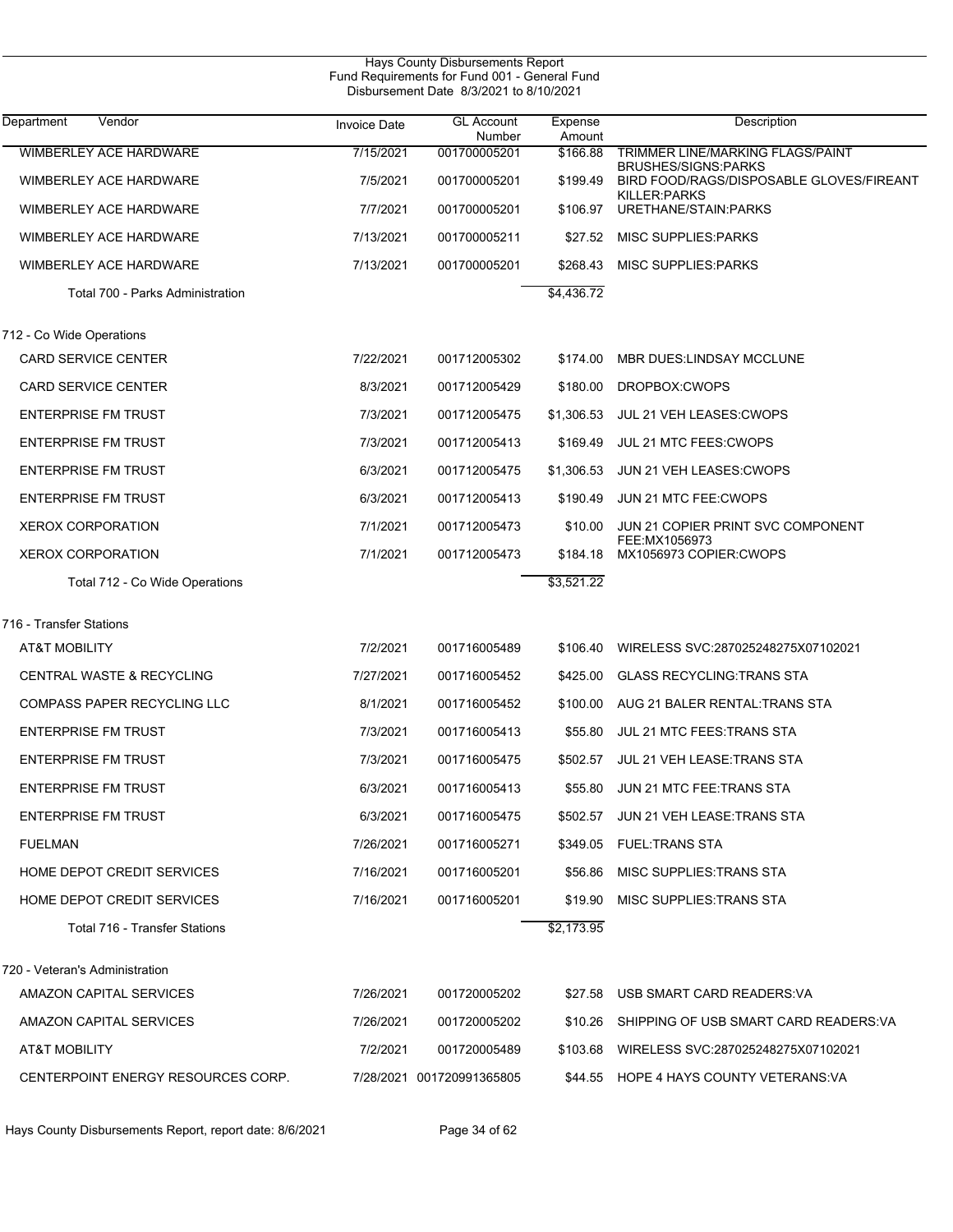Hays County Disbursements Report
Fund Requirements for Fund 001 - General Fund
Disbursement Date 8/3/2021 to 8/10/2021

| Department | Vendor | Invoice Date | GL Account Number | Expense Amount | Description |
|---|---|---|---|---|---|
| | WIMBERLEY ACE HARDWARE | 7/15/2021 | 001700005201 | $166.88 | TRIMMER LINE/MARKING FLAGS/PAINT BRUSHES/SIGNS:PARKS |
| | WIMBERLEY ACE HARDWARE | 7/5/2021 | 001700005201 | $199.49 | BIRD FOOD/RAGS/DISPOSABLE GLOVES/FIREANT KILLER:PARKS |
| | WIMBERLEY ACE HARDWARE | 7/7/2021 | 001700005201 | $106.97 | URETHANE/STAIN:PARKS |
| | WIMBERLEY ACE HARDWARE | 7/13/2021 | 001700005211 | $27.52 | MISC SUPPLIES:PARKS |
| | WIMBERLEY ACE HARDWARE | 7/13/2021 | 001700005201 | $268.43 | MISC SUPPLIES:PARKS |
| | Total 700 - Parks Administration | | | $4,436.72 | |
| 712 - Co Wide Operations | | | | | |
| | CARD SERVICE CENTER | 7/22/2021 | 001712005302 | $174.00 | MBR DUES:LINDSAY MCCLUNE |
| | CARD SERVICE CENTER | 8/3/2021 | 001712005429 | $180.00 | DROPBOX:CWOPS |
| | ENTERPRISE FM TRUST | 7/3/2021 | 001712005475 | $1,306.53 | JUL 21 VEH LEASES:CWOPS |
| | ENTERPRISE FM TRUST | 7/3/2021 | 001712005413 | $169.49 | JUL 21 MTC FEES:CWOPS |
| | ENTERPRISE FM TRUST | 6/3/2021 | 001712005475 | $1,306.53 | JUN 21 VEH LEASES:CWOPS |
| | ENTERPRISE FM TRUST | 6/3/2021 | 001712005413 | $190.49 | JUN 21 MTC FEE:CWOPS |
| | XEROX CORPORATION | 7/1/2021 | 001712005473 | $10.00 | JUN 21 COPIER PRINT SVC COMPONENT FEE:MX1056973 |
| | XEROX CORPORATION | 7/1/2021 | 001712005473 | $184.18 | MX1056973 COPIER:CWOPS |
| | Total 712 - Co Wide Operations | | | $3,521.22 | |
| 716 - Transfer Stations | | | | | |
| | AT&T MOBILITY | 7/2/2021 | 001716005489 | $106.40 | WIRELESS SVC:287025248275X07102021 |
| | CENTRAL WASTE & RECYCLING | 7/27/2021 | 001716005452 | $425.00 | GLASS RECYCLING:TRANS STA |
| | COMPASS PAPER RECYCLING LLC | 8/1/2021 | 001716005452 | $100.00 | AUG 21 BALER RENTAL:TRANS STA |
| | ENTERPRISE FM TRUST | 7/3/2021 | 001716005413 | $55.80 | JUL 21 MTC FEES:TRANS STA |
| | ENTERPRISE FM TRUST | 7/3/2021 | 001716005475 | $502.57 | JUL 21 VEH LEASE:TRANS STA |
| | ENTERPRISE FM TRUST | 6/3/2021 | 001716005413 | $55.80 | JUN 21 MTC FEE:TRANS STA |
| | ENTERPRISE FM TRUST | 6/3/2021 | 001716005475 | $502.57 | JUN 21 VEH LEASE:TRANS STA |
| | FUELMAN | 7/26/2021 | 001716005271 | $349.05 | FUEL:TRANS STA |
| | HOME DEPOT CREDIT SERVICES | 7/16/2021 | 001716005201 | $56.86 | MISC SUPPLIES:TRANS STA |
| | HOME DEPOT CREDIT SERVICES | 7/16/2021 | 001716005201 | $19.90 | MISC SUPPLIES:TRANS STA |
| | Total 716 - Transfer Stations | | | $2,173.95 | |
| 720 - Veteran's Administration | | | | | |
| | AMAZON CAPITAL SERVICES | 7/26/2021 | 001720005202 | $27.58 | USB SMART CARD READERS:VA |
| | AMAZON CAPITAL SERVICES | 7/26/2021 | 001720005202 | $10.26 | SHIPPING OF USB SMART CARD READERS:VA |
| | AT&T MOBILITY | 7/2/2021 | 001720005489 | $103.68 | WIRELESS SVC:287025248275X07102021 |
| | CENTERPOINT ENERGY RESOURCES CORP. | 7/28/2021 | 001720991365805 | $44.55 | HOPE 4 HAYS COUNTY VETERANS:VA |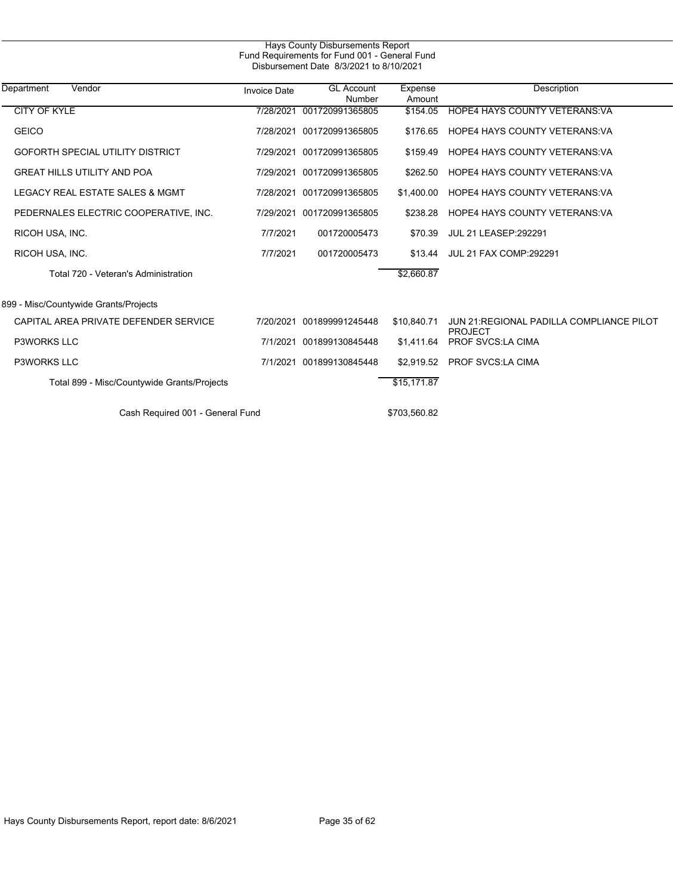Hays County Disbursements Report
Fund Requirements for Fund 001 - General Fund
Disbursement Date 8/3/2021 to 8/10/2021

| Department | Vendor | Invoice Date | GL Account Number | Expense Amount | Description |
|---|---|---|---|---|---|
| | CITY OF KYLE | 7/28/2021 | 001720991365805 | $154.05 | HOPE4 HAYS COUNTY VETERANS:VA |
| | GEICO | 7/28/2021 | 001720991365805 | $176.65 | HOPE4 HAYS COUNTY VETERANS:VA |
| | GOFORTH SPECIAL UTILITY DISTRICT | 7/29/2021 | 001720991365805 | $159.49 | HOPE4 HAYS COUNTY VETERANS:VA |
| | GREAT HILLS UTILITY AND POA | 7/29/2021 | 001720991365805 | $262.50 | HOPE4 HAYS COUNTY VETERANS:VA |
| | LEGACY REAL ESTATE SALES & MGMT | 7/28/2021 | 001720991365805 | $1,400.00 | HOPE4 HAYS COUNTY VETERANS:VA |
| | PEDERNALES ELECTRIC COOPERATIVE, INC. | 7/29/2021 | 001720991365805 | $238.28 | HOPE4 HAYS COUNTY VETERANS:VA |
| | RICOH USA, INC. | 7/7/2021 | 001720005473 | $70.39 | JUL 21 LEASEP:292291 |
| | RICOH USA, INC. | 7/7/2021 | 001720005473 | $13.44 | JUL 21 FAX COMP:292291 |
| | Total 720 - Veteran's Administration | | | $2,660.87 | |
| 899 - Misc/Countywide Grants/Projects | | | | | |
| | CAPITAL AREA PRIVATE DEFENDER SERVICE | 7/20/2021 | 001899991245448 | $10,840.71 | JUN 21:REGIONAL PADILLA COMPLIANCE PILOT PROJECT |
| | P3WORKS LLC | 7/1/2021 | 001899130845448 | $1,411.64 | PROF SVCS:LA CIMA |
| | P3WORKS LLC | 7/1/2021 | 001899130845448 | $2,919.52 | PROF SVCS:LA CIMA |
| | Total 899 - Misc/Countywide Grants/Projects | | | $15,171.87 | |
| | Cash Required 001 - General Fund | | | $703,560.82 | |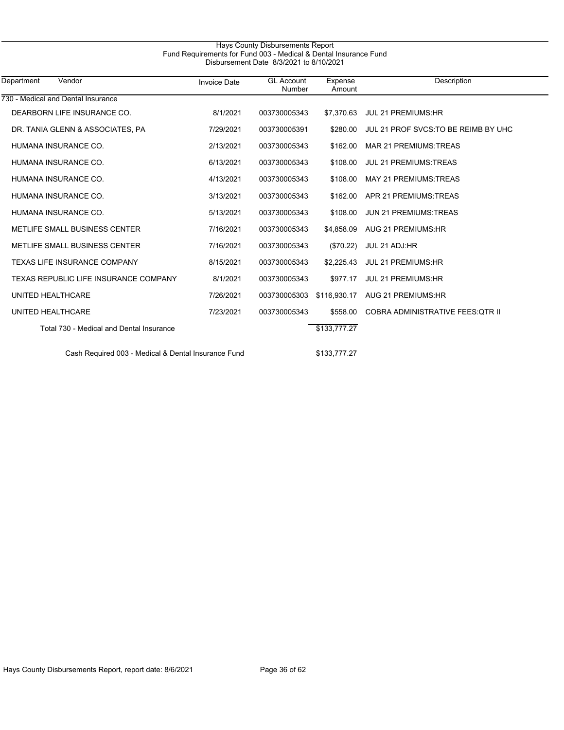Hays County Disbursements Report
Fund Requirements for Fund 003 - Medical & Dental Insurance Fund
Disbursement Date 8/3/2021 to 8/10/2021

| Department | Vendor | Invoice Date | GL Account Number | Expense Amount | Description |
|---|---|---|---|---|---|
| 730 - Medical and Dental Insurance | | | | | |
| | DEARBORN LIFE INSURANCE CO. | 8/1/2021 | 003730005343 | $7,370.63 | JUL 21 PREMIUMS:HR |
| | DR. TANIA GLENN & ASSOCIATES, PA | 7/29/2021 | 003730005391 | $280.00 | JUL 21 PROF SVCS:TO BE REIMB BY UHC |
| | HUMANA INSURANCE CO. | 2/13/2021 | 003730005343 | $162.00 | MAR 21 PREMIUMS:TREAS |
| | HUMANA INSURANCE CO. | 6/13/2021 | 003730005343 | $108.00 | JUL 21 PREMIUMS:TREAS |
| | HUMANA INSURANCE CO. | 4/13/2021 | 003730005343 | $108.00 | MAY 21 PREMIUMS:TREAS |
| | HUMANA INSURANCE CO. | 3/13/2021 | 003730005343 | $162.00 | APR 21 PREMIUMS:TREAS |
| | HUMANA INSURANCE CO. | 5/13/2021 | 003730005343 | $108.00 | JUN 21 PREMIUMS:TREAS |
| | METLIFE SMALL BUSINESS CENTER | 7/16/2021 | 003730005343 | $4,858.09 | AUG 21 PREMIUMS:HR |
| | METLIFE SMALL BUSINESS CENTER | 7/16/2021 | 003730005343 | ($70.22) | JUL 21 ADJ:HR |
| | TEXAS LIFE INSURANCE COMPANY | 8/15/2021 | 003730005343 | $2,225.43 | JUL 21 PREMIUMS:HR |
| | TEXAS REPUBLIC LIFE INSURANCE COMPANY | 8/1/2021 | 003730005343 | $977.17 | JUL 21 PREMIUMS:HR |
| | UNITED HEALTHCARE | 7/26/2021 | 003730005303 | $116,930.17 | AUG 21 PREMIUMS:HR |
| | UNITED HEALTHCARE | 7/23/2021 | 003730005343 | $558.00 | COBRA ADMINISTRATIVE FEES:QTR II |
| | Total 730 - Medical and Dental Insurance | | | $133,777.27 | |
| | Cash Required 003 - Medical & Dental Insurance Fund | | | $133,777.27 | |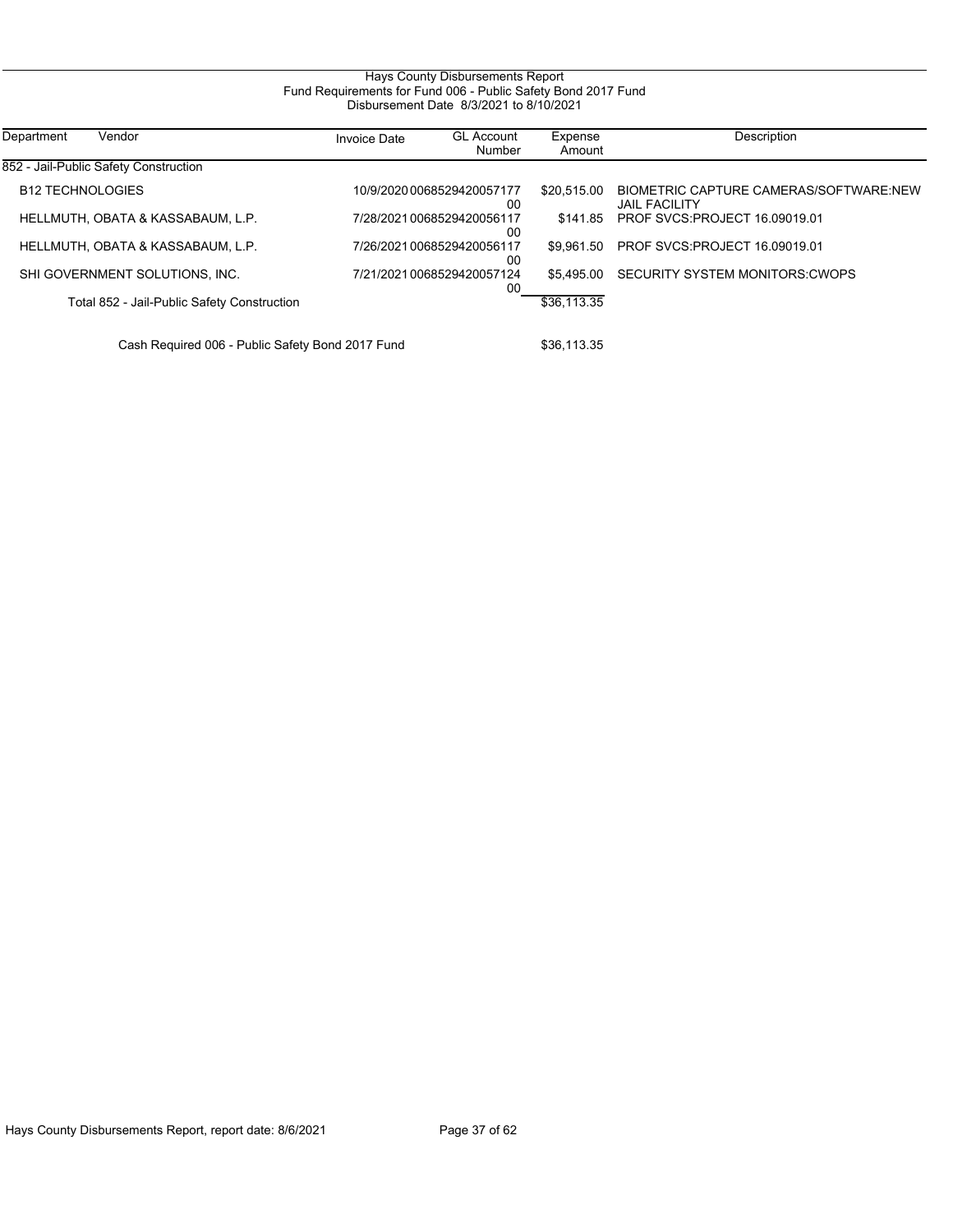# Hays County Disbursements Report

## Fund Requirements for Fund 006 - Public Safety Bond 2017 Fund

### Disbursement Date 8/3/2021 to 8/10/2021

| Department | Vendor | Invoice Date | GL Account Number | Expense Amount | Description |
|---|---|---|---|---|---|
| 852 - Jail-Public Safety Construction | | | | | |
| | B12 TECHNOLOGIES | 10/9/2020 | 006852942005717700 | $20,515.00 | BIOMETRIC CAPTURE CAMERAS/SOFTWARE:NEW JAIL FACILITY |
| | HELLMUTH, OBATA & KASSABAUM, L.P. | 7/28/2021 | 006852942005611700 | $141.85 | PROF SVCS:PROJECT 16.09019.01 |
| | HELLMUTH, OBATA & KASSABAUM, L.P. | 7/26/2021 | 006852942005611700 | $9,961.50 | PROF SVCS:PROJECT 16.09019.01 |
| | SHI GOVERNMENT SOLUTIONS, INC. | 7/21/2021 | 006852942005712400 | $5,495.00 | SECURITY SYSTEM MONITORS:CWOPS |
| | Total 852 - Jail-Public Safety Construction | | | $36,113.35 | |
| | Cash Required 006 - Public Safety Bond 2017 Fund | | | $36,113.35 | |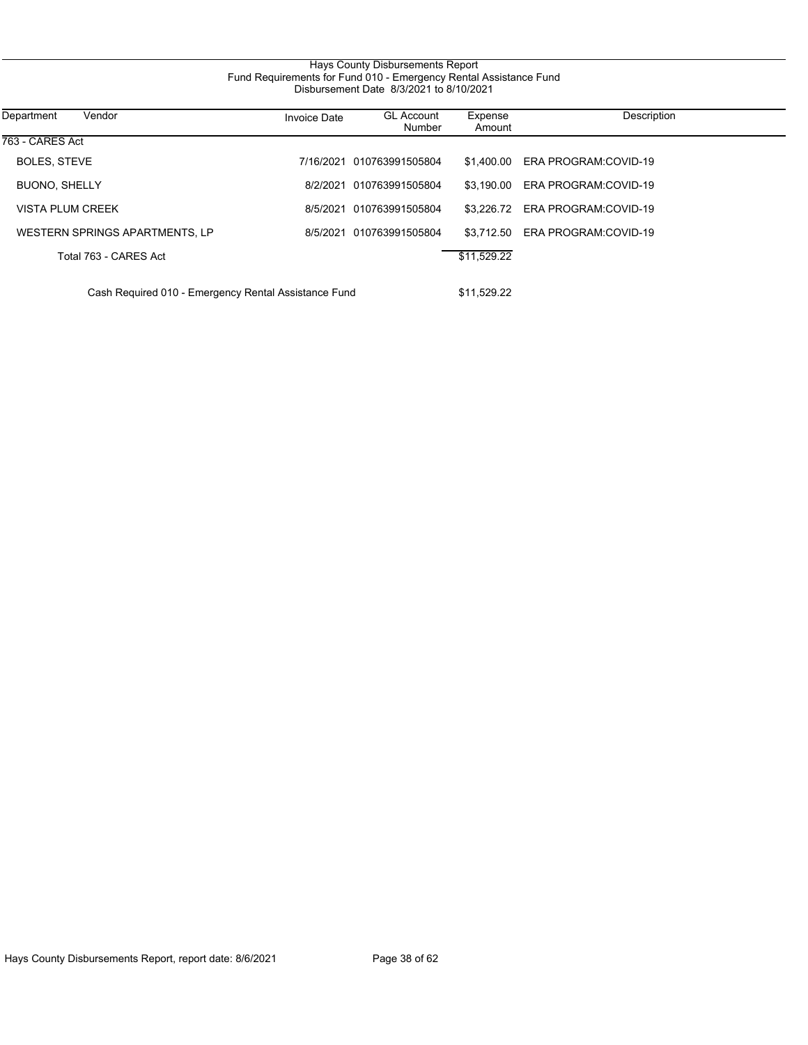# Hays County Disbursements Report

## Fund Requirements for Fund 010 - Emergency Rental Assistance Fund

### Disbursement Date 8/3/2021 to 8/10/2021

| Department | Vendor | Invoice Date | GL Account Number | Expense Amount | Description |
|---|---|---|---|---|---|
| 763 - CARES Act | | | | | |
| | BOLES, STEVE | 7/16/2021 | 010763991505804 | $1,400.00 | ERA PROGRAM:COVID-19 |
| | BUONO, SHELLY | 8/2/2021 | 010763991505804 | $3,190.00 | ERA PROGRAM:COVID-19 |
| | VISTA PLUM CREEK | 8/5/2021 | 010763991505804 | $3,226.72 | ERA PROGRAM:COVID-19 |
| | WESTERN SPRINGS APARTMENTS, LP | 8/5/2021 | 010763991505804 | $3,712.50 | ERA PROGRAM:COVID-19 |
| | Total 763 - CARES Act | | | $11,529.22 | |
| | Cash Required 010 - Emergency Rental Assistance Fund | | | $11,529.22 | |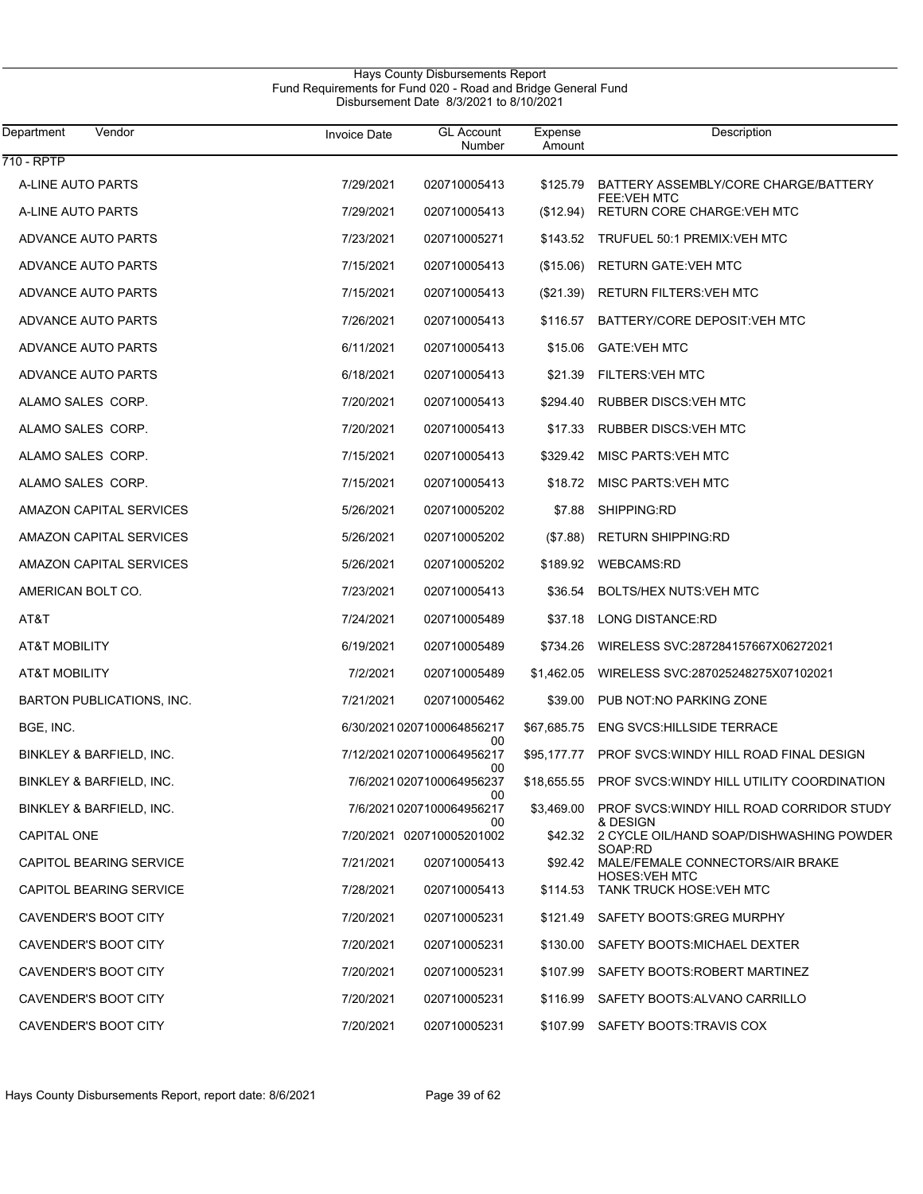# Hays County Disbursements Report
## Fund Requirements for Fund 020 - Road and Bridge General Fund
### Disbursement Date 8/3/2021 to 8/10/2021

| Department | Vendor | Invoice Date | GL Account Number | Expense Amount | Description |
|---|---|---|---|---|---|
| 710 - RPTP | | | | | |
| | A-LINE AUTO PARTS | 7/29/2021 | 020710005413 | $125.79 | BATTERY ASSEMBLY/CORE CHARGE/BATTERY FEE:VEH MTC |
| | A-LINE AUTO PARTS | 7/29/2021 | 020710005413 | ($12.94) | RETURN CORE CHARGE:VEH MTC |
| | ADVANCE AUTO PARTS | 7/23/2021 | 020710005271 | $143.52 | TRUFUEL 50:1 PREMIX:VEH MTC |
| | ADVANCE AUTO PARTS | 7/15/2021 | 020710005413 | ($15.06) | RETURN GATE:VEH MTC |
| | ADVANCE AUTO PARTS | 7/15/2021 | 020710005413 | ($21.39) | RETURN FILTERS:VEH MTC |
| | ADVANCE AUTO PARTS | 7/26/2021 | 020710005413 | $116.57 | BATTERY/CORE DEPOSIT:VEH MTC |
| | ADVANCE AUTO PARTS | 6/11/2021 | 020710005413 | $15.06 | GATE:VEH MTC |
| | ADVANCE AUTO PARTS | 6/18/2021 | 020710005413 | $21.39 | FILTERS:VEH MTC |
| | ALAMO SALES CORP. | 7/20/2021 | 020710005413 | $294.40 | RUBBER DISCS:VEH MTC |
| | ALAMO SALES CORP. | 7/20/2021 | 020710005413 | $17.33 | RUBBER DISCS:VEH MTC |
| | ALAMO SALES CORP. | 7/15/2021 | 020710005413 | $329.42 | MISC PARTS:VEH MTC |
| | ALAMO SALES CORP. | 7/15/2021 | 020710005413 | $18.72 | MISC PARTS:VEH MTC |
| | AMAZON CAPITAL SERVICES | 5/26/2021 | 020710005202 | $7.88 | SHIPPING:RD |
| | AMAZON CAPITAL SERVICES | 5/26/2021 | 020710005202 | ($7.88) | RETURN SHIPPING:RD |
| | AMAZON CAPITAL SERVICES | 5/26/2021 | 020710005202 | $189.92 | WEBCAMS:RD |
| | AMERICAN BOLT CO. | 7/23/2021 | 020710005413 | $36.54 | BOLTS/HEX NUTS:VEH MTC |
| | AT&T | 7/24/2021 | 020710005489 | $37.18 | LONG DISTANCE:RD |
| | AT&T MOBILITY | 6/19/2021 | 020710005489 | $734.26 | WIRELESS SVC:287284157667X06272021 |
| | AT&T MOBILITY | 7/2/2021 | 020710005489 | $1,462.05 | WIRELESS SVC:287025248275X07102021 |
| | BARTON PUBLICATIONS, INC. | 7/21/2021 | 020710005462 | $39.00 | PUB NOT:NO PARKING ZONE |
| | BGE, INC. | 6/30/2021 | 020710006485621700 | $67,685.75 | ENG SVCS:HILLSIDE TERRACE |
| | BINKLEY & BARFIELD, INC. | 7/12/2021 | 020710006495621700 | $95,177.77 | PROF SVCS:WINDY HILL ROAD FINAL DESIGN |
| | BINKLEY & BARFIELD, INC. | 7/6/2021 | 020710006495623700 | $18,655.55 | PROF SVCS:WINDY HILL UTILITY COORDINATION |
| | BINKLEY & BARFIELD, INC. | 7/6/2021 | 020710006495621700 | $3,469.00 | PROF SVCS:WINDY HILL ROAD CORRIDOR STUDY & DESIGN |
| | CAPITAL ONE | 7/20/2021 | 020710005201002 | $42.32 | 2 CYCLE OIL/HAND SOAP/DISHWASHING POWDER SOAP:RD |
| | CAPITOL BEARING SERVICE | 7/21/2021 | 020710005413 | $92.42 | MALE/FEMALE CONNECTORS/AIR BRAKE HOSES:VEH MTC |
| | CAPITOL BEARING SERVICE | 7/28/2021 | 020710005413 | $114.53 | TANK TRUCK HOSE:VEH MTC |
| | CAVENDER'S BOOT CITY | 7/20/2021 | 020710005231 | $121.49 | SAFETY BOOTS:GREG MURPHY |
| | CAVENDER'S BOOT CITY | 7/20/2021 | 020710005231 | $130.00 | SAFETY BOOTS:MICHAEL DEXTER |
| | CAVENDER'S BOOT CITY | 7/20/2021 | 020710005231 | $107.99 | SAFETY BOOTS:ROBERT MARTINEZ |
| | CAVENDER'S BOOT CITY | 7/20/2021 | 020710005231 | $116.99 | SAFETY BOOTS:ALVANO CARRILLO |
| | CAVENDER'S BOOT CITY | 7/20/2021 | 020710005231 | $107.99 | SAFETY BOOTS:TRAVIS COX |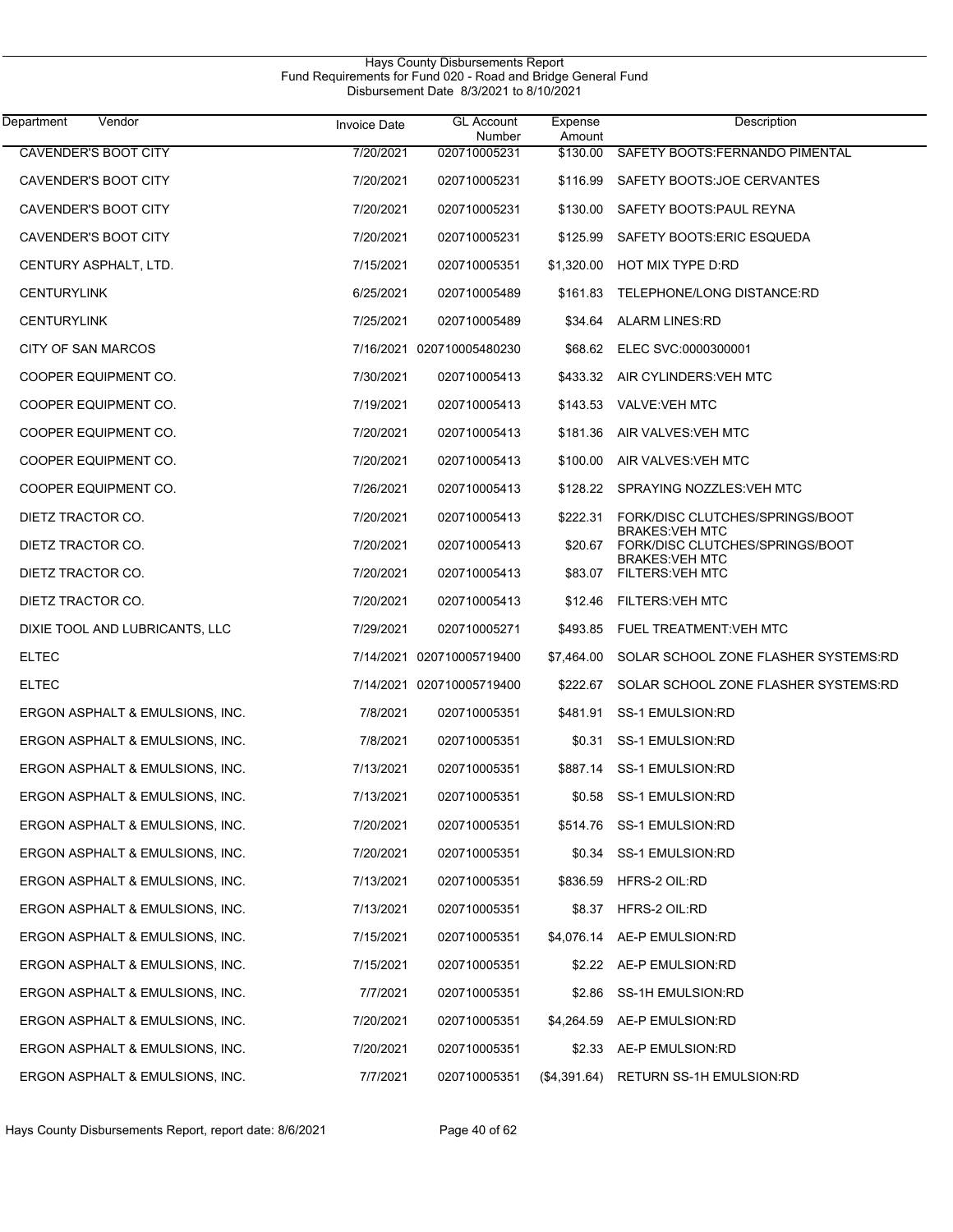Hays County Disbursements Report
Fund Requirements for Fund 020 - Road and Bridge General Fund
Disbursement Date 8/3/2021 to 8/10/2021

| Department Vendor | Invoice Date | GL Account Number | Expense Amount | Description |
|---|---|---|---|---|
| CAVENDER'S BOOT CITY | 7/20/2021 | 020710005231 | $130.00 | SAFETY BOOTS:FERNANDO PIMENTAL |
| CAVENDER'S BOOT CITY | 7/20/2021 | 020710005231 | $116.99 | SAFETY BOOTS:JOE CERVANTES |
| CAVENDER'S BOOT CITY | 7/20/2021 | 020710005231 | $130.00 | SAFETY BOOTS:PAUL REYNA |
| CAVENDER'S BOOT CITY | 7/20/2021 | 020710005231 | $125.99 | SAFETY BOOTS:ERIC ESQUEDA |
| CENTURY ASPHALT, LTD. | 7/15/2021 | 020710005351 | $1,320.00 | HOT MIX TYPE D:RD |
| CENTURYLINK | 6/25/2021 | 020710005489 | $161.83 | TELEPHONE/LONG DISTANCE:RD |
| CENTURYLINK | 7/25/2021 | 020710005489 | $34.64 | ALARM LINES:RD |
| CITY OF SAN MARCOS | 7/16/2021 | 020710005480230 | $68.62 | ELEC SVC:0000300001 |
| COOPER EQUIPMENT CO. | 7/30/2021 | 020710005413 | $433.32 | AIR CYLINDERS:VEH MTC |
| COOPER EQUIPMENT CO. | 7/19/2021 | 020710005413 | $143.53 | VALVE:VEH MTC |
| COOPER EQUIPMENT CO. | 7/20/2021 | 020710005413 | $181.36 | AIR VALVES:VEH MTC |
| COOPER EQUIPMENT CO. | 7/20/2021 | 020710005413 | $100.00 | AIR VALVES:VEH MTC |
| COOPER EQUIPMENT CO. | 7/26/2021 | 020710005413 | $128.22 | SPRAYING NOZZLES:VEH MTC |
| DIETZ TRACTOR CO. | 7/20/2021 | 020710005413 | $222.31 | FORK/DISC CLUTCHES/SPRINGS/BOOT BRAKES:VEH MTC |
| DIETZ TRACTOR CO. | 7/20/2021 | 020710005413 | $20.67 | FORK/DISC CLUTCHES/SPRINGS/BOOT BRAKES:VEH MTC |
| DIETZ TRACTOR CO. | 7/20/2021 | 020710005413 | $83.07 | FILTERS:VEH MTC |
| DIETZ TRACTOR CO. | 7/20/2021 | 020710005413 | $12.46 | FILTERS:VEH MTC |
| DIXIE TOOL AND LUBRICANTS, LLC | 7/29/2021 | 020710005271 | $493.85 | FUEL TREATMENT:VEH MTC |
| ELTEC | 7/14/2021 | 020710005719400 | $7,464.00 | SOLAR SCHOOL ZONE FLASHER SYSTEMS:RD |
| ELTEC | 7/14/2021 | 020710005719400 | $222.67 | SOLAR SCHOOL ZONE FLASHER SYSTEMS:RD |
| ERGON ASPHALT & EMULSIONS, INC. | 7/8/2021 | 020710005351 | $481.91 | SS-1 EMULSION:RD |
| ERGON ASPHALT & EMULSIONS, INC. | 7/8/2021 | 020710005351 | $0.31 | SS-1 EMULSION:RD |
| ERGON ASPHALT & EMULSIONS, INC. | 7/13/2021 | 020710005351 | $887.14 | SS-1 EMULSION:RD |
| ERGON ASPHALT & EMULSIONS, INC. | 7/13/2021 | 020710005351 | $0.58 | SS-1 EMULSION:RD |
| ERGON ASPHALT & EMULSIONS, INC. | 7/20/2021 | 020710005351 | $514.76 | SS-1 EMULSION:RD |
| ERGON ASPHALT & EMULSIONS, INC. | 7/20/2021 | 020710005351 | $0.34 | SS-1 EMULSION:RD |
| ERGON ASPHALT & EMULSIONS, INC. | 7/13/2021 | 020710005351 | $836.59 | HFRS-2 OIL:RD |
| ERGON ASPHALT & EMULSIONS, INC. | 7/13/2021 | 020710005351 | $8.37 | HFRS-2 OIL:RD |
| ERGON ASPHALT & EMULSIONS, INC. | 7/15/2021 | 020710005351 | $4,076.14 | AE-P EMULSION:RD |
| ERGON ASPHALT & EMULSIONS, INC. | 7/15/2021 | 020710005351 | $2.22 | AE-P EMULSION:RD |
| ERGON ASPHALT & EMULSIONS, INC. | 7/7/2021 | 020710005351 | $2.86 | SS-1H EMULSION:RD |
| ERGON ASPHALT & EMULSIONS, INC. | 7/20/2021 | 020710005351 | $4,264.59 | AE-P EMULSION:RD |
| ERGON ASPHALT & EMULSIONS, INC. | 7/20/2021 | 020710005351 | $2.33 | AE-P EMULSION:RD |
| ERGON ASPHALT & EMULSIONS, INC. | 7/7/2021 | 020710005351 | ($4,391.64) | RETURN SS-1H EMULSION:RD |

Hays County Disbursements Report, report date: 8/6/2021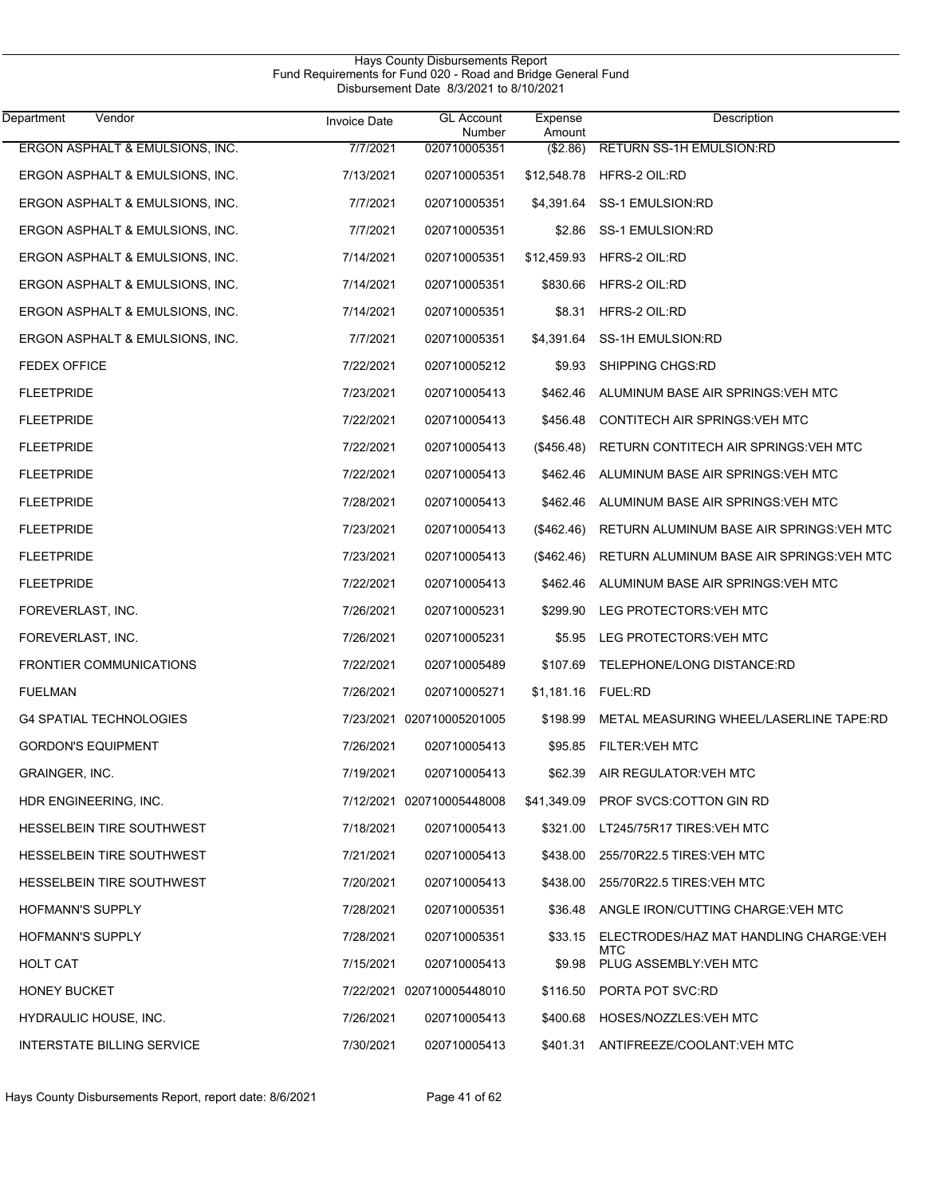Hays County Disbursements Report
Fund Requirements for Fund 020 - Road and Bridge General Fund
Disbursement Date 8/3/2021 to 8/10/2021

| Department | Vendor | Invoice Date | GL Account Number | Expense Amount | Description |
|---|---|---|---|---|---|
| | ERGON ASPHALT & EMULSIONS, INC. | 7/7/2021 | 020710005351 | ($2.86) | RETURN SS-1H EMULSION:RD |
| | ERGON ASPHALT & EMULSIONS, INC. | 7/13/2021 | 020710005351 | $12,548.78 | HFRS-2 OIL:RD |
| | ERGON ASPHALT & EMULSIONS, INC. | 7/7/2021 | 020710005351 | $4,391.64 | SS-1 EMULSION:RD |
| | ERGON ASPHALT & EMULSIONS, INC. | 7/7/2021 | 020710005351 | $2.86 | SS-1 EMULSION:RD |
| | ERGON ASPHALT & EMULSIONS, INC. | 7/14/2021 | 020710005351 | $12,459.93 | HFRS-2 OIL:RD |
| | ERGON ASPHALT & EMULSIONS, INC. | 7/14/2021 | 020710005351 | $830.66 | HFRS-2 OIL:RD |
| | ERGON ASPHALT & EMULSIONS, INC. | 7/14/2021 | 020710005351 | $8.31 | HFRS-2 OIL:RD |
| | ERGON ASPHALT & EMULSIONS, INC. | 7/7/2021 | 020710005351 | $4,391.64 | SS-1H EMULSION:RD |
| | FEDEX OFFICE | 7/22/2021 | 020710005212 | $9.93 | SHIPPING CHGS:RD |
| | FLEETPRIDE | 7/23/2021 | 020710005413 | $462.46 | ALUMINUM BASE AIR SPRINGS:VEH MTC |
| | FLEETPRIDE | 7/22/2021 | 020710005413 | $456.48 | CONTITECH AIR SPRINGS:VEH MTC |
| | FLEETPRIDE | 7/22/2021 | 020710005413 | ($456.48) | RETURN CONTITECH AIR SPRINGS:VEH MTC |
| | FLEETPRIDE | 7/22/2021 | 020710005413 | $462.46 | ALUMINUM BASE AIR SPRINGS:VEH MTC |
| | FLEETPRIDE | 7/28/2021 | 020710005413 | $462.46 | ALUMINUM BASE AIR SPRINGS:VEH MTC |
| | FLEETPRIDE | 7/23/2021 | 020710005413 | ($462.46) | RETURN ALUMINUM BASE AIR SPRINGS:VEH MTC |
| | FLEETPRIDE | 7/23/2021 | 020710005413 | ($462.46) | RETURN ALUMINUM BASE AIR SPRINGS:VEH MTC |
| | FLEETPRIDE | 7/22/2021 | 020710005413 | $462.46 | ALUMINUM BASE AIR SPRINGS:VEH MTC |
| | FOREVERLAST, INC. | 7/26/2021 | 020710005231 | $299.90 | LEG PROTECTORS:VEH MTC |
| | FOREVERLAST, INC. | 7/26/2021 | 020710005231 | $5.95 | LEG PROTECTORS:VEH MTC |
| | FRONTIER COMMUNICATIONS | 7/22/2021 | 020710005489 | $107.69 | TELEPHONE/LONG DISTANCE:RD |
| | FUELMAN | 7/26/2021 | 020710005271 | $1,181.16 | FUEL:RD |
| | G4 SPATIAL TECHNOLOGIES | 7/23/2021 | 020710005201005 | $198.99 | METAL MEASURING WHEEL/LASERLINE TAPE:RD |
| | GORDON'S EQUIPMENT | 7/26/2021 | 020710005413 | $95.85 | FILTER:VEH MTC |
| | GRAINGER, INC. | 7/19/2021 | 020710005413 | $62.39 | AIR REGULATOR:VEH MTC |
| | HDR ENGINEERING, INC. | 7/12/2021 | 020710005448008 | $41,349.09 | PROF SVCS:COTTON GIN RD |
| | HESSELBEIN TIRE SOUTHWEST | 7/18/2021 | 020710005413 | $321.00 | LT245/75R17 TIRES:VEH MTC |
| | HESSELBEIN TIRE SOUTHWEST | 7/21/2021 | 020710005413 | $438.00 | 255/70R22.5 TIRES:VEH MTC |
| | HESSELBEIN TIRE SOUTHWEST | 7/20/2021 | 020710005413 | $438.00 | 255/70R22.5 TIRES:VEH MTC |
| | HOFMANN'S SUPPLY | 7/28/2021 | 020710005351 | $36.48 | ANGLE IRON/CUTTING CHARGE:VEH MTC |
| | HOFMANN'S SUPPLY | 7/28/2021 | 020710005351 | $33.15 | ELECTRODES/HAZ MAT HANDLING CHARGE:VEH MTC |
| | HOLT CAT | 7/15/2021 | 020710005413 | $9.98 | PLUG ASSEMBLY:VEH MTC |
| | HONEY BUCKET | 7/22/2021 | 020710005448010 | $116.50 | PORTA POT SVC:RD |
| | HYDRAULIC HOUSE, INC. | 7/26/2021 | 020710005413 | $400.68 | HOSES/NOZZLES:VEH MTC |
| | INTERSTATE BILLING SERVICE | 7/30/2021 | 020710005413 | $401.31 | ANTIFREEZE/COOLANT:VEH MTC |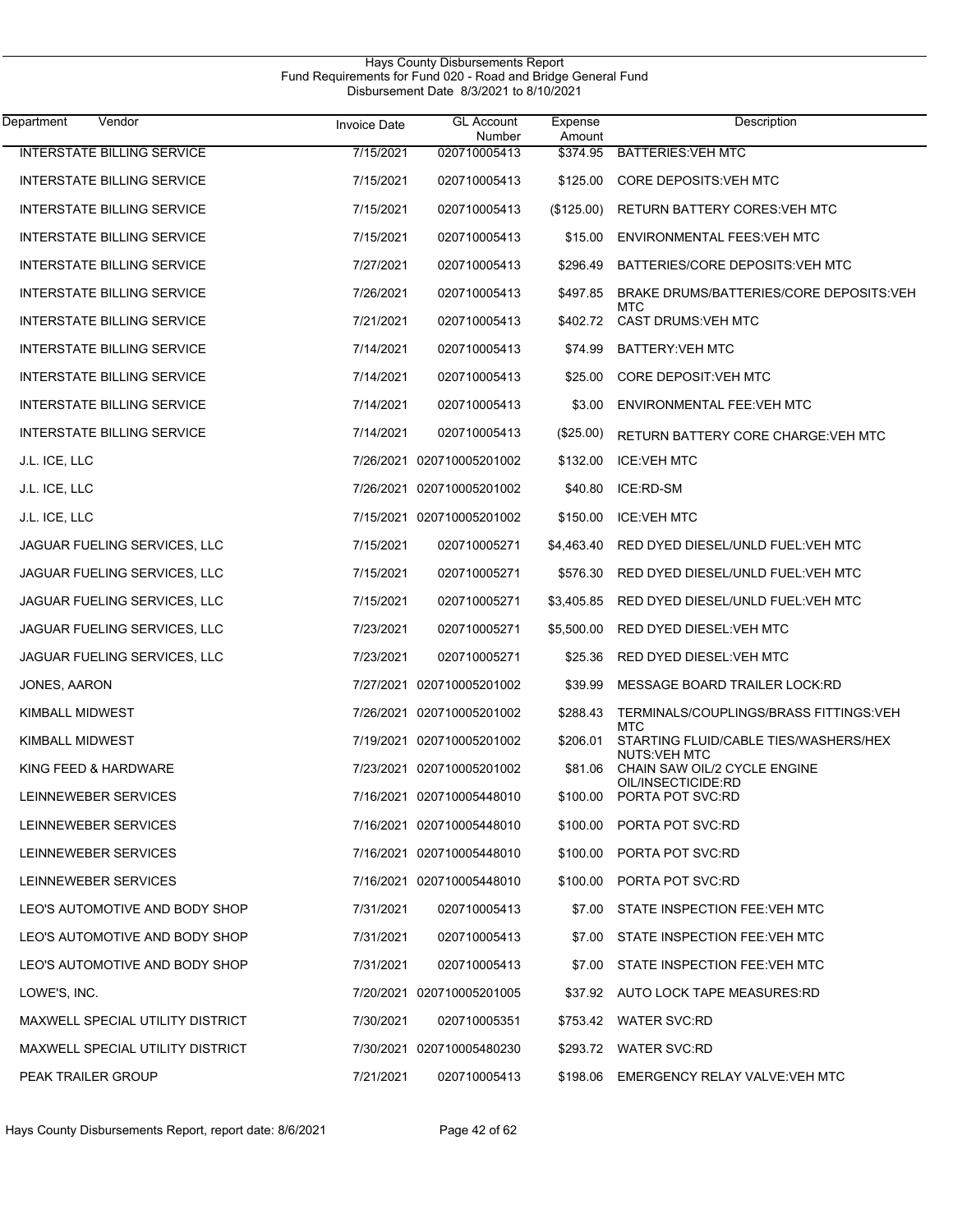Hays County Disbursements Report
Fund Requirements for Fund 020 - Road and Bridge General Fund
Disbursement Date 8/3/2021 to 8/10/2021

| Department Vendor | Invoice Date | GL Account Number | Expense Amount | Description |
|---|---|---|---|---|
| INTERSTATE BILLING SERVICE | 7/15/2021 | 020710005413 | $374.95 | BATTERIES:VEH MTC |
| INTERSTATE BILLING SERVICE | 7/15/2021 | 020710005413 | $125.00 | CORE DEPOSITS:VEH MTC |
| INTERSTATE BILLING SERVICE | 7/15/2021 | 020710005413 | ($125.00) | RETURN BATTERY CORES:VEH MTC |
| INTERSTATE BILLING SERVICE | 7/15/2021 | 020710005413 | $15.00 | ENVIRONMENTAL FEES:VEH MTC |
| INTERSTATE BILLING SERVICE | 7/27/2021 | 020710005413 | $296.49 | BATTERIES/CORE DEPOSITS:VEH MTC |
| INTERSTATE BILLING SERVICE | 7/26/2021 | 020710005413 | $497.85 | BRAKE DRUMS/BATTERIES/CORE DEPOSITS:VEH MTC |
| INTERSTATE BILLING SERVICE | 7/21/2021 | 020710005413 | $402.72 | CAST DRUMS:VEH MTC |
| INTERSTATE BILLING SERVICE | 7/14/2021 | 020710005413 | $74.99 | BATTERY:VEH MTC |
| INTERSTATE BILLING SERVICE | 7/14/2021 | 020710005413 | $25.00 | CORE DEPOSIT:VEH MTC |
| INTERSTATE BILLING SERVICE | 7/14/2021 | 020710005413 | $3.00 | ENVIRONMENTAL FEE:VEH MTC |
| INTERSTATE BILLING SERVICE | 7/14/2021 | 020710005413 | ($25.00) | RETURN BATTERY CORE CHARGE:VEH MTC |
| J.L. ICE, LLC | 7/26/2021 | 020710005201002 | $132.00 | ICE:VEH MTC |
| J.L. ICE, LLC | 7/26/2021 | 020710005201002 | $40.80 | ICE:RD-SM |
| J.L. ICE, LLC | 7/15/2021 | 020710005201002 | $150.00 | ICE:VEH MTC |
| JAGUAR FUELING SERVICES, LLC | 7/15/2021 | 020710005271 | $4,463.40 | RED DYED DIESEL/UNLD FUEL:VEH MTC |
| JAGUAR FUELING SERVICES, LLC | 7/15/2021 | 020710005271 | $576.30 | RED DYED DIESEL/UNLD FUEL:VEH MTC |
| JAGUAR FUELING SERVICES, LLC | 7/15/2021 | 020710005271 | $3,405.85 | RED DYED DIESEL/UNLD FUEL:VEH MTC |
| JAGUAR FUELING SERVICES, LLC | 7/23/2021 | 020710005271 | $5,500.00 | RED DYED DIESEL:VEH MTC |
| JAGUAR FUELING SERVICES, LLC | 7/23/2021 | 020710005271 | $25.36 | RED DYED DIESEL:VEH MTC |
| JONES, AARON | 7/27/2021 | 020710005201002 | $39.99 | MESSAGE BOARD TRAILER LOCK:RD |
| KIMBALL MIDWEST | 7/26/2021 | 020710005201002 | $288.43 | TERMINALS/COUPLINGS/BRASS FITTINGS:VEH MTC |
| KIMBALL MIDWEST | 7/19/2021 | 020710005201002 | $206.01 | STARTING FLUID/CABLE TIES/WASHERS/HEX NUTS:VEH MTC |
| KING FEED & HARDWARE | 7/23/2021 | 020710005201002 | $81.06 | CHAIN SAW OIL/2 CYCLE ENGINE OIL/INSECTICIDE:RD |
| LEINNEWEBER SERVICES | 7/16/2021 | 020710005448010 | $100.00 | PORTA POT SVC:RD |
| LEINNEWEBER SERVICES | 7/16/2021 | 020710005448010 | $100.00 | PORTA POT SVC:RD |
| LEINNEWEBER SERVICES | 7/16/2021 | 020710005448010 | $100.00 | PORTA POT SVC:RD |
| LEINNEWEBER SERVICES | 7/16/2021 | 020710005448010 | $100.00 | PORTA POT SVC:RD |
| LEO'S AUTOMOTIVE AND BODY SHOP | 7/31/2021 | 020710005413 | $7.00 | STATE INSPECTION FEE:VEH MTC |
| LEO'S AUTOMOTIVE AND BODY SHOP | 7/31/2021 | 020710005413 | $7.00 | STATE INSPECTION FEE:VEH MTC |
| LEO'S AUTOMOTIVE AND BODY SHOP | 7/31/2021 | 020710005413 | $7.00 | STATE INSPECTION FEE:VEH MTC |
| LOWE'S, INC. | 7/20/2021 | 020710005201005 | $37.92 | AUTO LOCK TAPE MEASURES:RD |
| MAXWELL SPECIAL UTILITY DISTRICT | 7/30/2021 | 020710005351 | $753.42 | WATER SVC:RD |
| MAXWELL SPECIAL UTILITY DISTRICT | 7/30/2021 | 020710005480230 | $293.72 | WATER SVC:RD |
| PEAK TRAILER GROUP | 7/21/2021 | 020710005413 | $198.06 | EMERGENCY RELAY VALVE:VEH MTC |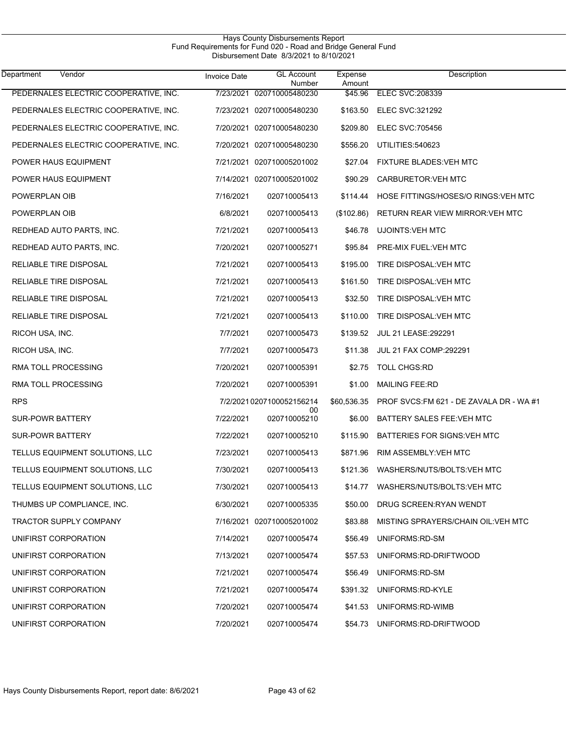# Hays County Disbursements Report
## Fund Requirements for Fund 020 - Road and Bridge General Fund
### Disbursement Date 8/3/2021 to 8/10/2021

| Department | Vendor | Invoice Date | GL Account Number | Expense Amount | Description |
|---|---|---|---|---|---|
| | PEDERNALES ELECTRIC COOPERATIVE, INC. | 7/23/2021 | 020710005480230 | $45.96 | ELEC SVC:208339 |
| | PEDERNALES ELECTRIC COOPERATIVE, INC. | 7/23/2021 | 020710005480230 | $163.50 | ELEC SVC:321292 |
| | PEDERNALES ELECTRIC COOPERATIVE, INC. | 7/20/2021 | 020710005480230 | $209.80 | ELEC SVC:705456 |
| | PEDERNALES ELECTRIC COOPERATIVE, INC. | 7/20/2021 | 020710005480230 | $556.20 | UTILITIES:540623 |
| | POWER HAUS EQUIPMENT | 7/21/2021 | 020710005201002 | $27.04 | FIXTURE BLADES:VEH MTC |
| | POWER HAUS EQUIPMENT | 7/14/2021 | 020710005201002 | $90.29 | CARBURETOR:VEH MTC |
| | POWERPLAN OIB | 7/16/2021 | 020710005413 | $114.44 | HOSE FITTINGS/HOSES/O RINGS:VEH MTC |
| | POWERPLAN OIB | 6/8/2021 | 020710005413 | ($102.86) | RETURN REAR VIEW MIRROR:VEH MTC |
| | REDHEAD AUTO PARTS, INC. | 7/21/2021 | 020710005413 | $46.78 | UJOINTS:VEH MTC |
| | REDHEAD AUTO PARTS, INC. | 7/20/2021 | 020710005271 | $95.84 | PRE-MIX FUEL:VEH MTC |
| | RELIABLE TIRE DISPOSAL | 7/21/2021 | 020710005413 | $195.00 | TIRE DISPOSAL:VEH MTC |
| | RELIABLE TIRE DISPOSAL | 7/21/2021 | 020710005413 | $161.50 | TIRE DISPOSAL:VEH MTC |
| | RELIABLE TIRE DISPOSAL | 7/21/2021 | 020710005413 | $32.50 | TIRE DISPOSAL:VEH MTC |
| | RELIABLE TIRE DISPOSAL | 7/21/2021 | 020710005413 | $110.00 | TIRE DISPOSAL:VEH MTC |
| | RICOH USA, INC. | 7/7/2021 | 020710005473 | $139.52 | JUL 21 LEASE:292291 |
| | RICOH USA, INC. | 7/7/2021 | 020710005473 | $11.38 | JUL 21 FAX COMP:292291 |
| | RMA TOLL PROCESSING | 7/20/2021 | 020710005391 | $2.75 | TOLL CHGS:RD |
| | RMA TOLL PROCESSING | 7/20/2021 | 020710005391 | $1.00 | MAILING FEE:RD |
| | RPS | 7/2/2021 | 020710005215621400 | $60,536.35 | PROF SVCS:FM 621 - DE ZAVALA DR - WA #1 |
| | SUR-POWR BATTERY | 7/22/2021 | 020710005210 | $6.00 | BATTERY SALES FEE:VEH MTC |
| | SUR-POWR BATTERY | 7/22/2021 | 020710005210 | $115.90 | BATTERIES FOR SIGNS:VEH MTC |
| | TELLUS EQUIPMENT SOLUTIONS, LLC | 7/23/2021 | 020710005413 | $871.96 | RIM ASSEMBLY:VEH MTC |
| | TELLUS EQUIPMENT SOLUTIONS, LLC | 7/30/2021 | 020710005413 | $121.36 | WASHERS/NUTS/BOLTS:VEH MTC |
| | TELLUS EQUIPMENT SOLUTIONS, LLC | 7/30/2021 | 020710005413 | $14.77 | WASHERS/NUTS/BOLTS:VEH MTC |
| | THUMBS UP COMPLIANCE, INC. | 6/30/2021 | 020710005335 | $50.00 | DRUG SCREEN:RYAN WENDT |
| | TRACTOR SUPPLY COMPANY | 7/16/2021 | 020710005201002 | $83.88 | MISTING SPRAYERS/CHAIN OIL:VEH MTC |
| | UNIFIRST CORPORATION | 7/14/2021 | 020710005474 | $56.49 | UNIFORMS:RD-SM |
| | UNIFIRST CORPORATION | 7/13/2021 | 020710005474 | $57.53 | UNIFORMS:RD-DRIFTWOOD |
| | UNIFIRST CORPORATION | 7/21/2021 | 020710005474 | $56.49 | UNIFORMS:RD-SM |
| | UNIFIRST CORPORATION | 7/21/2021 | 020710005474 | $391.32 | UNIFORMS:RD-KYLE |
| | UNIFIRST CORPORATION | 7/20/2021 | 020710005474 | $41.53 | UNIFORMS:RD-WIMB |
| | UNIFIRST CORPORATION | 7/20/2021 | 020710005474 | $54.73 | UNIFORMS:RD-DRIFTWOOD |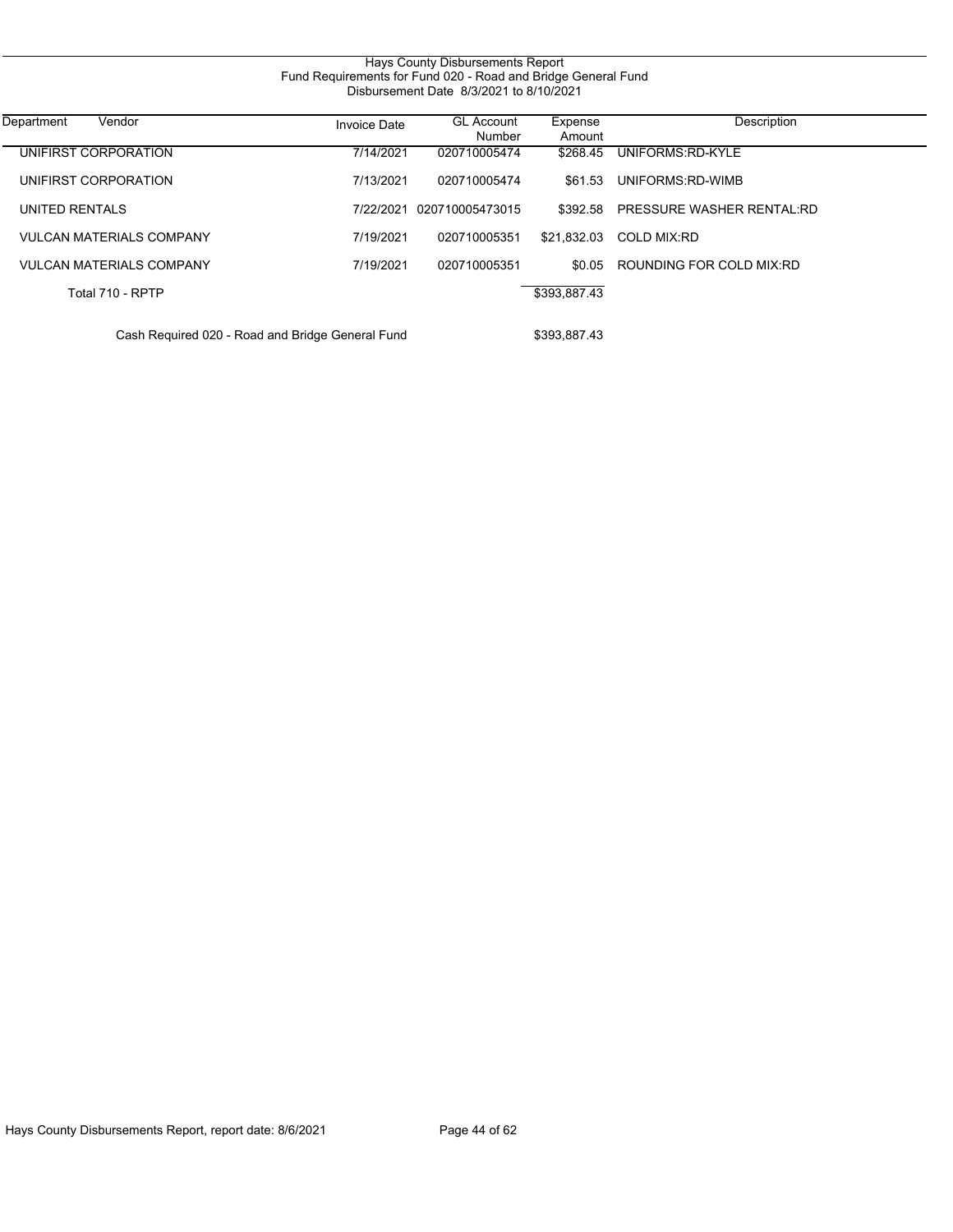Hays County Disbursements Report
Fund Requirements for Fund 020 - Road and Bridge General Fund
Disbursement Date 8/3/2021 to 8/10/2021

| Department | Vendor | Invoice Date | GL Account Number | Expense Amount | Description |
|---|---|---|---|---|---|
| | UNIFIRST CORPORATION | 7/14/2021 | 020710005474 | $268.45 | UNIFORMS:RD-KYLE |
| | UNIFIRST CORPORATION | 7/13/2021 | 020710005474 | $61.53 | UNIFORMS:RD-WIMB |
| | UNITED RENTALS | 7/22/2021 | 020710005473015 | $392.58 | PRESSURE WASHER RENTAL:RD |
| | VULCAN MATERIALS COMPANY | 7/19/2021 | 020710005351 | $21,832.03 | COLD MIX:RD |
| | VULCAN MATERIALS COMPANY | 7/19/2021 | 020710005351 | $0.05 | ROUNDING FOR COLD MIX:RD |
| | Total 710 - RPTP | | | $393,887.43 | |
| | Cash Required 020 - Road and Bridge General Fund | | | $393,887.43 | |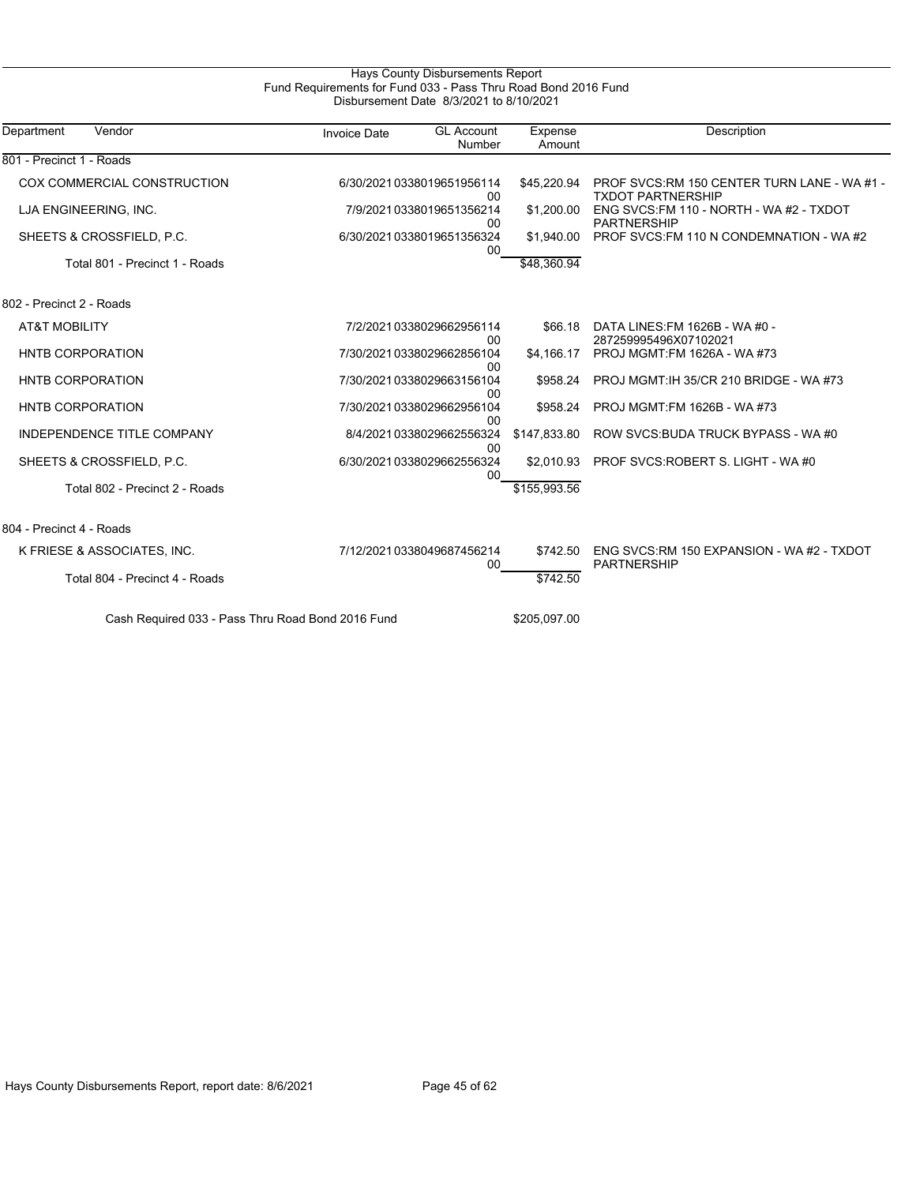# Hays County Disbursements Report

## Fund Requirements for Fund 033 - Pass Thru Road Bond 2016 Fund

### Disbursement Date 8/3/2021 to 8/10/2021

| Department | Vendor | Invoice Date | GL Account Number | Expense Amount | Description |
|---|---|---|---|---|---|
| 801 - Precinct 1 - Roads | | | | | |
| | COX COMMERCIAL CONSTRUCTION | 6/30/2021 | 033801965195611400 | $45,220.94 | PROF SVCS:RM 150 CENTER TURN LANE - WA #1 - TXDOT PARTNERSHIP |
| | LJA ENGINEERING, INC. | 7/9/2021 | 033801965135621400 | $1,200.00 | ENG SVCS:FM 110 - NORTH - WA #2 - TXDOT PARTNERSHIP |
| | SHEETS & CROSSFIELD, P.C. | 6/30/2021 | 033801965135632400 | $1,940.00 | PROF SVCS:FM 110 N CONDEMNATION - WA #2 |
| | Total 801 - Precinct 1 - Roads | | | $48,360.94 | |
| 802 - Precinct 2 - Roads | | | | | |
| | AT&T MOBILITY | 7/2/2021 | 033802966295611400 | $66.18 | DATA LINES:FM 1626B - WA #0 - 287259995496X07102021 |
| | HNTB CORPORATION | 7/30/2021 | 033802966285610400 | $4,166.17 | PROJ MGMT:FM 1626A - WA #73 |
| | HNTB CORPORATION | 7/30/2021 | 033802966315610400 | $958.24 | PROJ MGMT:IH 35/CR 210 BRIDGE - WA #73 |
| | HNTB CORPORATION | 7/30/2021 | 033802966295610400 | $958.24 | PROJ MGMT:FM 1626B - WA #73 |
| | INDEPENDENCE TITLE COMPANY | 8/4/2021 | 033802966255632400 | $147,833.80 | ROW SVCS:BUDA TRUCK BYPASS - WA #0 |
| | SHEETS & CROSSFIELD, P.C. | 6/30/2021 | 033802966255632400 | $2,010.93 | PROF SVCS:ROBERT S. LIGHT - WA #0 |
| | Total 802 - Precinct 2 - Roads | | | $155,993.56 | |
| 804 - Precinct 4 - Roads | | | | | |
| | K FRIESE & ASSOCIATES, INC. | 7/12/2021 | 033804968745621400 | $742.50 | ENG SVCS:RM 150 EXPANSION - WA #2 - TXDOT PARTNERSHIP |
| | Total 804 - Precinct 4 - Roads | | | $742.50 | |
| | Cash Required 033 - Pass Thru Road Bond 2016 Fund | | | $205,097.00 | |

Hays County Disbursements Report, report date: 8/6/2021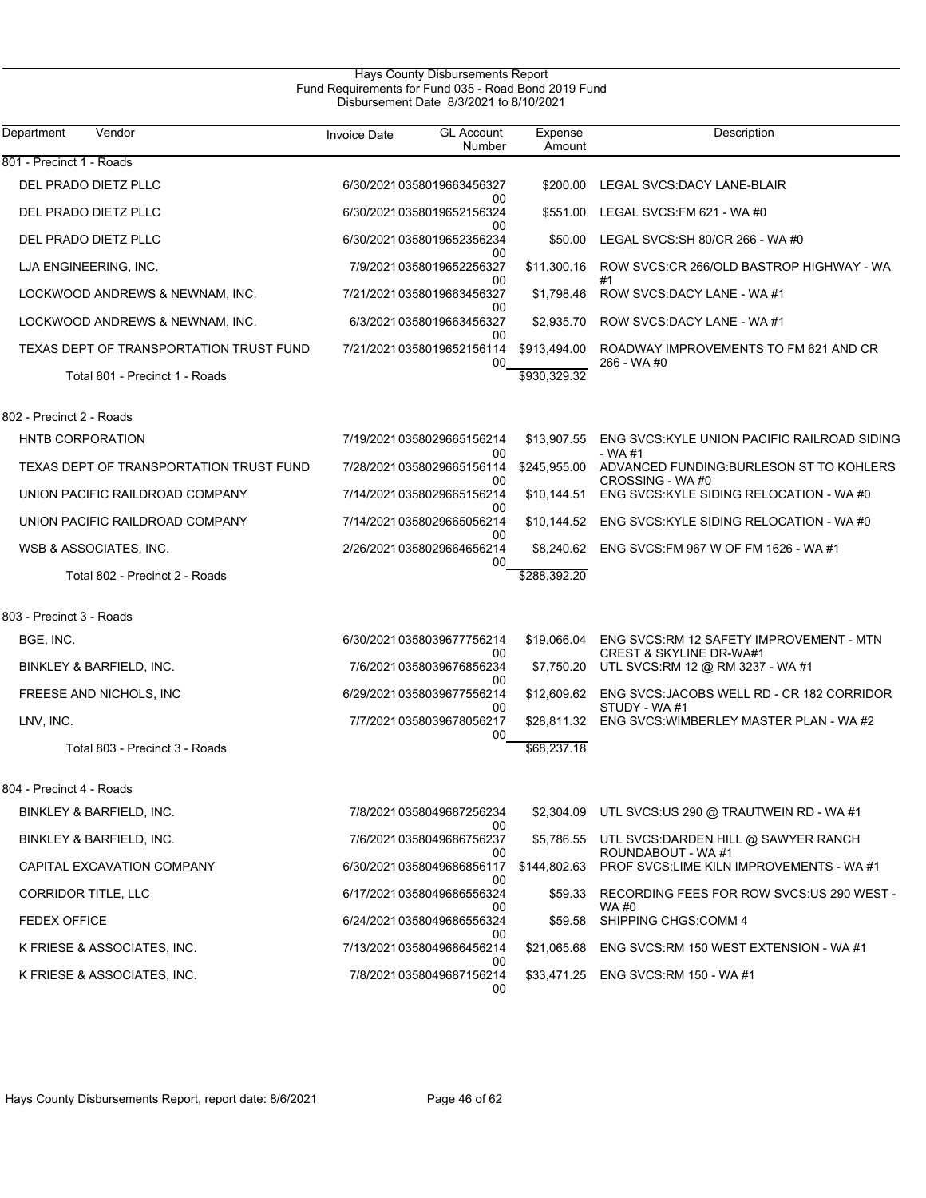# Hays County Disbursements Report

## Fund Requirements for Fund 035 - Road Bond 2019 Fund

Disbursement Date 8/3/2021 to 8/10/2021

| Department | Vendor | Invoice Date | GL Account Number | Expense Amount | Description |
|---|---|---|---|---|---|
| 801 - Precinct 1 - Roads | | | | | |
| | DEL PRADO DIETZ PLLC | 6/30/2021 | 035801966345632700 | $200.00 | LEGAL SVCS:DACY LANE-BLAIR |
| | DEL PRADO DIETZ PLLC | 6/30/2021 | 035801965215632400 | $551.00 | LEGAL SVCS:FM 621 - WA #0 |
| | DEL PRADO DIETZ PLLC | 6/30/2021 | 035801965235623400 | $50.00 | LEGAL SVCS:SH 80/CR 266 - WA #0 |
| | LJA ENGINEERING, INC. | 7/9/2021 | 035801965225632700 | $11,300.16 | ROW SVCS:CR 266/OLD BASTROP HIGHWAY - WA #1 |
| | LOCKWOOD ANDREWS & NEWNAM, INC. | 7/21/2021 | 035801966345632700 | $1,798.46 | ROW SVCS:DACY LANE - WA #1 |
| | LOCKWOOD ANDREWS & NEWNAM, INC. | 6/3/2021 | 035801966345632700 | $2,935.70 | ROW SVCS:DACY LANE - WA #1 |
| | TEXAS DEPT OF TRANSPORTATION TRUST FUND | 7/21/2021 | 035801965215611400 | $913,494.00 | ROADWAY IMPROVEMENTS TO FM 621 AND CR 266 - WA #0 |
| | Total 801 - Precinct 1 - Roads | | | $930,329.32 | |
| 802 - Precinct 2 - Roads | | | | | |
| | HNTB CORPORATION | 7/19/2021 | 035802966515621400 | $13,907.55 | ENG SVCS:KYLE UNION PACIFIC RAILROAD SIDING - WA #1 |
| | TEXAS DEPT OF TRANSPORTATION TRUST FUND | 7/28/2021 | 035802966515611400 | $245,955.00 | ADVANCED FUNDING:BURLESON ST TO KOHLERS CROSSING - WA #0 |
| | UNION PACIFIC RAILDROAD COMPANY | 7/14/2021 | 035802966515621400 | $10,144.51 | ENG SVCS:KYLE SIDING RELOCATION - WA #0 |
| | UNION PACIFIC RAILDROAD COMPANY | 7/14/2021 | 035802966505621400 | $10,144.52 | ENG SVCS:KYLE SIDING RELOCATION - WA #0 |
| | WSB & ASSOCIATES, INC. | 2/26/2021 | 035802966465621400 | $8,240.62 | ENG SVCS:FM 967 W OF FM 1626 - WA #1 |
| | Total 802 - Precinct 2 - Roads | | | $288,392.20 | |
| 803 - Precinct 3 - Roads | | | | | |
| | BGE, INC. | 6/30/2021 | 035803967775621400 | $19,066.04 | ENG SVCS:RM 12 SAFETY IMPROVEMENT - MTN CREST & SKYLINE DR-WA#1 |
| | BINKLEY & BARFIELD, INC. | 7/6/2021 | 035803967685623400 | $7,750.20 | UTL SVCS:RM 12 @ RM 3237 - WA #1 |
| | FREESE AND NICHOLS, INC | 6/29/2021 | 035803967755621400 | $12,609.62 | ENG SVCS:JACOBS WELL RD - CR 182 CORRIDOR STUDY - WA #1 |
| | LNV, INC. | 7/7/2021 | 035803967805621700 | $28,811.32 | ENG SVCS:WIMBERLEY MASTER PLAN - WA #2 |
| | Total 803 - Precinct 3 - Roads | | | $68,237.18 | |
| 804 - Precinct 4 - Roads | | | | | |
| | BINKLEY & BARFIELD, INC. | 7/8/2021 | 035804968725623400 | $2,304.09 | UTL SVCS:US 290 @ TRAUTWEIN RD - WA #1 |
| | BINKLEY & BARFIELD, INC. | 7/6/2021 | 035804968675623700 | $5,786.55 | UTL SVCS:DARDEN HILL @ SAWYER RANCH ROUNDABOUT - WA #1 |
| | CAPITAL EXCAVATION COMPANY | 6/30/2021 | 035804968685611700 | $144,802.63 | PROF SVCS:LIME KILN IMPROVEMENTS - WA #1 |
| | CORRIDOR TITLE, LLC | 6/17/2021 | 035804968655632400 | $59.33 | RECORDING FEES FOR ROW SVCS:US 290 WEST - WA #0 |
| | FEDEX OFFICE | 6/24/2021 | 035804968655632400 | $59.58 | SHIPPING CHGS:COMM 4 |
| | K FRIESE & ASSOCIATES, INC. | 7/13/2021 | 035804968645621400 | $21,065.68 | ENG SVCS:RM 150 WEST EXTENSION - WA #1 |
| | K FRIESE & ASSOCIATES, INC. | 7/8/2021 | 035804968715621400 | $33,471.25 | ENG SVCS:RM 150 - WA #1 |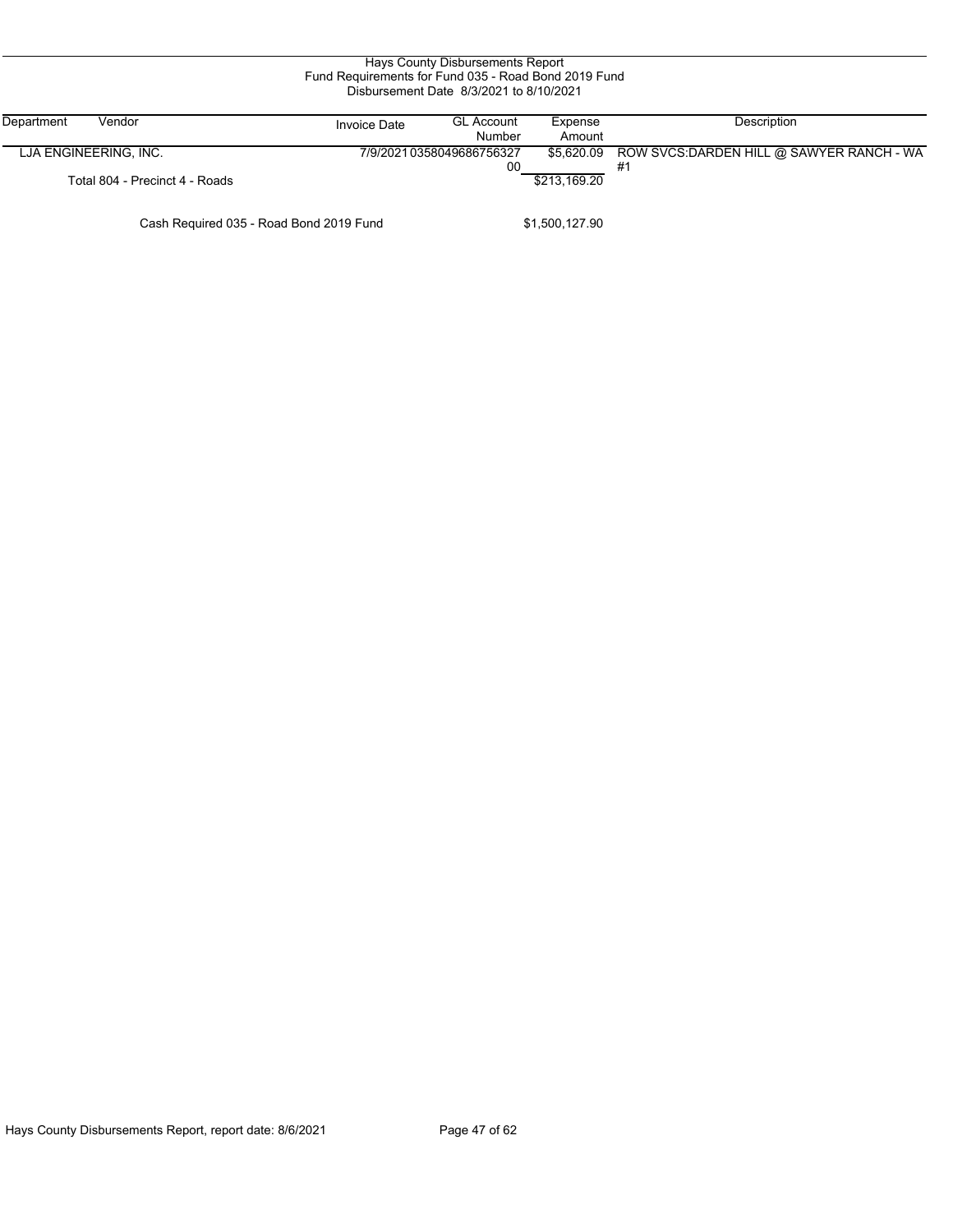Hays County Disbursements Report
Fund Requirements for Fund 035 - Road Bond 2019 Fund
Disbursement Date 8/3/2021 to 8/10/2021

| Department | Vendor | Invoice Date | GL Account Number | Expense Amount | Description |
|---|---|---|---|---|---|
| LJA ENGINEERING, INC. | | 7/9/2021 | 035804968675632700 | $5,620.09 | ROW SVCS:DARDEN HILL @ SAWYER RANCH - WA #1 |
| | Total 804 - Precinct 4 - Roads | | | $213,169.20 | |
| | Cash Required 035 - Road Bond 2019 Fund | | | $1,500,127.90 | |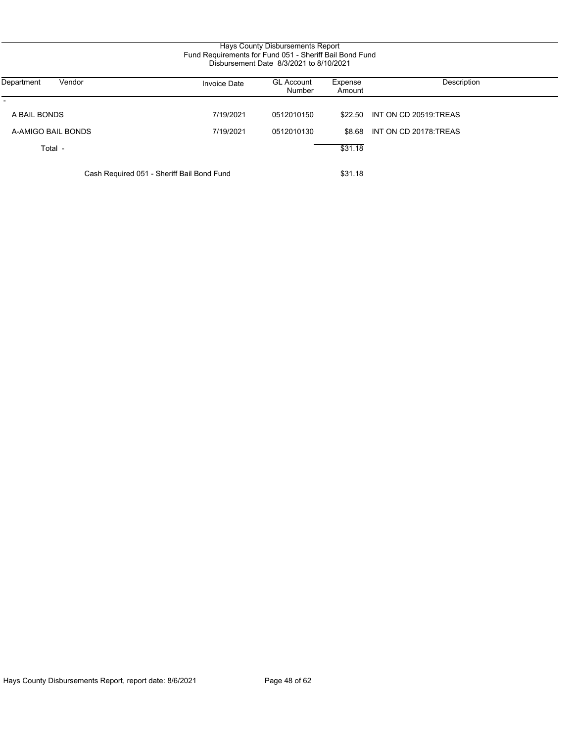Hays County Disbursements Report
Fund Requirements for Fund 051 - Sheriff Bail Bond Fund
Disbursement Date 8/3/2021 to 8/10/2021

| Department | Vendor | Invoice Date | GL Account Number | Expense Amount | Description |
|---|---|---|---|---|---|
| - | | | | | |
| A BAIL BONDS | | 7/19/2021 | 0512010150 | $22.50 | INT ON CD 20519:TREAS |
| A-AMIGO BAIL BONDS | | 7/19/2021 | 0512010130 | $8.68 | INT ON CD 20178:TREAS |
| Total - | | | | $31.18 | |
| | Cash Required 051 - Sheriff Bail Bond Fund | | | $31.18 | |

Hays County Disbursements Report, report date: 8/6/2021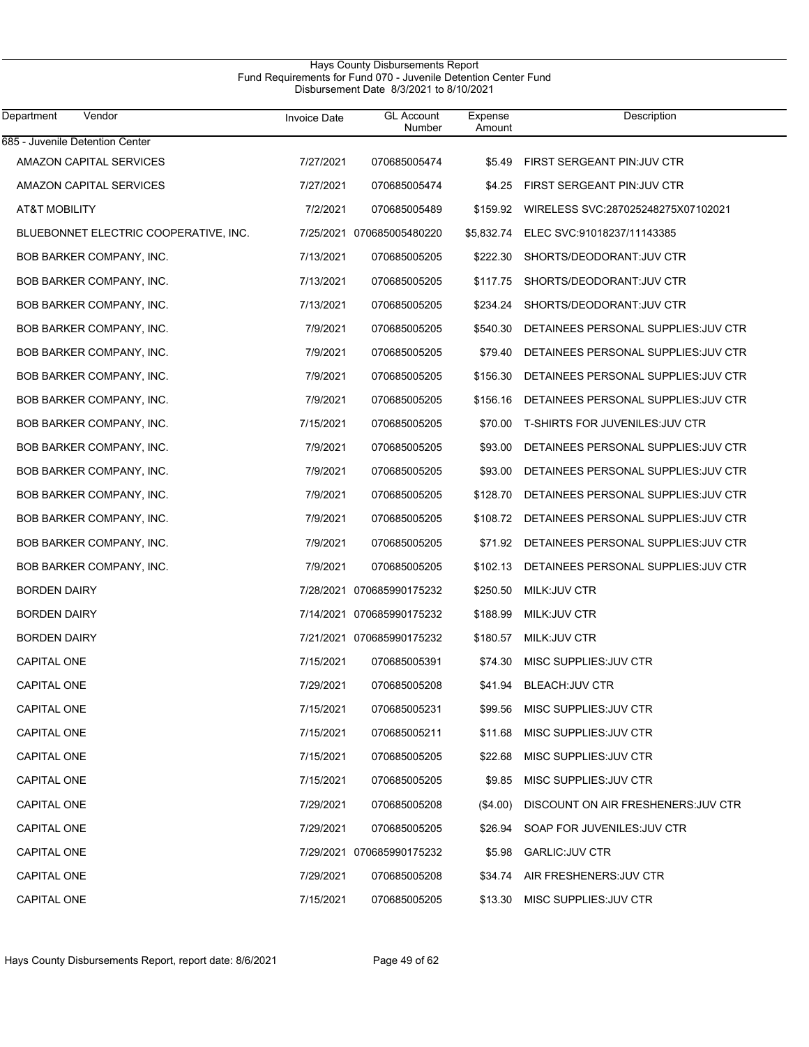Hays County Disbursements Report
Fund Requirements for Fund 070 - Juvenile Detention Center Fund
Disbursement Date 8/3/2021 to 8/10/2021

| Department Vendor | Invoice Date | GL Account Number | Expense Amount | Description |
|---|---|---|---|---|
| 685 - Juvenile Detention Center | | | | |
| AMAZON CAPITAL SERVICES | 7/27/2021 | 070685005474 | $5.49 | FIRST SERGEANT PIN:JUV CTR |
| AMAZON CAPITAL SERVICES | 7/27/2021 | 070685005474 | $4.25 | FIRST SERGEANT PIN:JUV CTR |
| AT&T MOBILITY | 7/2/2021 | 070685005489 | $159.92 | WIRELESS SVC:287025248275X07102021 |
| BLUEBONNET ELECTRIC COOPERATIVE, INC. | 7/25/2021 | 070685005480220 | $5,832.74 | ELEC SVC:91018237/11143385 |
| BOB BARKER COMPANY, INC. | 7/13/2021 | 070685005205 | $222.30 | SHORTS/DEODORANT:JUV CTR |
| BOB BARKER COMPANY, INC. | 7/13/2021 | 070685005205 | $117.75 | SHORTS/DEODORANT:JUV CTR |
| BOB BARKER COMPANY, INC. | 7/13/2021 | 070685005205 | $234.24 | SHORTS/DEODORANT:JUV CTR |
| BOB BARKER COMPANY, INC. | 7/9/2021 | 070685005205 | $540.30 | DETAINEES PERSONAL SUPPLIES:JUV CTR |
| BOB BARKER COMPANY, INC. | 7/9/2021 | 070685005205 | $79.40 | DETAINEES PERSONAL SUPPLIES:JUV CTR |
| BOB BARKER COMPANY, INC. | 7/9/2021 | 070685005205 | $156.30 | DETAINEES PERSONAL SUPPLIES:JUV CTR |
| BOB BARKER COMPANY, INC. | 7/9/2021 | 070685005205 | $156.16 | DETAINEES PERSONAL SUPPLIES:JUV CTR |
| BOB BARKER COMPANY, INC. | 7/15/2021 | 070685005205 | $70.00 | T-SHIRTS FOR JUVENILES:JUV CTR |
| BOB BARKER COMPANY, INC. | 7/9/2021 | 070685005205 | $93.00 | DETAINEES PERSONAL SUPPLIES:JUV CTR |
| BOB BARKER COMPANY, INC. | 7/9/2021 | 070685005205 | $93.00 | DETAINEES PERSONAL SUPPLIES:JUV CTR |
| BOB BARKER COMPANY, INC. | 7/9/2021 | 070685005205 | $128.70 | DETAINEES PERSONAL SUPPLIES:JUV CTR |
| BOB BARKER COMPANY, INC. | 7/9/2021 | 070685005205 | $108.72 | DETAINEES PERSONAL SUPPLIES:JUV CTR |
| BOB BARKER COMPANY, INC. | 7/9/2021 | 070685005205 | $71.92 | DETAINEES PERSONAL SUPPLIES:JUV CTR |
| BOB BARKER COMPANY, INC. | 7/9/2021 | 070685005205 | $102.13 | DETAINEES PERSONAL SUPPLIES:JUV CTR |
| BORDEN DAIRY | 7/28/2021 | 070685990175232 | $250.50 | MILK:JUV CTR |
| BORDEN DAIRY | 7/14/2021 | 070685990175232 | $188.99 | MILK:JUV CTR |
| BORDEN DAIRY | 7/21/2021 | 070685990175232 | $180.57 | MILK:JUV CTR |
| CAPITAL ONE | 7/15/2021 | 070685005391 | $74.30 | MISC SUPPLIES:JUV CTR |
| CAPITAL ONE | 7/29/2021 | 070685005208 | $41.94 | BLEACH:JUV CTR |
| CAPITAL ONE | 7/15/2021 | 070685005231 | $99.56 | MISC SUPPLIES:JUV CTR |
| CAPITAL ONE | 7/15/2021 | 070685005211 | $11.68 | MISC SUPPLIES:JUV CTR |
| CAPITAL ONE | 7/15/2021 | 070685005205 | $22.68 | MISC SUPPLIES:JUV CTR |
| CAPITAL ONE | 7/15/2021 | 070685005205 | $9.85 | MISC SUPPLIES:JUV CTR |
| CAPITAL ONE | 7/29/2021 | 070685005208 | ($4.00) | DISCOUNT ON AIR FRESHENERS:JUV CTR |
| CAPITAL ONE | 7/29/2021 | 070685005205 | $26.94 | SOAP FOR JUVENILES:JUV CTR |
| CAPITAL ONE | 7/29/2021 | 070685990175232 | $5.98 | GARLIC:JUV CTR |
| CAPITAL ONE | 7/29/2021 | 070685005208 | $34.74 | AIR FRESHENERS:JUV CTR |
| CAPITAL ONE | 7/15/2021 | 070685005205 | $13.30 | MISC SUPPLIES:JUV CTR |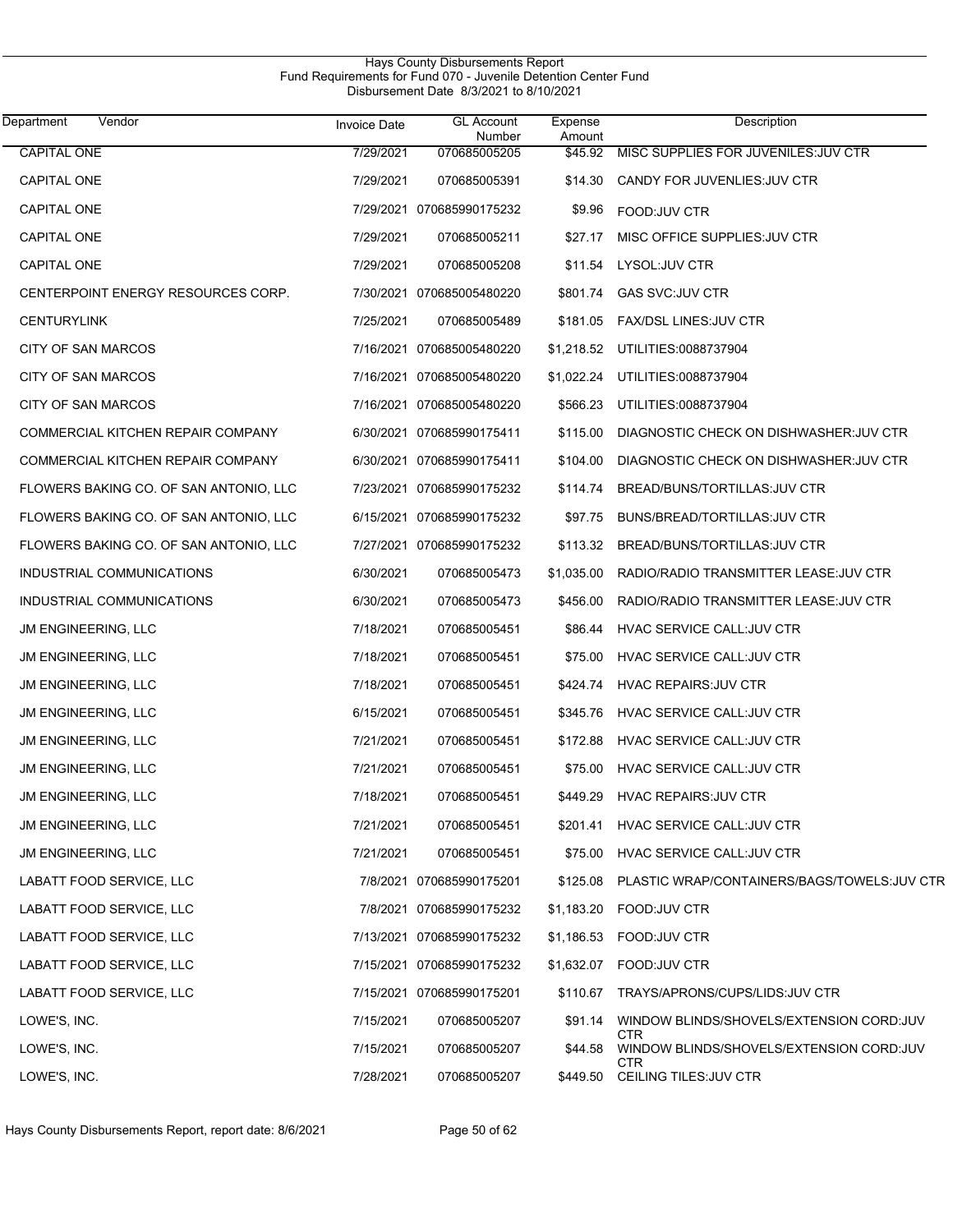Hays County Disbursements Report
Fund Requirements for Fund 070 - Juvenile Detention Center Fund
Disbursement Date 8/3/2021 to 8/10/2021

| Department | Vendor | Invoice Date | GL Account Number | Expense Amount | Description |
|---|---|---|---|---|---|
| CAPITAL ONE | | 7/29/2021 | 070685005205 | $45.92 | MISC SUPPLIES FOR JUVENILES:JUV CTR |
| CAPITAL ONE | | 7/29/2021 | 070685005391 | $14.30 | CANDY FOR JUVENLIES:JUV CTR |
| CAPITAL ONE | | 7/29/2021 | 070685990175232 | $9.96 | FOOD:JUV CTR |
| CAPITAL ONE | | 7/29/2021 | 070685005211 | $27.17 | MISC OFFICE SUPPLIES:JUV CTR |
| CAPITAL ONE | | 7/29/2021 | 070685005208 | $11.54 | LYSOL:JUV CTR |
| CENTERPOINT ENERGY RESOURCES CORP. | | 7/30/2021 | 070685005480220 | $801.74 | GAS SVC:JUV CTR |
| CENTURYLINK | | 7/25/2021 | 070685005489 | $181.05 | FAX/DSL LINES:JUV CTR |
| CITY OF SAN MARCOS | | 7/16/2021 | 070685005480220 | $1,218.52 | UTILITIES:0088737904 |
| CITY OF SAN MARCOS | | 7/16/2021 | 070685005480220 | $1,022.24 | UTILITIES:0088737904 |
| CITY OF SAN MARCOS | | 7/16/2021 | 070685005480220 | $566.23 | UTILITIES:0088737904 |
| COMMERCIAL KITCHEN REPAIR COMPANY | | 6/30/2021 | 070685990175411 | $115.00 | DIAGNOSTIC CHECK ON DISHWASHER:JUV CTR |
| COMMERCIAL KITCHEN REPAIR COMPANY | | 6/30/2021 | 070685990175411 | $104.00 | DIAGNOSTIC CHECK ON DISHWASHER:JUV CTR |
| FLOWERS BAKING CO. OF SAN ANTONIO, LLC | | 7/23/2021 | 070685990175232 | $114.74 | BREAD/BUNS/TORTILLAS:JUV CTR |
| FLOWERS BAKING CO. OF SAN ANTONIO, LLC | | 6/15/2021 | 070685990175232 | $97.75 | BUNS/BREAD/TORTILLAS:JUV CTR |
| FLOWERS BAKING CO. OF SAN ANTONIO, LLC | | 7/27/2021 | 070685990175232 | $113.32 | BREAD/BUNS/TORTILLAS:JUV CTR |
| INDUSTRIAL COMMUNICATIONS | | 6/30/2021 | 070685005473 | $1,035.00 | RADIO/RADIO TRANSMITTER LEASE:JUV CTR |
| INDUSTRIAL COMMUNICATIONS | | 6/30/2021 | 070685005473 | $456.00 | RADIO/RADIO TRANSMITTER LEASE:JUV CTR |
| JM ENGINEERING, LLC | | 7/18/2021 | 070685005451 | $86.44 | HVAC SERVICE CALL:JUV CTR |
| JM ENGINEERING, LLC | | 7/18/2021 | 070685005451 | $75.00 | HVAC SERVICE CALL:JUV CTR |
| JM ENGINEERING, LLC | | 7/18/2021 | 070685005451 | $424.74 | HVAC REPAIRS:JUV CTR |
| JM ENGINEERING, LLC | | 6/15/2021 | 070685005451 | $345.76 | HVAC SERVICE CALL:JUV CTR |
| JM ENGINEERING, LLC | | 7/21/2021 | 070685005451 | $172.88 | HVAC SERVICE CALL:JUV CTR |
| JM ENGINEERING, LLC | | 7/21/2021 | 070685005451 | $75.00 | HVAC SERVICE CALL:JUV CTR |
| JM ENGINEERING, LLC | | 7/18/2021 | 070685005451 | $449.29 | HVAC REPAIRS:JUV CTR |
| JM ENGINEERING, LLC | | 7/21/2021 | 070685005451 | $201.41 | HVAC SERVICE CALL:JUV CTR |
| JM ENGINEERING, LLC | | 7/21/2021 | 070685005451 | $75.00 | HVAC SERVICE CALL:JUV CTR |
| LABATT FOOD SERVICE, LLC | | 7/8/2021 | 070685990175201 | $125.08 | PLASTIC WRAP/CONTAINERS/BAGS/TOWELS:JUV CTR |
| LABATT FOOD SERVICE, LLC | | 7/8/2021 | 070685990175232 | $1,183.20 | FOOD:JUV CTR |
| LABATT FOOD SERVICE, LLC | | 7/13/2021 | 070685990175232 | $1,186.53 | FOOD:JUV CTR |
| LABATT FOOD SERVICE, LLC | | 7/15/2021 | 070685990175232 | $1,632.07 | FOOD:JUV CTR |
| LABATT FOOD SERVICE, LLC | | 7/15/2021 | 070685990175201 | $110.67 | TRAYS/APRONS/CUPS/LIDS:JUV CTR |
| LOWE'S, INC. | | 7/15/2021 | 070685005207 | $91.14 | WINDOW BLINDS/SHOVELS/EXTENSION CORD:JUV CTR |
| LOWE'S, INC. | | 7/15/2021 | 070685005207 | $44.58 | WINDOW BLINDS/SHOVELS/EXTENSION CORD:JUV CTR |
| LOWE'S, INC. | | 7/28/2021 | 070685005207 | $449.50 | CEILING TILES:JUV CTR |

Hays County Disbursements Report, report date: 8/6/2021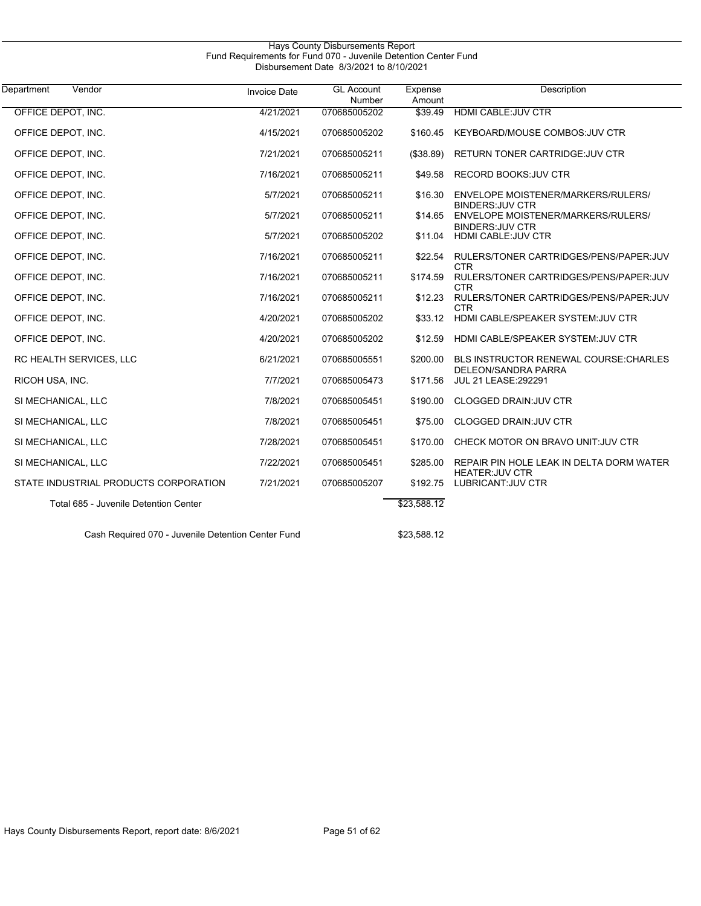Hays County Disbursements Report
Fund Requirements for Fund 070 - Juvenile Detention Center Fund
Disbursement Date 8/3/2021 to 8/10/2021

| Department Vendor | Invoice Date | GL Account Number | Expense Amount | Description |
|---|---|---|---|---|
| OFFICE DEPOT, INC. | 4/21/2021 | 070685005202 | $39.49 | HDMI CABLE:JUV CTR |
| OFFICE DEPOT, INC. | 4/15/2021 | 070685005202 | $160.45 | KEYBOARD/MOUSE COMBOS:JUV CTR |
| OFFICE DEPOT, INC. | 7/21/2021 | 070685005211 | ($38.89) | RETURN TONER CARTRIDGE:JUV CTR |
| OFFICE DEPOT, INC. | 7/16/2021 | 070685005211 | $49.58 | RECORD BOOKS:JUV CTR |
| OFFICE DEPOT, INC. | 5/7/2021 | 070685005211 | $16.30 | ENVELOPE MOISTENER/MARKERS/RULERS/ BINDERS:JUV CTR |
| OFFICE DEPOT, INC. | 5/7/2021 | 070685005211 | $14.65 | ENVELOPE MOISTENER/MARKERS/RULERS/ BINDERS:JUV CTR |
| OFFICE DEPOT, INC. | 5/7/2021 | 070685005202 | $11.04 | HDMI CABLE:JUV CTR |
| OFFICE DEPOT, INC. | 7/16/2021 | 070685005211 | $22.54 | RULERS/TONER CARTRIDGES/PENS/PAPER:JUV CTR |
| OFFICE DEPOT, INC. | 7/16/2021 | 070685005211 | $174.59 | RULERS/TONER CARTRIDGES/PENS/PAPER:JUV CTR |
| OFFICE DEPOT, INC. | 7/16/2021 | 070685005211 | $12.23 | RULERS/TONER CARTRIDGES/PENS/PAPER:JUV CTR |
| OFFICE DEPOT, INC. | 4/20/2021 | 070685005202 | $33.12 | HDMI CABLE/SPEAKER SYSTEM:JUV CTR |
| OFFICE DEPOT, INC. | 4/20/2021 | 070685005202 | $12.59 | HDMI CABLE/SPEAKER SYSTEM:JUV CTR |
| RC HEALTH SERVICES, LLC | 6/21/2021 | 070685005551 | $200.00 | BLS INSTRUCTOR RENEWAL COURSE:CHARLES DELEON/SANDRA PARRA |
| RICOH USA, INC. | 7/7/2021 | 070685005473 | $171.56 | JUL 21 LEASE:292291 |
| SI MECHANICAL, LLC | 7/8/2021 | 070685005451 | $190.00 | CLOGGED DRAIN:JUV CTR |
| SI MECHANICAL, LLC | 7/8/2021 | 070685005451 | $75.00 | CLOGGED DRAIN:JUV CTR |
| SI MECHANICAL, LLC | 7/28/2021 | 070685005451 | $170.00 | CHECK MOTOR ON BRAVO UNIT:JUV CTR |
| SI MECHANICAL, LLC | 7/22/2021 | 070685005451 | $285.00 | REPAIR PIN HOLE LEAK IN DELTA DORM WATER HEATER:JUV CTR |
| STATE INDUSTRIAL PRODUCTS CORPORATION | 7/21/2021 | 070685005207 | $192.75 | LUBRICANT:JUV CTR |
| Total 685 - Juvenile Detention Center | | | $23,588.12 | |
| Cash Required 070 - Juvenile Detention Center Fund | | | $23,588.12 | |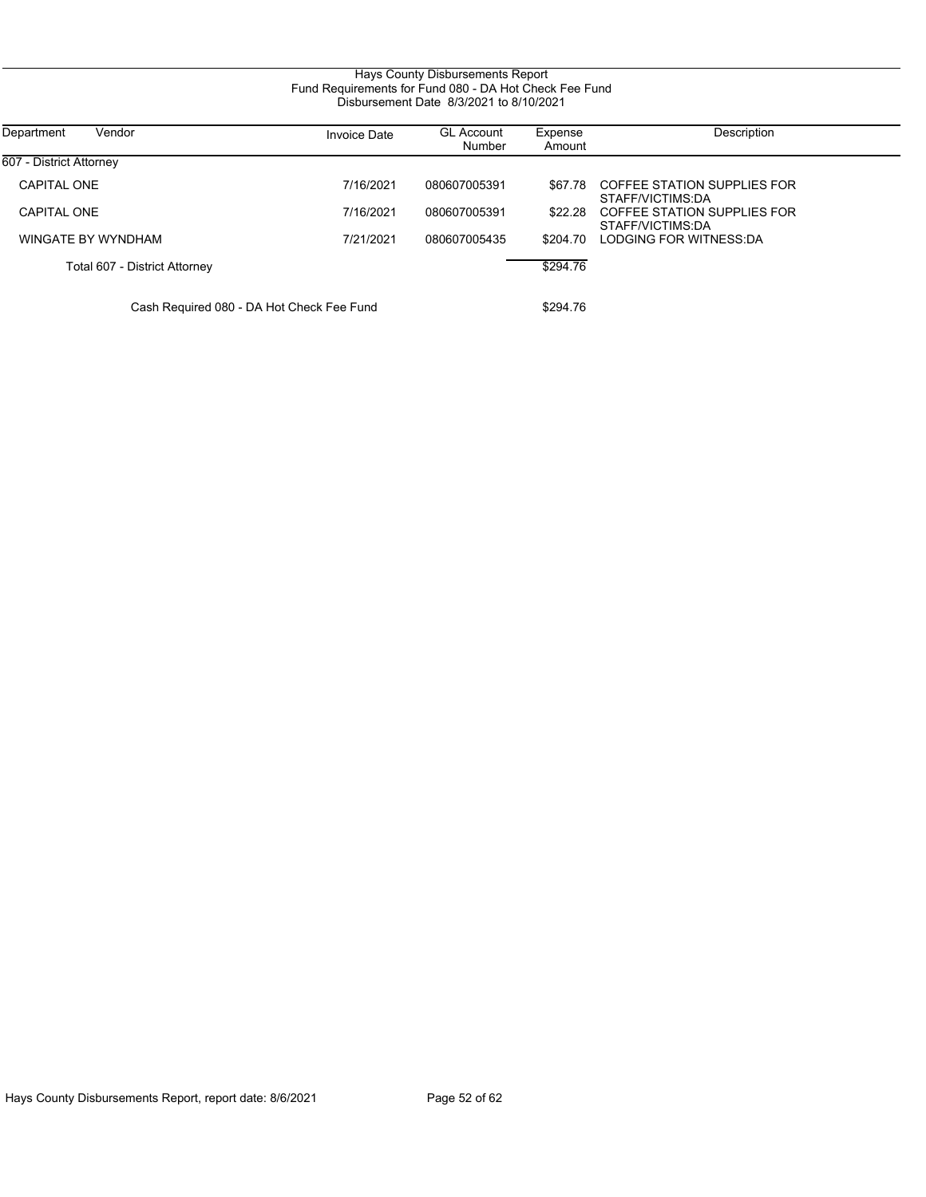# Hays County Disbursements Report

## Fund Requirements for Fund 080 - DA Hot Check Fee Fund

### Disbursement Date 8/3/2021 to 8/10/2021

| Department | Vendor | Invoice Date | GL Account Number | Expense Amount | Description |
|---|---|---|---|---|---|
| 607 - District Attorney | | | | | |
| | CAPITAL ONE | 7/16/2021 | 080607005391 | $67.78 | COFFEE STATION SUPPLIES FOR STAFF/VICTIMS:DA |
| | CAPITAL ONE | 7/16/2021 | 080607005391 | $22.28 | COFFEE STATION SUPPLIES FOR STAFF/VICTIMS:DA |
| | WINGATE BY WYNDHAM | 7/21/2021 | 080607005435 | $204.70 | LODGING FOR WITNESS:DA |
| | Total 607 - District Attorney | | | $294.76 | |
| | Cash Required 080 - DA Hot Check Fee Fund | | | $294.76 | |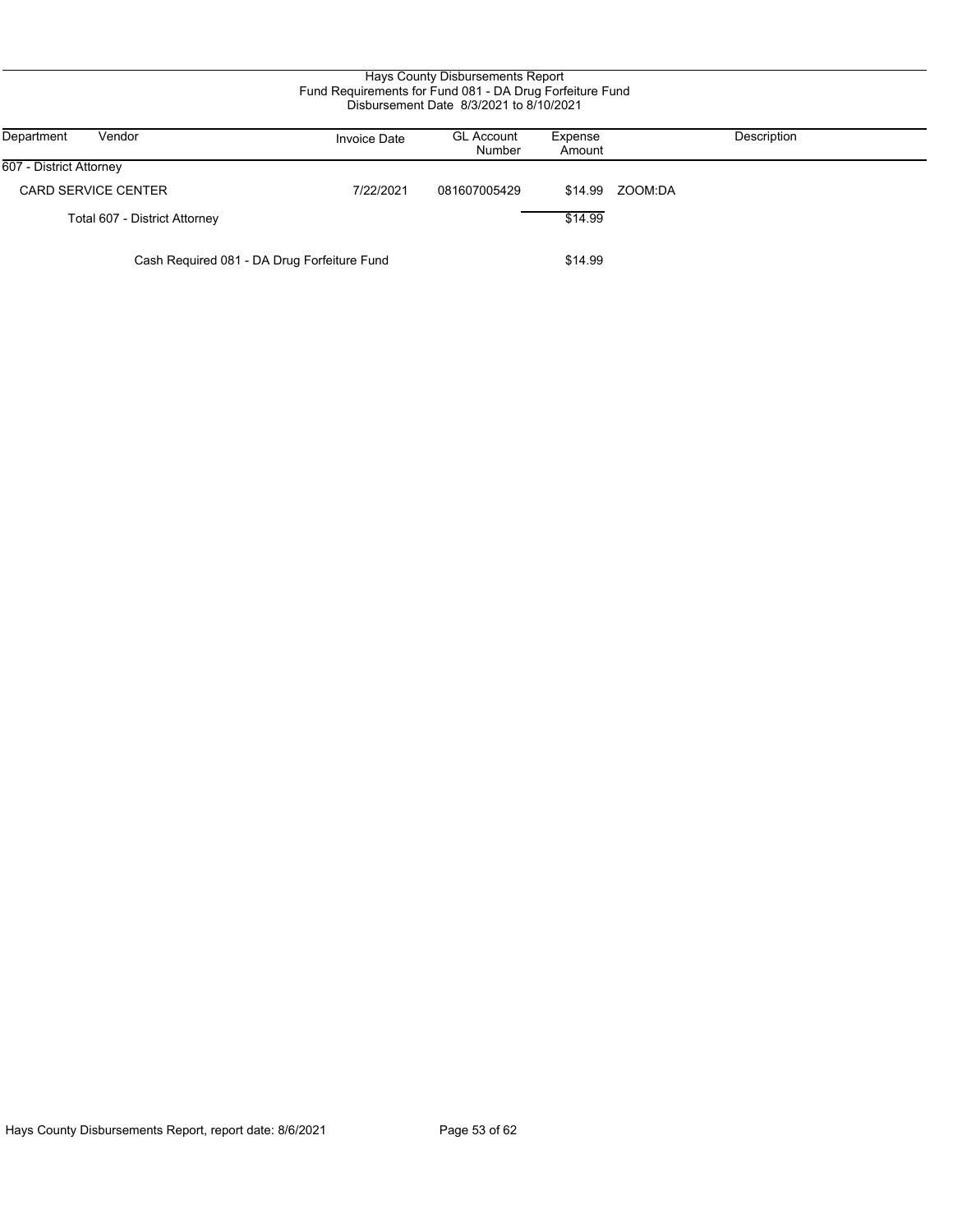# Hays County Disbursements Report

## Fund Requirements for Fund 081 - DA Drug Forfeiture Fund

### Disbursement Date 8/3/2021 to 8/10/2021

| Department | Vendor | Invoice Date | GL Account Number | Expense Amount | Description |
|---|---|---|---|---|---|
| 607 - District Attorney | | | | | |
| | CARD SERVICE CENTER | 7/22/2021 | 081607005429 | $14.99 | ZOOM:DA |
| | Total 607 - District Attorney | | | $14.99 | |
| | Cash Required 081 - DA Drug Forfeiture Fund | | | $14.99 | |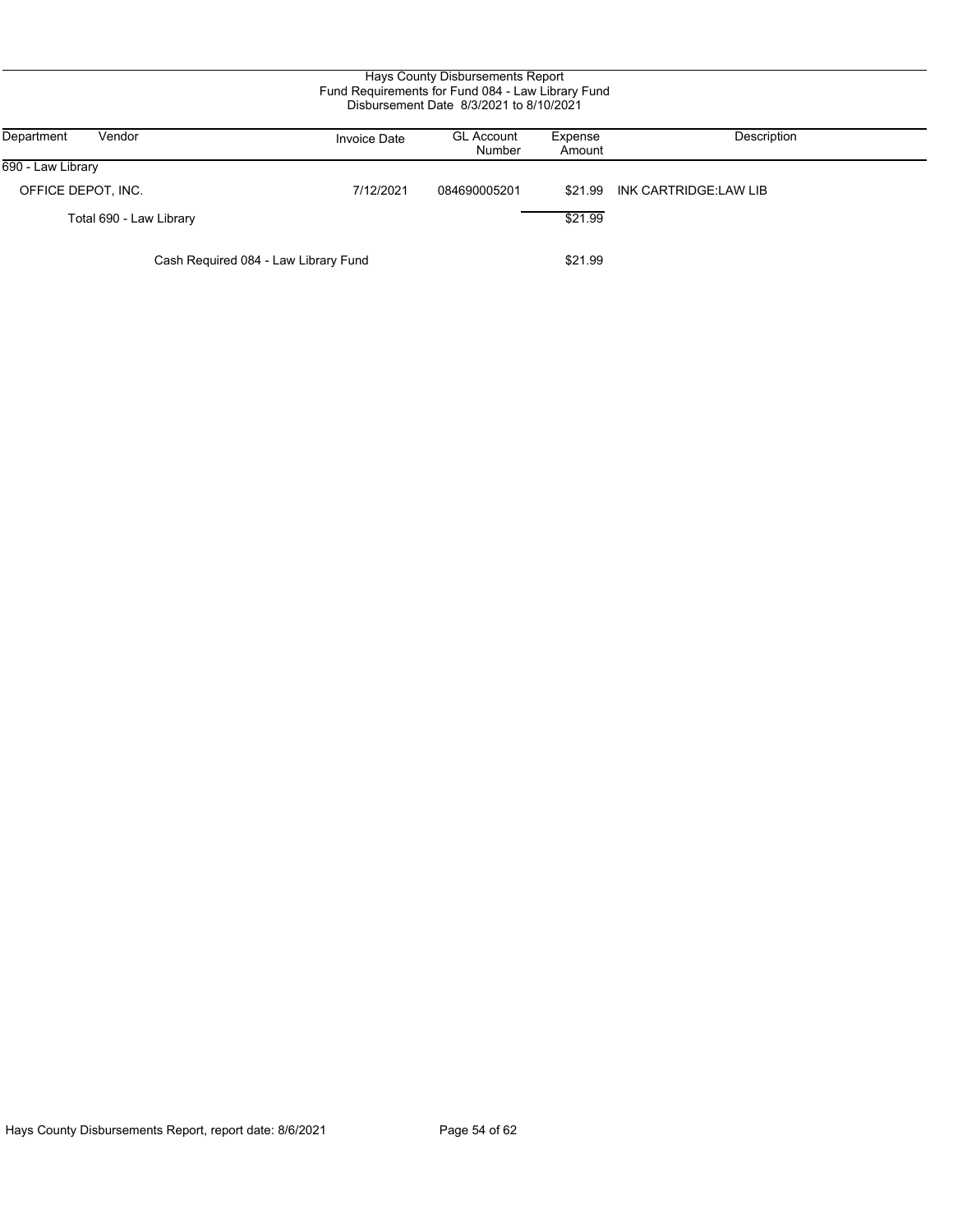# Hays County Disbursements Report
## Fund Requirements for Fund 084 - Law Library Fund
### Disbursement Date 8/3/2021 to 8/10/2021

| Department | Vendor | Invoice Date | GL Account Number | Expense Amount | Description |
|---|---|---|---|---|---|
| 690 - Law Library | | | | | |
| | OFFICE DEPOT, INC. | 7/12/2021 | 084690005201 | $21.99 | INK CARTRIDGE:LAW LIB |
| | Total 690 - Law Library | | | $21.99 | |
| | Cash Required 084 - Law Library Fund | | | $21.99 | |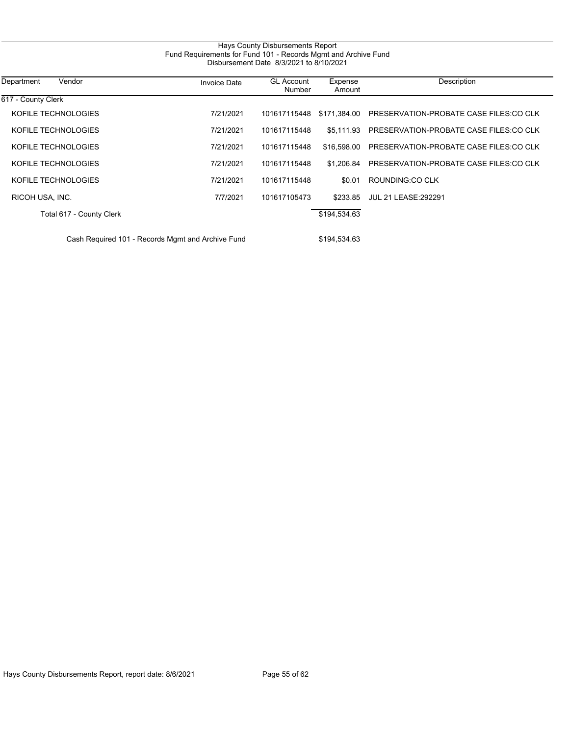Hays County Disbursements Report
Fund Requirements for Fund 101 - Records Mgmt and Archive Fund
Disbursement Date 8/3/2021 to 8/10/2021

| Department | Vendor | Invoice Date | GL Account Number | Expense Amount | Description |
|---|---|---|---|---|---|
| 617 - County Clerk | | | | | |
| | KOFILE TECHNOLOGIES | 7/21/2021 | 101617115448 | $171,384.00 | PRESERVATION-PROBATE CASE FILES:CO CLK |
| | KOFILE TECHNOLOGIES | 7/21/2021 | 101617115448 | $5,111.93 | PRESERVATION-PROBATE CASE FILES:CO CLK |
| | KOFILE TECHNOLOGIES | 7/21/2021 | 101617115448 | $16,598.00 | PRESERVATION-PROBATE CASE FILES:CO CLK |
| | KOFILE TECHNOLOGIES | 7/21/2021 | 101617115448 | $1,206.84 | PRESERVATION-PROBATE CASE FILES:CO CLK |
| | KOFILE TECHNOLOGIES | 7/21/2021 | 101617115448 | $0.01 | ROUNDING:CO CLK |
| | RICOH USA, INC. | 7/7/2021 | 101617105473 | $233.85 | JUL 21 LEASE:292291 |
| | Total 617 - County Clerk | | | $194,534.63 | |
| | Cash Required 101 - Records Mgmt and Archive Fund | | | $194,534.63 | |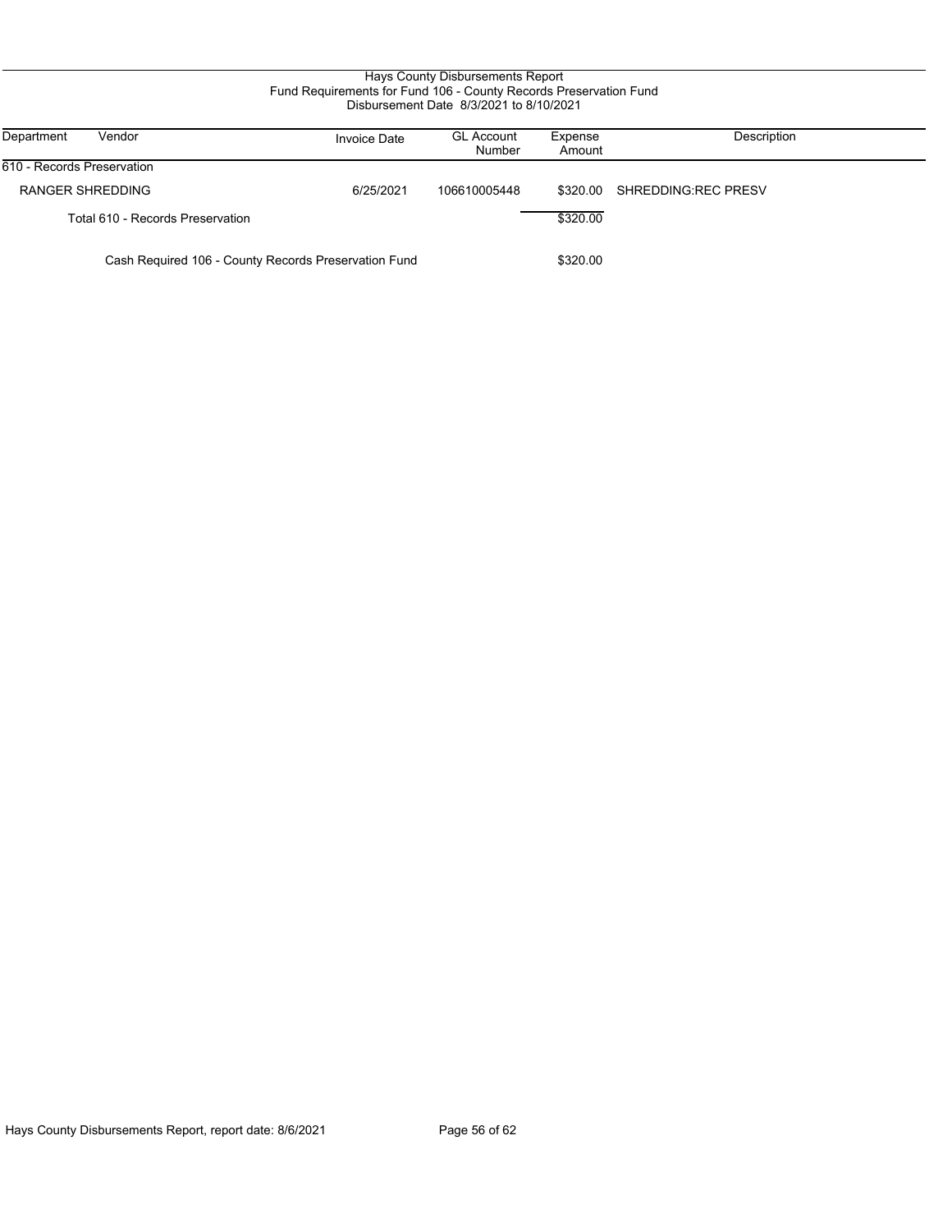# Hays County Disbursements Report

## Fund Requirements for Fund 106 - County Records Preservation Fund

### Disbursement Date 8/3/2021 to 8/10/2021

| Department | Vendor | Invoice Date | GL Account Number | Expense Amount | Description |
|---|---|---|---|---|---|
| 610 - Records Preservation | | | | | |
| | RANGER SHREDDING | 6/25/2021 | 106610005448 | \$320.00 | SHREDDING:REC PRESV |
| | Total 610 - Records Preservation | | | \$320.00 | |
| | Cash Required 106 - County Records Preservation Fund | | | \$320.00 | |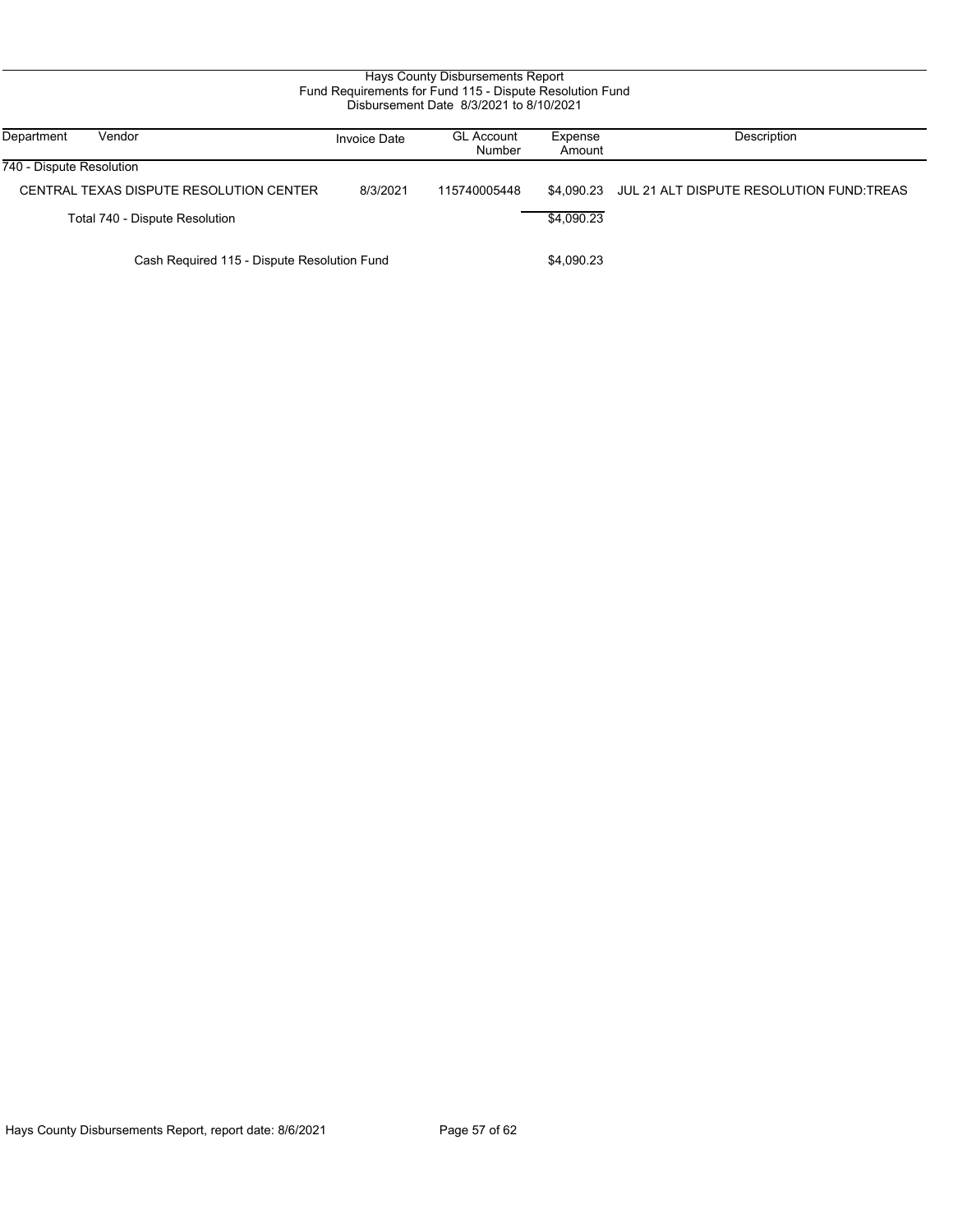# Hays County Disbursements Report
## Fund Requirements for Fund 115 - Dispute Resolution Fund
### Disbursement Date 8/3/2021 to 8/10/2021

| Department | Vendor | Invoice Date | GL Account Number | Expense Amount | Description |
|---|---|---|---|---|---|
| 740 - Dispute Resolution | | | | | |
| | CENTRAL TEXAS DISPUTE RESOLUTION CENTER | 8/3/2021 | 115740005448 | $4,090.23 | JUL 21 ALT DISPUTE RESOLUTION FUND:TREAS |
| | Total 740 - Dispute Resolution | | | $4,090.23 | |
| | Cash Required 115 - Dispute Resolution Fund | | | $4,090.23 | |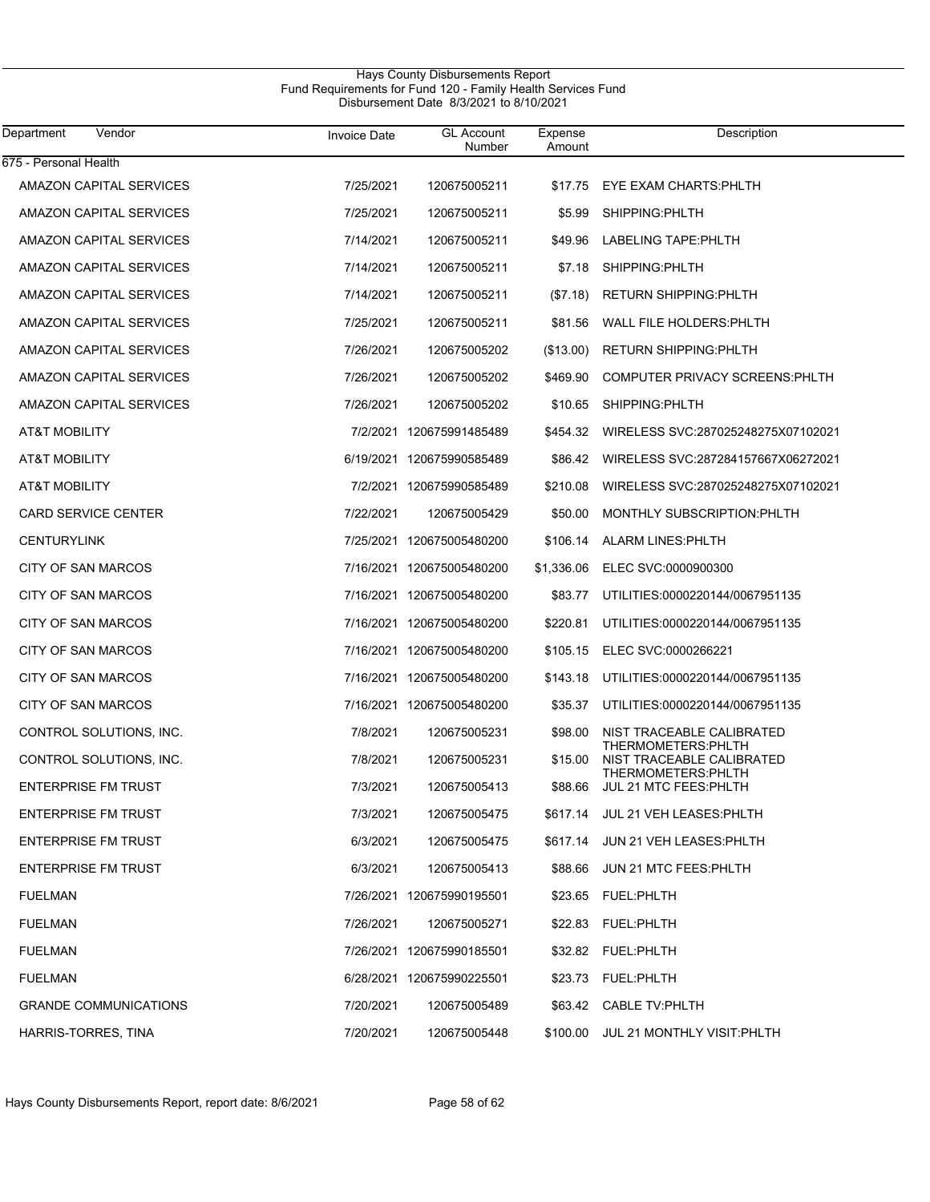Hays County Disbursements Report
Fund Requirements for Fund 120 - Family Health Services Fund
Disbursement Date 8/3/2021 to 8/10/2021

| Department Vendor | Invoice Date | GL Account Number | Expense Amount | Description |
|---|---|---|---|---|
| 675 - Personal Health | | | | |
| AMAZON CAPITAL SERVICES | 7/25/2021 | 120675005211 | $17.75 | EYE EXAM CHARTS:PHLTH |
| AMAZON CAPITAL SERVICES | 7/25/2021 | 120675005211 | $5.99 | SHIPPING:PHLTH |
| AMAZON CAPITAL SERVICES | 7/14/2021 | 120675005211 | $49.96 | LABELING TAPE:PHLTH |
| AMAZON CAPITAL SERVICES | 7/14/2021 | 120675005211 | $7.18 | SHIPPING:PHLTH |
| AMAZON CAPITAL SERVICES | 7/14/2021 | 120675005211 | ($7.18) | RETURN SHIPPING:PHLTH |
| AMAZON CAPITAL SERVICES | 7/25/2021 | 120675005211 | $81.56 | WALL FILE HOLDERS:PHLTH |
| AMAZON CAPITAL SERVICES | 7/26/2021 | 120675005202 | ($13.00) | RETURN SHIPPING:PHLTH |
| AMAZON CAPITAL SERVICES | 7/26/2021 | 120675005202 | $469.90 | COMPUTER PRIVACY SCREENS:PHLTH |
| AMAZON CAPITAL SERVICES | 7/26/2021 | 120675005202 | $10.65 | SHIPPING:PHLTH |
| AT&T MOBILITY | 7/2/2021 | 120675991485489 | $454.32 | WIRELESS SVC:287025248275X07102021 |
| AT&T MOBILITY | 6/19/2021 | 120675990585489 | $86.42 | WIRELESS SVC:287284157667X06272021 |
| AT&T MOBILITY | 7/2/2021 | 120675990585489 | $210.08 | WIRELESS SVC:287025248275X07102021 |
| CARD SERVICE CENTER | 7/22/2021 | 120675005429 | $50.00 | MONTHLY SUBSCRIPTION:PHLTH |
| CENTURYLINK | 7/25/2021 | 120675005480200 | $106.14 | ALARM LINES:PHLTH |
| CITY OF SAN MARCOS | 7/16/2021 | 120675005480200 | $1,336.06 | ELEC SVC:0000900300 |
| CITY OF SAN MARCOS | 7/16/2021 | 120675005480200 | $83.77 | UTILITIES:0000220144/0067951135 |
| CITY OF SAN MARCOS | 7/16/2021 | 120675005480200 | $220.81 | UTILITIES:0000220144/0067951135 |
| CITY OF SAN MARCOS | 7/16/2021 | 120675005480200 | $105.15 | ELEC SVC:0000266221 |
| CITY OF SAN MARCOS | 7/16/2021 | 120675005480200 | $143.18 | UTILITIES:0000220144/0067951135 |
| CITY OF SAN MARCOS | 7/16/2021 | 120675005480200 | $35.37 | UTILITIES:0000220144/0067951135 |
| CONTROL SOLUTIONS, INC. | 7/8/2021 | 120675005231 | $98.00 | NIST TRACEABLE CALIBRATED THERMOMETERS:PHLTH |
| CONTROL SOLUTIONS, INC. | 7/8/2021 | 120675005231 | $15.00 | NIST TRACEABLE CALIBRATED THERMOMETERS:PHLTH |
| ENTERPRISE FM TRUST | 7/3/2021 | 120675005413 | $88.66 | JUL 21 MTC FEES:PHLTH |
| ENTERPRISE FM TRUST | 7/3/2021 | 120675005475 | $617.14 | JUL 21 VEH LEASES:PHLTH |
| ENTERPRISE FM TRUST | 6/3/2021 | 120675005475 | $617.14 | JUN 21 VEH LEASES:PHLTH |
| ENTERPRISE FM TRUST | 6/3/2021 | 120675005413 | $88.66 | JUN 21 MTC FEES:PHLTH |
| FUELMAN | 7/26/2021 | 120675990195501 | $23.65 | FUEL:PHLTH |
| FUELMAN | 7/26/2021 | 120675005271 | $22.83 | FUEL:PHLTH |
| FUELMAN | 7/26/2021 | 120675990185501 | $32.82 | FUEL:PHLTH |
| FUELMAN | 6/28/2021 | 120675990225501 | $23.73 | FUEL:PHLTH |
| GRANDE COMMUNICATIONS | 7/20/2021 | 120675005489 | $63.42 | CABLE TV:PHLTH |
| HARRIS-TORRES, TINA | 7/20/2021 | 120675005448 | $100.00 | JUL 21 MONTHLY VISIT:PHLTH |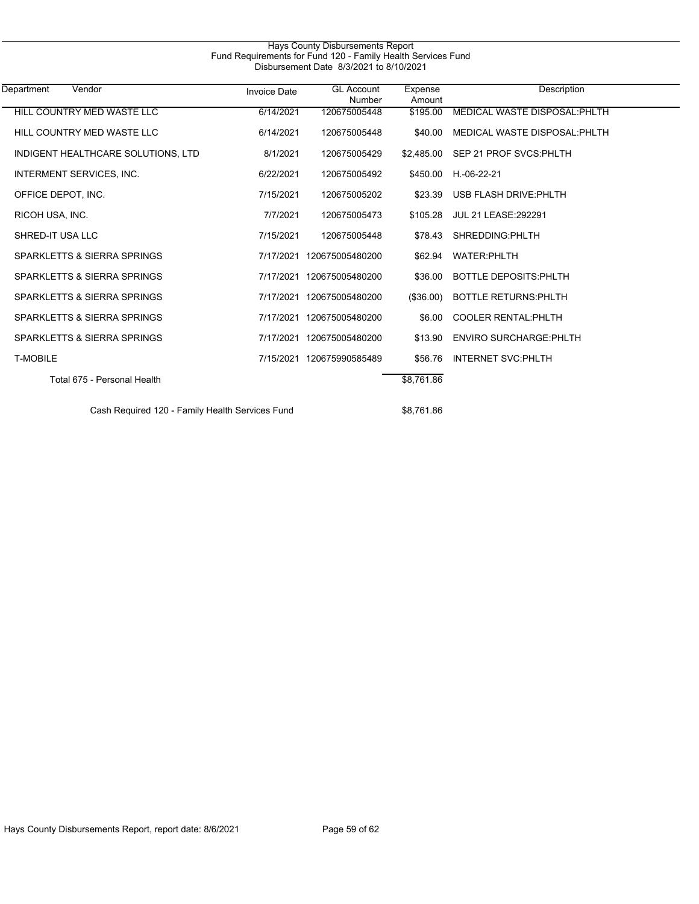Hays County Disbursements Report
Fund Requirements for Fund 120 - Family Health Services Fund
Disbursement Date 8/3/2021 to 8/10/2021

| Department | Vendor | Invoice Date | GL Account Number | Expense Amount | Description |
|---|---|---|---|---|---|
| | HILL COUNTRY MED WASTE LLC | 6/14/2021 | 120675005448 | $195.00 | MEDICAL WASTE DISPOSAL:PHLTH |
| | HILL COUNTRY MED WASTE LLC | 6/14/2021 | 120675005448 | $40.00 | MEDICAL WASTE DISPOSAL:PHLTH |
| | INDIGENT HEALTHCARE SOLUTIONS, LTD | 8/1/2021 | 120675005429 | $2,485.00 | SEP 21 PROF SVCS:PHLTH |
| | INTERMENT SERVICES, INC. | 6/22/2021 | 120675005492 | $450.00 | H.-06-22-21 |
| | OFFICE DEPOT, INC. | 7/15/2021 | 120675005202 | $23.39 | USB FLASH DRIVE:PHLTH |
| | RICOH USA, INC. | 7/7/2021 | 120675005473 | $105.28 | JUL 21 LEASE:292291 |
| | SHRED-IT USA LLC | 7/15/2021 | 120675005448 | $78.43 | SHREDDING:PHLTH |
| | SPARKLETTS & SIERRA SPRINGS | 7/17/2021 | 120675005480200 | $62.94 | WATER:PHLTH |
| | SPARKLETTS & SIERRA SPRINGS | 7/17/2021 | 120675005480200 | $36.00 | BOTTLE DEPOSITS:PHLTH |
| | SPARKLETTS & SIERRA SPRINGS | 7/17/2021 | 120675005480200 | ($36.00) | BOTTLE RETURNS:PHLTH |
| | SPARKLETTS & SIERRA SPRINGS | 7/17/2021 | 120675005480200 | $6.00 | COOLER RENTAL:PHLTH |
| | SPARKLETTS & SIERRA SPRINGS | 7/17/2021 | 120675005480200 | $13.90 | ENVIRO SURCHARGE:PHLTH |
| | T-MOBILE | 7/15/2021 | 120675990585489 | $56.76 | INTERNET SVC:PHLTH |
| | Total 675 - Personal Health | | | $8,761.86 | |
| | Cash Required 120 - Family Health Services Fund | | | $8,761.86 | |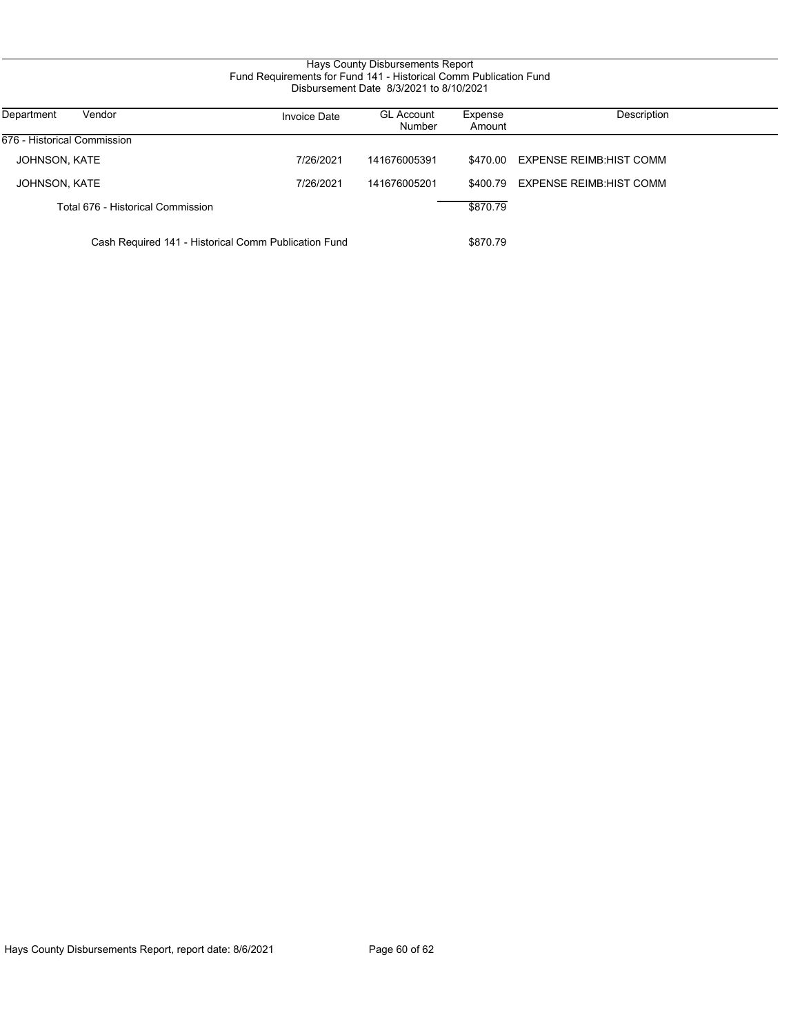# Hays County Disbursements Report

## Fund Requirements for Fund 141 - Historical Comm Publication Fund

Disbursement Date 8/3/2021 to 8/10/2021

| Department | Vendor | Invoice Date | GL Account Number | Expense Amount | Description |
|---|---|---|---|---|---|
| 676 - Historical Commission | | | | | |
| | JOHNSON, KATE | 7/26/2021 | 141676005391 | $470.00 | EXPENSE REIMB:HIST COMM |
| | JOHNSON, KATE | 7/26/2021 | 141676005201 | $400.79 | EXPENSE REIMB:HIST COMM |
| | Total 676 - Historical Commission | | | $870.79 | |
| | Cash Required 141 - Historical Comm Publication Fund | | | $870.79 | |

Hays County Disbursements Report, report date: 8/6/2021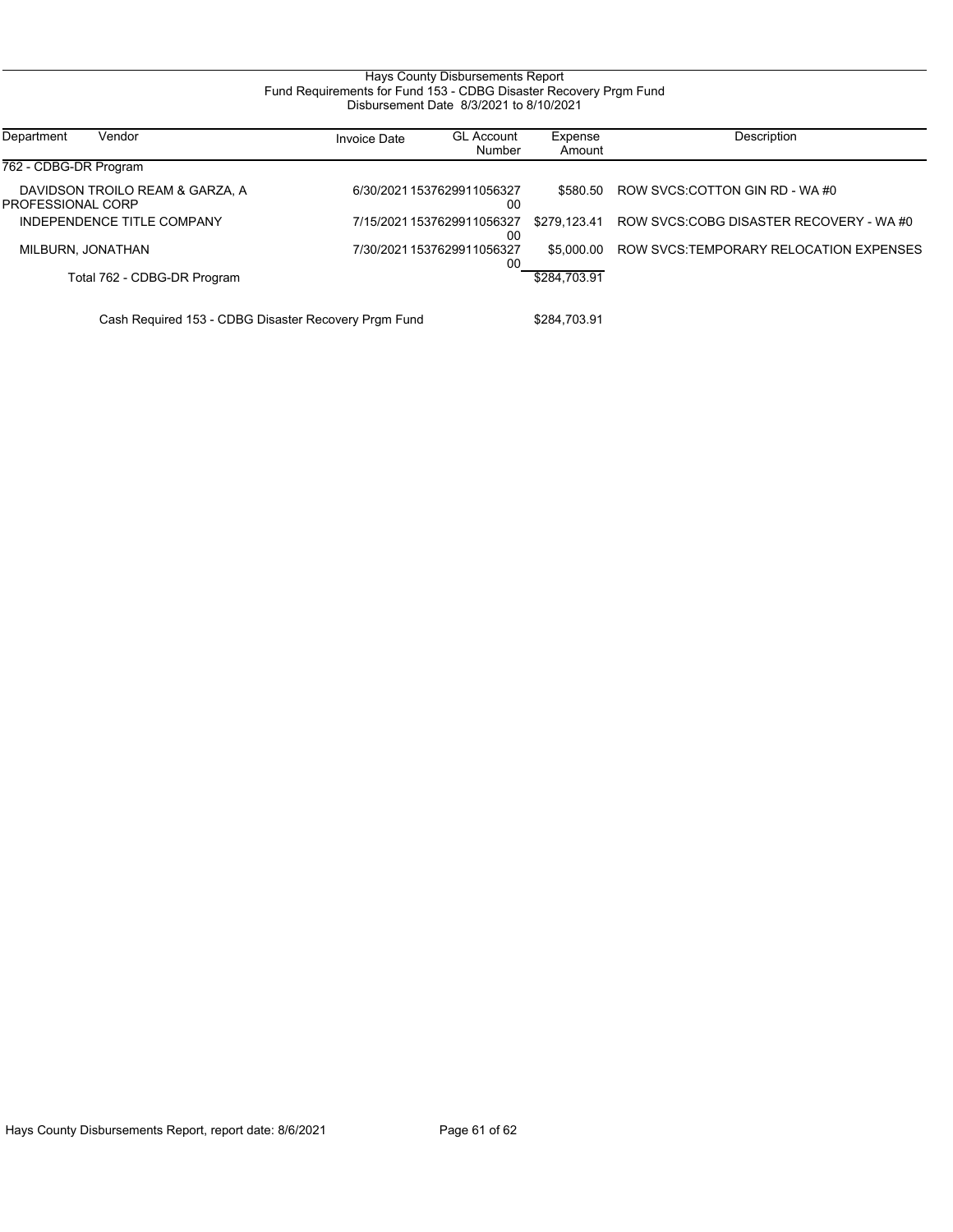Hays County Disbursements Report
Fund Requirements for Fund 153 - CDBG Disaster Recovery Prgm Fund
Disbursement Date 8/3/2021 to 8/10/2021

| Department | Vendor | Invoice Date | GL Account Number | Expense Amount | Description |
|---|---|---|---|---|---|
| 762 - CDBG-DR Program | | | | | |
| | DAVIDSON TROILO REAM & GARZA, A PROFESSIONAL CORP | 6/30/2021 | 153762991105632700 | $580.50 | ROW SVCS:COTTON GIN RD - WA #0 |
| | INDEPENDENCE TITLE COMPANY | 7/15/2021 | 153762991105632700 | $279,123.41 | ROW SVCS:COBG DISASTER RECOVERY - WA #0 |
| | MILBURN, JONATHAN | 7/30/2021 | 153762991105632700 | $5,000.00 | ROW SVCS:TEMPORARY RELOCATION EXPENSES |
| | Total 762 - CDBG-DR Program | | | $284,703.91 | |
| | Cash Required 153 - CDBG Disaster Recovery Prgm Fund | | | $284,703.91 | |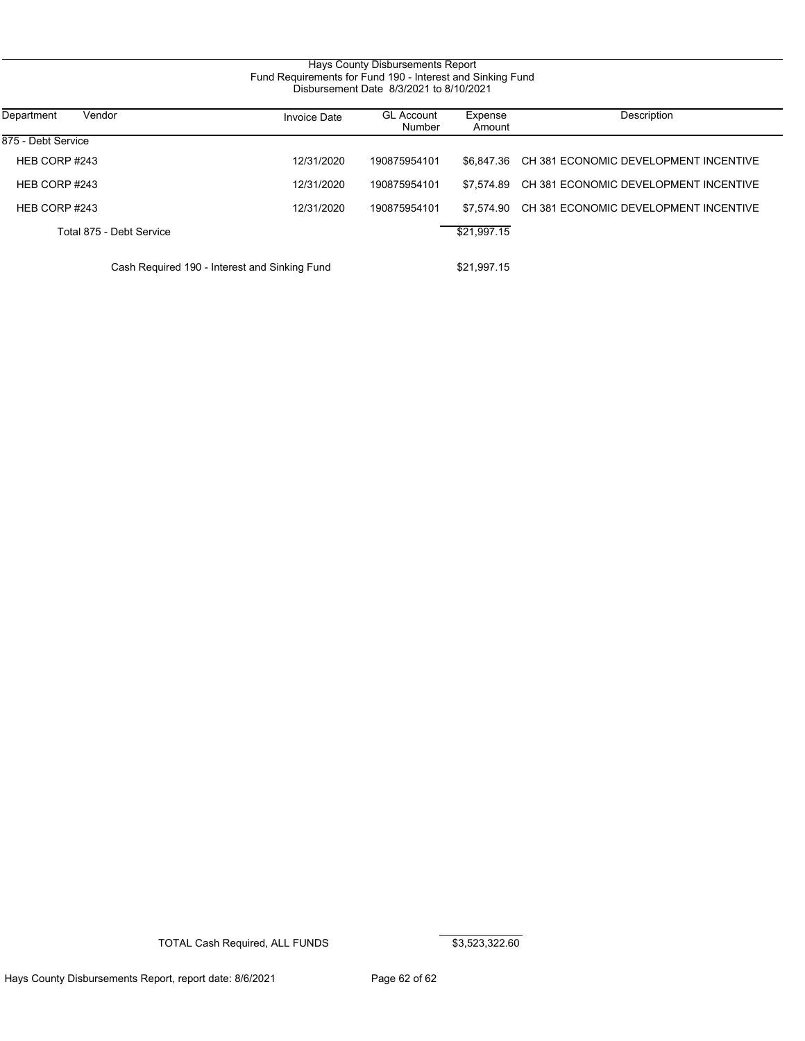Hays County Disbursements Report
Fund Requirements for Fund 190 - Interest and Sinking Fund
Disbursement Date 8/3/2021 to 8/10/2021

| Department | Vendor | Invoice Date | GL Account Number | Expense Amount | Description |
|---|---|---|---|---|---|
| 875 - Debt Service | | | | | |
| | HEB CORP #243 | 12/31/2020 | 190875954101 | $6,847.36 | CH 381 ECONOMIC DEVELOPMENT INCENTIVE |
| | HEB CORP #243 | 12/31/2020 | 190875954101 | $7,574.89 | CH 381 ECONOMIC DEVELOPMENT INCENTIVE |
| | HEB CORP #243 | 12/31/2020 | 190875954101 | $7,574.90 | CH 381 ECONOMIC DEVELOPMENT INCENTIVE |
| | Total 875 - Debt Service | | | $21,997.15 | |
| | Cash Required 190 - Interest and Sinking Fund | | | $21,997.15 | |

TOTAL Cash Required, ALL FUNDS $3,523,322.60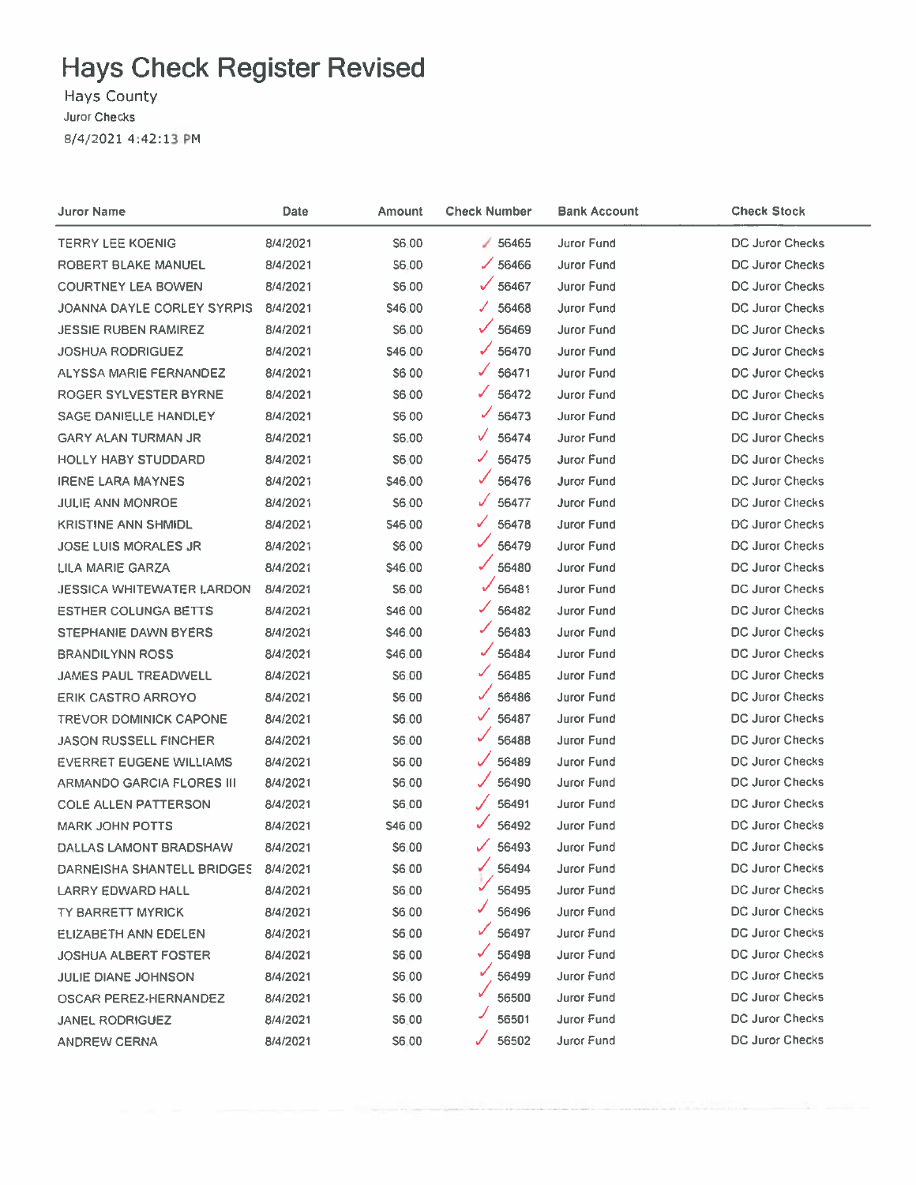# Hays Check Register Revised

Hays County

Juror Checks

8/4/2021 4:42:13 PM

| Juror Name | Date | Amount | Check Number | Bank Account | Check Stock |
|---|---|---|---|---|---|
| TERRY LEE KOENIG | 8/4/2021 | $6.00 | ✓ 56465 | Juror Fund | DC Juror Checks |
| ROBERT BLAKE MANUEL | 8/4/2021 | $6.00 | ✓ 56466 | Juror Fund | DC Juror Checks |
| COURTNEY LEA BOWEN | 8/4/2021 | $6.00 | ✓ 56467 | Juror Fund | DC Juror Checks |
| JOANNA DAYLE CORLEY SYRPIS | 8/4/2021 | $46.00 | ✓ 56468 | Juror Fund | DC Juror Checks |
| JESSIE RUBEN RAMIREZ | 8/4/2021 | $6.00 | ✓ 56469 | Juror Fund | DC Juror Checks |
| JOSHUA RODRIGUEZ | 8/4/2021 | $46.00 | ✓ 56470 | Juror Fund | DC Juror Checks |
| ALYSSA MARIE FERNANDEZ | 8/4/2021 | $6.00 | ✓ 56471 | Juror Fund | DC Juror Checks |
| ROGER SYLVESTER BYRNE | 8/4/2021 | $6.00 | ✓ 56472 | Juror Fund | DC Juror Checks |
| SAGE DANIELLE HANDLEY | 8/4/2021 | $6.00 | ✓ 56473 | Juror Fund | DC Juror Checks |
| GARY ALAN TURMAN JR | 8/4/2021 | $6.00 | ✓ 56474 | Juror Fund | DC Juror Checks |
| HOLLY HABY STUDDARD | 8/4/2021 | $6.00 | ✓ 56475 | Juror Fund | DC Juror Checks |
| IRENE LARA MAYNES | 8/4/2021 | $46.00 | ✓ 56476 | Juror Fund | DC Juror Checks |
| JULIE ANN MONROE | 8/4/2021 | $6.00 | ✓ 56477 | Juror Fund | DC Juror Checks |
| KRISTINE ANN SHMIDL | 8/4/2021 | $46.00 | ✓ 56478 | Juror Fund | DC Juror Checks |
| JOSE LUIS MORALES JR | 8/4/2021 | $6.00 | ✓ 56479 | Juror Fund | DC Juror Checks |
| LILA MARIE GARZA | 8/4/2021 | $46.00 | ✓ 56480 | Juror Fund | DC Juror Checks |
| JESSICA WHITEWATER LARDON | 8/4/2021 | $6.00 | ✓ 56481 | Juror Fund | DC Juror Checks |
| ESTHER COLUNGA BETTS | 8/4/2021 | $46.00 | ✓ 56482 | Juror Fund | DC Juror Checks |
| STEPHANIE DAWN BYERS | 8/4/2021 | $46.00 | ✓ 56483 | Juror Fund | DC Juror Checks |
| BRANDILYNN ROSS | 8/4/2021 | $46.00 | ✓ 56484 | Juror Fund | DC Juror Checks |
| JAMES PAUL TREADWELL | 8/4/2021 | $6.00 | ✓ 56485 | Juror Fund | DC Juror Checks |
| ERIK CASTRO ARROYO | 8/4/2021 | $6.00 | ✓ 56486 | Juror Fund | DC Juror Checks |
| TREVOR DOMINICK CAPONE | 8/4/2021 | $6.00 | ✓ 56487 | Juror Fund | DC Juror Checks |
| JASON RUSSELL FINCHER | 8/4/2021 | $6.00 | ✓ 56488 | Juror Fund | DC Juror Checks |
| EVERRET EUGENE WILLIAMS | 8/4/2021 | $6.00 | ✓ 56489 | Juror Fund | DC Juror Checks |
| ARMANDO GARCIA FLORES III | 8/4/2021 | $6.00 | ✓ 56490 | Juror Fund | DC Juror Checks |
| COLE ALLEN PATTERSON | 8/4/2021 | $6.00 | ✓ 56491 | Juror Fund | DC Juror Checks |
| MARK JOHN POTTS | 8/4/2021 | $46.00 | ✓ 56492 | Juror Fund | DC Juror Checks |
| DALLAS LAMONT BRADSHAW | 8/4/2021 | $6.00 | ✓ 56493 | Juror Fund | DC Juror Checks |
| DARNEISHA SHANTELL BRIDGES | 8/4/2021 | $6.00 | ✓ 56494 | Juror Fund | DC Juror Checks |
| LARRY EDWARD HALL | 8/4/2021 | $6.00 | ✓ 56495 | Juror Fund | DC Juror Checks |
| TY BARRETT MYRICK | 8/4/2021 | $6.00 | ✓ 56496 | Juror Fund | DC Juror Checks |
| ELIZABETH ANN EDELEN | 8/4/2021 | $6.00 | ✓ 56497 | Juror Fund | DC Juror Checks |
| JOSHUA ALBERT FOSTER | 8/4/2021 | $6.00 | ✓ 56498 | Juror Fund | DC Juror Checks |
| JULIE DIANE JOHNSON | 8/4/2021 | $6.00 | ✓ 56499 | Juror Fund | DC Juror Checks |
| OSCAR PEREZ-HERNANDEZ | 8/4/2021 | $6.00 | ✓ 56500 | Juror Fund | DC Juror Checks |
| JANEL RODRIGUEZ | 8/4/2021 | $6.00 | ✓ 56501 | Juror Fund | DC Juror Checks |
| ANDREW CERNA | 8/4/2021 | $6.00 | ✓ 56502 | Juror Fund | DC Juror Checks |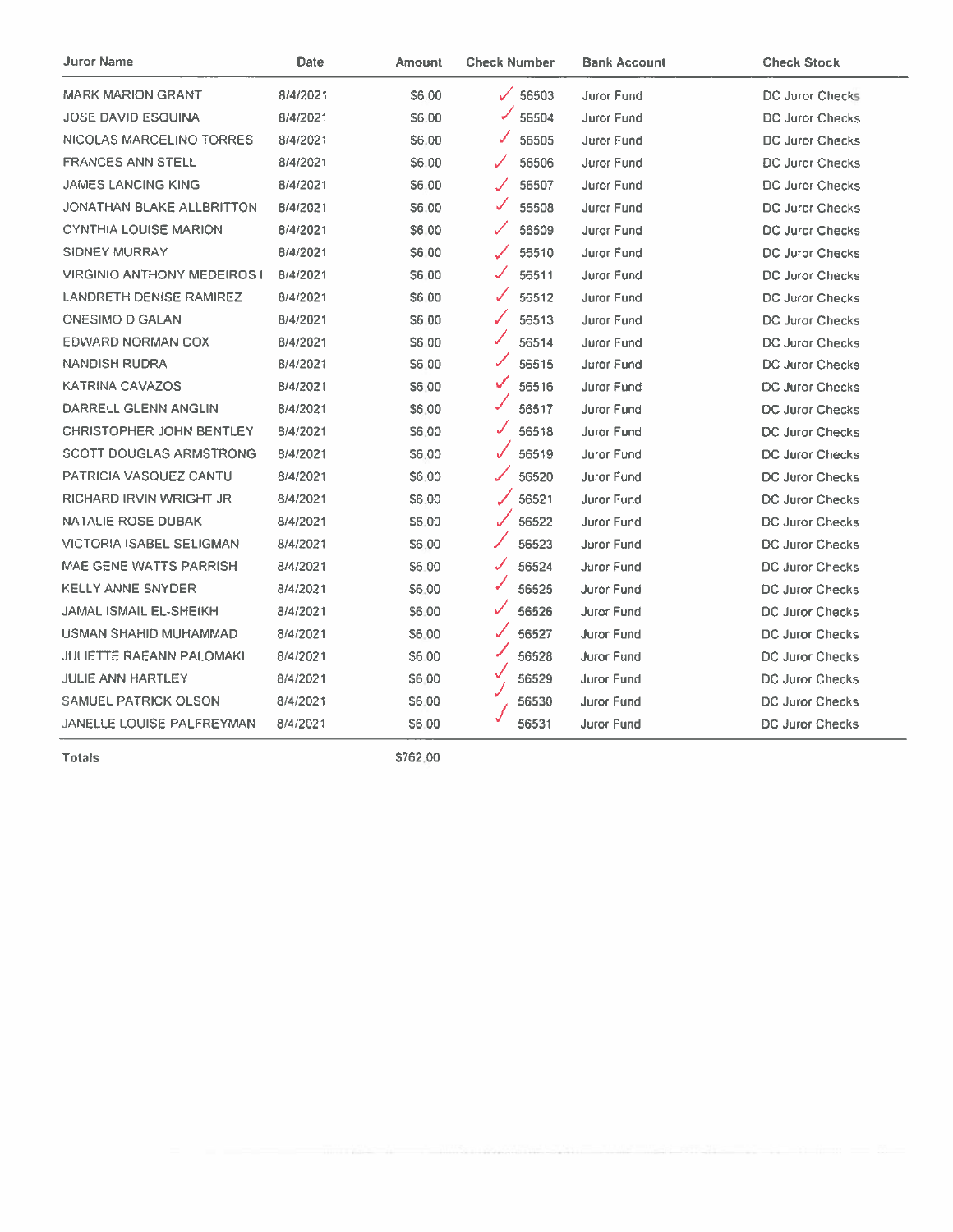| Juror Name | Date | Amount | Check Number | Bank Account | Check Stock |
|---|---|---|---|---|---|
| MARK MARION GRANT | 8/4/2021 | $6.00 | ✓ 56503 | Juror Fund | DC Juror Checks |
| JOSE DAVID ESQUINA | 8/4/2021 | $6.00 | ✓ 56504 | Juror Fund | DC Juror Checks |
| NICOLAS MARCELINO TORRES | 8/4/2021 | $6.00 | ✓ 56505 | Juror Fund | DC Juror Checks |
| FRANCES ANN STELL | 8/4/2021 | $6.00 | ✓ 56506 | Juror Fund | DC Juror Checks |
| JAMES LANCING KING | 8/4/2021 | $6.00 | ✓ 56507 | Juror Fund | DC Juror Checks |
| JONATHAN BLAKE ALLBRITTON | 8/4/2021 | $6.00 | ✓ 56508 | Juror Fund | DC Juror Checks |
| CYNTHIA LOUISE MARION | 8/4/2021 | $6.00 | ✓ 56509 | Juror Fund | DC Juror Checks |
| SIDNEY MURRAY | 8/4/2021 | $6.00 | ✓ 56510 | Juror Fund | DC Juror Checks |
| VIRGINIO ANTHONY MEDEIROS I | 8/4/2021 | $6.00 | ✓ 56511 | Juror Fund | DC Juror Checks |
| LANDRETH DENISE RAMIREZ | 8/4/2021 | $6.00 | ✓ 56512 | Juror Fund | DC Juror Checks |
| ONESIMO D GALAN | 8/4/2021 | $6.00 | ✓ 56513 | Juror Fund | DC Juror Checks |
| EDWARD NORMAN COX | 8/4/2021 | $6.00 | ✓ 56514 | Juror Fund | DC Juror Checks |
| NANDISH RUDRA | 8/4/2021 | $6.00 | ✓ 56515 | Juror Fund | DC Juror Checks |
| KATRINA CAVAZOS | 8/4/2021 | $6.00 | ✓ 56516 | Juror Fund | DC Juror Checks |
| DARRELL GLENN ANGLIN | 8/4/2021 | $6.00 | ✓ 56517 | Juror Fund | DC Juror Checks |
| CHRISTOPHER JOHN BENTLEY | 8/4/2021 | $6.00 | ✓ 56518 | Juror Fund | DC Juror Checks |
| SCOTT DOUGLAS ARMSTRONG | 8/4/2021 | $6.00 | ✓ 56519 | Juror Fund | DC Juror Checks |
| PATRICIA VASQUEZ CANTU | 8/4/2021 | $6.00 | ✓ 56520 | Juror Fund | DC Juror Checks |
| RICHARD IRVIN WRIGHT JR | 8/4/2021 | $6.00 | ✓ 56521 | Juror Fund | DC Juror Checks |
| NATALIE ROSE DUBAK | 8/4/2021 | $6.00 | ✓ 56522 | Juror Fund | DC Juror Checks |
| VICTORIA ISABEL SELIGMAN | 8/4/2021 | $6.00 | ✓ 56523 | Juror Fund | DC Juror Checks |
| MAE GENE WATTS PARRISH | 8/4/2021 | $6.00 | ✓ 56524 | Juror Fund | DC Juror Checks |
| KELLY ANNE SNYDER | 8/4/2021 | $6.00 | ✓ 56525 | Juror Fund | DC Juror Checks |
| JAMAL ISMAIL EL-SHEIKH | 8/4/2021 | $6.00 | ✓ 56526 | Juror Fund | DC Juror Checks |
| USMAN SHAHID MUHAMMAD | 8/4/2021 | $6.00 | ✓ 56527 | Juror Fund | DC Juror Checks |
| JULIETTE RAEANN PALOMAKI | 8/4/2021 | $6.00 | ✓ 56528 | Juror Fund | DC Juror Checks |
| JULIE ANN HARTLEY | 8/4/2021 | $6.00 | ✓ 56529 | Juror Fund | DC Juror Checks |
| SAMUEL PATRICK OLSON | 8/4/2021 | $6.00 | ✓ 56530 | Juror Fund | DC Juror Checks |
| JANELLE LOUISE PALFREYMAN | 8/4/2021 | $6.00 | ✓ 56531 | Juror Fund | DC Juror Checks |
| **Totals** | | $762.00 | | | |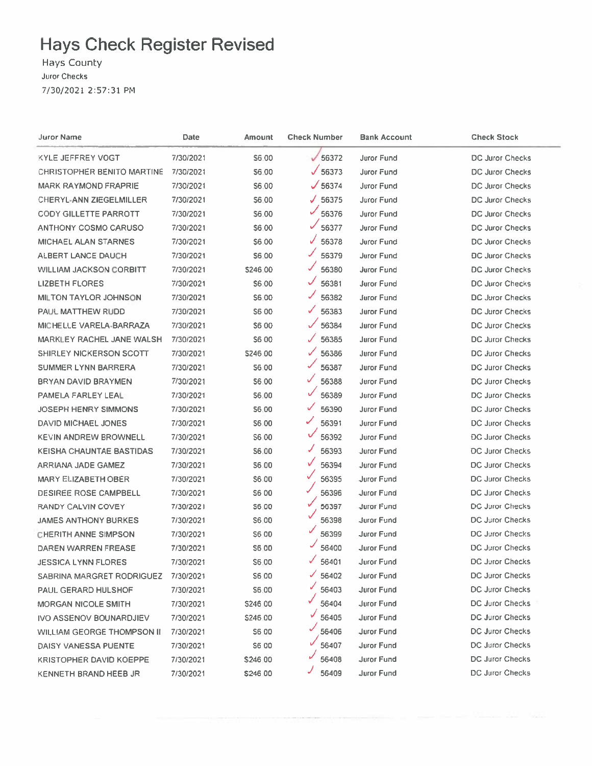# Hays Check Register Revised

Hays County

Juror Checks

7/30/2021 2:57:31 PM

| Juror Name | Date | Amount | Check Number | Bank Account | Check Stock |
|---|---|---|---|---|---|
| KYLE JEFFREY VOGT | 7/30/2021 | $6.00 | 56372 | Juror Fund | DC Juror Checks |
| CHRISTOPHER BENITO MARTINE | 7/30/2021 | $6.00 | 56373 | Juror Fund | DC Juror Checks |
| MARK RAYMOND FRAPRIE | 7/30/2021 | $6.00 | 56374 | Juror Fund | DC Juror Checks |
| CHERYL-ANN ZIEGELMILLER | 7/30/2021 | $6.00 | 56375 | Juror Fund | DC Juror Checks |
| CODY GILLETTE PARROTT | 7/30/2021 | $6.00 | 56376 | Juror Fund | DC Juror Checks |
| ANTHONY COSMO CARUSO | 7/30/2021 | $6.00 | 56377 | Juror Fund | DC Juror Checks |
| MICHAEL ALAN STARNES | 7/30/2021 | $6.00 | 56378 | Juror Fund | DC Juror Checks |
| ALBERT LANCE DAUCH | 7/30/2021 | $6.00 | 56379 | Juror Fund | DC Juror Checks |
| WILLIAM JACKSON CORBITT | 7/30/2021 | $246.00 | 56380 | Juror Fund | DC Juror Checks |
| LIZBETH FLORES | 7/30/2021 | $6.00 | 56381 | Juror Fund | DC Juror Checks |
| MILTON TAYLOR JOHNSON | 7/30/2021 | $6.00 | 56382 | Juror Fund | DC Juror Checks |
| PAUL MATTHEW RUDD | 7/30/2021 | $6.00 | 56383 | Juror Fund | DC Juror Checks |
| MICHELLE VARELA-BARRAZA | 7/30/2021 | $6.00 | 56384 | Juror Fund | DC Juror Checks |
| MARKLEY RACHEL JANE WALSH | 7/30/2021 | $6.00 | 56385 | Juror Fund | DC Juror Checks |
| SHIRLEY NICKERSON SCOTT | 7/30/2021 | $246.00 | 56386 | Juror Fund | DC Juror Checks |
| SUMMER LYNN BARRERA | 7/30/2021 | $6.00 | 56387 | Juror Fund | DC Juror Checks |
| BRYAN DAVID BRAYMEN | 7/30/2021 | $6.00 | 56388 | Juror Fund | DC Juror Checks |
| PAMELA FARLEY LEAL | 7/30/2021 | $6.00 | 56389 | Juror Fund | DC Juror Checks |
| JOSEPH HENRY SIMMONS | 7/30/2021 | $6.00 | 56390 | Juror Fund | DC Juror Checks |
| DAVID MICHAEL JONES | 7/30/2021 | $6.00 | 56391 | Juror Fund | DC Juror Checks |
| KEVIN ANDREW BROWNELL | 7/30/2021 | $6.00 | 56392 | Juror Fund | DC Juror Checks |
| KEISHA CHAUNTAE BASTIDAS | 7/30/2021 | $6.00 | 56393 | Juror Fund | DC Juror Checks |
| ARRIANA JADE GAMEZ | 7/30/2021 | $6.00 | 56394 | Juror Fund | DC Juror Checks |
| MARY ELIZABETH OBER | 7/30/2021 | $6.00 | 56395 | Juror Fund | DC Juror Checks |
| DESIREE ROSE CAMPBELL | 7/30/2021 | $6.00 | 56396 | Juror Fund | DC Juror Checks |
| RANDY CALVIN COVEY | 7/30/2021 | $6.00 | 56397 | Juror Fund | DC Juror Checks |
| JAMES ANTHONY BURKES | 7/30/2021 | $6.00 | 56398 | Juror Fund | DC Juror Checks |
| CHERITH ANNE SIMPSON | 7/30/2021 | $6.00 | 56399 | Juror Fund | DC Juror Checks |
| DAREN WARREN FREASE | 7/30/2021 | $6.00 | 56400 | Juror Fund | DC Juror Checks |
| JESSICA LYNN FLORES | 7/30/2021 | $6.00 | 56401 | Juror Fund | DC Juror Checks |
| SABRINA MARGRET RODRIGUEZ | 7/30/2021 | $6.00 | 56402 | Juror Fund | DC Juror Checks |
| PAUL GERARD HULSHOF | 7/30/2021 | $6.00 | 56403 | Juror Fund | DC Juror Checks |
| MORGAN NICOLE SMITH | 7/30/2021 | $246.00 | 56404 | Juror Fund | DC Juror Checks |
| IVO ASSENOV BOUNARDJIEV | 7/30/2021 | $246.00 | 56405 | Juror Fund | DC Juror Checks |
| WILLIAM GEORGE THOMPSON II | 7/30/2021 | $6.00 | 56406 | Juror Fund | DC Juror Checks |
| DAISY VANESSA PUENTE | 7/30/2021 | $6.00 | 56407 | Juror Fund | DC Juror Checks |
| KRISTOPHER DAVID KOEPPE | 7/30/2021 | $246.00 | 56408 | Juror Fund | DC Juror Checks |
| KENNETH BRAND HEEB JR | 7/30/2021 | $246.00 | 56409 | Juror Fund | DC Juror Checks |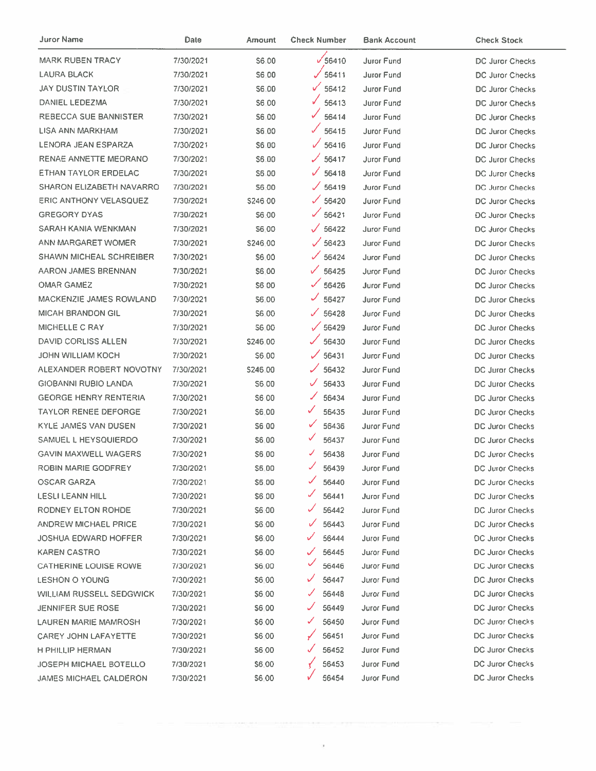| Juror Name | Date | Amount | Check Number | Bank Account | Check Stock |
|---|---|---|---|---|---|
| MARK RUBEN TRACY | 7/30/2021 | $6.00 | ✓56410 | Juror Fund | DC Juror Checks |
| LAURA BLACK | 7/30/2021 | $6.00 | ✓56411 | Juror Fund | DC Juror Checks |
| JAY DUSTIN TAYLOR | 7/30/2021 | $6.00 | ✓56412 | Juror Fund | DC Juror Checks |
| DANIEL LEDEZMA | 7/30/2021 | $6.00 | ✓56413 | Juror Fund | DC Juror Checks |
| REBECCA SUE BANNISTER | 7/30/2021 | $6.00 | ✓56414 | Juror Fund | DC Juror Checks |
| LISA ANN MARKHAM | 7/30/2021 | $6.00 | ✓56415 | Juror Fund | DC Juror Checks |
| LENORA JEAN ESPARZA | 7/30/2021 | $6.00 | ✓56416 | Juror Fund | DC Juror Checks |
| RENAE ANNETTE MEDRANO | 7/30/2021 | $6.00 | ✓56417 | Juror Fund | DC Juror Checks |
| ETHAN TAYLOR ERDELAC | 7/30/2021 | $6.00 | ✓56418 | Juror Fund | DC Juror Checks |
| SHARON ELIZABETH NAVARRO | 7/30/2021 | $6.00 | ✓56419 | Juror Fund | DC Juror Checks |
| ERIC ANTHONY VELASQUEZ | 7/30/2021 | $246.00 | ✓56420 | Juror Fund | DC Juror Checks |
| GREGORY DYAS | 7/30/2021 | $6.00 | ✓56421 | Juror Fund | DC Juror Checks |
| SARAH KANIA WENKMAN | 7/30/2021 | $6.00 | ✓56422 | Juror Fund | DC Juror Checks |
| ANN MARGARET WOMER | 7/30/2021 | $246.00 | ✓56423 | Juror Fund | DC Juror Checks |
| SHAWN MICHEAL SCHREIBER | 7/30/2021 | $6.00 | ✓56424 | Juror Fund | DC Juror Checks |
| AARON JAMES BRENNAN | 7/30/2021 | $6.00 | ✓56425 | Juror Fund | DC Juror Checks |
| OMAR GAMEZ | 7/30/2021 | $6.00 | ✓56426 | Juror Fund | DC Juror Checks |
| MACKENZIE JAMES ROWLAND | 7/30/2021 | $6.00 | ✓56427 | Juror Fund | DC Juror Checks |
| MICAH BRANDON GIL | 7/30/2021 | $6.00 | ✓56428 | Juror Fund | DC Juror Checks |
| MICHELLE C RAY | 7/30/2021 | $6.00 | ✓56429 | Juror Fund | DC Juror Checks |
| DAVID CORLISS ALLEN | 7/30/2021 | $246.00 | ✓56430 | Juror Fund | DC Juror Checks |
| JOHN WILLIAM KOCH | 7/30/2021 | $6.00 | ✓56431 | Juror Fund | DC Juror Checks |
| ALEXANDER ROBERT NOVOTNY | 7/30/2021 | $246.00 | ✓56432 | Juror Fund | DC Juror Checks |
| GIOBANNI RUBIO LANDA | 7/30/2021 | $6.00 | ✓56433 | Juror Fund | DC Juror Checks |
| GEORGE HENRY RENTERIA | 7/30/2021 | $6.00 | ✓56434 | Juror Fund | DC Juror Checks |
| TAYLOR RENEE DEFORGE | 7/30/2021 | $6.00 | ✓56435 | Juror Fund | DC Juror Checks |
| KYLE JAMES VAN DUSEN | 7/30/2021 | $6.00 | ✓56436 | Juror Fund | DC Juror Checks |
| SAMUEL L HEYSQUIERDO | 7/30/2021 | $6.00 | ✓56437 | Juror Fund | DC Juror Checks |
| GAVIN MAXWELL WAGERS | 7/30/2021 | $6.00 | ✓56438 | Juror Fund | DC Juror Checks |
| ROBIN MARIE GODFREY | 7/30/2021 | $6.00 | ✓56439 | Juror Fund | DC Juror Checks |
| OSCAR GARZA | 7/30/2021 | $6.00 | ✓56440 | Juror Fund | DC Juror Checks |
| LESLI LEANN HILL | 7/30/2021 | $6.00 | ✓56441 | Juror Fund | DC Juror Checks |
| RODNEY ELTON ROHDE | 7/30/2021 | $6.00 | ✓56442 | Juror Fund | DC Juror Checks |
| ANDREW MICHAEL PRICE | 7/30/2021 | $6.00 | ✓56443 | Juror Fund | DC Juror Checks |
| JOSHUA EDWARD HOFFER | 7/30/2021 | $6.00 | ✓56444 | Juror Fund | DC Juror Checks |
| KAREN CASTRO | 7/30/2021 | $6.00 | ✓56445 | Juror Fund | DC Juror Checks |
| CATHERINE LOUISE ROWE | 7/30/2021 | $6.00 | ✓56446 | Juror Fund | DC Juror Checks |
| LESHON O YOUNG | 7/30/2021 | $6.00 | ✓56447 | Juror Fund | DC Juror Checks |
| WILLIAM RUSSELL SEDGWICK | 7/30/2021 | $6.00 | ✓56448 | Juror Fund | DC Juror Checks |
| JENNIFER SUE ROSE | 7/30/2021 | $6.00 | ✓56449 | Juror Fund | DC Juror Checks |
| LAUREN MARIE MAMROSH | 7/30/2021 | $6.00 | ✓56450 | Juror Fund | DC Juror Checks |
| CAREY JOHN LAFAYETTE | 7/30/2021 | $6.00 | ✓56451 | Juror Fund | DC Juror Checks |
| H PHILLIP HERMAN | 7/30/2021 | $6.00 | ✓56452 | Juror Fund | DC Juror Checks |
| JOSEPH MICHAEL BOTELLO | 7/30/2021 | $6.00 | ✓56453 | Juror Fund | DC Juror Checks |
| JAMES MICHAEL CALDERON | 7/30/2021 | $6.00 | ✓56454 | Juror Fund | DC Juror Checks |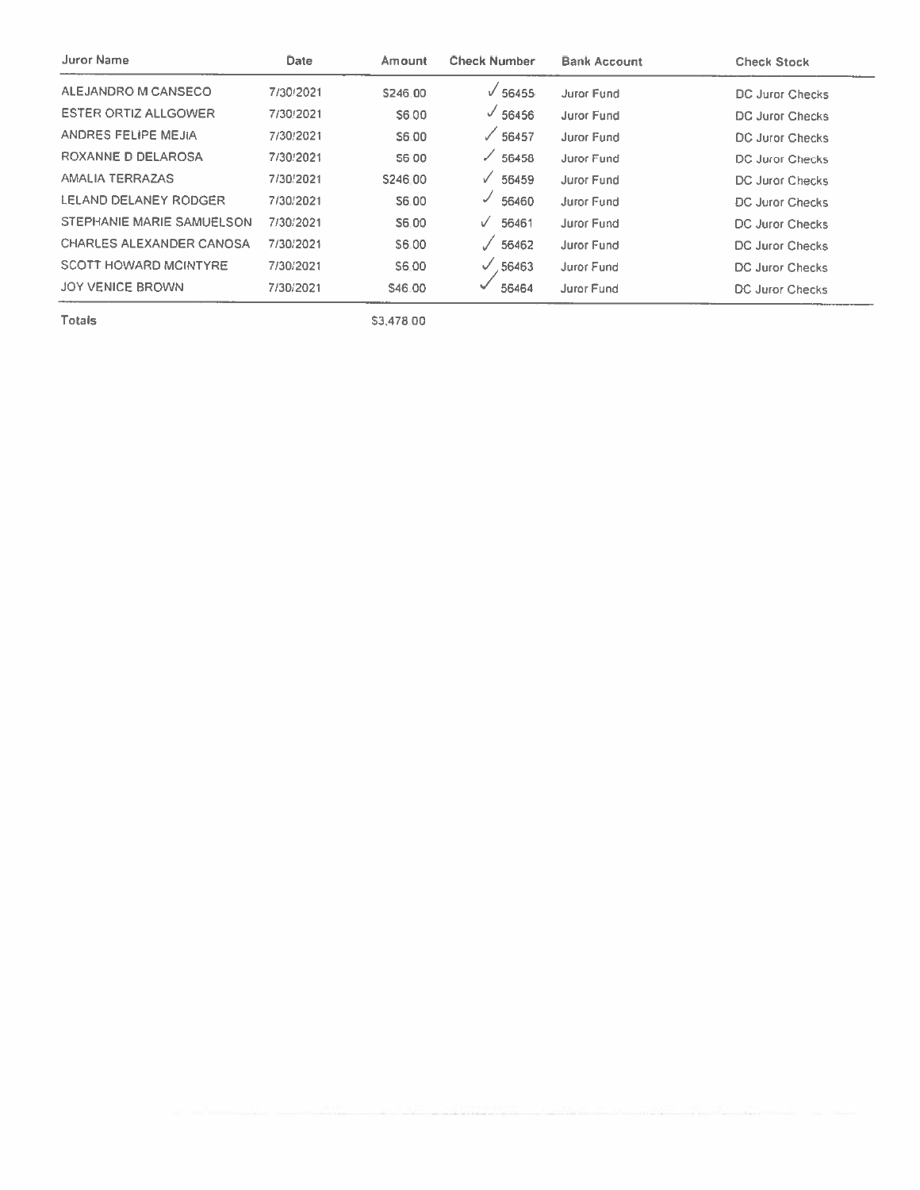| Juror Name | Date | Amount | Check Number | Bank Account | Check Stock |
|---|---|---|---|---|---|
| ALEJANDRO M CANSECO | 7/30/2021 | $246.00 | ✓ 56455 | Juror Fund | DC Juror Checks |
| ESTER ORTIZ ALLGOWER | 7/30/2021 | $6.00 | ✓ 56456 | Juror Fund | DC Juror Checks |
| ANDRES FELIPE MEJIA | 7/30/2021 | $6.00 | ✓ 56457 | Juror Fund | DC Juror Checks |
| ROXANNE D DELAROSA | 7/30/2021 | $6.00 | ✓ 56458 | Juror Fund | DC Juror Checks |
| AMALIA TERRAZAS | 7/30/2021 | $246.00 | ✓ 56459 | Juror Fund | DC Juror Checks |
| LELAND DELANEY RODGER | 7/30/2021 | $6.00 | ✓ 56460 | Juror Fund | DC Juror Checks |
| STEPHANIE MARIE SAMUELSON | 7/30/2021 | $6.00 | ✓ 56461 | Juror Fund | DC Juror Checks |
| CHARLES ALEXANDER CANOSA | 7/30/2021 | $6.00 | ✓ 56462 | Juror Fund | DC Juror Checks |
| SCOTT HOWARD MCINTYRE | 7/30/2021 | $6.00 | ✓ 56463 | Juror Fund | DC Juror Checks |
| JOY VENICE BROWN | 7/30/2021 | $46.00 | ✓ 56464 | Juror Fund | DC Juror Checks |
| **Totals** | | $3,478.00 | | | |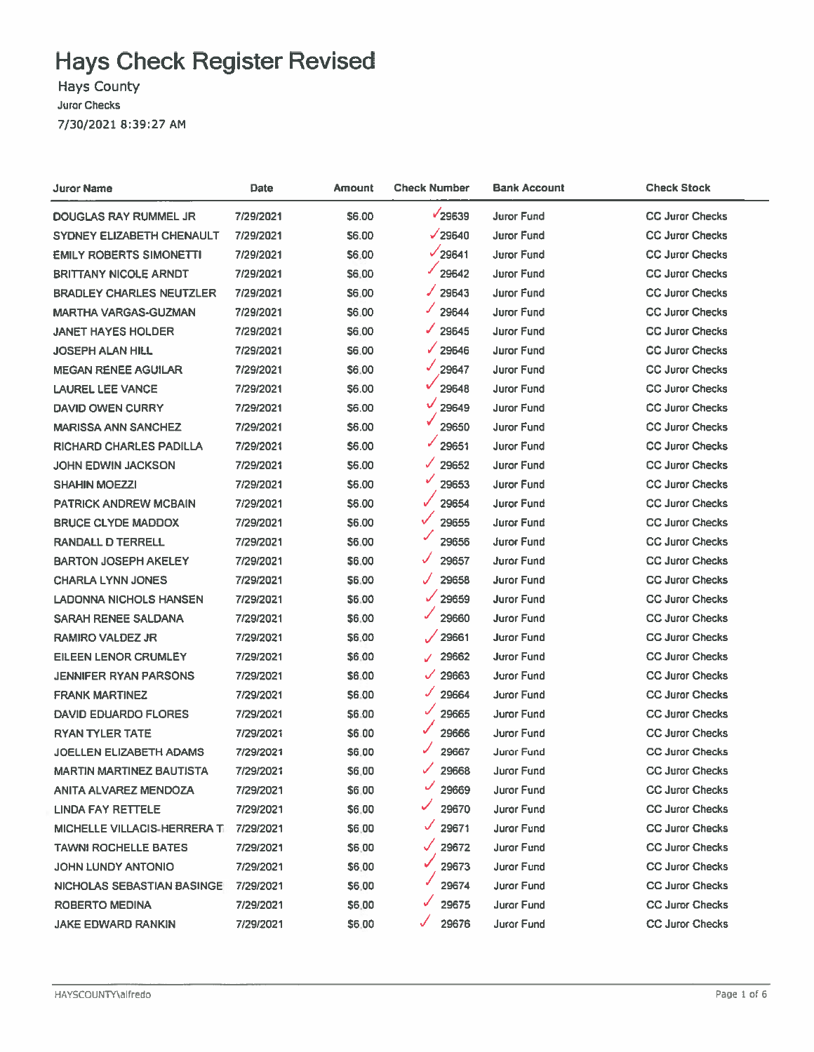# Hays Check Register Revised

Hays County

Juror Checks

7/30/2021 8:39:27 AM

| Juror Name | Date | Amount | Check Number | Bank Account | Check Stock |
|---|---|---|---|---|---|
| DOUGLAS RAY RUMMEL JR | 7/29/2021 | $6.00 | ✓29639 | Juror Fund | CC Juror Checks |
| SYDNEY ELIZABETH CHENAULT | 7/29/2021 | $6.00 | ✓29640 | Juror Fund | CC Juror Checks |
| EMILY ROBERTS SIMONETTI | 7/29/2021 | $6.00 | ✓29641 | Juror Fund | CC Juror Checks |
| BRITTANY NICOLE ARNDT | 7/29/2021 | $6.00 | ✓29642 | Juror Fund | CC Juror Checks |
| BRADLEY CHARLES NEUTZLER | 7/29/2021 | $6.00 | ✓29643 | Juror Fund | CC Juror Checks |
| MARTHA VARGAS-GUZMAN | 7/29/2021 | $6.00 | ✓29644 | Juror Fund | CC Juror Checks |
| JANET HAYES HOLDER | 7/29/2021 | $6.00 | ✓29645 | Juror Fund | CC Juror Checks |
| JOSEPH ALAN HILL | 7/29/2021 | $6.00 | ✓29646 | Juror Fund | CC Juror Checks |
| MEGAN RENEE AGUILAR | 7/29/2021 | $6.00 | ✓29647 | Juror Fund | CC Juror Checks |
| LAUREL LEE VANCE | 7/29/2021 | $6.00 | ✓29648 | Juror Fund | CC Juror Checks |
| DAVID OWEN CURRY | 7/29/2021 | $6.00 | ✓29649 | Juror Fund | CC Juror Checks |
| MARISSA ANN SANCHEZ | 7/29/2021 | $6.00 | ✓29650 | Juror Fund | CC Juror Checks |
| RICHARD CHARLES PADILLA | 7/29/2021 | $6.00 | ✓29651 | Juror Fund | CC Juror Checks |
| JOHN EDWIN JACKSON | 7/29/2021 | $6.00 | ✓29652 | Juror Fund | CC Juror Checks |
| SHAHIN MOEZZI | 7/29/2021 | $6.00 | ✓29653 | Juror Fund | CC Juror Checks |
| PATRICK ANDREW MCBAIN | 7/29/2021 | $6.00 | ✓29654 | Juror Fund | CC Juror Checks |
| BRUCE CLYDE MADDOX | 7/29/2021 | $6.00 | ✓29655 | Juror Fund | CC Juror Checks |
| RANDALL D TERRELL | 7/29/2021 | $6.00 | ✓29656 | Juror Fund | CC Juror Checks |
| BARTON JOSEPH AKELEY | 7/29/2021 | $6.00 | ✓29657 | Juror Fund | CC Juror Checks |
| CHARLA LYNN JONES | 7/29/2021 | $6.00 | ✓29658 | Juror Fund | CC Juror Checks |
| LADONNA NICHOLS HANSEN | 7/29/2021 | $6.00 | ✓29659 | Juror Fund | CC Juror Checks |
| SARAH RENEE SALDANA | 7/29/2021 | $6.00 | ✓29660 | Juror Fund | CC Juror Checks |
| RAMIRO VALDEZ JR | 7/29/2021 | $6.00 | ✓29661 | Juror Fund | CC Juror Checks |
| EILEEN LENOR CRUMLEY | 7/29/2021 | $6.00 | ✓29662 | Juror Fund | CC Juror Checks |
| JENNIFER RYAN PARSONS | 7/29/2021 | $6.00 | ✓29663 | Juror Fund | CC Juror Checks |
| FRANK MARTINEZ | 7/29/2021 | $6.00 | ✓29664 | Juror Fund | CC Juror Checks |
| DAVID EDUARDO FLORES | 7/29/2021 | $6.00 | ✓29665 | Juror Fund | CC Juror Checks |
| RYAN TYLER TATE | 7/29/2021 | $6.00 | ✓29666 | Juror Fund | CC Juror Checks |
| JOELLEN ELIZABETH ADAMS | 7/29/2021 | $6.00 | ✓29667 | Juror Fund | CC Juror Checks |
| MARTIN MARTINEZ BAUTISTA | 7/29/2021 | $6.00 | ✓29668 | Juror Fund | CC Juror Checks |
| ANITA ALVAREZ MENDOZA | 7/29/2021 | $6.00 | ✓29669 | Juror Fund | CC Juror Checks |
| LINDA FAY RETTELE | 7/29/2021 | $6.00 | ✓29670 | Juror Fund | CC Juror Checks |
| MICHELLE VILLACIS-HERRERA T | 7/29/2021 | $6.00 | ✓29671 | Juror Fund | CC Juror Checks |
| TAWNI ROCHELLE BATES | 7/29/2021 | $6.00 | ✓29672 | Juror Fund | CC Juror Checks |
| JOHN LUNDY ANTONIO | 7/29/2021 | $6.00 | ✓29673 | Juror Fund | CC Juror Checks |
| NICHOLAS SEBASTIAN BASINGE | 7/29/2021 | $6.00 | ✓29674 | Juror Fund | CC Juror Checks |
| ROBERTO MEDINA | 7/29/2021 | $6.00 | ✓29675 | Juror Fund | CC Juror Checks |
| JAKE EDWARD RANKIN | 7/29/2021 | $6.00 | ✓29676 | Juror Fund | CC Juror Checks |

HAYSCOUNTY\alfredo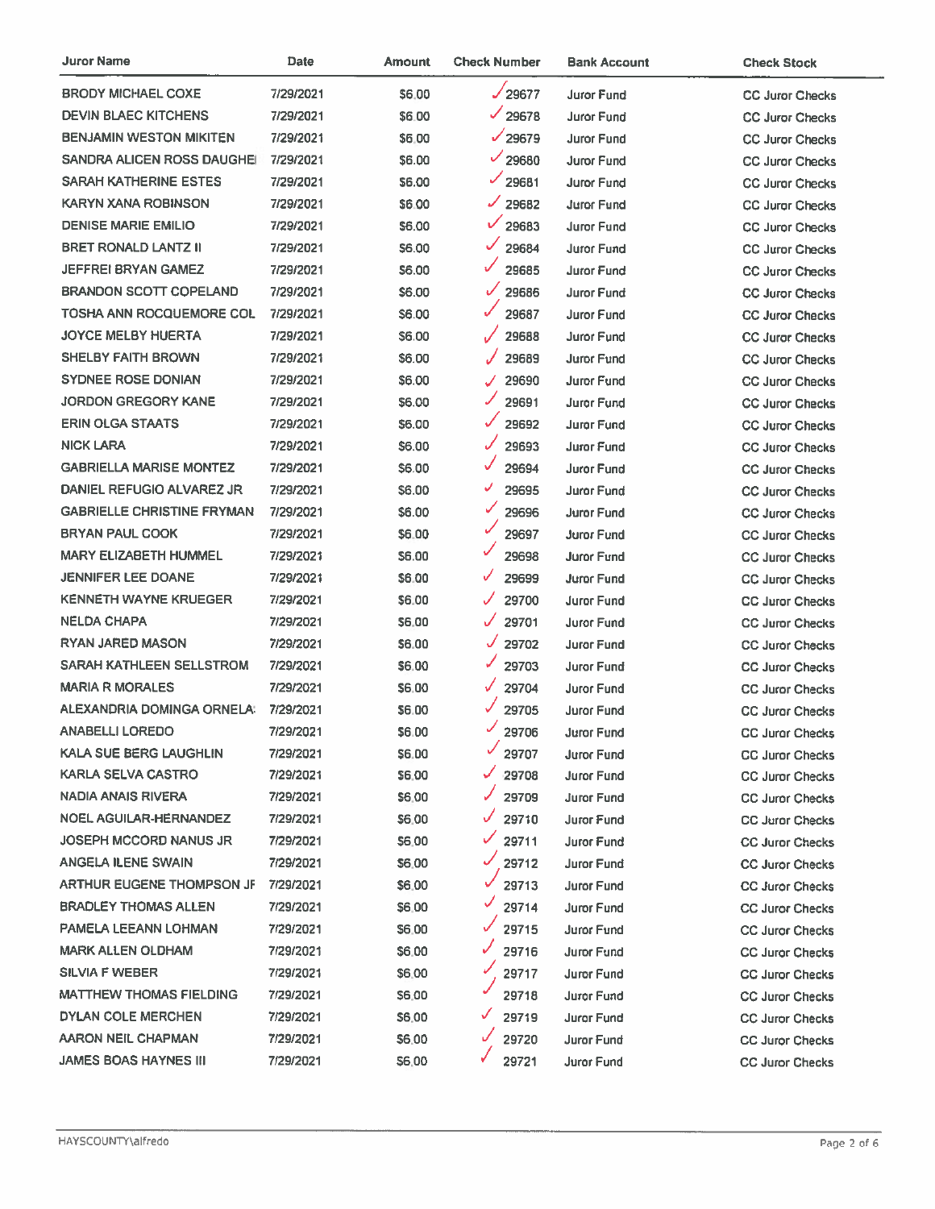| Juror Name | Date | Amount | Check Number | Bank Account | Check Stock |
|---|---|---|---|---|---|
| BRODY MICHAEL COXE | 7/29/2021 | $6.00 | ✓29677 | Juror Fund | CC Juror Checks |
| DEVIN BLAEC KITCHENS | 7/29/2021 | $6.00 | ✓29678 | Juror Fund | CC Juror Checks |
| BENJAMIN WESTON MIKITEN | 7/29/2021 | $6.00 | ✓29679 | Juror Fund | CC Juror Checks |
| SANDRA ALICEN ROSS DAUGHEI | 7/29/2021 | $6.00 | ✓29680 | Juror Fund | CC Juror Checks |
| SARAH KATHERINE ESTES | 7/29/2021 | $6.00 | ✓29681 | Juror Fund | CC Juror Checks |
| KARYN XANA ROBINSON | 7/29/2021 | $6.00 | ✓29682 | Juror Fund | CC Juror Checks |
| DENISE MARIE EMILIO | 7/29/2021 | $6.00 | ✓29683 | Juror Fund | CC Juror Checks |
| BRET RONALD LANTZ II | 7/29/2021 | $6.00 | ✓29684 | Juror Fund | CC Juror Checks |
| JEFFREI BRYAN GAMEZ | 7/29/2021 | $6.00 | ✓29685 | Juror Fund | CC Juror Checks |
| BRANDON SCOTT COPELAND | 7/29/2021 | $6.00 | ✓29686 | Juror Fund | CC Juror Checks |
| TOSHA ANN ROCQUEMORE COL | 7/29/2021 | $6.00 | ✓29687 | Juror Fund | CC Juror Checks |
| JOYCE MELBY HUERTA | 7/29/2021 | $6.00 | ✓29688 | Juror Fund | CC Juror Checks |
| SHELBY FAITH BROWN | 7/29/2021 | $6.00 | ✓29689 | Juror Fund | CC Juror Checks |
| SYDNEE ROSE DONIAN | 7/29/2021 | $6.00 | ✓29690 | Juror Fund | CC Juror Checks |
| JORDON GREGORY KANE | 7/29/2021 | $6.00 | ✓29691 | Juror Fund | CC Juror Checks |
| ERIN OLGA STAATS | 7/29/2021 | $6.00 | ✓29692 | Juror Fund | CC Juror Checks |
| NICK LARA | 7/29/2021 | $6.00 | ✓29693 | Juror Fund | CC Juror Checks |
| GABRIELLA MARISE MONTEZ | 7/29/2021 | $6.00 | ✓29694 | Juror Fund | CC Juror Checks |
| DANIEL REFUGIO ALVAREZ JR | 7/29/2021 | $6.00 | ✓29695 | Juror Fund | CC Juror Checks |
| GABRIELLE CHRISTINE FRYMAN | 7/29/2021 | $6.00 | ✓29696 | Juror Fund | CC Juror Checks |
| BRYAN PAUL COOK | 7/29/2021 | $6.00 | ✓29697 | Juror Fund | CC Juror Checks |
| MARY ELIZABETH HUMMEL | 7/29/2021 | $6.00 | ✓29698 | Juror Fund | CC Juror Checks |
| JENNIFER LEE DOANE | 7/29/2021 | $6.00 | ✓29699 | Juror Fund | CC Juror Checks |
| KENNETH WAYNE KRUEGER | 7/29/2021 | $6.00 | ✓29700 | Juror Fund | CC Juror Checks |
| NELDA CHAPA | 7/29/2021 | $6.00 | ✓29701 | Juror Fund | CC Juror Checks |
| RYAN JARED MASON | 7/29/2021 | $6.00 | ✓29702 | Juror Fund | CC Juror Checks |
| SARAH KATHLEEN SELLSTROM | 7/29/2021 | $6.00 | ✓29703 | Juror Fund | CC Juror Checks |
| MARIA R MORALES | 7/29/2021 | $6.00 | ✓29704 | Juror Fund | CC Juror Checks |
| ALEXANDRIA DOMINGA ORNELA: | 7/29/2021 | $6.00 | ✓29705 | Juror Fund | CC Juror Checks |
| ANABELLI LOREDO | 7/29/2021 | $6.00 | ✓29706 | Juror Fund | CC Juror Checks |
| KALA SUE BERG LAUGHLIN | 7/29/2021 | $6.00 | ✓29707 | Juror Fund | CC Juror Checks |
| KARLA SELVA CASTRO | 7/29/2021 | $6.00 | ✓29708 | Juror Fund | CC Juror Checks |
| NADIA ANAIS RIVERA | 7/29/2021 | $6.00 | ✓29709 | Juror Fund | CC Juror Checks |
| NOEL AGUILAR-HERNANDEZ | 7/29/2021 | $6.00 | ✓29710 | Juror Fund | CC Juror Checks |
| JOSEPH MCCORD NANUS JR | 7/29/2021 | $6.00 | ✓29711 | Juror Fund | CC Juror Checks |
| ANGELA ILENE SWAIN | 7/29/2021 | $6.00 | ✓29712 | Juror Fund | CC Juror Checks |
| ARTHUR EUGENE THOMPSON JF | 7/29/2021 | $6.00 | ✓29713 | Juror Fund | CC Juror Checks |
| BRADLEY THOMAS ALLEN | 7/29/2021 | $6.00 | ✓29714 | Juror Fund | CC Juror Checks |
| PAMELA LEEANN LOHMAN | 7/29/2021 | $6.00 | ✓29715 | Juror Fund | CC Juror Checks |
| MARK ALLEN OLDHAM | 7/29/2021 | $6.00 | ✓29716 | Juror Fund | CC Juror Checks |
| SILVIA F WEBER | 7/29/2021 | $6.00 | ✓29717 | Juror Fund | CC Juror Checks |
| MATTHEW THOMAS FIELDING | 7/29/2021 | $6.00 | ✓29718 | Juror Fund | CC Juror Checks |
| DYLAN COLE MERCHEN | 7/29/2021 | $6.00 | ✓29719 | Juror Fund | CC Juror Checks |
| AARON NEIL CHAPMAN | 7/29/2021 | $6.00 | ✓29720 | Juror Fund | CC Juror Checks |
| JAMES BOAS HAYNES III | 7/29/2021 | $6.00 | ✓29721 | Juror Fund | CC Juror Checks |

HAYSCOUNTY\alfredo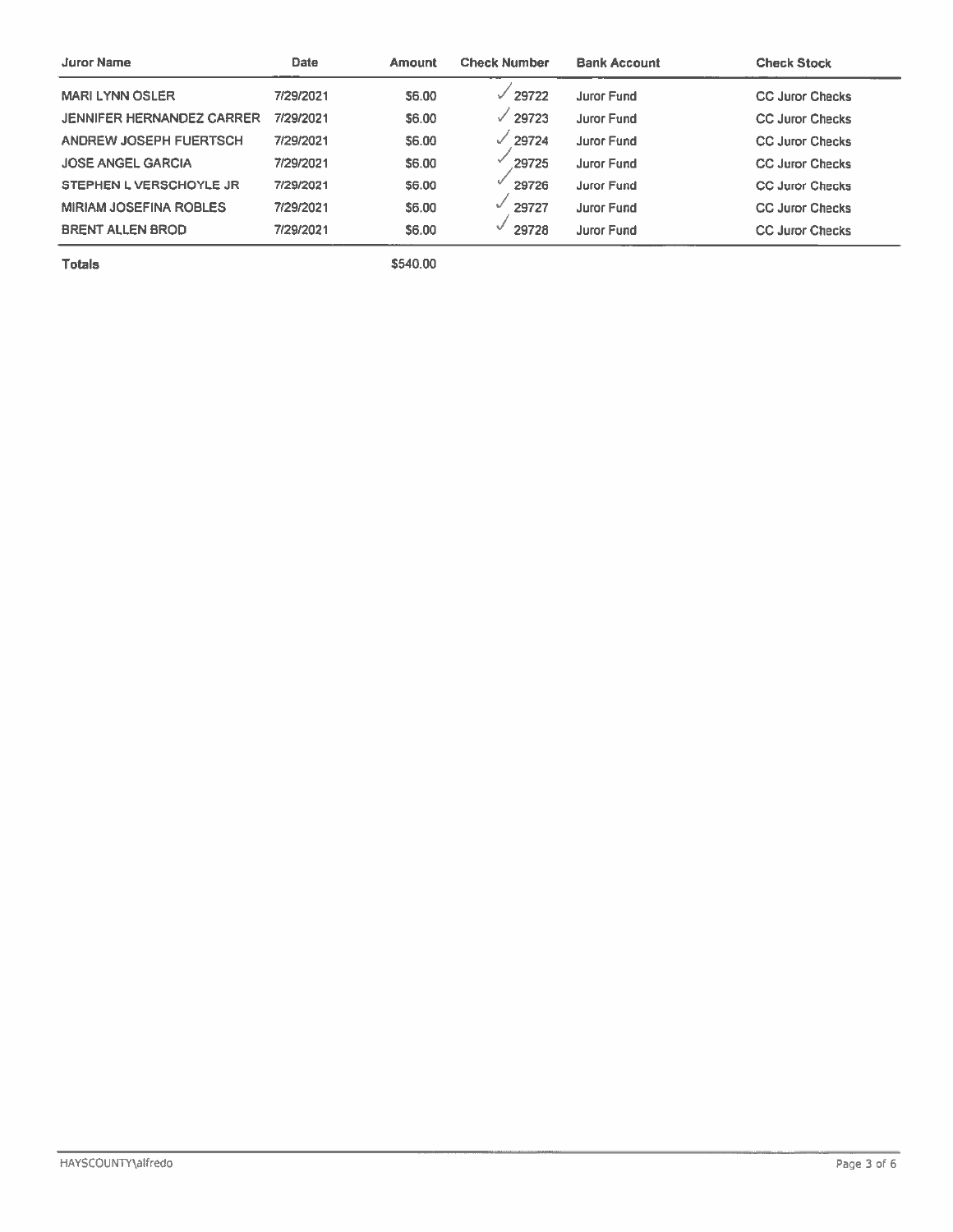| Juror Name | Date | Amount | Check Number | Bank Account | Check Stock |
|---|---|---|---|---|---|
| MARI LYNN OSLER | 7/29/2021 | $6.00 | ✓ 29722 | Juror Fund | CC Juror Checks |
| JENNIFER HERNANDEZ CARRER | 7/29/2021 | $6.00 | ✓ 29723 | Juror Fund | CC Juror Checks |
| ANDREW JOSEPH FUERTSCH | 7/29/2021 | $6.00 | ✓ 29724 | Juror Fund | CC Juror Checks |
| JOSE ANGEL GARCIA | 7/29/2021 | $6.00 | ✓ 29725 | Juror Fund | CC Juror Checks |
| STEPHEN L VERSCHOYLE JR | 7/29/2021 | $6.00 | ✓ 29726 | Juror Fund | CC Juror Checks |
| MIRIAM JOSEFINA ROBLES | 7/29/2021 | $6.00 | ✓ 29727 | Juror Fund | CC Juror Checks |
| BRENT ALLEN BROD | 7/29/2021 | $6.00 | ✓ 29728 | Juror Fund | CC Juror Checks |
| **Totals** | | $540.00 | | | |

HAYSCOUNTY\alfredo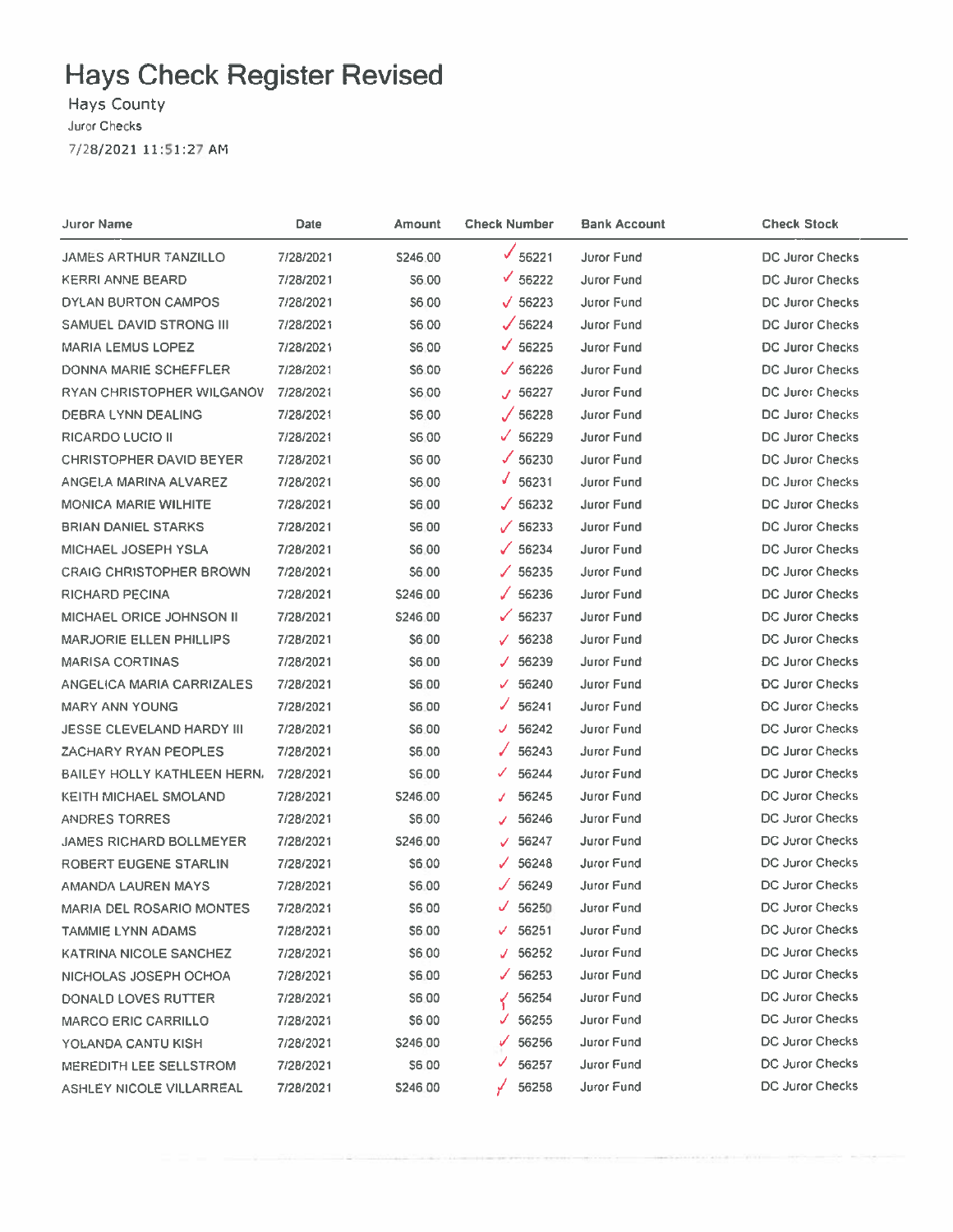# Hays Check Register Revised

Hays County

Juror Checks

7/28/2021 11:51:27 AM

| Juror Name | Date | Amount | Check Number | Bank Account | Check Stock |
|---|---|---|---|---|---|
| JAMES ARTHUR TANZILLO | 7/28/2021 | $246.00 | ✓ 56221 | Juror Fund | DC Juror Checks |
| KERRI ANNE BEARD | 7/28/2021 | $6.00 | ✓ 56222 | Juror Fund | DC Juror Checks |
| DYLAN BURTON CAMPOS | 7/28/2021 | $6.00 | ✓ 56223 | Juror Fund | DC Juror Checks |
| SAMUEL DAVID STRONG III | 7/28/2021 | $6.00 | ✓ 56224 | Juror Fund | DC Juror Checks |
| MARIA LEMUS LOPEZ | 7/28/2021 | $6.00 | ✓ 56225 | Juror Fund | DC Juror Checks |
| DONNA MARIE SCHEFFLER | 7/28/2021 | $6.00 | ✓ 56226 | Juror Fund | DC Juror Checks |
| RYAN CHRISTOPHER WILGANOV | 7/28/2021 | $6.00 | ✓ 56227 | Juror Fund | DC Juror Checks |
| DEBRA LYNN DEALING | 7/28/2021 | $6.00 | ✓ 56228 | Juror Fund | DC Juror Checks |
| RICARDO LUCIO II | 7/28/2021 | $6.00 | ✓ 56229 | Juror Fund | DC Juror Checks |
| CHRISTOPHER DAVID BEYER | 7/28/2021 | $6.00 | ✓ 56230 | Juror Fund | DC Juror Checks |
| ANGELA MARINA ALVAREZ | 7/28/2021 | $6.00 | ✓ 56231 | Juror Fund | DC Juror Checks |
| MONICA MARIE WILHITE | 7/28/2021 | $6.00 | ✓ 56232 | Juror Fund | DC Juror Checks |
| BRIAN DANIEL STARKS | 7/28/2021 | $6.00 | ✓ 56233 | Juror Fund | DC Juror Checks |
| MICHAEL JOSEPH YSLA | 7/28/2021 | $6.00 | ✓ 56234 | Juror Fund | DC Juror Checks |
| CRAIG CHRISTOPHER BROWN | 7/28/2021 | $6.00 | ✓ 56235 | Juror Fund | DC Juror Checks |
| RICHARD PECINA | 7/28/2021 | $246.00 | ✓ 56236 | Juror Fund | DC Juror Checks |
| MICHAEL ORICE JOHNSON II | 7/28/2021 | $246.00 | ✓ 56237 | Juror Fund | DC Juror Checks |
| MARJORIE ELLEN PHILLIPS | 7/28/2021 | $6.00 | ✓ 56238 | Juror Fund | DC Juror Checks |
| MARISA CORTINAS | 7/28/2021 | $6.00 | ✓ 56239 | Juror Fund | DC Juror Checks |
| ANGELICA MARIA CARRIZALES | 7/28/2021 | $6.00 | ✓ 56240 | Juror Fund | DC Juror Checks |
| MARY ANN YOUNG | 7/28/2021 | $6.00 | ✓ 56241 | Juror Fund | DC Juror Checks |
| JESSE CLEVELAND HARDY III | 7/28/2021 | $6.00 | ✓ 56242 | Juror Fund | DC Juror Checks |
| ZACHARY RYAN PEOPLES | 7/28/2021 | $6.00 | ✓ 56243 | Juror Fund | DC Juror Checks |
| BAILEY HOLLY KATHLEEN HERN. | 7/28/2021 | $6.00 | ✓ 56244 | Juror Fund | DC Juror Checks |
| KEITH MICHAEL SMOLAND | 7/28/2021 | $246.00 | ✓ 56245 | Juror Fund | DC Juror Checks |
| ANDRES TORRES | 7/28/2021 | $6.00 | ✓ 56246 | Juror Fund | DC Juror Checks |
| JAMES RICHARD BOLLMEYER | 7/28/2021 | $246.00 | ✓ 56247 | Juror Fund | DC Juror Checks |
| ROBERT EUGENE STARLIN | 7/28/2021 | $6.00 | ✓ 56248 | Juror Fund | DC Juror Checks |
| AMANDA LAUREN MAYS | 7/28/2021 | $6.00 | ✓ 56249 | Juror Fund | DC Juror Checks |
| MARIA DEL ROSARIO MONTES | 7/28/2021 | $6.00 | ✓ 56250 | Juror Fund | DC Juror Checks |
| TAMMIE LYNN ADAMS | 7/28/2021 | $6.00 | ✓ 56251 | Juror Fund | DC Juror Checks |
| KATRINA NICOLE SANCHEZ | 7/28/2021 | $6.00 | ✓ 56252 | Juror Fund | DC Juror Checks |
| NICHOLAS JOSEPH OCHOA | 7/28/2021 | $6.00 | ✓ 56253 | Juror Fund | DC Juror Checks |
| DONALD LOVES RUTTER | 7/28/2021 | $6.00 | ✓ 56254 | Juror Fund | DC Juror Checks |
| MARCO ERIC CARRILLO | 7/28/2021 | $6.00 | ✓ 56255 | Juror Fund | DC Juror Checks |
| YOLANDA CANTU KISH | 7/28/2021 | $246.00 | ✓ 56256 | Juror Fund | DC Juror Checks |
| MEREDITH LEE SELLSTROM | 7/28/2021 | $6.00 | ✓ 56257 | Juror Fund | DC Juror Checks |
| ASHLEY NICOLE VILLARREAL | 7/28/2021 | $246.00 | ✓ 56258 | Juror Fund | DC Juror Checks |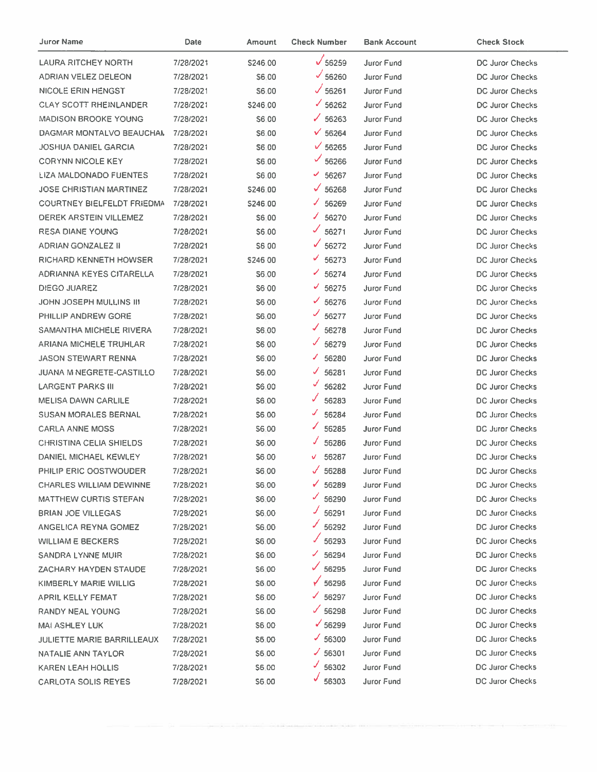| Juror Name | Date | Amount | Check Number | Bank Account | Check Stock |
|---|---|---|---|---|---|
| LAURA RITCHEY NORTH | 7/28/2021 | $246.00 | ✓ 56259 | Juror Fund | DC Juror Checks |
| ADRIAN VELEZ DELEON | 7/28/2021 | $6.00 | ✓ 56260 | Juror Fund | DC Juror Checks |
| NICOLE ERIN HENGST | 7/28/2021 | $6.00 | ✓ 56261 | Juror Fund | DC Juror Checks |
| CLAY SCOTT RHEINLANDER | 7/28/2021 | $246.00 | ✓ 56262 | Juror Fund | DC Juror Checks |
| MADISON BROOKE YOUNG | 7/28/2021 | $6.00 | ✓ 56263 | Juror Fund | DC Juror Checks |
| DAGMAR MONTALVO BEAUCHAI | 7/28/2021 | $6.00 | ✓ 56264 | Juror Fund | DC Juror Checks |
| JOSHUA DANIEL GARCIA | 7/28/2021 | $6.00 | ✓ 56265 | Juror Fund | DC Juror Checks |
| CORYNN NICOLE KEY | 7/28/2021 | $6.00 | ✓ 56266 | Juror Fund | DC Juror Checks |
| LIZA MALDONADO FUENTES | 7/28/2021 | $6.00 | ✓ 56267 | Juror Fund | DC Juror Checks |
| JOSE CHRISTIAN MARTINEZ | 7/28/2021 | $246.00 | ✓ 56268 | Juror Fund | DC Juror Checks |
| COURTNEY BIELFELDT FRIEDMA | 7/28/2021 | $246.00 | ✓ 56269 | Juror Fund | DC Juror Checks |
| DEREK ARSTEIN VILLEMEZ | 7/28/2021 | $6.00 | ✓ 56270 | Juror Fund | DC Juror Checks |
| RESA DIANE YOUNG | 7/28/2021 | $6.00 | ✓ 56271 | Juror Fund | DC Juror Checks |
| ADRIAN GONZALEZ II | 7/28/2021 | $6.00 | ✓ 56272 | Juror Fund | DC Juror Checks |
| RICHARD KENNETH HOWSER | 7/28/2021 | $246.00 | ✓ 56273 | Juror Fund | DC Juror Checks |
| ADRIANNA KEYES CITARELLA | 7/28/2021 | $6.00 | ✓ 56274 | Juror Fund | DC Juror Checks |
| DIEGO JUAREZ | 7/28/2021 | $6.00 | ✓ 56275 | Juror Fund | DC Juror Checks |
| JOHN JOSEPH MULLINS III | 7/28/2021 | $6.00 | ✓ 56276 | Juror Fund | DC Juror Checks |
| PHILLIP ANDREW GORE | 7/28/2021 | $6.00 | ✓ 56277 | Juror Fund | DC Juror Checks |
| SAMANTHA MICHELE RIVERA | 7/28/2021 | $6.00 | ✓ 56278 | Juror Fund | DC Juror Checks |
| ARIANA MICHELE TRUHLAR | 7/28/2021 | $6.00 | ✓ 56279 | Juror Fund | DC Juror Checks |
| JASON STEWART RENNA | 7/28/2021 | $6.00 | ✓ 56280 | Juror Fund | DC Juror Checks |
| JUANA M NEGRETE-CASTILLO | 7/28/2021 | $6.00 | ✓ 56281 | Juror Fund | DC Juror Checks |
| LARGENT PARKS III | 7/28/2021 | $6.00 | ✓ 56282 | Juror Fund | DC Juror Checks |
| MELISA DAWN CARLILE | 7/28/2021 | $6.00 | ✓ 56283 | Juror Fund | DC Juror Checks |
| SUSAN MORALES BERNAL | 7/28/2021 | $6.00 | ✓ 56284 | Juror Fund | DC Juror Checks |
| CARLA ANNE MOSS | 7/28/2021 | $6.00 | ✓ 56285 | Juror Fund | DC Juror Checks |
| CHRISTINA CELIA SHIELDS | 7/28/2021 | $6.00 | ✓ 56286 | Juror Fund | DC Juror Checks |
| DANIEL MICHAEL KEWLEY | 7/28/2021 | $6.00 | ✓ 56287 | Juror Fund | DC Juror Checks |
| PHILIP ERIC OOSTWOUDER | 7/28/2021 | $6.00 | ✓ 56288 | Juror Fund | DC Juror Checks |
| CHARLES WILLIAM DEWINNE | 7/28/2021 | $6.00 | ✓ 56289 | Juror Fund | DC Juror Checks |
| MATTHEW CURTIS STEFAN | 7/28/2021 | $6.00 | ✓ 56290 | Juror Fund | DC Juror Checks |
| BRIAN JOE VILLEGAS | 7/28/2021 | $6.00 | ✓ 56291 | Juror Fund | DC Juror Checks |
| ANGELICA REYNA GOMEZ | 7/28/2021 | $6.00 | ✓ 56292 | Juror Fund | DC Juror Checks |
| WILLIAM E BECKERS | 7/28/2021 | $6.00 | ✓ 56293 | Juror Fund | DC Juror Checks |
| SANDRA LYNNE MUIR | 7/28/2021 | $6.00 | ✓ 56294 | Juror Fund | DC Juror Checks |
| ZACHARY HAYDEN STAUDE | 7/28/2021 | $6.00 | ✓ 56295 | Juror Fund | DC Juror Checks |
| KIMBERLY MARIE WILLIG | 7/28/2021 | $6.00 | ✓ 56296 | Juror Fund | DC Juror Checks |
| APRIL KELLY FEMAT | 7/28/2021 | $6.00 | ✓ 56297 | Juror Fund | DC Juror Checks |
| RANDY NEAL YOUNG | 7/28/2021 | $6.00 | ✓ 56298 | Juror Fund | DC Juror Checks |
| MAI ASHLEY LUK | 7/28/2021 | $6.00 | ✓ 56299 | Juror Fund | DC Juror Checks |
| JULIETTE MARIE BARRILLEAUX | 7/28/2021 | $6.00 | ✓ 56300 | Juror Fund | DC Juror Checks |
| NATALIE ANN TAYLOR | 7/28/2021 | $6.00 | ✓ 56301 | Juror Fund | DC Juror Checks |
| KAREN LEAH HOLLIS | 7/28/2021 | $6.00 | ✓ 56302 | Juror Fund | DC Juror Checks |
| CARLOTA SOLIS REYES | 7/28/2021 | $6.00 | ✓ 56303 | Juror Fund | DC Juror Checks |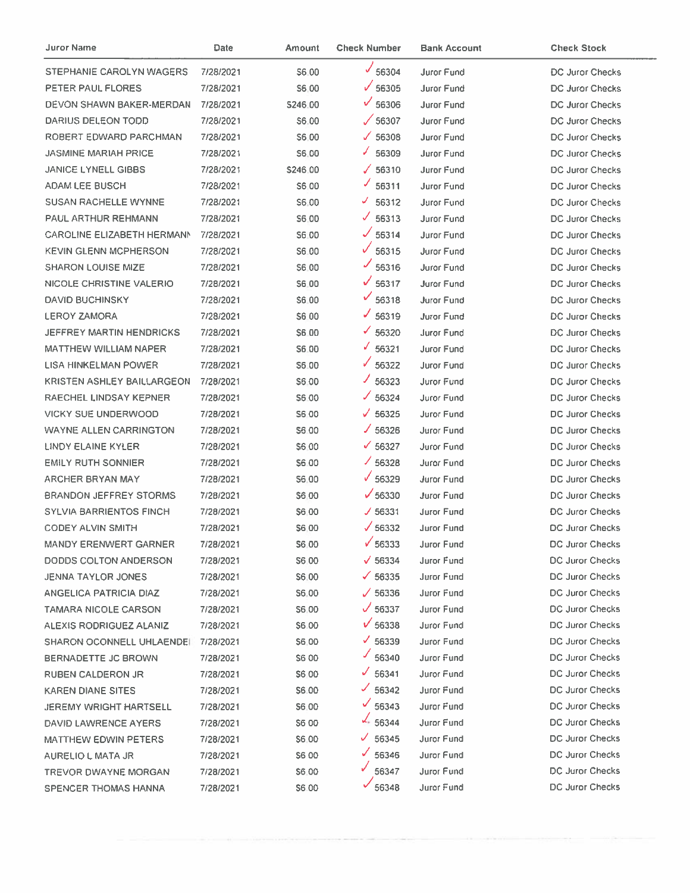| Juror Name | Date | Amount | Check Number | Bank Account | Check Stock |
|---|---|---|---|---|---|
| STEPHANIE CAROLYN WAGERS | 7/28/2021 | $6.00 | 56304 | Juror Fund | DC Juror Checks |
| PETER PAUL FLORES | 7/28/2021 | $6.00 | 56305 | Juror Fund | DC Juror Checks |
| DEVON SHAWN BAKER-MERDAN | 7/28/2021 | $246.00 | 56306 | Juror Fund | DC Juror Checks |
| DARIUS DELEON TODD | 7/28/2021 | $6.00 | 56307 | Juror Fund | DC Juror Checks |
| ROBERT EDWARD PARCHMAN | 7/28/2021 | $6.00 | 56308 | Juror Fund | DC Juror Checks |
| JASMINE MARIAH PRICE | 7/28/2021 | $6.00 | 56309 | Juror Fund | DC Juror Checks |
| JANICE LYNELL GIBBS | 7/28/2021 | $246.00 | 56310 | Juror Fund | DC Juror Checks |
| ADAM LEE BUSCH | 7/28/2021 | $6.00 | 56311 | Juror Fund | DC Juror Checks |
| SUSAN RACHELLE WYNNE | 7/28/2021 | $6.00 | 56312 | Juror Fund | DC Juror Checks |
| PAUL ARTHUR REHMANN | 7/28/2021 | $6.00 | 56313 | Juror Fund | DC Juror Checks |
| CAROLINE ELIZABETH HERMANN | 7/28/2021 | $6.00 | 56314 | Juror Fund | DC Juror Checks |
| KEVIN GLENN MCPHERSON | 7/28/2021 | $6.00 | 56315 | Juror Fund | DC Juror Checks |
| SHARON LOUISE MIZE | 7/28/2021 | $6.00 | 56316 | Juror Fund | DC Juror Checks |
| NICOLE CHRISTINE VALERIO | 7/28/2021 | $6.00 | 56317 | Juror Fund | DC Juror Checks |
| DAVID BUCHINSKY | 7/28/2021 | $6.00 | 56318 | Juror Fund | DC Juror Checks |
| LEROY ZAMORA | 7/28/2021 | $6.00 | 56319 | Juror Fund | DC Juror Checks |
| JEFFREY MARTIN HENDRICKS | 7/28/2021 | $6.00 | 56320 | Juror Fund | DC Juror Checks |
| MATTHEW WILLIAM NAPER | 7/28/2021 | $6.00 | 56321 | Juror Fund | DC Juror Checks |
| LISA HINKELMAN POWER | 7/28/2021 | $6.00 | 56322 | Juror Fund | DC Juror Checks |
| KRISTEN ASHLEY BAILLARGEON | 7/28/2021 | $6.00 | 56323 | Juror Fund | DC Juror Checks |
| RAECHEL LINDSAY KEPNER | 7/28/2021 | $6.00 | 56324 | Juror Fund | DC Juror Checks |
| VICKY SUE UNDERWOOD | 7/28/2021 | $6.00 | 56325 | Juror Fund | DC Juror Checks |
| WAYNE ALLEN CARRINGTON | 7/28/2021 | $6.00 | 56326 | Juror Fund | DC Juror Checks |
| LINDY ELAINE KYLER | 7/28/2021 | $6.00 | 56327 | Juror Fund | DC Juror Checks |
| EMILY RUTH SONNIER | 7/28/2021 | $6.00 | 56328 | Juror Fund | DC Juror Checks |
| ARCHER BRYAN MAY | 7/28/2021 | $6.00 | 56329 | Juror Fund | DC Juror Checks |
| BRANDON JEFFREY STORMS | 7/28/2021 | $6.00 | 56330 | Juror Fund | DC Juror Checks |
| SYLVIA BARRIENTOS FINCH | 7/28/2021 | $6.00 | 56331 | Juror Fund | DC Juror Checks |
| CODEY ALVIN SMITH | 7/28/2021 | $6.00 | 56332 | Juror Fund | DC Juror Checks |
| MANDY ERENWERT GARNER | 7/28/2021 | $6.00 | 56333 | Juror Fund | DC Juror Checks |
| DODDS COLTON ANDERSON | 7/28/2021 | $6.00 | 56334 | Juror Fund | DC Juror Checks |
| JENNA TAYLOR JONES | 7/28/2021 | $6.00 | 56335 | Juror Fund | DC Juror Checks |
| ANGELICA PATRICIA DIAZ | 7/28/2021 | $6.00 | 56336 | Juror Fund | DC Juror Checks |
| TAMARA NICOLE CARSON | 7/28/2021 | $6.00 | 56337 | Juror Fund | DC Juror Checks |
| ALEXIS RODRIGUEZ ALANIZ | 7/28/2021 | $6.00 | 56338 | Juror Fund | DC Juror Checks |
| SHARON OCONNELL UHLAENDEI | 7/28/2021 | $6.00 | 56339 | Juror Fund | DC Juror Checks |
| BERNADETTE JC BROWN | 7/28/2021 | $6.00 | 56340 | Juror Fund | DC Juror Checks |
| RUBEN CALDERON JR | 7/28/2021 | $6.00 | 56341 | Juror Fund | DC Juror Checks |
| KAREN DIANE SITES | 7/28/2021 | $6.00 | 56342 | Juror Fund | DC Juror Checks |
| JEREMY WRIGHT HARTSELL | 7/28/2021 | $6.00 | 56343 | Juror Fund | DC Juror Checks |
| DAVID LAWRENCE AYERS | 7/28/2021 | $6.00 | 56344 | Juror Fund | DC Juror Checks |
| MATTHEW EDWIN PETERS | 7/28/2021 | $6.00 | 56345 | Juror Fund | DC Juror Checks |
| AURELIO L MATA JR | 7/28/2021 | $6.00 | 56346 | Juror Fund | DC Juror Checks |
| TREVOR DWAYNE MORGAN | 7/28/2021 | $6.00 | 56347 | Juror Fund | DC Juror Checks |
| SPENCER THOMAS HANNA | 7/28/2021 | $6.00 | 56348 | Juror Fund | DC Juror Checks |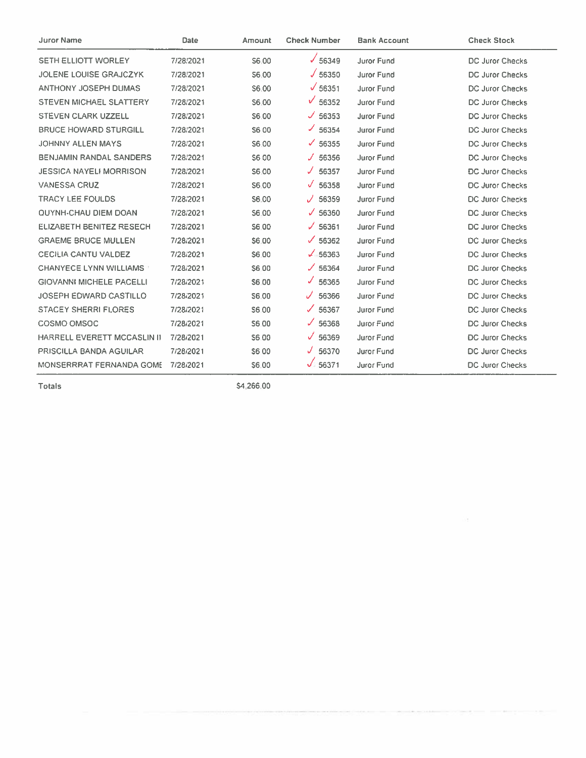| Juror Name | Date | Amount | Check Number | Bank Account | Check Stock |
|---|---|---|---|---|---|
| SETH ELLIOTT WORLEY | 7/28/2021 | $6.00 | ✓ 56349 | Juror Fund | DC Juror Checks |
| JOLENE LOUISE GRAJCZYK | 7/28/2021 | $6.00 | ✓ 56350 | Juror Fund | DC Juror Checks |
| ANTHONY JOSEPH DUMAS | 7/28/2021 | $6.00 | ✓ 56351 | Juror Fund | DC Juror Checks |
| STEVEN MICHAEL SLATTERY | 7/28/2021 | $6.00 | ✓ 56352 | Juror Fund | DC Juror Checks |
| STEVEN CLARK UZZELL | 7/28/2021 | $6.00 | ✓ 56353 | Juror Fund | DC Juror Checks |
| BRUCE HOWARD STURGILL | 7/28/2021 | $6.00 | ✓ 56354 | Juror Fund | DC Juror Checks |
| JOHNNY ALLEN MAYS | 7/28/2021 | $6.00 | ✓ 56355 | Juror Fund | DC Juror Checks |
| BENJAMIN RANDAL SANDERS | 7/28/2021 | $6.00 | ✓ 56356 | Juror Fund | DC Juror Checks |
| JESSICA NAYELI MORRISON | 7/28/2021 | $6.00 | ✓ 56357 | Juror Fund | DC Juror Checks |
| VANESSA CRUZ | 7/28/2021 | $6.00 | ✓ 56358 | Juror Fund | DC Juror Checks |
| TRACY LEE FOULDS | 7/28/2021 | $6.00 | ✓ 56359 | Juror Fund | DC Juror Checks |
| QUYNH-CHAU DIEM DOAN | 7/28/2021 | $6.00 | ✓ 56360 | Juror Fund | DC Juror Checks |
| ELIZABETH BENITEZ RESECH | 7/28/2021 | $6.00 | ✓ 56361 | Juror Fund | DC Juror Checks |
| GRAEME BRUCE MULLEN | 7/28/2021 | $6.00 | ✓ 56362 | Juror Fund | DC Juror Checks |
| CECILIA CANTU VALDEZ | 7/28/2021 | $6.00 | ✓ 56363 | Juror Fund | DC Juror Checks |
| CHANYECE LYNN WILLIAMS | 7/28/2021 | $6.00 | ✓ 56364 | Juror Fund | DC Juror Checks |
| GIOVANNI MICHELE PACELLI | 7/28/2021 | $6.00 | ✓ 56365 | Juror Fund | DC Juror Checks |
| JOSEPH EDWARD CASTILLO | 7/28/2021 | $6.00 | ✓ 56366 | Juror Fund | DC Juror Checks |
| STACEY SHERRI FLORES | 7/28/2021 | $6.00 | ✓ 56367 | Juror Fund | DC Juror Checks |
| COSMO OMSOC | 7/28/2021 | $6.00 | ✓ 56368 | Juror Fund | DC Juror Checks |
| HARRELL EVERETT MCCASLIN II | 7/28/2021 | $6.00 | ✓ 56369 | Juror Fund | DC Juror Checks |
| PRISCILLA BANDA AGUILAR | 7/28/2021 | $6.00 | ✓ 56370 | Juror Fund | DC Juror Checks |
| MONSERRRAT FERNANDA GOME | 7/28/2021 | $6.00 | ✓ 56371 | Juror Fund | DC Juror Checks |
| **Totals** | | $4,266.00 | | | |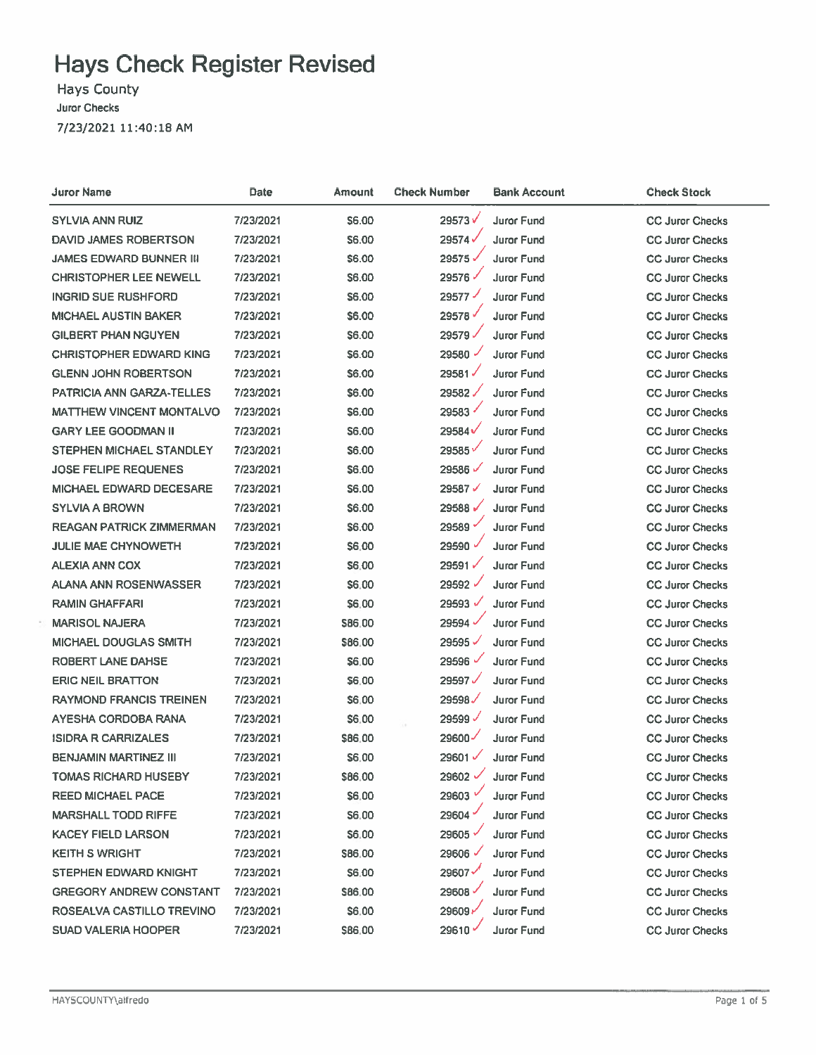# Hays Check Register Revised

Hays County

Juror Checks

7/23/2021 11:40:18 AM

| Juror Name | Date | Amount | Check Number | Bank Account | Check Stock |
|---|---|---|---|---|---|
| SYLVIA ANN RUIZ | 7/23/2021 | $6.00 | 29573 | Juror Fund | CC Juror Checks |
| DAVID JAMES ROBERTSON | 7/23/2021 | $6.00 | 29574 | Juror Fund | CC Juror Checks |
| JAMES EDWARD BUNNER III | 7/23/2021 | $6.00 | 29575 | Juror Fund | CC Juror Checks |
| CHRISTOPHER LEE NEWELL | 7/23/2021 | $6.00 | 29576 | Juror Fund | CC Juror Checks |
| INGRID SUE RUSHFORD | 7/23/2021 | $6.00 | 29577 | Juror Fund | CC Juror Checks |
| MICHAEL AUSTIN BAKER | 7/23/2021 | $6.00 | 29578 | Juror Fund | CC Juror Checks |
| GILBERT PHAN NGUYEN | 7/23/2021 | $6.00 | 29579 | Juror Fund | CC Juror Checks |
| CHRISTOPHER EDWARD KING | 7/23/2021 | $6.00 | 29580 | Juror Fund | CC Juror Checks |
| GLENN JOHN ROBERTSON | 7/23/2021 | $6.00 | 29581 | Juror Fund | CC Juror Checks |
| PATRICIA ANN GARZA-TELLES | 7/23/2021 | $6.00 | 29582 | Juror Fund | CC Juror Checks |
| MATTHEW VINCENT MONTALVO | 7/23/2021 | $6.00 | 29583 | Juror Fund | CC Juror Checks |
| GARY LEE GOODMAN II | 7/23/2021 | $6.00 | 29584 | Juror Fund | CC Juror Checks |
| STEPHEN MICHAEL STANDLEY | 7/23/2021 | $6.00 | 29585 | Juror Fund | CC Juror Checks |
| JOSE FELIPE REQUENES | 7/23/2021 | $6.00 | 29586 | Juror Fund | CC Juror Checks |
| MICHAEL EDWARD DECESARE | 7/23/2021 | $6.00 | 29587 | Juror Fund | CC Juror Checks |
| SYLVIA A BROWN | 7/23/2021 | $6.00 | 29588 | Juror Fund | CC Juror Checks |
| REAGAN PATRICK ZIMMERMAN | 7/23/2021 | $6.00 | 29589 | Juror Fund | CC Juror Checks |
| JULIE MAE CHYNOWETH | 7/23/2021 | $6.00 | 29590 | Juror Fund | CC Juror Checks |
| ALEXIA ANN COX | 7/23/2021 | $6.00 | 29591 | Juror Fund | CC Juror Checks |
| ALANA ANN ROSENWASSER | 7/23/2021 | $6.00 | 29592 | Juror Fund | CC Juror Checks |
| RAMIN GHAFFARI | 7/23/2021 | $6.00 | 29593 | Juror Fund | CC Juror Checks |
| MARISOL NAJERA | 7/23/2021 | $86.00 | 29594 | Juror Fund | CC Juror Checks |
| MICHAEL DOUGLAS SMITH | 7/23/2021 | $86.00 | 29595 | Juror Fund | CC Juror Checks |
| ROBERT LANE DAHSE | 7/23/2021 | $6.00 | 29596 | Juror Fund | CC Juror Checks |
| ERIC NEIL BRATTON | 7/23/2021 | $6.00 | 29597 | Juror Fund | CC Juror Checks |
| RAYMOND FRANCIS TREINEN | 7/23/2021 | $6.00 | 29598 | Juror Fund | CC Juror Checks |
| AYESHA CORDOBA RANA | 7/23/2021 | $6.00 | 29599 | Juror Fund | CC Juror Checks |
| ISIDRA R CARRIZALES | 7/23/2021 | $86.00 | 29600 | Juror Fund | CC Juror Checks |
| BENJAMIN MARTINEZ III | 7/23/2021 | $6.00 | 29601 | Juror Fund | CC Juror Checks |
| TOMAS RICHARD HUSEBY | 7/23/2021 | $86.00 | 29602 | Juror Fund | CC Juror Checks |
| REED MICHAEL PACE | 7/23/2021 | $6.00 | 29603 | Juror Fund | CC Juror Checks |
| MARSHALL TODD RIFFE | 7/23/2021 | $6.00 | 29604 | Juror Fund | CC Juror Checks |
| KACEY FIELD LARSON | 7/23/2021 | $6.00 | 29605 | Juror Fund | CC Juror Checks |
| KEITH S WRIGHT | 7/23/2021 | $86.00 | 29606 | Juror Fund | CC Juror Checks |
| STEPHEN EDWARD KNIGHT | 7/23/2021 | $6.00 | 29607 | Juror Fund | CC Juror Checks |
| GREGORY ANDREW CONSTANT | 7/23/2021 | $86.00 | 29608 | Juror Fund | CC Juror Checks |
| ROSEALVA CASTILLO TREVINO | 7/23/2021 | $6.00 | 29609 | Juror Fund | CC Juror Checks |
| SUAD VALERIA HOOPER | 7/23/2021 | $86.00 | 29610 | Juror Fund | CC Juror Checks |

HAYSCOUNTY\alfredo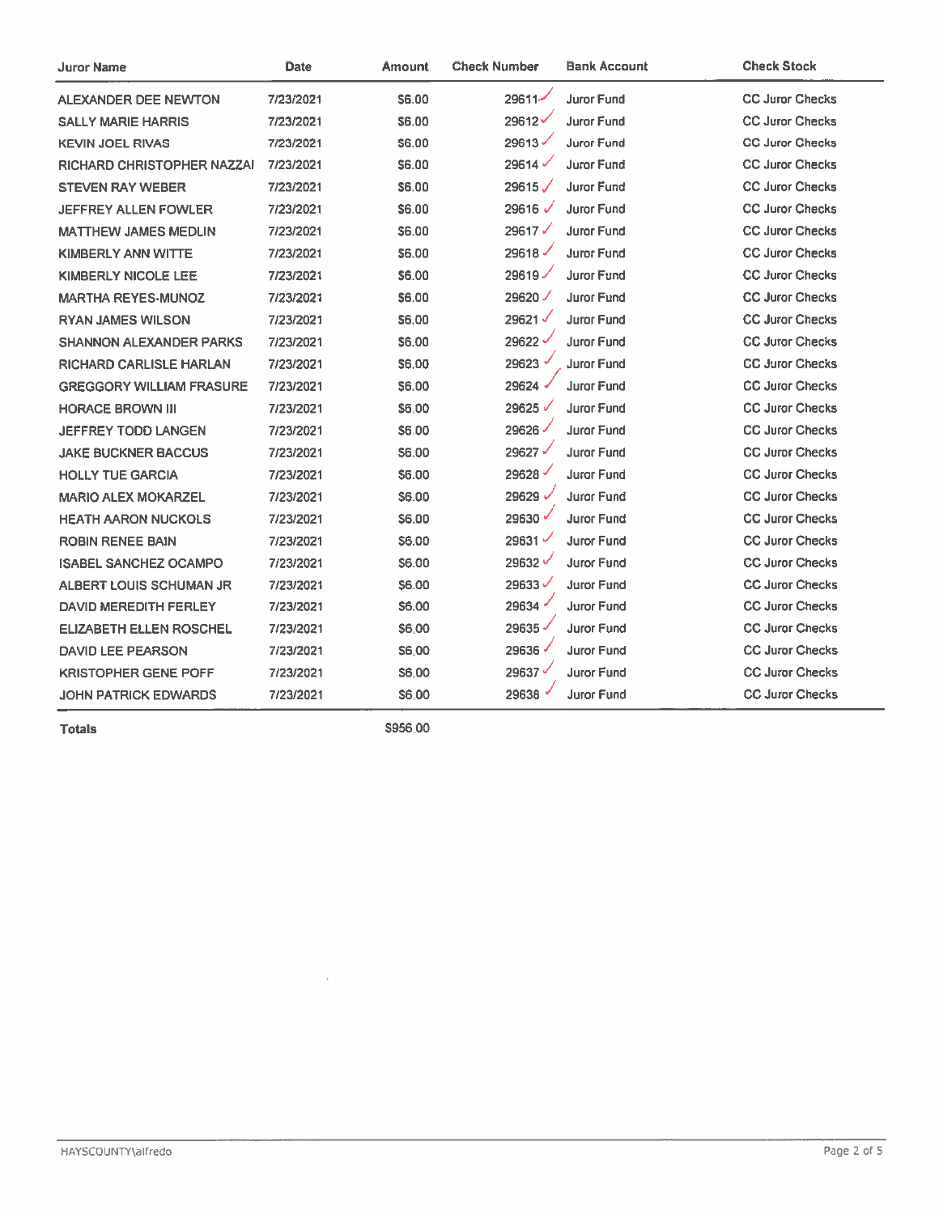| Juror Name | Date | Amount | Check Number | Bank Account | Check Stock |
|---|---|---|---|---|---|
| ALEXANDER DEE NEWTON | 7/23/2021 | $6.00 | 29611 | Juror Fund | CC Juror Checks |
| SALLY MARIE HARRIS | 7/23/2021 | $6.00 | 29612 | Juror Fund | CC Juror Checks |
| KEVIN JOEL RIVAS | 7/23/2021 | $6.00 | 29613 | Juror Fund | CC Juror Checks |
| RICHARD CHRISTOPHER NAZZAI | 7/23/2021 | $6.00 | 29614 | Juror Fund | CC Juror Checks |
| STEVEN RAY WEBER | 7/23/2021 | $6.00 | 29615 | Juror Fund | CC Juror Checks |
| JEFFREY ALLEN FOWLER | 7/23/2021 | $6.00 | 29616 | Juror Fund | CC Juror Checks |
| MATTHEW JAMES MEDLIN | 7/23/2021 | $6.00 | 29617 | Juror Fund | CC Juror Checks |
| KIMBERLY ANN WITTE | 7/23/2021 | $6.00 | 29618 | Juror Fund | CC Juror Checks |
| KIMBERLY NICOLE LEE | 7/23/2021 | $6.00 | 29619 | Juror Fund | CC Juror Checks |
| MARTHA REYES-MUNOZ | 7/23/2021 | $6.00 | 29620 | Juror Fund | CC Juror Checks |
| RYAN JAMES WILSON | 7/23/2021 | $6.00 | 29621 | Juror Fund | CC Juror Checks |
| SHANNON ALEXANDER PARKS | 7/23/2021 | $6.00 | 29622 | Juror Fund | CC Juror Checks |
| RICHARD CARLISLE HARLAN | 7/23/2021 | $6.00 | 29623 | Juror Fund | CC Juror Checks |
| GREGGORY WILLIAM FRASURE | 7/23/2021 | $6.00 | 29624 | Juror Fund | CC Juror Checks |
| HORACE BROWN III | 7/23/2021 | $6.00 | 29625 | Juror Fund | CC Juror Checks |
| JEFFREY TODD LANGEN | 7/23/2021 | $6.00 | 29626 | Juror Fund | CC Juror Checks |
| JAKE BUCKNER BACCUS | 7/23/2021 | $6.00 | 29627 | Juror Fund | CC Juror Checks |
| HOLLY TUE GARCIA | 7/23/2021 | $6.00 | 29628 | Juror Fund | CC Juror Checks |
| MARIO ALEX MOKARZEL | 7/23/2021 | $6.00 | 29629 | Juror Fund | CC Juror Checks |
| HEATH AARON NUCKOLS | 7/23/2021 | $6.00 | 29630 | Juror Fund | CC Juror Checks |
| ROBIN RENEE BAIN | 7/23/2021 | $6.00 | 29631 | Juror Fund | CC Juror Checks |
| ISABEL SANCHEZ OCAMPO | 7/23/2021 | $6.00 | 29632 | Juror Fund | CC Juror Checks |
| ALBERT LOUIS SCHUMAN JR | 7/23/2021 | $6.00 | 29633 | Juror Fund | CC Juror Checks |
| DAVID MEREDITH FERLEY | 7/23/2021 | $6.00 | 29634 | Juror Fund | CC Juror Checks |
| ELIZABETH ELLEN ROSCHEL | 7/23/2021 | $6.00 | 29635 | Juror Fund | CC Juror Checks |
| DAVID LEE PEARSON | 7/23/2021 | $6.00 | 29636 | Juror Fund | CC Juror Checks |
| KRISTOPHER GENE POFF | 7/23/2021 | $6.00 | 29637 | Juror Fund | CC Juror Checks |
| JOHN PATRICK EDWARDS | 7/23/2021 | $6.00 | 29638 | Juror Fund | CC Juror Checks |
| **Totals** | | $956.00 | | | |

HAYSCOUNTY\alfredo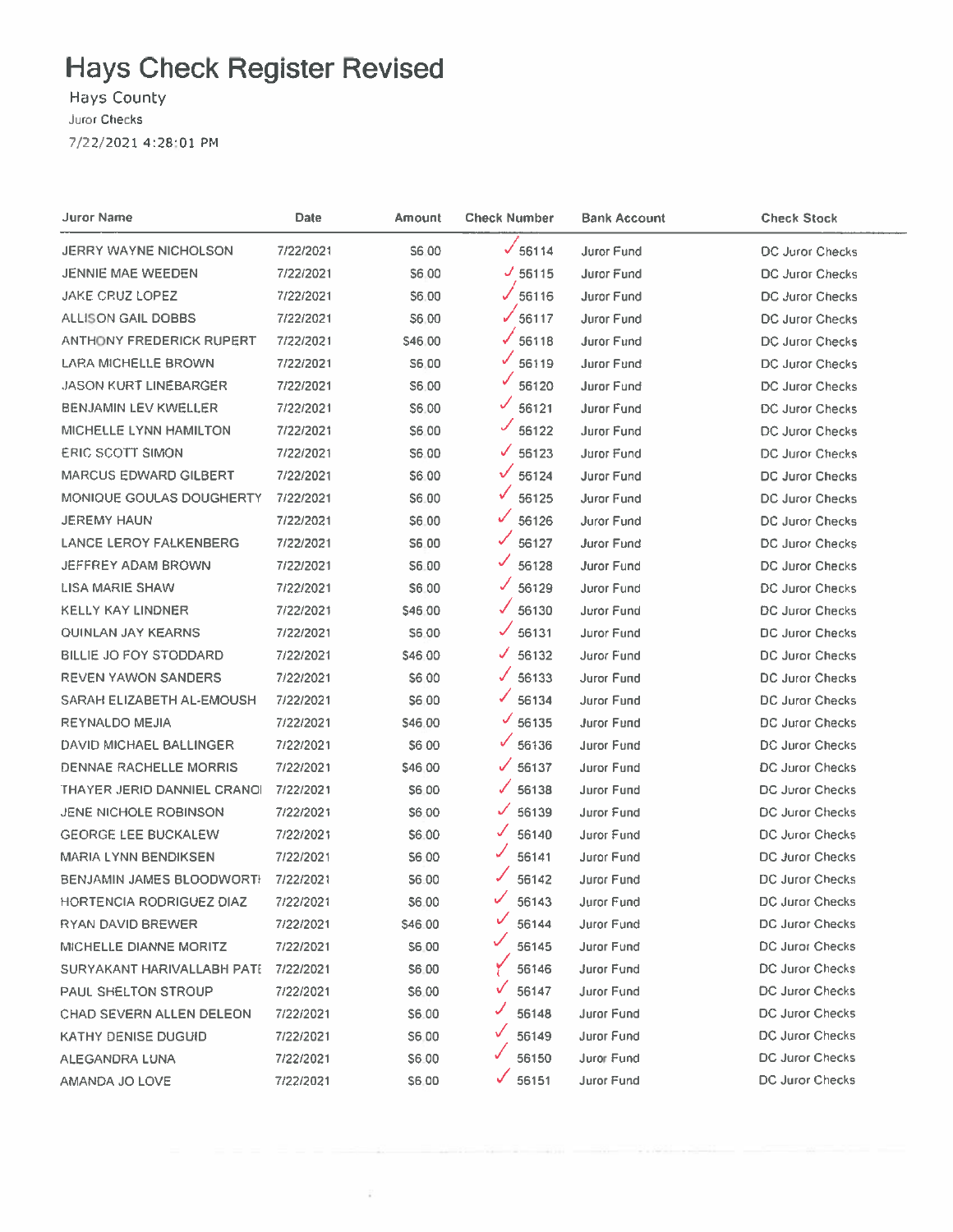# Hays Check Register Revised

Hays County

Juror Checks

7/22/2021 4:28:01 PM

| Juror Name | Date | Amount | Check Number | Bank Account | Check Stock |
|---|---|---|---|---|---|
| JERRY WAYNE NICHOLSON | 7/22/2021 | $6.00 | 56114 | Juror Fund | DC Juror Checks |
| JENNIE MAE WEEDEN | 7/22/2021 | $6.00 | 56115 | Juror Fund | DC Juror Checks |
| JAKE CRUZ LOPEZ | 7/22/2021 | $6.00 | 56116 | Juror Fund | DC Juror Checks |
| ALLISON GAIL DOBBS | 7/22/2021 | $6.00 | 56117 | Juror Fund | DC Juror Checks |
| ANTHONY FREDERICK RUPERT | 7/22/2021 | $46.00 | 56118 | Juror Fund | DC Juror Checks |
| LARA MICHELLE BROWN | 7/22/2021 | $6.00 | 56119 | Juror Fund | DC Juror Checks |
| JASON KURT LINEBARGER | 7/22/2021 | $6.00 | 56120 | Juror Fund | DC Juror Checks |
| BENJAMIN LEV KWELLER | 7/22/2021 | $6.00 | 56121 | Juror Fund | DC Juror Checks |
| MICHELLE LYNN HAMILTON | 7/22/2021 | $6.00 | 56122 | Juror Fund | DC Juror Checks |
| ERIC SCOTT SIMON | 7/22/2021 | $6.00 | 56123 | Juror Fund | DC Juror Checks |
| MARCUS EDWARD GILBERT | 7/22/2021 | $6.00 | 56124 | Juror Fund | DC Juror Checks |
| MONIQUE GOULAS DOUGHERTY | 7/22/2021 | $6.00 | 56125 | Juror Fund | DC Juror Checks |
| JEREMY HAUN | 7/22/2021 | $6.00 | 56126 | Juror Fund | DC Juror Checks |
| LANCE LEROY FALKENBERG | 7/22/2021 | $6.00 | 56127 | Juror Fund | DC Juror Checks |
| JEFFREY ADAM BROWN | 7/22/2021 | $6.00 | 56128 | Juror Fund | DC Juror Checks |
| LISA MARIE SHAW | 7/22/2021 | $6.00 | 56129 | Juror Fund | DC Juror Checks |
| KELLY KAY LINDNER | 7/22/2021 | $46.00 | 56130 | Juror Fund | DC Juror Checks |
| QUINLAN JAY KEARNS | 7/22/2021 | $6.00 | 56131 | Juror Fund | DC Juror Checks |
| BILLIE JO FOY STODDARD | 7/22/2021 | $46.00 | 56132 | Juror Fund | DC Juror Checks |
| REVEN YAWON SANDERS | 7/22/2021 | $6.00 | 56133 | Juror Fund | DC Juror Checks |
| SARAH ELIZABETH AL-EMOUSH | 7/22/2021 | $6.00 | 56134 | Juror Fund | DC Juror Checks |
| REYNALDO MEJIA | 7/22/2021 | $46.00 | 56135 | Juror Fund | DC Juror Checks |
| DAVID MICHAEL BALLINGER | 7/22/2021 | $6.00 | 56136 | Juror Fund | DC Juror Checks |
| DENNAE RACHELLE MORRIS | 7/22/2021 | $46.00 | 56137 | Juror Fund | DC Juror Checks |
| THAYER JERID DANNIEL CRANOI | 7/22/2021 | $6.00 | 56138 | Juror Fund | DC Juror Checks |
| JENE NICHOLE ROBINSON | 7/22/2021 | $6.00 | 56139 | Juror Fund | DC Juror Checks |
| GEORGE LEE BUCKALEW | 7/22/2021 | $6.00 | 56140 | Juror Fund | DC Juror Checks |
| MARIA LYNN BENDIKSEN | 7/22/2021 | $6.00 | 56141 | Juror Fund | DC Juror Checks |
| BENJAMIN JAMES BLOODWORTI | 7/22/2021 | $6.00 | 56142 | Juror Fund | DC Juror Checks |
| HORTENCIA RODRIGUEZ DIAZ | 7/22/2021 | $6.00 | 56143 | Juror Fund | DC Juror Checks |
| RYAN DAVID BREWER | 7/22/2021 | $46.00 | 56144 | Juror Fund | DC Juror Checks |
| MICHELLE DIANNE MORITZ | 7/22/2021 | $6.00 | 56145 | Juror Fund | DC Juror Checks |
| SURYAKANT HARIVALLABH PATE | 7/22/2021 | $6.00 | 56146 | Juror Fund | DC Juror Checks |
| PAUL SHELTON STROUP | 7/22/2021 | $6.00 | 56147 | Juror Fund | DC Juror Checks |
| CHAD SEVERN ALLEN DELEON | 7/22/2021 | $6.00 | 56148 | Juror Fund | DC Juror Checks |
| KATHY DENISE DUGUID | 7/22/2021 | $6.00 | 56149 | Juror Fund | DC Juror Checks |
| ALEGANDRA LUNA | 7/22/2021 | $6.00 | 56150 | Juror Fund | DC Juror Checks |
| AMANDA JO LOVE | 7/22/2021 | $6.00 | 56151 | Juror Fund | DC Juror Checks |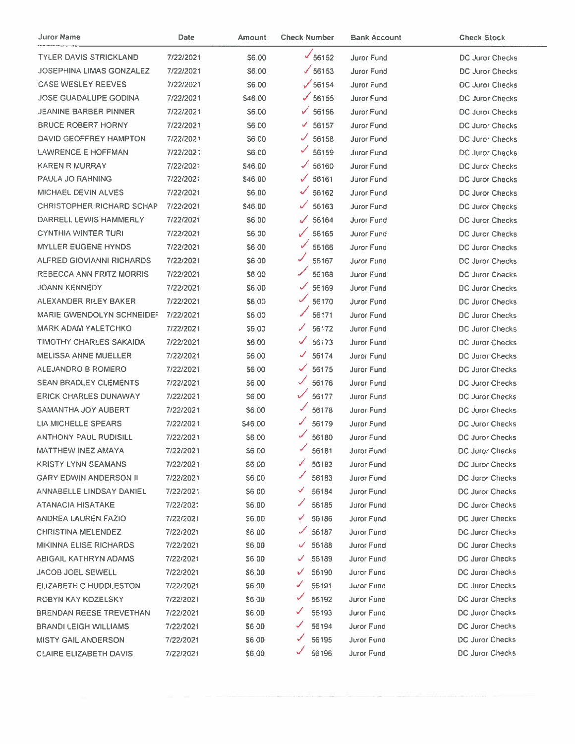| Juror Name | Date | Amount | Check Number | Bank Account | Check Stock |
|---|---|---|---|---|---|
| TYLER DAVIS STRICKLAND | 7/22/2021 | $6.00 | 56152 | Juror Fund | DC Juror Checks |
| JOSEPHINA LIMAS GONZALEZ | 7/22/2021 | $6.00 | 56153 | Juror Fund | DC Juror Checks |
| CASE WESLEY REEVES | 7/22/2021 | $6.00 | 56154 | Juror Fund | DC Juror Checks |
| JOSE GUADALUPE GODINA | 7/22/2021 | $46.00 | 56155 | Juror Fund | DC Juror Checks |
| JEANINE BARBER PINNER | 7/22/2021 | $6.00 | 56156 | Juror Fund | DC Juror Checks |
| BRUCE ROBERT HORNY | 7/22/2021 | $6.00 | 56157 | Juror Fund | DC Juror Checks |
| DAVID GEOFFREY HAMPTON | 7/22/2021 | $6.00 | 56158 | Juror Fund | DC Juror Checks |
| LAWRENCE E HOFFMAN | 7/22/2021 | $6.00 | 56159 | Juror Fund | DC Juror Checks |
| KAREN R MURRAY | 7/22/2021 | $46.00 | 56160 | Juror Fund | DC Juror Checks |
| PAULA JO RAHNING | 7/22/2021 | $46.00 | 56161 | Juror Fund | DC Juror Checks |
| MICHAEL DEVIN ALVES | 7/22/2021 | $6.00 | 56162 | Juror Fund | DC Juror Checks |
| CHRISTOPHER RICHARD SCHAP | 7/22/2021 | $46.00 | 56163 | Juror Fund | DC Juror Checks |
| DARRELL LEWIS HAMMERLY | 7/22/2021 | $6.00 | 56164 | Juror Fund | DC Juror Checks |
| CYNTHIA WINTER TURI | 7/22/2021 | $6.00 | 56165 | Juror Fund | DC Juror Checks |
| MYLLER EUGENE HYNDS | 7/22/2021 | $6.00 | 56166 | Juror Fund | DC Juror Checks |
| ALFRED GIOVIANNI RICHARDS | 7/22/2021 | $6.00 | 56167 | Juror Fund | DC Juror Checks |
| REBECCA ANN FRITZ MORRIS | 7/22/2021 | $6.00 | 56168 | Juror Fund | DC Juror Checks |
| JOANN KENNEDY | 7/22/2021 | $6.00 | 56169 | Juror Fund | DC Juror Checks |
| ALEXANDER RILEY BAKER | 7/22/2021 | $6.00 | 56170 | Juror Fund | DC Juror Checks |
| MARIE GWENDOLYN SCHNEIDEI | 7/22/2021 | $6.00 | 56171 | Juror Fund | DC Juror Checks |
| MARK ADAM YALETCHKO | 7/22/2021 | $6.00 | 56172 | Juror Fund | DC Juror Checks |
| TIMOTHY CHARLES SAKAIDA | 7/22/2021 | $6.00 | 56173 | Juror Fund | DC Juror Checks |
| MELISSA ANNE MUELLER | 7/22/2021 | $6.00 | 56174 | Juror Fund | DC Juror Checks |
| ALEJANDRO B ROMERO | 7/22/2021 | $6.00 | 56175 | Juror Fund | DC Juror Checks |
| SEAN BRADLEY CLEMENTS | 7/22/2021 | $6.00 | 56176 | Juror Fund | DC Juror Checks |
| ERICK CHARLES DUNAWAY | 7/22/2021 | $6.00 | 56177 | Juror Fund | DC Juror Checks |
| SAMANTHA JOY AUBERT | 7/22/2021 | $6.00 | 56178 | Juror Fund | DC Juror Checks |
| LIA MICHELLE SPEARS | 7/22/2021 | $46.00 | 56179 | Juror Fund | DC Juror Checks |
| ANTHONY PAUL RUDISILL | 7/22/2021 | $6.00 | 56180 | Juror Fund | DC Juror Checks |
| MATTHEW INEZ AMAYA | 7/22/2021 | $6.00 | 56181 | Juror Fund | DC Juror Checks |
| KRISTY LYNN SEAMANS | 7/22/2021 | $6.00 | 56182 | Juror Fund | DC Juror Checks |
| GARY EDWIN ANDERSON II | 7/22/2021 | $6.00 | 56183 | Juror Fund | DC Juror Checks |
| ANNABELLE LINDSAY DANIEL | 7/22/2021 | $6.00 | 56184 | Juror Fund | DC Juror Checks |
| ATANACIA HISATAKE | 7/22/2021 | $6.00 | 56185 | Juror Fund | DC Juror Checks |
| ANDREA LAUREN FAZIO | 7/22/2021 | $6.00 | 56186 | Juror Fund | DC Juror Checks |
| CHRISTINA MELENDEZ | 7/22/2021 | $6.00 | 56187 | Juror Fund | DC Juror Checks |
| MIKINNA ELISE RICHARDS | 7/22/2021 | $6.00 | 56188 | Juror Fund | DC Juror Checks |
| ABIGAIL KATHRYN ADAMS | 7/22/2021 | $6.00 | 56189 | Juror Fund | DC Juror Checks |
| JACOB JOEL SEWELL | 7/22/2021 | $6.00 | 56190 | Juror Fund | DC Juror Checks |
| ELIZABETH C HUDDLESTON | 7/22/2021 | $6.00 | 56191 | Juror Fund | DC Juror Checks |
| ROBYN KAY KOZELSKY | 7/22/2021 | $6.00 | 56192 | Juror Fund | DC Juror Checks |
| BRENDAN REESE TREVETHAN | 7/22/2021 | $6.00 | 56193 | Juror Fund | DC Juror Checks |
| BRANDI LEIGH WILLIAMS | 7/22/2021 | $6.00 | 56194 | Juror Fund | DC Juror Checks |
| MISTY GAIL ANDERSON | 7/22/2021 | $6.00 | 56195 | Juror Fund | DC Juror Checks |
| CLAIRE ELIZABETH DAVIS | 7/22/2021 | $6.00 | 56196 | Juror Fund | DC Juror Checks |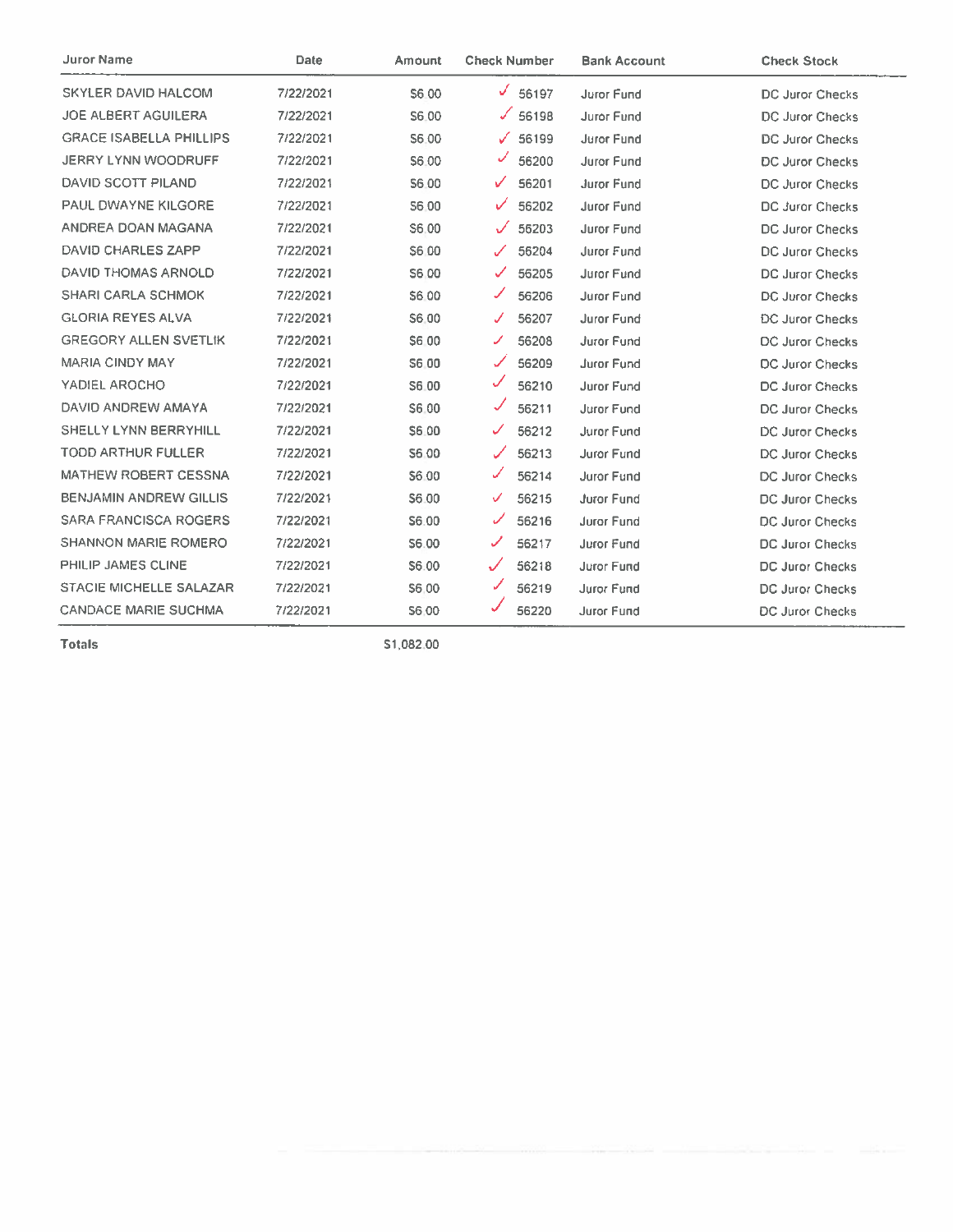| Juror Name | Date | Amount | Check Number | Bank Account | Check Stock |
|---|---|---|---|---|---|
| SKYLER DAVID HALCOM | 7/22/2021 | $6.00 | ✓ 56197 | Juror Fund | DC Juror Checks |
| JOE ALBERT AGUILERA | 7/22/2021 | $6.00 | ✓ 56198 | Juror Fund | DC Juror Checks |
| GRACE ISABELLA PHILLIPS | 7/22/2021 | $6.00 | ✓ 56199 | Juror Fund | DC Juror Checks |
| JERRY LYNN WOODRUFF | 7/22/2021 | $6.00 | ✓ 56200 | Juror Fund | DC Juror Checks |
| DAVID SCOTT PILAND | 7/22/2021 | $6.00 | ✓ 56201 | Juror Fund | DC Juror Checks |
| PAUL DWAYNE KILGORE | 7/22/2021 | $6.00 | ✓ 56202 | Juror Fund | DC Juror Checks |
| ANDREA DOAN MAGANA | 7/22/2021 | $6.00 | ✓ 56203 | Juror Fund | DC Juror Checks |
| DAVID CHARLES ZAPP | 7/22/2021 | $6.00 | ✓ 56204 | Juror Fund | DC Juror Checks |
| DAVID THOMAS ARNOLD | 7/22/2021 | $6.00 | ✓ 56205 | Juror Fund | DC Juror Checks |
| SHARI CARLA SCHMOK | 7/22/2021 | $6.00 | ✓ 56206 | Juror Fund | DC Juror Checks |
| GLORIA REYES ALVA | 7/22/2021 | $6.00 | ✓ 56207 | Juror Fund | DC Juror Checks |
| GREGORY ALLEN SVETLIK | 7/22/2021 | $6.00 | ✓ 56208 | Juror Fund | DC Juror Checks |
| MARIA CINDY MAY | 7/22/2021 | $6.00 | ✓ 56209 | Juror Fund | DC Juror Checks |
| YADIEL AROCHO | 7/22/2021 | $6.00 | ✓ 56210 | Juror Fund | DC Juror Checks |
| DAVID ANDREW AMAYA | 7/22/2021 | $6.00 | ✓ 56211 | Juror Fund | DC Juror Checks |
| SHELLY LYNN BERRYHILL | 7/22/2021 | $6.00 | ✓ 56212 | Juror Fund | DC Juror Checks |
| TODD ARTHUR FULLER | 7/22/2021 | $6.00 | ✓ 56213 | Juror Fund | DC Juror Checks |
| MATHEW ROBERT CESSNA | 7/22/2021 | $6.00 | ✓ 56214 | Juror Fund | DC Juror Checks |
| BENJAMIN ANDREW GILLIS | 7/22/2021 | $6.00 | ✓ 56215 | Juror Fund | DC Juror Checks |
| SARA FRANCISCA ROGERS | 7/22/2021 | $6.00 | ✓ 56216 | Juror Fund | DC Juror Checks |
| SHANNON MARIE ROMERO | 7/22/2021 | $6.00 | ✓ 56217 | Juror Fund | DC Juror Checks |
| PHILIP JAMES CLINE | 7/22/2021 | $6.00 | ✓ 56218 | Juror Fund | DC Juror Checks |
| STACIE MICHELLE SALAZAR | 7/22/2021 | $6.00 | ✓ 56219 | Juror Fund | DC Juror Checks |
| CANDACE MARIE SUCHMA | 7/22/2021 | $6.00 | ✓ 56220 | Juror Fund | DC Juror Checks |
| **Totals** | | $1,082.00 | | | |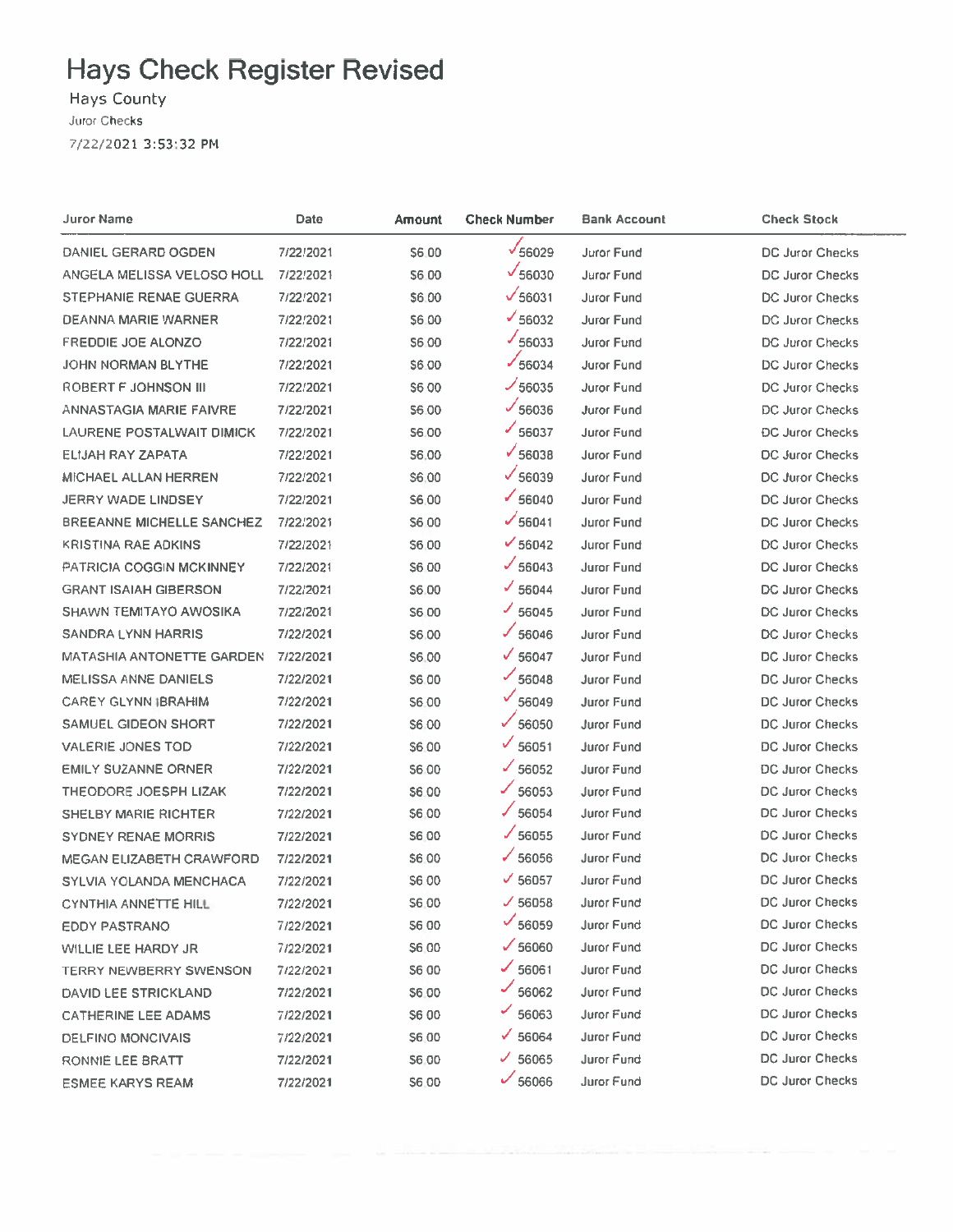# Hays Check Register Revised

Hays County

Juror Checks

7/22/2021 3:53:32 PM

| Juror Name | Date | Amount | Check Number | Bank Account | Check Stock |
|---|---|---|---|---|---|
| DANIEL GERARD OGDEN | 7/22/2021 | $6.00 | ✓56029 | Juror Fund | DC Juror Checks |
| ANGELA MELISSA VELOSO HOLL | 7/22/2021 | $6.00 | ✓56030 | Juror Fund | DC Juror Checks |
| STEPHANIE RENAE GUERRA | 7/22/2021 | $6.00 | ✓56031 | Juror Fund | DC Juror Checks |
| DEANNA MARIE WARNER | 7/22/2021 | $6.00 | ✓56032 | Juror Fund | DC Juror Checks |
| FREDDIE JOE ALONZO | 7/22/2021 | $6.00 | ✓56033 | Juror Fund | DC Juror Checks |
| JOHN NORMAN BLYTHE | 7/22/2021 | $6.00 | ✓56034 | Juror Fund | DC Juror Checks |
| ROBERT F JOHNSON III | 7/22/2021 | $6.00 | ✓56035 | Juror Fund | DC Juror Checks |
| ANNASTAGIA MARIE FAIVRE | 7/22/2021 | $6.00 | ✓56036 | Juror Fund | DC Juror Checks |
| LAURENE POSTALWAIT DIMICK | 7/22/2021 | $6.00 | ✓56037 | Juror Fund | DC Juror Checks |
| ELIJAH RAY ZAPATA | 7/22/2021 | $6.00 | ✓56038 | Juror Fund | DC Juror Checks |
| MICHAEL ALLAN HERREN | 7/22/2021 | $6.00 | ✓56039 | Juror Fund | DC Juror Checks |
| JERRY WADE LINDSEY | 7/22/2021 | $6.00 | ✓56040 | Juror Fund | DC Juror Checks |
| BREEANNE MICHELLE SANCHEZ | 7/22/2021 | $6.00 | ✓56041 | Juror Fund | DC Juror Checks |
| KRISTINA RAE ADKINS | 7/22/2021 | $6.00 | ✓56042 | Juror Fund | DC Juror Checks |
| PATRICIA COGGIN MCKINNEY | 7/22/2021 | $6.00 | ✓56043 | Juror Fund | DC Juror Checks |
| GRANT ISAIAH GIBERSON | 7/22/2021 | $6.00 | ✓56044 | Juror Fund | DC Juror Checks |
| SHAWN TEMITAYO AWOSIKA | 7/22/2021 | $6.00 | ✓56045 | Juror Fund | DC Juror Checks |
| SANDRA LYNN HARRIS | 7/22/2021 | $6.00 | ✓56046 | Juror Fund | DC Juror Checks |
| MATASHIA ANTONETTE GARDEN | 7/22/2021 | $6.00 | ✓56047 | Juror Fund | DC Juror Checks |
| MELISSA ANNE DANIELS | 7/22/2021 | $6.00 | ✓56048 | Juror Fund | DC Juror Checks |
| CAREY GLYNN IBRAHIM | 7/22/2021 | $6.00 | ✓56049 | Juror Fund | DC Juror Checks |
| SAMUEL GIDEON SHORT | 7/22/2021 | $6.00 | ✓56050 | Juror Fund | DC Juror Checks |
| VALERIE JONES TOD | 7/22/2021 | $6.00 | ✓56051 | Juror Fund | DC Juror Checks |
| EMILY SUZANNE ORNER | 7/22/2021 | $6.00 | ✓56052 | Juror Fund | DC Juror Checks |
| THEODORE JOESPH LIZAK | 7/22/2021 | $6.00 | ✓56053 | Juror Fund | DC Juror Checks |
| SHELBY MARIE RICHTER | 7/22/2021 | $6.00 | ✓56054 | Juror Fund | DC Juror Checks |
| SYDNEY RENAE MORRIS | 7/22/2021 | $6.00 | ✓56055 | Juror Fund | DC Juror Checks |
| MEGAN ELIZABETH CRAWFORD | 7/22/2021 | $6.00 | ✓56056 | Juror Fund | DC Juror Checks |
| SYLVIA YOLANDA MENCHACA | 7/22/2021 | $6.00 | ✓56057 | Juror Fund | DC Juror Checks |
| CYNTHIA ANNETTE HILL | 7/22/2021 | $6.00 | ✓56058 | Juror Fund | DC Juror Checks |
| EDDY PASTRANO | 7/22/2021 | $6.00 | ✓56059 | Juror Fund | DC Juror Checks |
| WILLIE LEE HARDY JR | 7/22/2021 | $6.00 | ✓56060 | Juror Fund | DC Juror Checks |
| TERRY NEWBERRY SWENSON | 7/22/2021 | $6.00 | ✓56061 | Juror Fund | DC Juror Checks |
| DAVID LEE STRICKLAND | 7/22/2021 | $6.00 | ✓56062 | Juror Fund | DC Juror Checks |
| CATHERINE LEE ADAMS | 7/22/2021 | $6.00 | ✓56063 | Juror Fund | DC Juror Checks |
| DELFINO MONCIVAIS | 7/22/2021 | $6.00 | ✓56064 | Juror Fund | DC Juror Checks |
| RONNIE LEE BRATT | 7/22/2021 | $6.00 | ✓56065 | Juror Fund | DC Juror Checks |
| ESMEE KARYS REAM | 7/22/2021 | $6.00 | ✓56066 | Juror Fund | DC Juror Checks |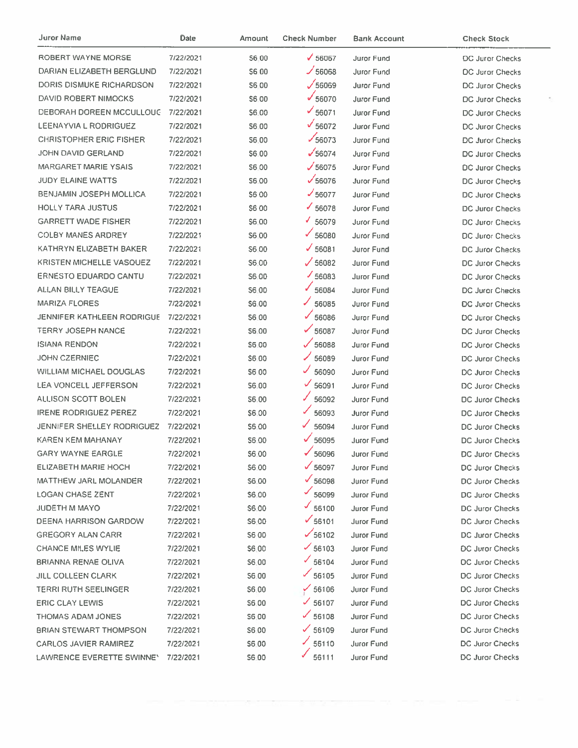| Juror Name | Date | Amount | Check Number | Bank Account | Check Stock |
|---|---|---|---|---|---|
| ROBERT WAYNE MORSE | 7/22/2021 | $6.00 | ✓56067 | Juror Fund | DC Juror Checks |
| DARIAN ELIZABETH BERGLUND | 7/22/2021 | $6.00 | ✓56068 | Juror Fund | DC Juror Checks |
| DORIS DISMUKE RICHARDSON | 7/22/2021 | $6.00 | ✓56069 | Juror Fund | DC Juror Checks |
| DAVID ROBERT NIMOCKS | 7/22/2021 | $6.00 | ✓56070 | Juror Fund | DC Juror Checks |
| DEBORAH DOREEN MCCULLOUG | 7/22/2021 | $6.00 | ✓56071 | Juror Fund | DC Juror Checks |
| LEENAYVIA L RODRIGUEZ | 7/22/2021 | $6.00 | ✓56072 | Juror Fund | DC Juror Checks |
| CHRISTOPHER ERIC FISHER | 7/22/2021 | $6.00 | ✓56073 | Juror Fund | DC Juror Checks |
| JOHN DAVID GERLAND | 7/22/2021 | $6.00 | ✓56074 | Juror Fund | DC Juror Checks |
| MARGARET MARIE YSAIS | 7/22/2021 | $6.00 | ✓56075 | Juror Fund | DC Juror Checks |
| JUDY ELAINE WATTS | 7/22/2021 | $6.00 | ✓56076 | Juror Fund | DC Juror Checks |
| BENJAMIN JOSEPH MOLLICA | 7/22/2021 | $6.00 | ✓56077 | Juror Fund | DC Juror Checks |
| HOLLY TARA JUSTUS | 7/22/2021 | $6.00 | ✓56078 | Juror Fund | DC Juror Checks |
| GARRETT WADE FISHER | 7/22/2021 | $6.00 | ✓56079 | Juror Fund | DC Juror Checks |
| COLBY MANES ARDREY | 7/22/2021 | $6.00 | ✓56080 | Juror Fund | DC Juror Checks |
| KATHRYN ELIZABETH BAKER | 7/22/2021 | $6.00 | ✓56081 | Juror Fund | DC Juror Checks |
| KRISTEN MICHELLE VASQUEZ | 7/22/2021 | $6.00 | ✓56082 | Juror Fund | DC Juror Checks |
| ERNESTO EDUARDO CANTU | 7/22/2021 | $6.00 | ✓56083 | Juror Fund | DC Juror Checks |
| ALLAN BILLY TEAGUE | 7/22/2021 | $6.00 | ✓56084 | Juror Fund | DC Juror Checks |
| MARIZA FLORES | 7/22/2021 | $6.00 | ✓56085 | Juror Fund | DC Juror Checks |
| JENNIFER KATHLEEN RODRIGUE | 7/22/2021 | $6.00 | ✓56086 | Juror Fund | DC Juror Checks |
| TERRY JOSEPH NANCE | 7/22/2021 | $6.00 | ✓56087 | Juror Fund | DC Juror Checks |
| ISIANA RENDON | 7/22/2021 | $6.00 | ✓56088 | Juror Fund | DC Juror Checks |
| JOHN CZERNIEC | 7/22/2021 | $6.00 | ✓56089 | Juror Fund | DC Juror Checks |
| WILLIAM MICHAEL DOUGLAS | 7/22/2021 | $6.00 | ✓56090 | Juror Fund | DC Juror Checks |
| LEA VONCELL JEFFERSON | 7/22/2021 | $6.00 | ✓56091 | Juror Fund | DC Juror Checks |
| ALLISON SCOTT BOLEN | 7/22/2021 | $6.00 | ✓56092 | Juror Fund | DC Juror Checks |
| IRENE RODRIGUEZ PEREZ | 7/22/2021 | $6.00 | ✓56093 | Juror Fund | DC Juror Checks |
| JENNIFER SHELLEY RODRIGUEZ | 7/22/2021 | $6.00 | ✓56094 | Juror Fund | DC Juror Checks |
| KAREN KEM MAHANAY | 7/22/2021 | $6.00 | ✓56095 | Juror Fund | DC Juror Checks |
| GARY WAYNE EARGLE | 7/22/2021 | $6.00 | ✓56096 | Juror Fund | DC Juror Checks |
| ELIZABETH MARIE HOCH | 7/22/2021 | $6.00 | ✓56097 | Juror Fund | DC Juror Checks |
| MATTHEW JARL MOLANDER | 7/22/2021 | $6.00 | ✓56098 | Juror Fund | DC Juror Checks |
| LOGAN CHASE ZENT | 7/22/2021 | $6.00 | ✓56099 | Juror Fund | DC Juror Checks |
| JUDETH M MAYO | 7/22/2021 | $6.00 | ✓56100 | Juror Fund | DC Juror Checks |
| DEENA HARRISON GARDOW | 7/22/2021 | $6.00 | ✓56101 | Juror Fund | DC Juror Checks |
| GREGORY ALAN CARR | 7/22/2021 | $6.00 | ✓56102 | Juror Fund | DC Juror Checks |
| CHANCE MILES WYLIE | 7/22/2021 | $6.00 | ✓56103 | Juror Fund | DC Juror Checks |
| BRIANNA RENAE OLIVA | 7/22/2021 | $6.00 | ✓56104 | Juror Fund | DC Juror Checks |
| JILL COLLEEN CLARK | 7/22/2021 | $6.00 | ✓56105 | Juror Fund | DC Juror Checks |
| TERRI RUTH SEELINGER | 7/22/2021 | $6.00 | ✓56106 | Juror Fund | DC Juror Checks |
| ERIC CLAY LEWIS | 7/22/2021 | $6.00 | ✓56107 | Juror Fund | DC Juror Checks |
| THOMAS ADAM JONES | 7/22/2021 | $6.00 | ✓56108 | Juror Fund | DC Juror Checks |
| BRIAN STEWART THOMPSON | 7/22/2021 | $6.00 | ✓56109 | Juror Fund | DC Juror Checks |
| CARLOS JAVIER RAMIREZ | 7/22/2021 | $6.00 | ✓56110 | Juror Fund | DC Juror Checks |
| LAWRENCE EVERETTE SWINNE' | 7/22/2021 | $6.00 | ✓56111 | Juror Fund | DC Juror Checks |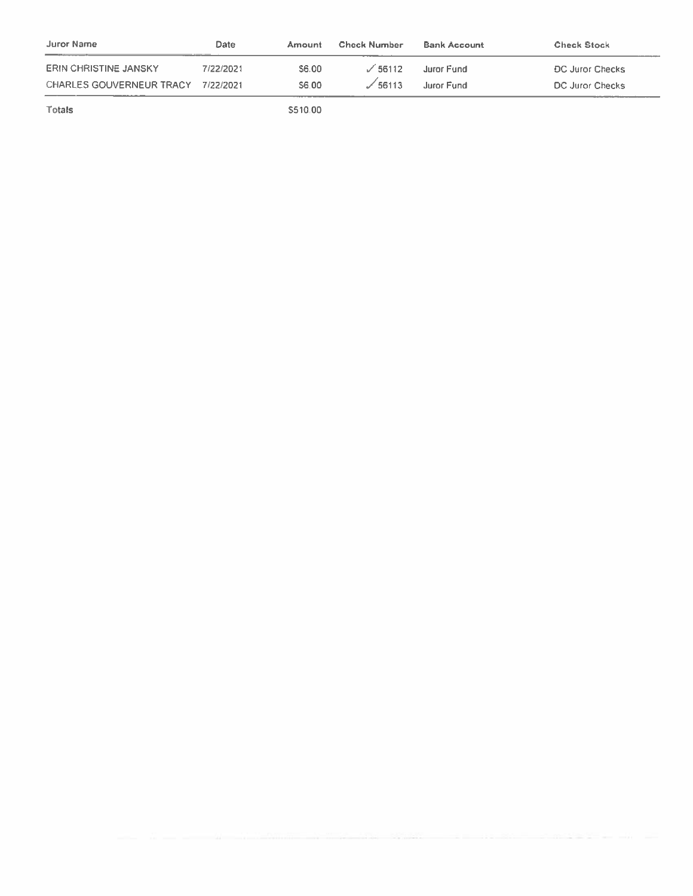| Juror Name | Date | Amount | Check Number | Bank Account | Check Stock |
|---|---|---|---|---|---|
| ERIN CHRISTINE JANSKY | 7/22/2021 | $6.00 | ✓56112 | Juror Fund | DC Juror Checks |
| CHARLES GOUVERNEUR TRACY | 7/22/2021 | $6.00 | ✓56113 | Juror Fund | DC Juror Checks |
| **Totals** | | $510.00 | | | |